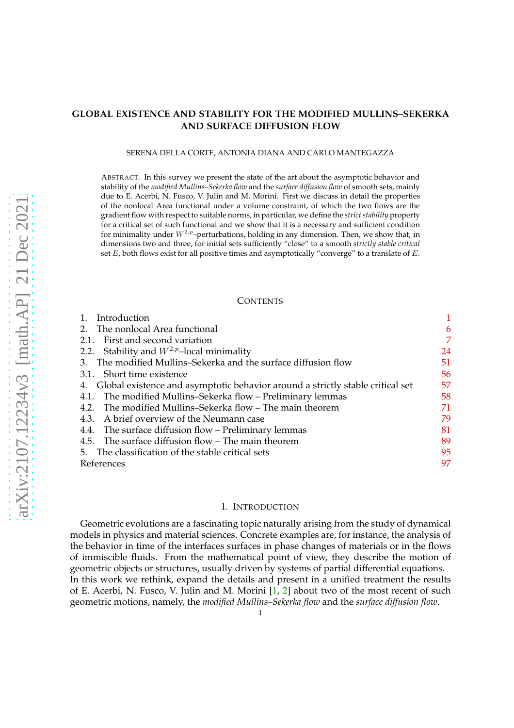# GLOBAL EXISTENCE AND STABILITY FOR THE MODIFIED MULLINS–SEKERKA AND SURFACE DIFFUSION FLOW

SERENA DELLA CORTE, ANTONIA DIANA AND CARLO MANTEGAZZA

ABSTRACT. In this survey we present the state of the art about the asymptotic behavior and stability of the *modified Mullins–Sekerka flow* and the *surface diffusion flow* of smooth sets, mainly due to E. Acerbi, N. Fusco, V. Julin and M. Morini. First we discuss in detail the properties of the nonlocal Area functional under a volume constraint, of which the two flows are the gradient flow with respect to suitable norms, in particular, we define the *strict stability* property for a critical set of such functional and we show that it is a necessary and sufficient condition for minimality under $W^{2,p}$–perturbations, holding in any dimension. Then, we show that, in dimensions two and three, for initial sets sufficiently "close" to a smooth *strictly stable critical* set $E$, both flows exist for all positive times and asymptotically "converge" to a translate of $E$.

## CONTENTS

| | | |
|---|---|---|
| 1. | Introduction | 1 |
| 2. | The nonlocal Area functional | 6 |
| 2.1. | First and second variation | 7 |
| 2.2. | Stability and $W^{2,p}$–local minimality | 24 |
| 3. | The modified Mullins–Sekerka and the surface diffusion flow | 51 |
| 3.1. | Short time existence | 56 |
| 4. | Global existence and asymptotic behavior around a strictly stable critical set | 57 |
| 4.1. | The modified Mullins–Sekerka flow – Preliminary lemmas | 58 |
| 4.2. | The modified Mullins–Sekerka flow – The main theorem | 71 |
| 4.3. | A brief overview of the Neumann case | 79 |
| 4.4. | The surface diffusion flow – Preliminary lemmas | 81 |
| 4.5. | The surface diffusion flow – The main theorem | 89 |
| 5. | The classification of the stable critical sets | 95 |
| | References | 97 |

## 1. INTRODUCTION

Geometric evolutions are a fascinating topic naturally arising from the study of dynamical models in physics and material sciences. Concrete examples are, for instance, the analysis of the behavior in time of the interfaces surfaces in phase changes of materials or in the flows of immiscible fluids. From the mathematical point of view, they describe the motion of geometric objects or structures, usually driven by systems of partial differential equations.
In this work we rethink, expand the details and present in a unified treatment the results of E. Acerbi, N. Fusco, V. Julin and M. Morini [1, 2] about two of the most recent of such geometric motions, namely, the *modified Mullins–Sekerka flow* and the *surface diffusion flow*.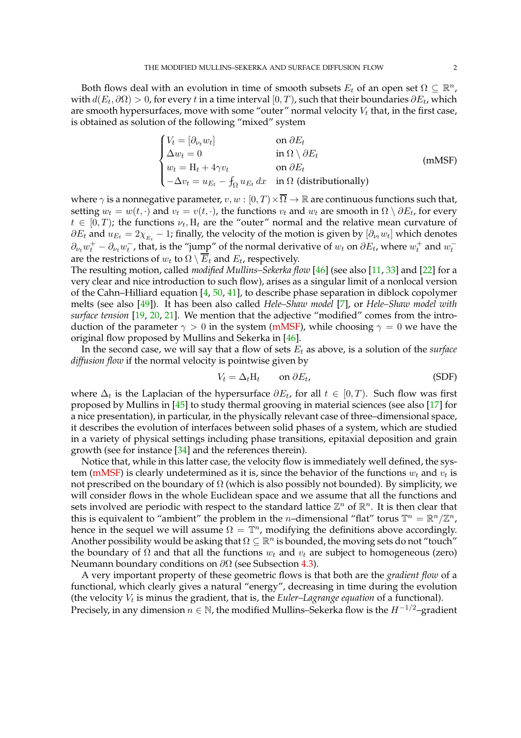Both flows deal with an evolution in time of smooth subsets $E_t$ of an open set $\Omega \subseteq \mathbb{R}^n$, with $d(E_t, \partial\Omega) > 0$, for every $t$ in a time interval $[0, T)$, such that their boundaries $\partial E_t$, which are smooth hypersurfaces, move with some "outer" normal velocity $V_t$ that, in the first case, is obtained as solution of the following "mixed" system

$$
\begin{cases}
V_t = [\partial_{\nu_t} w_t] & \text{on } \partial E_t \\
\Delta w_t = 0 & \text{in } \Omega \setminus \partial E_t \\
w_t = \mathrm{H}_t + 4\gamma v_t & \text{on } \partial E_t \\
-\Delta v_t = u_{E_t} - \fint_\Omega u_{E_t}\, dx & \text{in } \Omega \text{ (distributionally)}
\end{cases}
\tag{mMSF}
$$

where $\gamma$ is a nonnegative parameter, $v, w : [0, T) \times \overline{\Omega} \to \mathbb{R}$ are continuous functions such that, setting $w_t = w(t, \cdot)$ and $v_t = v(t, \cdot)$, the functions $v_t$ and $w_t$ are smooth in $\Omega \setminus \partial E_t$, for every $t \in [0, T)$; the functions $\nu_t, \mathrm{H}_t$ are the "outer" normal and the relative mean curvature of $\partial E_t$ and $u_{E_t} = 2\chi_{E_t} - 1$; finally, the velocity of the motion is given by $[\partial_{\nu_t} w_t]$ which denotes $\partial_{\nu_t} w_t^+ - \partial_{\nu_t} w_t^-$, that, is the "jump" of the normal derivative of $w_t$ on $\partial E_t$, where $w_t^+$ and $w_t^-$ are the restrictions of $w_t$ to $\Omega \setminus \overline{E_t}$ and $E_t$, respectively.
The resulting motion, called *modified Mullins–Sekerka flow* [46] (see also [11, 33] and [22] for a very clear and nice introduction to such flow), arises as a singular limit of a nonlocal version of the Cahn–Hilliard equation [4, 50, 41], to describe phase separation in diblock copolymer melts (see also [49]). It has been also called *Hele–Shaw model* [7], or *Hele–Shaw model with surface tension* [19, 20, 21]. We mention that the adjective "modified" comes from the introduction of the parameter $\gamma > 0$ in the system (mMSF), while choosing $\gamma = 0$ we have the original flow proposed by Mullins and Sekerka in [46].

In the second case, we will say that a flow of sets $E_t$ as above, is a solution of the *surface diffusion flow* if the normal velocity is pointwise given by

$$
V_t = \Delta_t \mathrm{H}_t \qquad \text{on } \partial E_t, \tag{SDF}
$$

where $\Delta_t$ is the Laplacian of the hypersurface $\partial E_t$, for all $t \in [0, T)$. Such flow was first proposed by Mullins in [45] to study thermal grooving in material sciences (see also [17] for a nice presentation), in particular, in the physically relevant case of three–dimensional space, it describes the evolution of interfaces between solid phases of a system, which are studied in a variety of physical settings including phase transitions, epitaxial deposition and grain growth (see for instance [34] and the references therein).

Notice that, while in this latter case, the velocity flow is immediately well defined, the system (mMSF) is clearly undetermined as it is, since the behavior of the functions $w_t$ and $v_t$ is not prescribed on the boundary of $\Omega$ (which is also possibly not bounded). By simplicity, we will consider flows in the whole Euclidean space and we assume that all the functions and sets involved are periodic with respect to the standard lattice $\mathbb{Z}^n$ of $\mathbb{R}^n$. It is then clear that this is equivalent to "ambient" the problem in the $n$–dimensional "flat" torus $\mathbb{T}^n = \mathbb{R}^n/\mathbb{Z}^n$, hence in the sequel we will assume $\Omega = \mathbb{T}^n$, modifying the definitions above accordingly. Another possibility would be asking that $\Omega \subseteq \mathbb{R}^n$ is bounded, the moving sets do not "touch" the boundary of $\Omega$ and that all the functions $w_t$ and $v_t$ are subject to homogeneous (zero) Neumann boundary conditions on $\partial\Omega$ (see Subsection 4.3).

A very important property of these geometric flows is that both are the *gradient flow* of a functional, which clearly gives a natural "energy", decreasing in time during the evolution (the velocity $V_t$ is minus the gradient, that is, the *Euler–Lagrange equation* of a functional).
Precisely, in any dimension $n \in \mathbb{N}$, the modified Mullins–Sekerka flow is the $H^{-1/2}$–gradient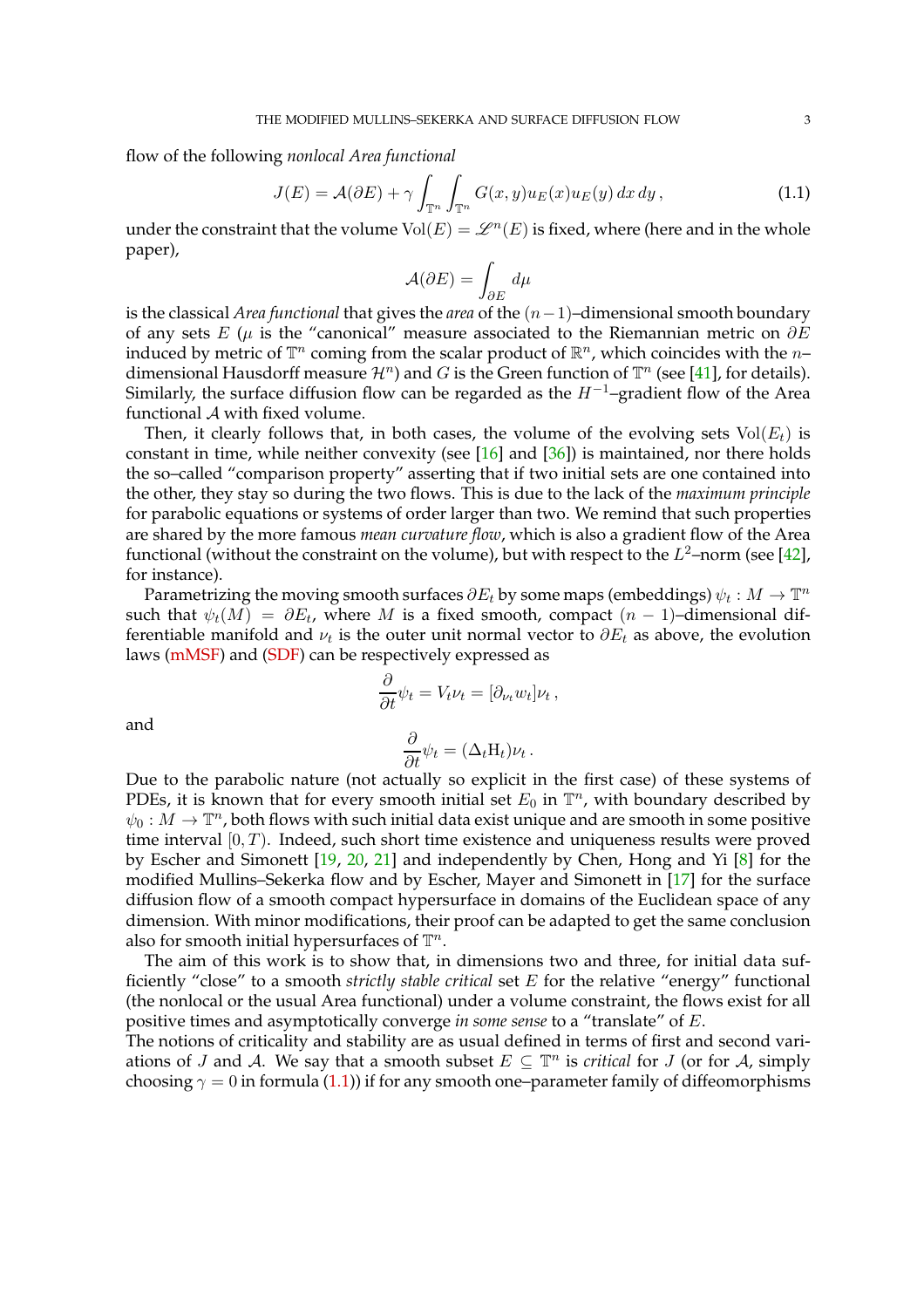flow of the following *nonlocal Area functional*

$$J(E) = \mathcal{A}(\partial E) + \gamma \int_{\mathbb{T}^n}\int_{\mathbb{T}^n} G(x,y)u_E(x)u_E(y)\,dx\,dy\,, \tag{1.1}$$

under the constraint that the volume $\mathrm{Vol}(E) = \mathscr{L}^n(E)$ is fixed, where (here and in the whole paper),

$$\mathcal{A}(\partial E) = \int_{\partial E} d\mu$$

is the classical *Area functional* that gives the *area* of the $(n-1)$–dimensional smooth boundary of any sets $E$ ($\mu$ is the "canonical" measure associated to the Riemannian metric on $\partial E$ induced by metric of $\mathbb{T}^n$ coming from the scalar product of $\mathbb{R}^n$, which coincides with the $n$–dimensional Hausdorff measure $\mathcal{H}^n$) and $G$ is the Green function of $\mathbb{T}^n$ (see [41], for details). Similarly, the surface diffusion flow can be regarded as the $H^{-1}$–gradient flow of the Area functional $\mathcal{A}$ with fixed volume.

Then, it clearly follows that, in both cases, the volume of the evolving sets $\mathrm{Vol}(E_t)$ is constant in time, while neither convexity (see [16] and [36]) is maintained, nor there holds the so–called "comparison property" asserting that if two initial sets are one contained into the other, they stay so during the two flows. This is due to the lack of the *maximum principle* for parabolic equations or systems of order larger than two. We remind that such properties are shared by the more famous *mean curvature flow*, which is also a gradient flow of the Area functional (without the constraint on the volume), but with respect to the $L^2$–norm (see [42], for instance).

Parametrizing the moving smooth surfaces $\partial E_t$ by some maps (embeddings) $\psi_t : M \to \mathbb{T}^n$ such that $\psi_t(M) = \partial E_t$, where $M$ is a fixed smooth, compact $(n-1)$–dimensional differentiable manifold and $\nu_t$ is the outer unit normal vector to $\partial E_t$ as above, the evolution laws (mMSF) and (SDF) can be respectively expressed as

$$\frac{\partial}{\partial t}\psi_t = V_t\nu_t = [\partial_{\nu_t} w_t]\nu_t\,,$$

and

$$\frac{\partial}{\partial t}\psi_t = (\Delta_t \mathrm{H}_t)\nu_t\,.$$

Due to the parabolic nature (not actually so explicit in the first case) of these systems of PDEs, it is known that for every smooth initial set $E_0$ in $\mathbb{T}^n$, with boundary described by $\psi_0 : M \to \mathbb{T}^n$, both flows with such initial data exist unique and are smooth in some positive time interval $[0,T)$. Indeed, such short time existence and uniqueness results were proved by Escher and Simonett [19, 20, 21] and independently by Chen, Hong and Yi [8] for the modified Mullins–Sekerka flow and by Escher, Mayer and Simonett in [17] for the surface diffusion flow of a smooth compact hypersurface in domains of the Euclidean space of any dimension. With minor modifications, their proof can be adapted to get the same conclusion also for smooth initial hypersurfaces of $\mathbb{T}^n$.

The aim of this work is to show that, in dimensions two and three, for initial data sufficiently "close" to a smooth *strictly stable critical* set $E$ for the relative "energy" functional (the nonlocal or the usual Area functional) under a volume constraint, the flows exist for all positive times and asymptotically converge *in some sense* to a "translate" of $E$.

The notions of criticality and stability are as usual defined in terms of first and second variations of $J$ and $\mathcal{A}$. We say that a smooth subset $E \subseteq \mathbb{T}^n$ is *critical* for $J$ (or for $\mathcal{A}$, simply choosing $\gamma = 0$ in formula (1.1)) if for any smooth one–parameter family of diffeomorphisms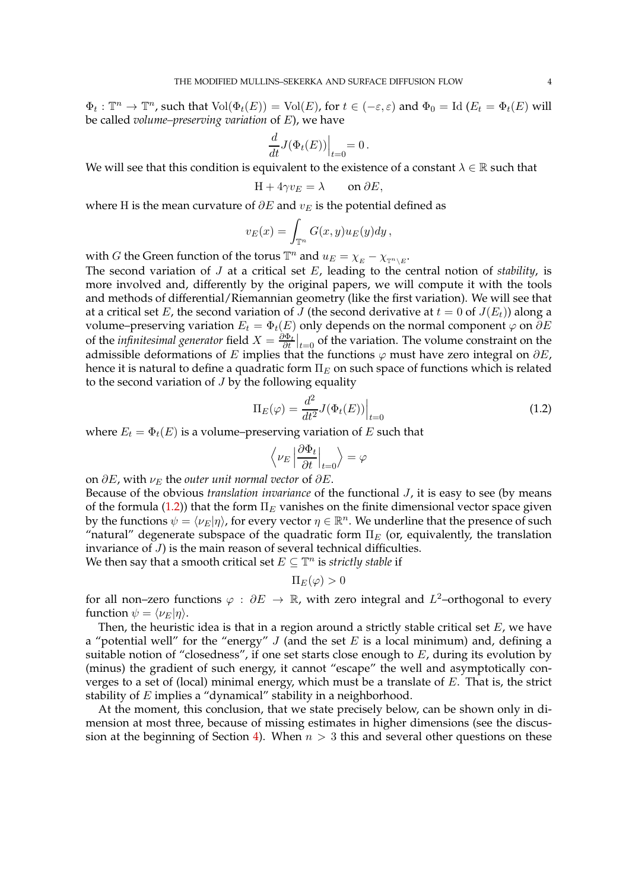$\Phi_t : \mathbb{T}^n \to \mathbb{T}^n$, such that $\mathrm{Vol}(\Phi_t(E)) = \mathrm{Vol}(E)$, for $t \in (-\varepsilon, \varepsilon)$ and $\Phi_0 = \mathrm{Id}$ ($E_t = \Phi_t(E)$ will be called *volume–preserving variation* of $E$), we have

$$\frac{d}{dt} J(\Phi_t(E))\Big|_{t=0} = 0\,.$$

We will see that this condition is equivalent to the existence of a constant $\lambda \in \mathbb{R}$ such that

$$\mathrm{H} + 4\gamma v_E = \lambda \qquad \text{on } \partial E,$$

where $\mathrm{H}$ is the mean curvature of $\partial E$ and $v_E$ is the potential defined as

$$v_E(x) = \int_{\mathbb{T}^n} G(x, y) u_E(y)\, dy\,,$$

with $G$ the Green function of the torus $\mathbb{T}^n$ and $u_E = \chi_E - \chi_{\mathbb{T}^n \setminus E}$.

The second variation of $J$ at a critical set $E$, leading to the central notion of *stability*, is more involved and, differently by the original papers, we will compute it with the tools and methods of differential/Riemannian geometry (like the first variation). We will see that at a critical set $E$, the second variation of $J$ (the second derivative at $t = 0$ of $J(E_t)$) along a volume–preserving variation $E_t = \Phi_t(E)$ only depends on the normal component $\varphi$ on $\partial E$ of the *infinitesimal generator* field $X = \frac{\partial \Phi_t}{\partial t}\big|_{t=0}$ of the variation. The volume constraint on the admissible deformations of $E$ implies that the functions $\varphi$ must have zero integral on $\partial E$, hence it is natural to define a quadratic form $\Pi_E$ on such space of functions which is related to the second variation of $J$ by the following equality

$$\Pi_E(\varphi) = \frac{d^2}{dt^2} J(\Phi_t(E))\Big|_{t=0} \tag{1.2}$$

where $E_t = \Phi_t(E)$ is a volume–preserving variation of $E$ such that

$$\Big\langle \nu_E \,\Big|\, \frac{\partial \Phi_t}{\partial t}\Big|_{t=0} \Big\rangle = \varphi$$

on $\partial E$, with $\nu_E$ the *outer unit normal vector* of $\partial E$.

Because of the obvious *translation invariance* of the functional $J$, it is easy to see (by means of the formula (1.2)) that the form $\Pi_E$ vanishes on the finite dimensional vector space given by the functions $\psi = \langle \nu_E | \eta \rangle$, for every vector $\eta \in \mathbb{R}^n$. We underline that the presence of such "natural" degenerate subspace of the quadratic form $\Pi_E$ (or, equivalently, the translation invariance of $J$) is the main reason of several technical difficulties.

We then say that a smooth critical set $E \subseteq \mathbb{T}^n$ is *strictly stable* if

$$\Pi_E(\varphi) > 0$$

for all non–zero functions $\varphi : \partial E \to \mathbb{R}$, with zero integral and $L^2$–orthogonal to every function $\psi = \langle \nu_E | \eta \rangle$.

Then, the heuristic idea is that in a region around a strictly stable critical set $E$, we have a "potential well" for the "energy" $J$ (and the set $E$ is a local minimum) and, defining a suitable notion of "closedness", if one set starts close enough to $E$, during its evolution by (minus) the gradient of such energy, it cannot "escape" the well and asymptotically converges to a set of (local) minimal energy, which must be a translate of $E$. That is, the strict stability of $E$ implies a "dynamical" stability in a neighborhood.

At the moment, this conclusion, that we state precisely below, can be shown only in dimension at most three, because of missing estimates in higher dimensions (see the discussion at the beginning of Section 4). When $n > 3$ this and several other questions on these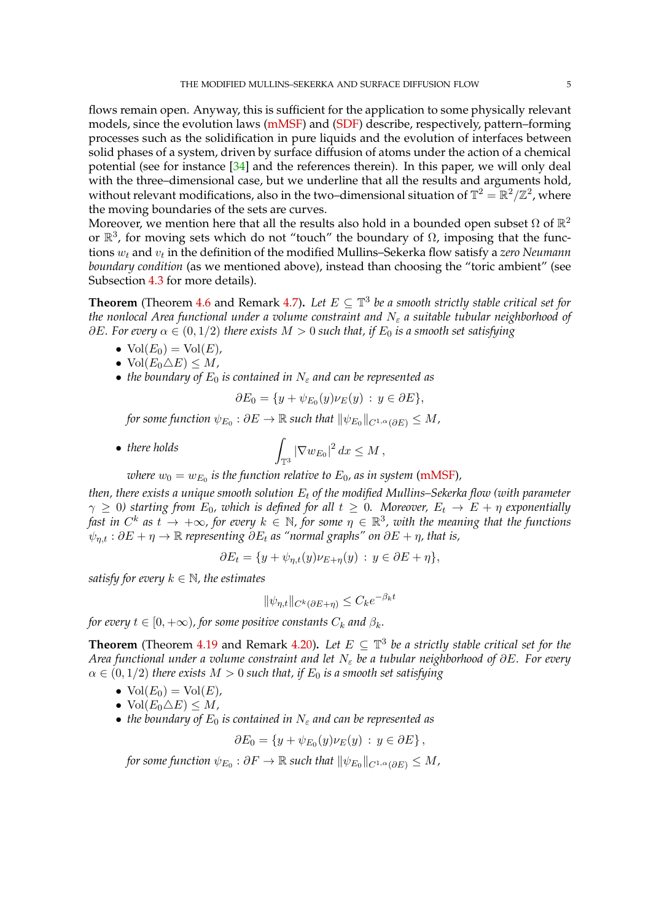flows remain open. Anyway, this is sufficient for the application to some physically relevant models, since the evolution laws (mMSF) and (SDF) describe, respectively, pattern–forming processes such as the solidification in pure liquids and the evolution of interfaces between solid phases of a system, driven by surface diffusion of atoms under the action of a chemical potential (see for instance [34] and the references therein). In this paper, we will only deal with the three–dimensional case, but we underline that all the results and arguments hold, without relevant modifications, also in the two–dimensional situation of $\mathbb{T}^2 = \mathbb{R}^2/\mathbb{Z}^2$, where the moving boundaries of the sets are curves.
Moreover, we mention here that all the results also hold in a bounded open subset $\Omega$ of $\mathbb{R}^2$ or $\mathbb{R}^3$, for moving sets which do not "touch" the boundary of $\Omega$, imposing that the functions $w_t$ and $v_t$ in the definition of the modified Mullins–Sekerka flow satisfy a *zero Neumann boundary condition* (as we mentioned above), instead than choosing the "toric ambient" (see Subsection 4.3 for more details).

**Theorem** (Theorem 4.6 and Remark 4.7)**.** *Let $E \subseteq \mathbb{T}^3$ be a smooth strictly stable critical set for the nonlocal Area functional under a volume constraint and $N_\varepsilon$ a suitable tubular neighborhood of $\partial E$. For every $\alpha \in (0, 1/2)$ there exists $M > 0$ such that, if $E_0$ is a smooth set satisfying*

- $\mathrm{Vol}(E_0) = \mathrm{Vol}(E)$,
- $\mathrm{Vol}(E_0 \triangle E) \leq M$,
- *the boundary of $E_0$ is contained in $N_\varepsilon$ and can be represented as*
$$\partial E_0 = \{y + \psi_{E_0}(y)\nu_E(y) \,:\, y \in \partial E\},$$
*for some function $\psi_{E_0} : \partial E \to \mathbb{R}$ such that $\|\psi_{E_0}\|_{C^{1,\alpha}(\partial E)} \leq M$,*
- *there holds*
$$\int_{\mathbb{T}^3} |\nabla w_{E_0}|^2 \, dx \leq M \,,$$
*where $w_0 = w_{E_0}$ is the function relative to $E_0$, as in system (mMSF),*

*then, there exists a unique smooth solution $E_t$ of the modified Mullins–Sekerka flow (with parameter $\gamma \geq 0$) starting from $E_0$, which is defined for all $t \geq 0$. Moreover, $E_t \to E + \eta$ exponentially fast in $C^k$ as $t \to +\infty$, for every $k \in \mathbb{N}$, for some $\eta \in \mathbb{R}^3$, with the meaning that the functions $\psi_{\eta,t} : \partial E + \eta \to \mathbb{R}$ representing $\partial E_t$ as "normal graphs" on $\partial E + \eta$, that is,*
$$\partial E_t = \{y + \psi_{\eta,t}(y)\nu_{E+\eta}(y) \,:\, y \in \partial E + \eta\},$$
*satisfy for every $k \in \mathbb{N}$, the estimates*
$$\|\psi_{\eta,t}\|_{C^k(\partial E+\eta)} \leq C_k e^{-\beta_k t}$$
*for every $t \in [0, +\infty)$, for some positive constants $C_k$ and $\beta_k$.*

**Theorem** (Theorem 4.19 and Remark 4.20)**.** *Let $E \subseteq \mathbb{T}^3$ be a strictly stable critical set for the Area functional under a volume constraint and let $N_\varepsilon$ be a tubular neighborhood of $\partial E$. For every $\alpha \in (0, 1/2)$ there exists $M > 0$ such that, if $E_0$ is a smooth set satisfying*

- $\mathrm{Vol}(E_0) = \mathrm{Vol}(E)$,
- $\mathrm{Vol}(E_0 \triangle E) \leq M$,
- *the boundary of $E_0$ is contained in $N_\varepsilon$ and can be represented as*
$$\partial E_0 = \{y + \psi_{E_0}(y)\nu_E(y) \,:\, y \in \partial E\}\,,$$
*for some function $\psi_{E_0} : \partial F \to \mathbb{R}$ such that $\|\psi_{E_0}\|_{C^{1,\alpha}(\partial E)} \leq M$,*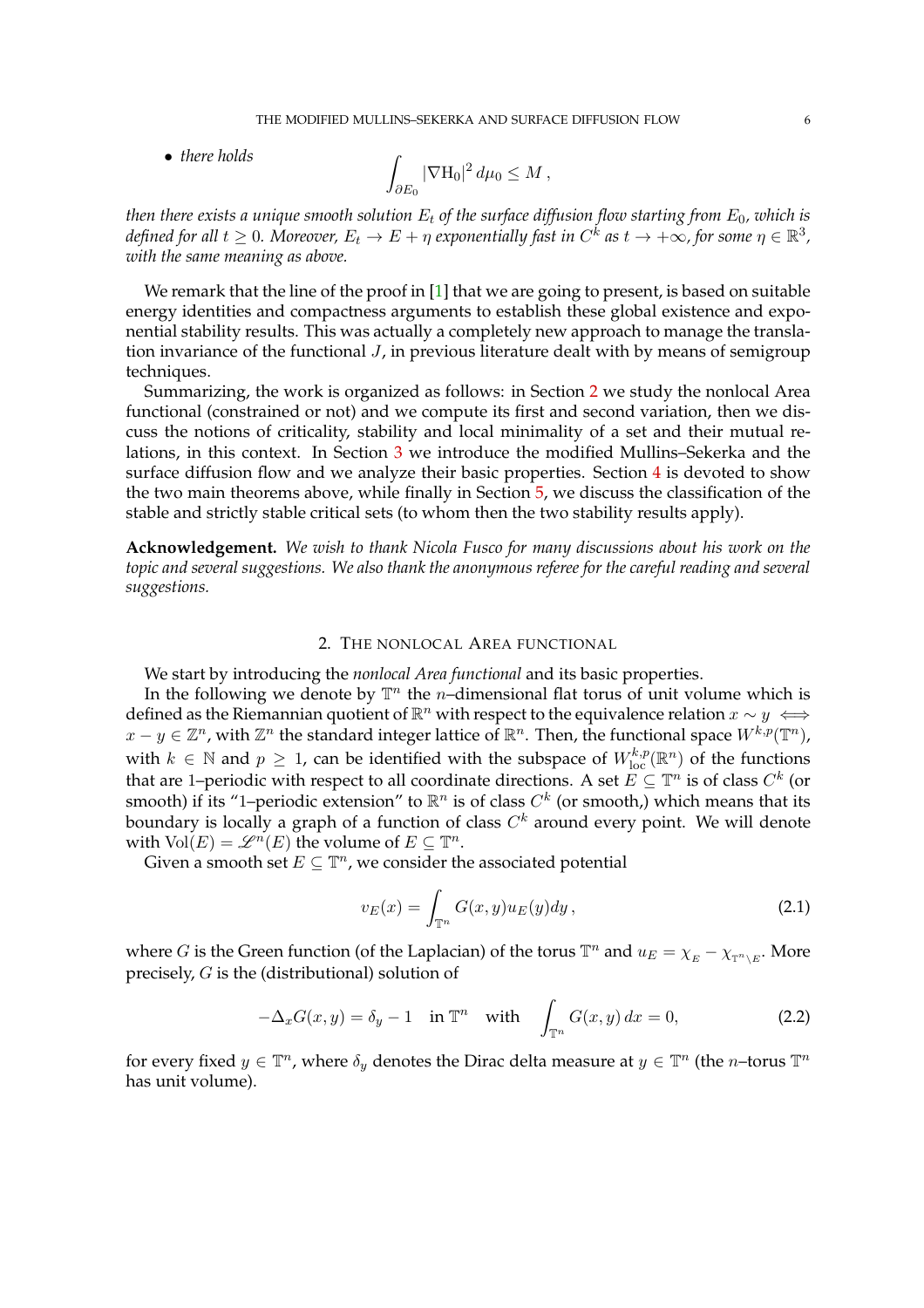- *there holds*

$$\int_{\partial E_0} |\nabla \mathrm{H}_0|^2 \, d\mu_0 \leq M \,,$$

*then there exists a unique smooth solution $E_t$ of the surface diffusion flow starting from $E_0$, which is defined for all $t \geq 0$. Moreover, $E_t \to E + \eta$ exponentially fast in $C^k$ as $t \to +\infty$, for some $\eta \in \mathbb{R}^3$, with the same meaning as above.*

We remark that the line of the proof in [1] that we are going to present, is based on suitable energy identities and compactness arguments to establish these global existence and exponential stability results. This was actually a completely new approach to manage the translation invariance of the functional $J$, in previous literature dealt with by means of semigroup techniques.

Summarizing, the work is organized as follows: in Section 2 we study the nonlocal Area functional (constrained or not) and we compute its first and second variation, then we discuss the notions of criticality, stability and local minimality of a set and their mutual relations, in this context. In Section 3 we introduce the modified Mullins–Sekerka and the surface diffusion flow and we analyze their basic properties. Section 4 is devoted to show the two main theorems above, while finally in Section 5, we discuss the classification of the stable and strictly stable critical sets (to whom then the two stability results apply).

**Acknowledgement.** *We wish to thank Nicola Fusco for many discussions about his work on the topic and several suggestions. We also thank the anonymous referee for the careful reading and several suggestions.*

## 2. The nonlocal Area functional

We start by introducing the *nonlocal Area functional* and its basic properties.

In the following we denote by $\mathbb{T}^n$ the $n$–dimensional flat torus of unit volume which is defined as the Riemannian quotient of $\mathbb{R}^n$ with respect to the equivalence relation $x \sim y \iff x - y \in \mathbb{Z}^n$, with $\mathbb{Z}^n$ the standard integer lattice of $\mathbb{R}^n$. Then, the functional space $W^{k,p}(\mathbb{T}^n)$, with $k \in \mathbb{N}$ and $p \geq 1$, can be identified with the subspace of $W^{k,p}_{\mathrm{loc}}(\mathbb{R}^n)$ of the functions that are 1–periodic with respect to all coordinate directions. A set $E \subseteq \mathbb{T}^n$ is of class $C^k$ (or smooth) if its "1–periodic extension" to $\mathbb{R}^n$ is of class $C^k$ (or smooth,) which means that its boundary is locally a graph of a function of class $C^k$ around every point. We will denote with $\mathrm{Vol}(E) = \mathscr{L}^n(E)$ the volume of $E \subseteq \mathbb{T}^n$.

Given a smooth set $E \subseteq \mathbb{T}^n$, we consider the associated potential

$$v_E(x) = \int_{\mathbb{T}^n} G(x,y) u_E(y) dy \,, \tag{2.1}$$

where $G$ is the Green function (of the Laplacian) of the torus $\mathbb{T}^n$ and $u_E = \chi_E - \chi_{\mathbb{T}^n \setminus E}$. More precisely, $G$ is the (distributional) solution of

$$-\Delta_x G(x,y) = \delta_y - 1 \quad \text{in } \mathbb{T}^n \quad \text{with} \quad \int_{\mathbb{T}^n} G(x,y) \, dx = 0, \tag{2.2}$$

for every fixed $y \in \mathbb{T}^n$, where $\delta_y$ denotes the Dirac delta measure at $y \in \mathbb{T}^n$ (the $n$–torus $\mathbb{T}^n$ has unit volume).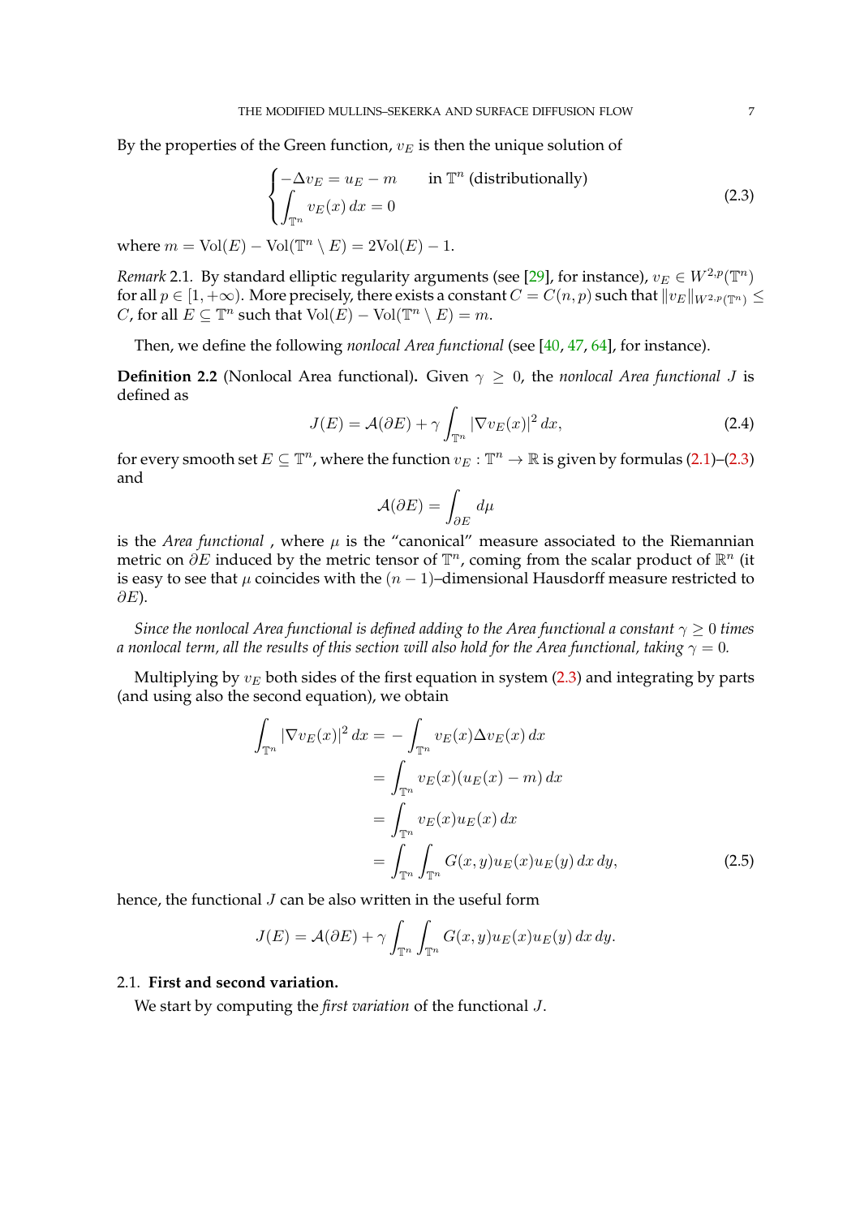By the properties of the Green function, $v_E$ is then the unique solution of

$$\begin{cases} -\Delta v_E = u_E - m & \text{in } \mathbb{T}^n \text{ (distributionally)} \\ \displaystyle\int_{\mathbb{T}^n} v_E(x)\,dx = 0 \end{cases} \tag{2.3}$$

where $m = \mathrm{Vol}(E) - \mathrm{Vol}(\mathbb{T}^n \setminus E) = 2\mathrm{Vol}(E) - 1$.

*Remark* 2.1. By standard elliptic regularity arguments (see [29], for instance), $v_E \in W^{2,p}(\mathbb{T}^n)$ for all $p \in [1, +\infty)$. More precisely, there exists a constant $C = C(n,p)$ such that $\|v_E\|_{W^{2,p}(\mathbb{T}^n)} \leq C$, for all $E \subseteq \mathbb{T}^n$ such that $\mathrm{Vol}(E) - \mathrm{Vol}(\mathbb{T}^n \setminus E) = m$.

Then, we define the following *nonlocal Area functional* (see [40, 47, 64], for instance).

**Definition 2.2** (Nonlocal Area functional)**.** Given $\gamma \geq 0$, the *nonlocal Area functional* $J$ is defined as

$$J(E) = \mathcal{A}(\partial E) + \gamma \int_{\mathbb{T}^n} |\nabla v_E(x)|^2\,dx, \tag{2.4}$$

for every smooth set $E \subseteq \mathbb{T}^n$, where the function $v_E : \mathbb{T}^n \to \mathbb{R}$ is given by formulas (2.1)–(2.3) and

$$\mathcal{A}(\partial E) = \int_{\partial E} d\mu$$

is the *Area functional* , where $\mu$ is the "canonical" measure associated to the Riemannian metric on $\partial E$ induced by the metric tensor of $\mathbb{T}^n$, coming from the scalar product of $\mathbb{R}^n$ (it is easy to see that $\mu$ coincides with the $(n-1)$–dimensional Hausdorff measure restricted to $\partial E$).

*Since the nonlocal Area functional is defined adding to the Area functional a constant $\gamma \geq 0$ times a nonlocal term, all the results of this section will also hold for the Area functional, taking $\gamma = 0$.*

Multiplying by $v_E$ both sides of the first equation in system (2.3) and integrating by parts (and using also the second equation), we obtain

$$\begin{aligned} \int_{\mathbb{T}^n} |\nabla v_E(x)|^2\,dx &= -\int_{\mathbb{T}^n} v_E(x)\Delta v_E(x)\,dx \\ &= \int_{\mathbb{T}^n} v_E(x)(u_E(x) - m)\,dx \\ &= \int_{\mathbb{T}^n} v_E(x)u_E(x)\,dx \\ &= \int_{\mathbb{T}^n}\int_{\mathbb{T}^n} G(x,y)u_E(x)u_E(y)\,dx\,dy, \end{aligned} \tag{2.5}$$

hence, the functional $J$ can be also written in the useful form

$$J(E) = \mathcal{A}(\partial E) + \gamma \int_{\mathbb{T}^n}\int_{\mathbb{T}^n} G(x,y)u_E(x)u_E(y)\,dx\,dy.$$

## 2.1. **First and second variation.**

We start by computing the *first variation* of the functional $J$.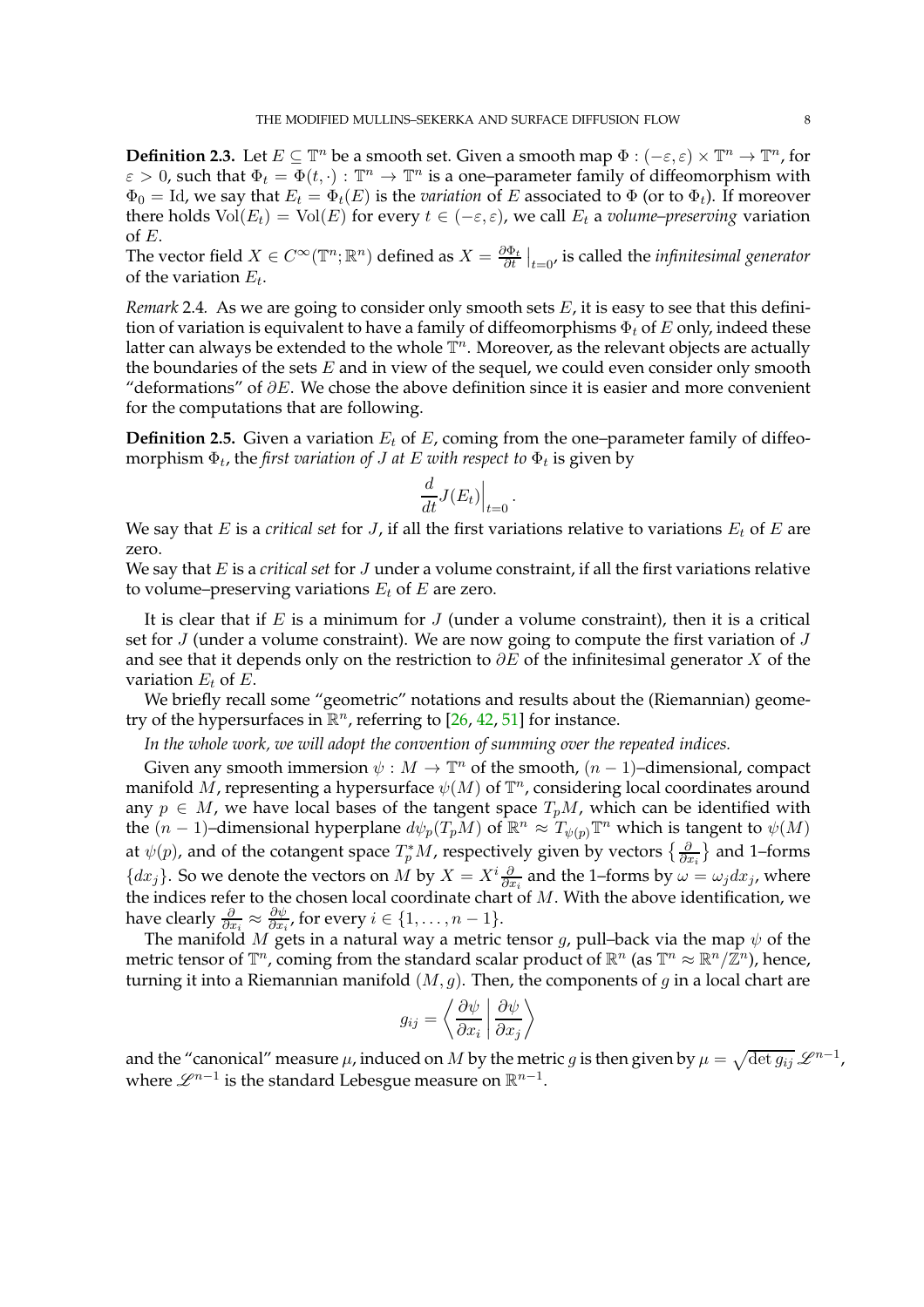**Definition 2.3.** Let $E \subseteq \mathbb{T}^n$ be a smooth set. Given a smooth map $\Phi : (-\varepsilon, \varepsilon) \times \mathbb{T}^n \to \mathbb{T}^n$, for $\varepsilon > 0$, such that $\Phi_t = \Phi(t, \cdot) : \mathbb{T}^n \to \mathbb{T}^n$ is a one–parameter family of diffeomorphism with $\Phi_0 = \mathrm{Id}$, we say that $E_t = \Phi_t(E)$ is the *variation* of $E$ associated to $\Phi$ (or to $\Phi_t$). If moreover there holds $\mathrm{Vol}(E_t) = \mathrm{Vol}(E)$ for every $t \in (-\varepsilon, \varepsilon)$, we call $E_t$ a *volume–preserving* variation of $E$.
The vector field $X \in C^\infty(\mathbb{T}^n; \mathbb{R}^n)$ defined as $X = \frac{\partial \Phi_t}{\partial t}\big|_{t=0}$, is called the *infinitesimal generator* of the variation $E_t$.

*Remark* 2.4. As we are going to consider only smooth sets $E$, it is easy to see that this definition of variation is equivalent to have a family of diffeomorphisms $\Phi_t$ of $E$ only, indeed these latter can always be extended to the whole $\mathbb{T}^n$. Moreover, as the relevant objects are actually the boundaries of the sets $E$ and in view of the sequel, we could even consider only smooth "deformations" of $\partial E$. We chose the above definition since it is easier and more convenient for the computations that are following.

**Definition 2.5.** Given a variation $E_t$ of $E$, coming from the one–parameter family of diffeomorphism $\Phi_t$, the *first variation of $J$ at $E$ with respect to* $\Phi_t$ is given by

$$\frac{d}{dt} J(E_t)\Big|_{t=0}.$$

We say that $E$ is a *critical set* for $J$, if all the first variations relative to variations $E_t$ of $E$ are zero.
We say that $E$ is a *critical set* for $J$ under a volume constraint, if all the first variations relative to volume–preserving variations $E_t$ of $E$ are zero.

It is clear that if $E$ is a minimum for $J$ (under a volume constraint), then it is a critical set for $J$ (under a volume constraint). We are now going to compute the first variation of $J$ and see that it depends only on the restriction to $\partial E$ of the infinitesimal generator $X$ of the variation $E_t$ of $E$.

We briefly recall some "geometric" notations and results about the (Riemannian) geometry of the hypersurfaces in $\mathbb{R}^n$, referring to [26, 42, 51] for instance.

*In the whole work, we will adopt the convention of summing over the repeated indices.*

Given any smooth immersion $\psi : M \to \mathbb{T}^n$ of the smooth, $(n-1)$–dimensional, compact manifold $M$, representing a hypersurface $\psi(M)$ of $\mathbb{T}^n$, considering local coordinates around any $p \in M$, we have local bases of the tangent space $T_pM$, which can be identified with the $(n-1)$–dimensional hyperplane $d\psi_p(T_pM)$ of $\mathbb{R}^n \approx T_{\psi(p)}\mathbb{T}^n$ which is tangent to $\psi(M)$ at $\psi(p)$, and of the cotangent space $T_p^*M$, respectively given by vectors $\{\frac{\partial}{\partial x_i}\}$ and 1–forms $\{dx_j\}$. So we denote the vectors on $M$ by $X = X^i \frac{\partial}{\partial x_i}$ and the 1–forms by $\omega = \omega_j dx_j$, where the indices refer to the chosen local coordinate chart of $M$. With the above identification, we have clearly $\frac{\partial}{\partial x_i} \approx \frac{\partial \psi}{\partial x_i}$, for every $i \in \{1, \dots, n-1\}$.

The manifold $M$ gets in a natural way a metric tensor $g$, pull–back via the map $\psi$ of the metric tensor of $\mathbb{T}^n$, coming from the standard scalar product of $\mathbb{R}^n$ (as $\mathbb{T}^n \approx \mathbb{R}^n/\mathbb{Z}^n$), hence, turning it into a Riemannian manifold $(M, g)$. Then, the components of $g$ in a local chart are

$$g_{ij} = \left\langle \frac{\partial \psi}{\partial x_i} \,\middle|\, \frac{\partial \psi}{\partial x_j} \right\rangle$$

and the "canonical" measure $\mu$, induced on $M$ by the metric $g$ is then given by $\mu = \sqrt{\det g_{ij}}\, \mathscr{L}^{n-1}$, where $\mathscr{L}^{n-1}$ is the standard Lebesgue measure on $\mathbb{R}^{n-1}$.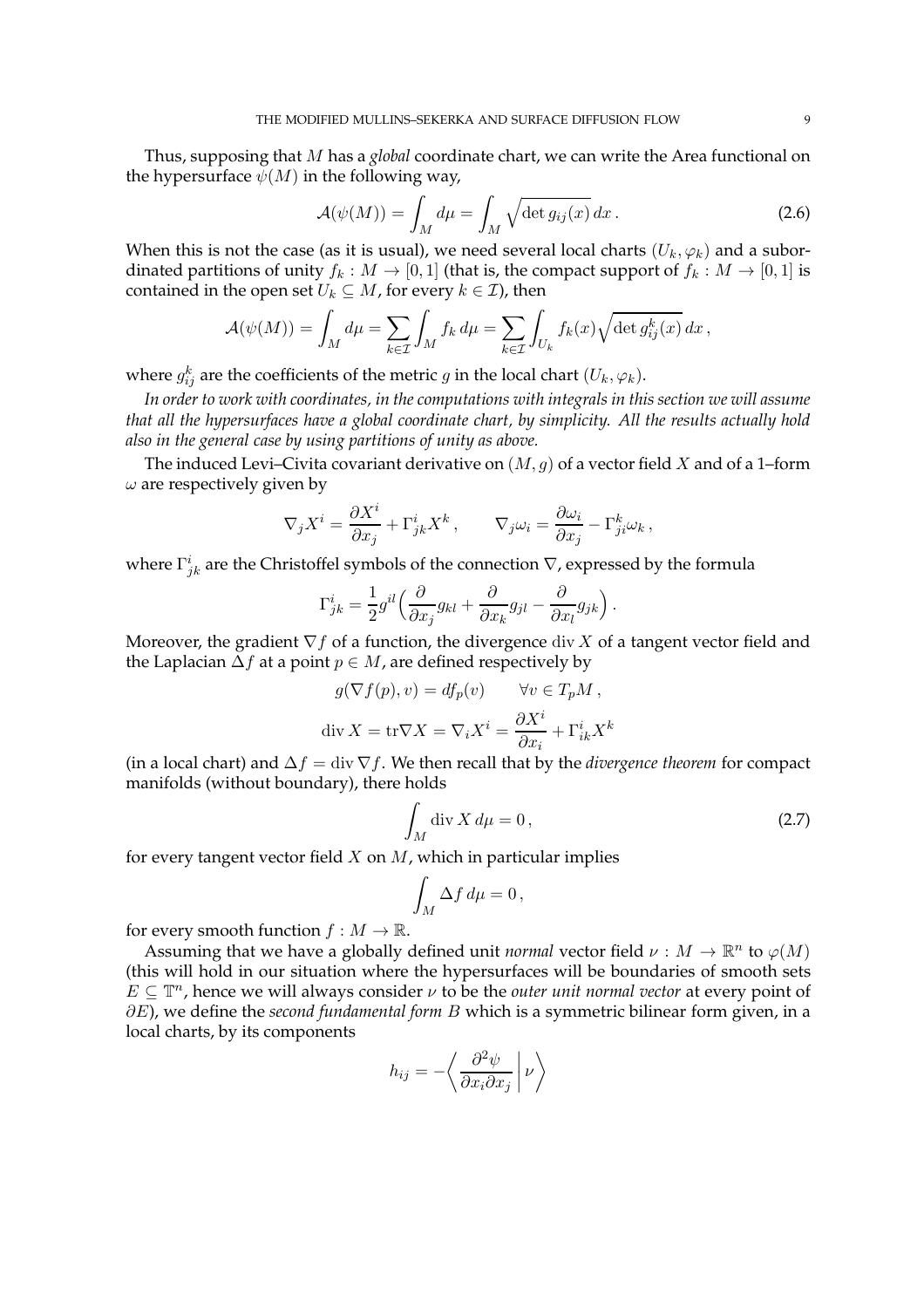Thus, supposing that $M$ has a *global* coordinate chart, we can write the Area functional on the hypersurface $\psi(M)$ in the following way,

$$\mathcal{A}(\psi(M)) = \int_M d\mu = \int_M \sqrt{\det g_{ij}(x)}\, dx\,. \tag{2.6}$$

When this is not the case (as it is usual), we need several local charts $(U_k, \varphi_k)$ and a subordinated partitions of unity $f_k : M \to [0, 1]$ (that is, the compact support of $f_k : M \to [0, 1]$ is contained in the open set $U_k \subseteq M$, for every $k \in \mathcal{I}$), then

$$\mathcal{A}(\psi(M)) = \int_M d\mu = \sum_{k\in\mathcal{I}} \int_M f_k\, d\mu = \sum_{k\in\mathcal{I}} \int_{U_k} f_k(x)\sqrt{\det g^k_{ij}(x)}\, dx\,,$$

where $g^k_{ij}$ are the coefficients of the metric $g$ in the local chart $(U_k, \varphi_k)$.

*In order to work with coordinates, in the computations with integrals in this section we will assume that all the hypersurfaces have a global coordinate chart, by simplicity. All the results actually hold also in the general case by using partitions of unity as above.*

The induced Levi–Civita covariant derivative on $(M, g)$ of a vector field $X$ and of a 1–form $\omega$ are respectively given by

$$\nabla_j X^i = \frac{\partial X^i}{\partial x_j} + \Gamma^i_{jk} X^k\,, \qquad \nabla_j \omega_i = \frac{\partial \omega_i}{\partial x_j} - \Gamma^k_{ji}\omega_k\,,$$

where $\Gamma^i_{jk}$ are the Christoffel symbols of the connection $\nabla$, expressed by the formula

$$\Gamma^i_{jk} = \frac{1}{2} g^{il}\Big(\frac{\partial}{\partial x_j} g_{kl} + \frac{\partial}{\partial x_k} g_{jl} - \frac{\partial}{\partial x_l} g_{jk}\Big)\,.$$

Moreover, the gradient $\nabla f$ of a function, the divergence $\operatorname{div} X$ of a tangent vector field and the Laplacian $\Delta f$ at a point $p \in M$, are defined respectively by

$$g(\nabla f(p), v) = df_p(v) \qquad \forall v \in T_pM\,,$$

$$\operatorname{div} X = \operatorname{tr}\nabla X = \nabla_i X^i = \frac{\partial X^i}{\partial x_i} + \Gamma^i_{ik} X^k$$

(in a local chart) and $\Delta f = \operatorname{div} \nabla f$. We then recall that by the *divergence theorem* for compact manifolds (without boundary), there holds

$$\int_M \operatorname{div} X\, d\mu = 0\,, \tag{2.7}$$

for every tangent vector field $X$ on $M$, which in particular implies

$$\int_M \Delta f\, d\mu = 0\,,$$

for every smooth function $f : M \to \mathbb{R}$.

Assuming that we have a globally defined unit *normal* vector field $\nu : M \to \mathbb{R}^n$ to $\varphi(M)$ (this will hold in our situation where the hypersurfaces will be boundaries of smooth sets $E \subseteq \mathbb{T}^n$, hence we will always consider $\nu$ to be the *outer unit normal vector* at every point of $\partial E$), we define the *second fundamental form* $B$ which is a symmetric bilinear form given, in a local charts, by its components

$$h_{ij} = -\Big\langle \frac{\partial^2 \psi}{\partial x_i \partial x_j} \,\Big|\, \nu \Big\rangle$$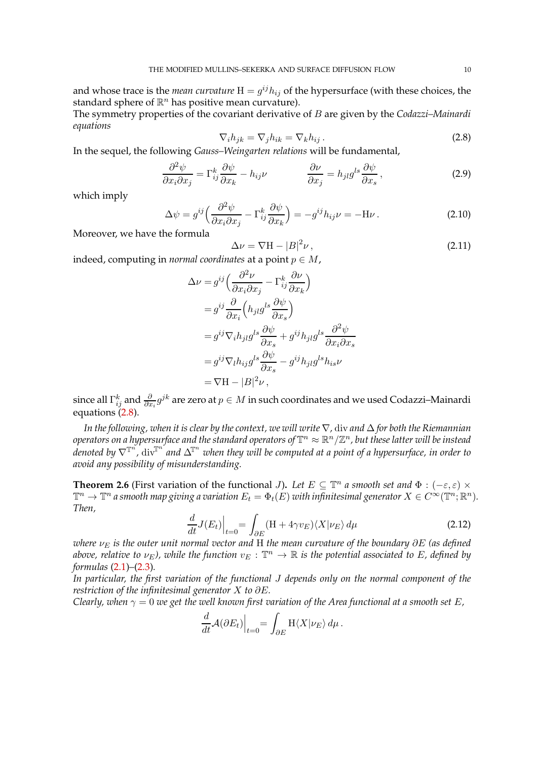and whose trace is the *mean curvature* $\mathrm{H} = g^{ij}h_{ij}$ of the hypersurface (with these choices, the standard sphere of $\mathbb{R}^n$ has positive mean curvature).
The symmetry properties of the covariant derivative of $B$ are given by the *Codazzi–Mainardi equations*

$$\nabla_i h_{jk} = \nabla_j h_{ik} = \nabla_k h_{ij} \,. \tag{2.8}$$

In the sequel, the following *Gauss–Weingarten relations* will be fundamental,

$$\frac{\partial^2 \psi}{\partial x_i \partial x_j} = \Gamma_{ij}^k \frac{\partial \psi}{\partial x_k} - h_{ij}\nu \qquad\qquad \frac{\partial \nu}{\partial x_j} = h_{jl}g^{ls}\frac{\partial \psi}{\partial x_s}\,, \tag{2.9}$$

which imply

$$\Delta\psi = g^{ij}\Big(\frac{\partial^2 \psi}{\partial x_i \partial x_j} - \Gamma_{ij}^k \frac{\partial \psi}{\partial x_k}\Big) = -g^{ij}h_{ij}\nu = -\mathrm{H}\nu\,. \tag{2.10}$$

Moreover, we have the formula

$$\Delta\nu = \nabla\mathrm{H} - |B|^2\nu\,, \tag{2.11}$$

indeed, computing in *normal coordinates* at a point $p \in M$,

$$\begin{aligned}
\Delta\nu &= g^{ij}\Big(\frac{\partial^2 \nu}{\partial x_i \partial x_j} - \Gamma_{ij}^k \frac{\partial \nu}{\partial x_k}\Big) \\
&= g^{ij}\frac{\partial}{\partial x_i}\Big(h_{jl}g^{ls}\frac{\partial \psi}{\partial x_s}\Big) \\
&= g^{ij}\nabla_i h_{jl} g^{ls}\frac{\partial \psi}{\partial x_s} + g^{ij}h_{jl}g^{ls}\frac{\partial^2 \psi}{\partial x_i \partial x_s} \\
&= g^{ij}\nabla_l h_{ij} g^{ls}\frac{\partial \psi}{\partial x_s} - g^{ij}h_{jl}g^{ls}h_{is}\nu \\
&= \nabla\mathrm{H} - |B|^2\nu\,,
\end{aligned}$$

since all $\Gamma_{ij}^k$ and $\frac{\partial}{\partial x_i}g^{jk}$ are zero at $p \in M$ in such coordinates and we used Codazzi–Mainardi equations (2.8).

*In the following, when it is clear by the context, we will write $\nabla$, $\operatorname{div}$ and $\Delta$ for both the Riemannian operators on a hypersurface and the standard operators of $\mathbb{T}^n \approx \mathbb{R}^n/\mathbb{Z}^n$, but these latter will be instead denoted by $\nabla^{\mathbb{T}^n}$, $\operatorname{div}^{\mathbb{T}^n}$ and $\Delta^{\mathbb{T}^n}$ when they will be computed at a point of a hypersurface, in order to avoid any possibility of misunderstanding.*

**Theorem 2.6** (First variation of the functional $J$)**.** *Let $E \subseteq \mathbb{T}^n$ a smooth set and $\Phi : (-\varepsilon, \varepsilon) \times \mathbb{T}^n \to \mathbb{T}^n$ a smooth map giving a variation $E_t = \Phi_t(E)$ with infinitesimal generator $X \in C^\infty(\mathbb{T}^n; \mathbb{R}^n)$. Then,*

$$\frac{d}{dt}J(E_t)\Big|_{t=0} = \int_{\partial E} (\mathrm{H} + 4\gamma v_E)\langle X | \nu_E\rangle \, d\mu \tag{2.12}$$

*where $\nu_E$ is the outer unit normal vector and $\mathrm{H}$ the mean curvature of the boundary $\partial E$ (as defined above, relative to $\nu_E$), while the function $v_E : \mathbb{T}^n \to \mathbb{R}$ is the potential associated to $E$, defined by formulas (2.1)–(2.3).*
*In particular, the first variation of the functional $J$ depends only on the normal component of the restriction of the infinitesimal generator $X$ to $\partial E$.*
*Clearly, when $\gamma = 0$ we get the well known first variation of the Area functional at a smooth set $E$,*

$$\frac{d}{dt}\mathcal{A}(\partial E_t)\Big|_{t=0} = \int_{\partial E} \mathrm{H}\langle X | \nu_E\rangle \, d\mu\,.$$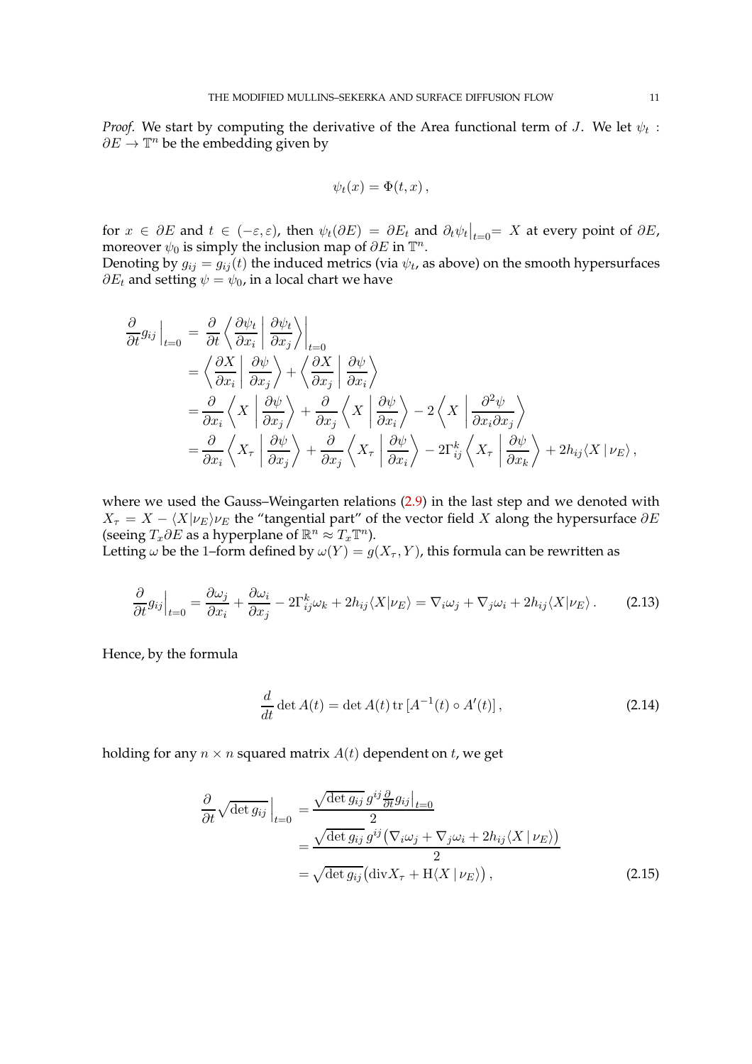*Proof.* We start by computing the derivative of the Area functional term of $J$. We let $\psi_t : \partial E \to \mathbb{T}^n$ be the embedding given by

$$\psi_t(x) = \Phi(t, x)\,,$$

for $x \in \partial E$ and $t \in (-\varepsilon, \varepsilon)$, then $\psi_t(\partial E) = \partial E_t$ and $\partial_t \psi_t\big|_{t=0} = X$ at every point of $\partial E$, moreover $\psi_0$ is simply the inclusion map of $\partial E$ in $\mathbb{T}^n$.

Denoting by $g_{ij} = g_{ij}(t)$ the induced metrics (via $\psi_t$, as above) on the smooth hypersurfaces $\partial E_t$ and setting $\psi = \psi_0$, in a local chart we have

$$\begin{aligned}
\frac{\partial}{\partial t} g_{ij}\Big|_{t=0} &= \frac{\partial}{\partial t}\left\langle \frac{\partial \psi_t}{\partial x_i}\,\Big|\, \frac{\partial \psi_t}{\partial x_j}\right\rangle\Big|_{t=0} \\
&= \left\langle \frac{\partial X}{\partial x_i}\,\Big|\, \frac{\partial \psi}{\partial x_j}\right\rangle + \left\langle \frac{\partial X}{\partial x_j}\,\Big|\, \frac{\partial \psi}{\partial x_i}\right\rangle \\
&= \frac{\partial}{\partial x_i}\left\langle X \,\Big|\, \frac{\partial \psi}{\partial x_j}\right\rangle + \frac{\partial}{\partial x_j}\left\langle X \,\Big|\, \frac{\partial \psi}{\partial x_i}\right\rangle - 2\left\langle X \,\Big|\, \frac{\partial^2 \psi}{\partial x_i \partial x_j}\right\rangle \\
&= \frac{\partial}{\partial x_i}\left\langle X_\tau \,\Big|\, \frac{\partial \psi}{\partial x_j}\right\rangle + \frac{\partial}{\partial x_j}\left\langle X_\tau \,\Big|\, \frac{\partial \psi}{\partial x_i}\right\rangle - 2\Gamma_{ij}^k \left\langle X_\tau \,\Big|\, \frac{\partial \psi}{\partial x_k}\right\rangle + 2h_{ij}\langle X \,|\, \nu_E\rangle\,,
\end{aligned}$$

where we used the Gauss–Weingarten relations (2.9) in the last step and we denoted with $X_\tau = X - \langle X|\nu_E\rangle \nu_E$ the "tangential part" of the vector field $X$ along the hypersurface $\partial E$ (seeing $T_x\partial E$ as a hyperplane of $\mathbb{R}^n \approx T_x\mathbb{T}^n$).

Letting $\omega$ be the 1–form defined by $\omega(Y) = g(X_\tau, Y)$, this formula can be rewritten as

$$\frac{\partial}{\partial t} g_{ij}\Big|_{t=0} = \frac{\partial \omega_j}{\partial x_i} + \frac{\partial \omega_i}{\partial x_j} - 2\Gamma_{ij}^k \omega_k + 2h_{ij}\langle X|\nu_E\rangle = \nabla_i \omega_j + \nabla_j \omega_i + 2h_{ij}\langle X|\nu_E\rangle\,. \tag{2.13}$$

Hence, by the formula

$$\frac{d}{dt}\det A(t) = \det A(t)\,\mathrm{tr}\,[A^{-1}(t) \circ A'(t)]\,, \tag{2.14}$$

holding for any $n \times n$ squared matrix $A(t)$ dependent on $t$, we get

$$\begin{aligned}
\frac{\partial}{\partial t}\sqrt{\det g_{ij}}\,\Big|_{t=0} &= \frac{\sqrt{\det g_{ij}}\, g^{ij} \frac{\partial}{\partial t} g_{ij}\big|_{t=0}}{2} \\
&= \frac{\sqrt{\det g_{ij}}\, g^{ij}\big(\nabla_i \omega_j + \nabla_j \omega_i + 2h_{ij}\langle X \,|\, \nu_E\rangle\big)}{2} \\
&= \sqrt{\det g_{ij}}\big(\mathrm{div} X_\tau + \mathrm{H}\langle X \,|\, \nu_E\rangle\big)\,,
\end{aligned} \tag{2.15}$$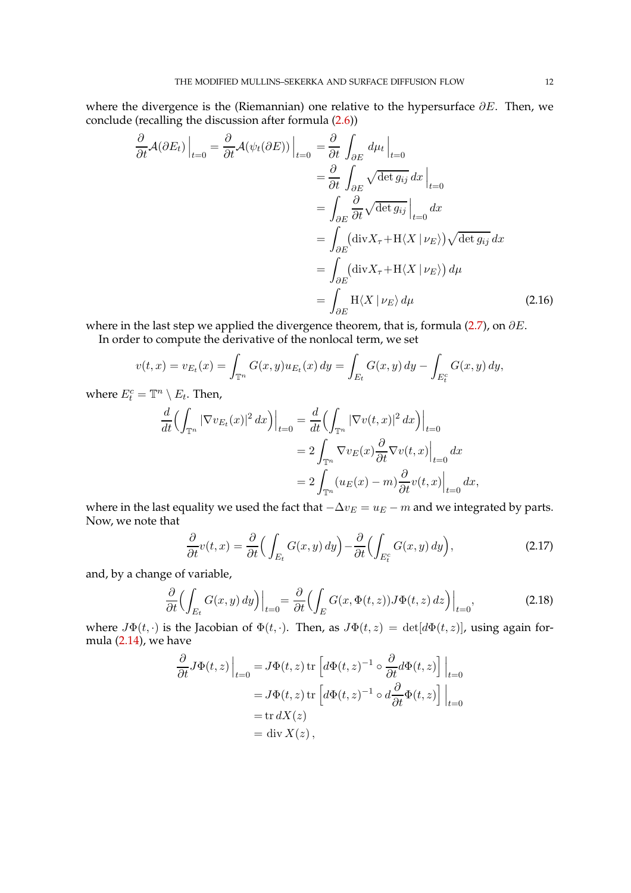where the divergence is the (Riemannian) one relative to the hypersurface $\partial E$. Then, we conclude (recalling the discussion after formula (2.6))

$$
\begin{aligned}
\frac{\partial}{\partial t}\mathcal{A}(\partial E_t)\Big|_{t=0} = \frac{\partial}{\partial t}\mathcal{A}(\psi_t(\partial E))\Big|_{t=0} &= \frac{\partial}{\partial t}\int_{\partial E} d\mu_t\Big|_{t=0}\\
&= \frac{\partial}{\partial t}\int_{\partial E}\sqrt{\det g_{ij}}\,dx\Big|_{t=0}\\
&= \int_{\partial E}\frac{\partial}{\partial t}\sqrt{\det g_{ij}}\Big|_{t=0}dx\\
&= \int_{\partial E}\big(\mathrm{div}X_\tau + \mathrm{H}\langle X\,|\,\nu_E\rangle\big)\sqrt{\det g_{ij}}\,dx\\
&= \int_{\partial E}\big(\mathrm{div}X_\tau + \mathrm{H}\langle X\,|\,\nu_E\rangle\big)\,d\mu\\
&= \int_{\partial E}\mathrm{H}\langle X\,|\,\nu_E\rangle\,d\mu
\end{aligned}
\tag{2.16}
$$

where in the last step we applied the divergence theorem, that is, formula (2.7), on $\partial E$.

In order to compute the derivative of the nonlocal term, we set

$$
v(t,x) = v_{E_t}(x) = \int_{\mathbb{T}^n} G(x,y)u_{E_t}(x)\,dy = \int_{E_t} G(x,y)\,dy - \int_{E_t^c} G(x,y)\,dy,
$$

where $E_t^c = \mathbb{T}^n \setminus E_t$. Then,

$$
\begin{aligned}
\frac{d}{dt}\Big(\int_{\mathbb{T}^n}|\nabla v_{E_t}(x)|^2\,dx\Big)\Big|_{t=0} &= \frac{d}{dt}\Big(\int_{\mathbb{T}^n}|\nabla v(t,x)|^2\,dx\Big)\Big|_{t=0}\\
&= 2\int_{\mathbb{T}^n}\nabla v_E(x)\frac{\partial}{\partial t}\nabla v(t,x)\Big|_{t=0}dx\\
&= 2\int_{\mathbb{T}^n}(u_E(x)-m)\frac{\partial}{\partial t}v(t,x)\Big|_{t=0}dx,
\end{aligned}
$$

where in the last equality we used the fact that $-\Delta v_E = u_E - m$ and we integrated by parts. Now, we note that

$$
\frac{\partial}{\partial t}v(t,x) = \frac{\partial}{\partial t}\Big(\int_{E_t} G(x,y)\,dy\Big) - \frac{\partial}{\partial t}\Big(\int_{E_t^c} G(x,y)\,dy\Big),
\tag{2.17}
$$

and, by a change of variable,

$$
\frac{\partial}{\partial t}\Big(\int_{E_t} G(x,y)\,dy\Big)\Big|_{t=0} = \frac{\partial}{\partial t}\Big(\int_E G(x,\Phi(t,z))J\Phi(t,z)\,dz\Big)\Big|_{t=0},
\tag{2.18}
$$

where $J\Phi(t,\cdot)$ is the Jacobian of $\Phi(t,\cdot)$. Then, as $J\Phi(t,z) = \det[d\Phi(t,z)]$, using again formula (2.14), we have

$$
\begin{aligned}
\frac{\partial}{\partial t}J\Phi(t,z)\Big|_{t=0} &= J\Phi(t,z)\,\mathrm{tr}\Big[d\Phi(t,z)^{-1}\circ\frac{\partial}{\partial t}d\Phi(t,z)\Big]\Big|_{t=0}\\
&= J\Phi(t,z)\,\mathrm{tr}\Big[d\Phi(t,z)^{-1}\circ d\frac{\partial}{\partial t}\Phi(t,z)\Big]\Big|_{t=0}\\
&= \mathrm{tr}\,dX(z)\\
&= \mathrm{div}\,X(z)\,,
\end{aligned}
$$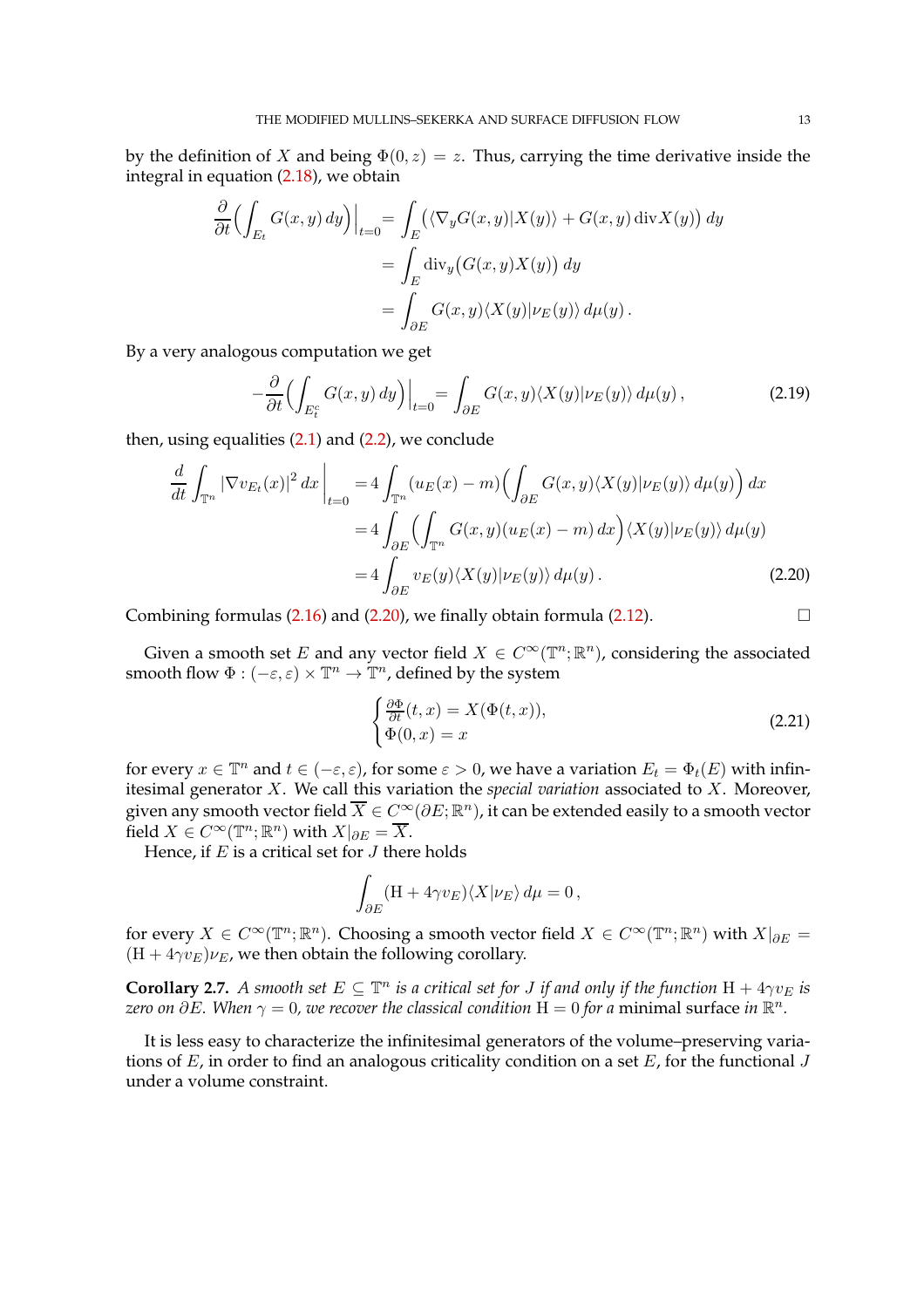by the definition of $X$ and being $\Phi(0,z) = z$. Thus, carrying the time derivative inside the integral in equation (2.18), we obtain

$$
\begin{aligned}
\frac{\partial}{\partial t}\Big(\int_{E_t} G(x,y)\,dy\Big)\Big|_{t=0} &= \int_E \big(\langle \nabla_y G(x,y) | X(y)\rangle + G(x,y)\operatorname{div} X(y)\big)\,dy \\
&= \int_E \operatorname{div}_y\big(G(x,y)X(y)\big)\,dy \\
&= \int_{\partial E} G(x,y)\langle X(y)|\nu_E(y)\rangle\,d\mu(y)\,.
\end{aligned}
$$

By a very analogous computation we get

$$
-\frac{\partial}{\partial t}\Big(\int_{E_t^c} G(x,y)\,dy\Big)\Big|_{t=0} = \int_{\partial E} G(x,y)\langle X(y)|\nu_E(y)\rangle\,d\mu(y)\,, \tag{2.19}
$$

then, using equalities (2.1) and (2.2), we conclude

$$
\begin{aligned}
\frac{d}{dt}\int_{\mathbb{T}^n} |\nabla v_{E_t}(x)|^2\,dx\,\Big|_{t=0} &= 4\int_{\mathbb{T}^n} (u_E(x)-m)\Big(\int_{\partial E} G(x,y)\langle X(y)|\nu_E(y)\rangle\,d\mu(y)\Big)\,dx \\
&= 4\int_{\partial E}\Big(\int_{\mathbb{T}^n} G(x,y)(u_E(x)-m)\,dx\Big)\langle X(y)|\nu_E(y)\rangle\,d\mu(y) \\
&= 4\int_{\partial E} v_E(y)\langle X(y)|\nu_E(y)\rangle\,d\mu(y)\,.
\end{aligned} \tag{2.20}
$$

Combining formulas (2.16) and (2.20), we finally obtain formula (2.12). □

Given a smooth set $E$ and any vector field $X \in C^\infty(\mathbb{T}^n;\mathbb{R}^n)$, considering the associated smooth flow $\Phi : (-\varepsilon,\varepsilon)\times\mathbb{T}^n \to \mathbb{T}^n$, defined by the system

$$
\begin{cases}
\frac{\partial \Phi}{\partial t}(t,x) = X(\Phi(t,x)), \\
\Phi(0,x) = x
\end{cases} \tag{2.21}
$$

for every $x\in\mathbb{T}^n$ and $t\in(-\varepsilon,\varepsilon)$, for some $\varepsilon>0$, we have a variation $E_t = \Phi_t(E)$ with infinitesimal generator $X$. We call this variation the *special variation* associated to $X$. Moreover, given any smooth vector field $\overline{X}\in C^\infty(\partial E;\mathbb{R}^n)$, it can be extended easily to a smooth vector field $X\in C^\infty(\mathbb{T}^n;\mathbb{R}^n)$ with $X|_{\partial E} = \overline{X}$.

Hence, if $E$ is a critical set for $J$ there holds

$$
\int_{\partial E} (\mathrm{H} + 4\gamma v_E)\langle X|\nu_E\rangle\,d\mu = 0\,,
$$

for every $X\in C^\infty(\mathbb{T}^n;\mathbb{R}^n)$. Choosing a smooth vector field $X\in C^\infty(\mathbb{T}^n;\mathbb{R}^n)$ with $X|_{\partial E} = (\mathrm{H}+4\gamma v_E)\nu_E$, we then obtain the following corollary.

**Corollary 2.7.** *A smooth set $E\subseteq\mathbb{T}^n$ is a critical set for $J$ if and only if the function $\mathrm{H}+4\gamma v_E$ is zero on $\partial E$. When $\gamma=0$, we recover the classical condition $\mathrm{H}=0$ for a* minimal surface *in $\mathbb{R}^n$.*

It is less easy to characterize the infinitesimal generators of the volume–preserving variations of $E$, in order to find an analogous criticality condition on a set $E$, for the functional $J$ under a volume constraint.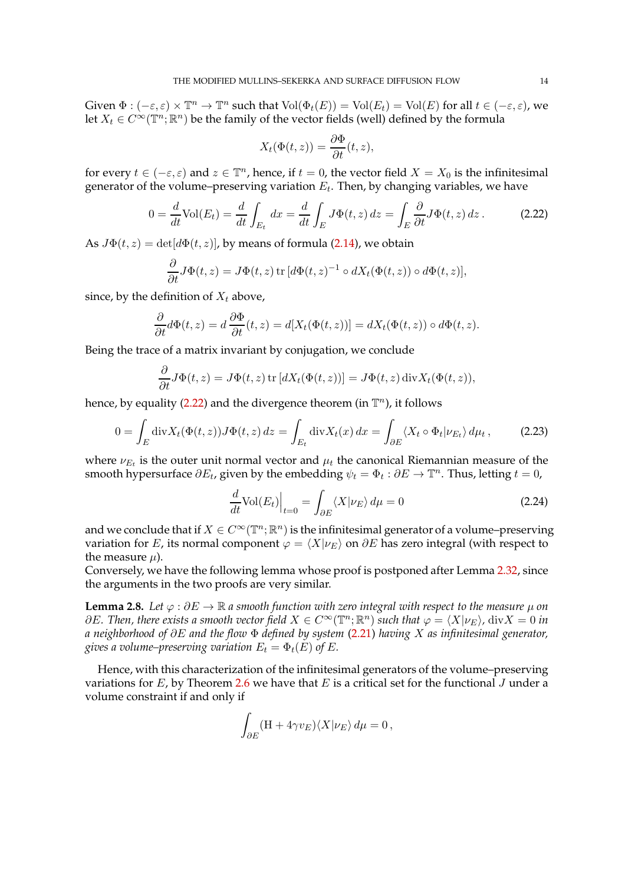Given $\Phi : (-\varepsilon, \varepsilon) \times \mathbb{T}^n \to \mathbb{T}^n$ such that $\mathrm{Vol}(\Phi_t(E)) = \mathrm{Vol}(E_t) = \mathrm{Vol}(E)$ for all $t \in (-\varepsilon, \varepsilon)$, we let $X_t \in C^\infty(\mathbb{T}^n; \mathbb{R}^n)$ be the family of the vector fields (well) defined by the formula

$$X_t(\Phi(t, z)) = \frac{\partial \Phi}{\partial t}(t, z),$$

for every $t \in (-\varepsilon, \varepsilon)$ and $z \in \mathbb{T}^n$, hence, if $t = 0$, the vector field $X = X_0$ is the infinitesimal generator of the volume–preserving variation $E_t$. Then, by changing variables, we have

$$0 = \frac{d}{dt}\mathrm{Vol}(E_t) = \frac{d}{dt}\int_{E_t} dx = \frac{d}{dt}\int_E J\Phi(t, z)\, dz = \int_E \frac{\partial}{\partial t} J\Phi(t, z)\, dz\,. \tag{2.22}$$

As $J\Phi(t, z) = \det[d\Phi(t, z)]$, by means of formula (2.14), we obtain

$$\frac{\partial}{\partial t} J\Phi(t, z) = J\Phi(t, z)\,\mathrm{tr}\,[d\Phi(t, z)^{-1} \circ dX_t(\Phi(t, z)) \circ d\Phi(t, z)],$$

since, by the definition of $X_t$ above,

$$\frac{\partial}{\partial t} d\Phi(t, z) = d\,\frac{\partial \Phi}{\partial t}(t, z) = d[X_t(\Phi(t, z))] = dX_t(\Phi(t, z)) \circ d\Phi(t, z).$$

Being the trace of a matrix invariant by conjugation, we conclude

$$\frac{\partial}{\partial t} J\Phi(t, z) = J\Phi(t, z)\,\mathrm{tr}\,[dX_t(\Phi(t, z))] = J\Phi(t, z)\,\mathrm{div} X_t(\Phi(t, z)),$$

hence, by equality (2.22) and the divergence theorem (in $\mathbb{T}^n$), it follows

$$0 = \int_E \mathrm{div} X_t(\Phi(t, z)) J\Phi(t, z)\, dz = \int_{E_t} \mathrm{div} X_t(x)\, dx = \int_{\partial E} \langle X_t \circ \Phi_t | \nu_{E_t} \rangle\, d\mu_t\,, \tag{2.23}$$

where $\nu_{E_t}$ is the outer unit normal vector and $\mu_t$ the canonical Riemannian measure of the smooth hypersurface $\partial E_t$, given by the embedding $\psi_t = \Phi_t : \partial E \to \mathbb{T}^n$. Thus, letting $t = 0$,

$$\frac{d}{dt}\mathrm{Vol}(E_t)\Big|_{t=0} = \int_{\partial E} \langle X | \nu_E \rangle\, d\mu = 0 \tag{2.24}$$

and we conclude that if $X \in C^\infty(\mathbb{T}^n; \mathbb{R}^n)$ is the infinitesimal generator of a volume–preserving variation for $E$, its normal component $\varphi = \langle X | \nu_E \rangle$ on $\partial E$ has zero integral (with respect to the measure $\mu$).
Conversely, we have the following lemma whose proof is postponed after Lemma 2.32, since the arguments in the two proofs are very similar.

**Lemma 2.8.** *Let $\varphi : \partial E \to \mathbb{R}$ a smooth function with zero integral with respect to the measure $\mu$ on $\partial E$. Then, there exists a smooth vector field $X \in C^\infty(\mathbb{T}^n; \mathbb{R}^n)$ such that $\varphi = \langle X | \nu_E \rangle$, $\mathrm{div} X = 0$ in a neighborhood of $\partial E$ and the flow $\Phi$ defined by system (2.21) having $X$ as infinitesimal generator, gives a volume–preserving variation $E_t = \Phi_t(E)$ of $E$.*

Hence, with this characterization of the infinitesimal generators of the volume–preserving variations for $E$, by Theorem 2.6 we have that $E$ is a critical set for the functional $J$ under a volume constraint if and only if

$$\int_{\partial E} (\mathrm{H} + 4\gamma v_E) \langle X | \nu_E \rangle\, d\mu = 0\,,$$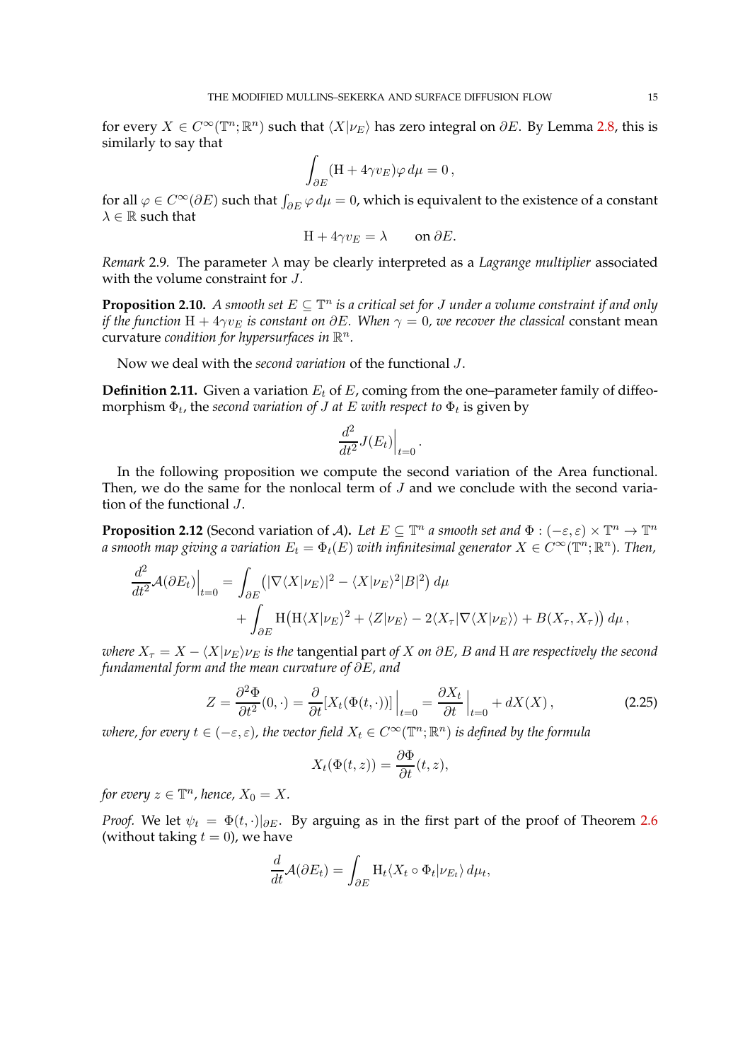for every $X \in C^\infty(\mathbb{T}^n;\mathbb{R}^n)$ such that $\langle X|\nu_E\rangle$ has zero integral on $\partial E$. By Lemma 2.8, this is similarly to say that

$$\int_{\partial E} (\mathrm{H} + 4\gamma v_E)\varphi \, d\mu = 0\,,$$

for all $\varphi \in C^\infty(\partial E)$ such that $\int_{\partial E} \varphi \, d\mu = 0$, which is equivalent to the existence of a constant $\lambda \in \mathbb{R}$ such that

$$\mathrm{H} + 4\gamma v_E = \lambda \qquad \text{on } \partial E.$$

*Remark* 2.9. The parameter $\lambda$ may be clearly interpreted as a *Lagrange multiplier* associated with the volume constraint for $J$.

**Proposition 2.10.** *A smooth set $E \subseteq \mathbb{T}^n$ is a critical set for $J$ under a volume constraint if and only if the function $\mathrm{H} + 4\gamma v_E$ is constant on $\partial E$. When $\gamma = 0$, we recover the classical* constant mean curvature *condition for hypersurfaces in $\mathbb{R}^n$.*

Now we deal with the *second variation* of the functional $J$.

**Definition 2.11.** Given a variation $E_t$ of $E$, coming from the one–parameter family of diffeomorphism $\Phi_t$, the *second variation of $J$ at $E$ with respect to $\Phi_t$* is given by

$$\frac{d^2}{dt^2} J(E_t)\Big|_{t=0}.$$

In the following proposition we compute the second variation of the Area functional. Then, we do the same for the nonlocal term of $J$ and we conclude with the second variation of the functional $J$.

**Proposition 2.12** (Second variation of $\mathcal{A}$). *Let $E \subseteq \mathbb{T}^n$ a smooth set and $\Phi : (-\varepsilon,\varepsilon) \times \mathbb{T}^n \to \mathbb{T}^n$ a smooth map giving a variation $E_t = \Phi_t(E)$ with infinitesimal generator $X \in C^\infty(\mathbb{T}^n;\mathbb{R}^n)$. Then,*

$$\begin{aligned}
\frac{d^2}{dt^2}\mathcal{A}(\partial E_t)\Big|_{t=0} = &\int_{\partial E} \big(|\nabla\langle X|\nu_E\rangle|^2 - \langle X|\nu_E\rangle^2 |B|^2\big)\, d\mu \\
&+ \int_{\partial E} \mathrm{H}\big(\mathrm{H}\langle X|\nu_E\rangle^2 + \langle Z|\nu_E\rangle - 2\langle X_\tau|\nabla\langle X|\nu_E\rangle\rangle + B(X_\tau, X_\tau)\big)\, d\mu\,,
\end{aligned}$$

*where $X_\tau = X - \langle X|\nu_E\rangle\nu_E$ is the* tangential part *of $X$ on $\partial E$, $B$ and $\mathrm{H}$ are respectively the second fundamental form and the mean curvature of $\partial E$, and*

$$Z = \frac{\partial^2\Phi}{\partial t^2}(0,\cdot) = \frac{\partial}{\partial t}[X_t(\Phi(t,\cdot))]\,\Big|_{t=0} = \frac{\partial X_t}{\partial t}\,\Big|_{t=0} + dX(X)\,, \tag{2.25}$$

*where, for every $t \in (-\varepsilon,\varepsilon)$, the vector field $X_t \in C^\infty(\mathbb{T}^n;\mathbb{R}^n)$ is defined by the formula*

$$X_t(\Phi(t,z)) = \frac{\partial\Phi}{\partial t}(t,z),$$

*for every $z \in \mathbb{T}^n$, hence, $X_0 = X$.*

*Proof.* We let $\psi_t = \Phi(t,\cdot)|_{\partial E}$. By arguing as in the first part of the proof of Theorem 2.6 (without taking $t = 0$), we have

$$\frac{d}{dt}\mathcal{A}(\partial E_t) = \int_{\partial E} \mathrm{H}_t \langle X_t \circ \Phi_t | \nu_{E_t}\rangle \, d\mu_t,$$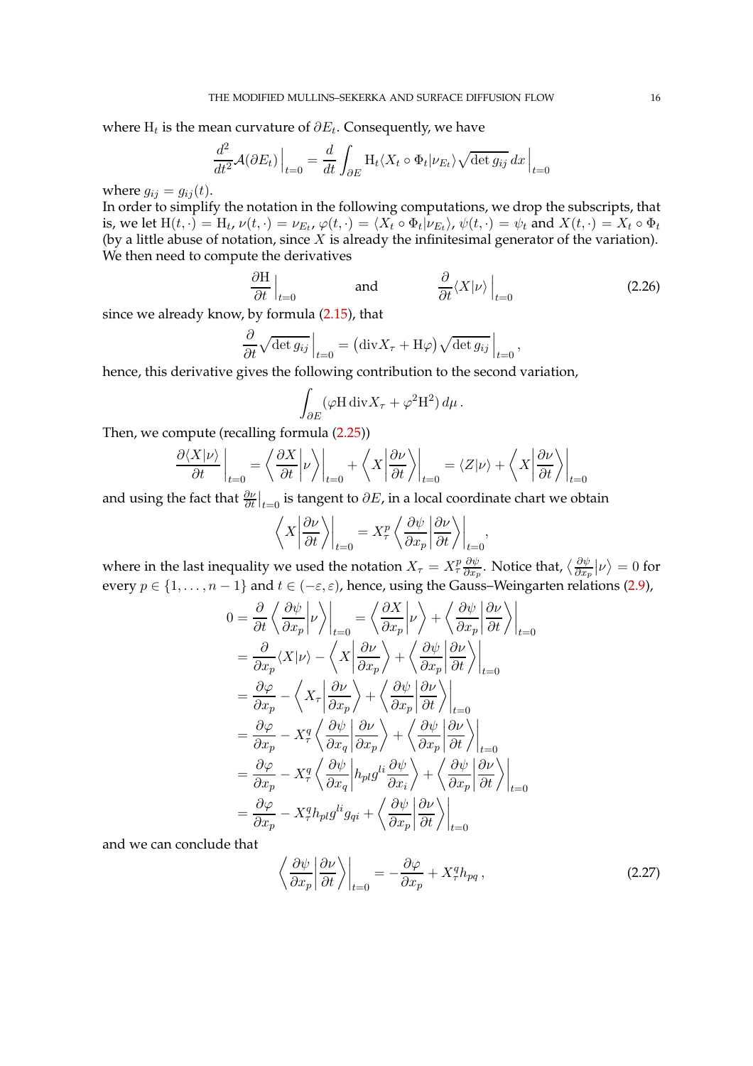where $\mathrm{H}_t$ is the mean curvature of $\partial E_t$. Consequently, we have

$$\frac{d^2}{dt^2}\mathcal{A}(\partial E_t)\Big|_{t=0} = \frac{d}{dt}\int_{\partial E} \mathrm{H}_t \langle X_t \circ \Phi_t | \nu_{E_t}\rangle \sqrt{\det g_{ij}}\, dx\,\Big|_{t=0}$$

where $g_{ij} = g_{ij}(t)$.

In order to simplify the notation in the following computations, we drop the subscripts, that is, we let $\mathrm{H}(t,\cdot) = \mathrm{H}_t$, $\nu(t,\cdot) = \nu_{E_t}$, $\varphi(t,\cdot) = \langle X_t \circ \Phi_t | \nu_{E_t}\rangle$, $\psi(t,\cdot) = \psi_t$ and $X(t,\cdot) = X_t \circ \Phi_t$ (by a little abuse of notation, since $X$ is already the infinitesimal generator of the variation). We then need to compute the derivatives

$$\frac{\partial \mathrm{H}}{\partial t}\Big|_{t=0} \qquad \text{and} \qquad \frac{\partial}{\partial t}\langle X|\nu\rangle\,\Big|_{t=0} \tag{2.26}$$

since we already know, by formula (2.15), that

$$\frac{\partial}{\partial t}\sqrt{\det g_{ij}}\,\Big|_{t=0} = \big(\mathrm{div} X_\tau + \mathrm{H}\varphi\big)\sqrt{\det g_{ij}}\,\Big|_{t=0}\,,$$

hence, this derivative gives the following contribution to the second variation,

$$\int_{\partial E} (\varphi \mathrm{H}\,\mathrm{div} X_\tau + \varphi^2 \mathrm{H}^2)\, d\mu\,.$$

Then, we compute (recalling formula (2.25))

$$\frac{\partial \langle X|\nu\rangle}{\partial t}\Big|_{t=0} = \left\langle \frac{\partial X}{\partial t}\,\middle|\,\nu\right\rangle\Big|_{t=0} + \left\langle X\,\middle|\,\frac{\partial \nu}{\partial t}\right\rangle\Big|_{t=0} = \langle Z|\nu\rangle + \left\langle X\,\middle|\,\frac{\partial \nu}{\partial t}\right\rangle\Big|_{t=0}$$

and using the fact that $\frac{\partial \nu}{\partial t}\big|_{t=0}$ is tangent to $\partial E$, in a local coordinate chart we obtain

$$\left\langle X\,\middle|\,\frac{\partial \nu}{\partial t}\right\rangle\Big|_{t=0} = X^p_\tau \left\langle \frac{\partial \psi}{\partial x_p}\,\middle|\,\frac{\partial \nu}{\partial t}\right\rangle\Big|_{t=0},$$

where in the last inequality we used the notation $X_\tau = X^p_\tau \frac{\partial \psi}{\partial x_p}$. Notice that, $\big\langle \frac{\partial \psi}{\partial x_p}\big|\nu\big\rangle = 0$ for every $p \in \{1,\dots,n-1\}$ and $t \in (-\varepsilon,\varepsilon)$, hence, using the Gauss–Weingarten relations (2.9),

$$\begin{aligned}
0 = \frac{\partial}{\partial t}\left\langle \frac{\partial \psi}{\partial x_p}\,\middle|\,\nu\right\rangle\Big|_{t=0} &= \left\langle \frac{\partial X}{\partial x_p}\,\middle|\,\nu\right\rangle + \left\langle \frac{\partial \psi}{\partial x_p}\,\middle|\,\frac{\partial \nu}{\partial t}\right\rangle\Big|_{t=0}\\
&= \frac{\partial}{\partial x_p}\langle X|\nu\rangle - \left\langle X\,\middle|\,\frac{\partial \nu}{\partial x_p}\right\rangle + \left\langle \frac{\partial \psi}{\partial x_p}\,\middle|\,\frac{\partial \nu}{\partial t}\right\rangle\Big|_{t=0}\\
&= \frac{\partial \varphi}{\partial x_p} - \left\langle X_\tau\,\middle|\,\frac{\partial \nu}{\partial x_p}\right\rangle + \left\langle \frac{\partial \psi}{\partial x_p}\,\middle|\,\frac{\partial \nu}{\partial t}\right\rangle\Big|_{t=0}\\
&= \frac{\partial \varphi}{\partial x_p} - X^q_\tau \left\langle \frac{\partial \psi}{\partial x_q}\,\middle|\,\frac{\partial \nu}{\partial x_p}\right\rangle + \left\langle \frac{\partial \psi}{\partial x_p}\,\middle|\,\frac{\partial \nu}{\partial t}\right\rangle\Big|_{t=0}\\
&= \frac{\partial \varphi}{\partial x_p} - X^q_\tau \left\langle \frac{\partial \psi}{\partial x_q}\,\middle|\,h_{pl}g^{li}\frac{\partial \psi}{\partial x_i}\right\rangle + \left\langle \frac{\partial \psi}{\partial x_p}\,\middle|\,\frac{\partial \nu}{\partial t}\right\rangle\Big|_{t=0}\\
&= \frac{\partial \varphi}{\partial x_p} - X^q_\tau h_{pl}g^{li}g_{qi} + \left\langle \frac{\partial \psi}{\partial x_p}\,\middle|\,\frac{\partial \nu}{\partial t}\right\rangle\Big|_{t=0}
\end{aligned}$$

and we can conclude that

$$\left\langle \frac{\partial \psi}{\partial x_p}\,\middle|\,\frac{\partial \nu}{\partial t}\right\rangle\Big|_{t=0} = -\frac{\partial \varphi}{\partial x_p} + X^q_\tau h_{pq}\,, \tag{2.27}$$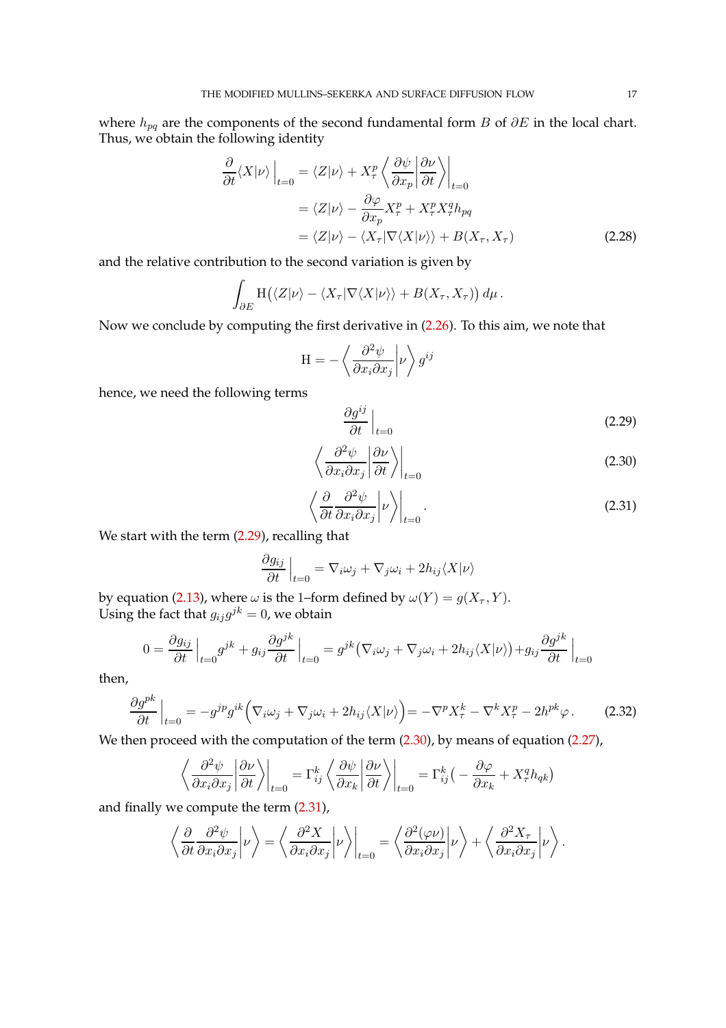where $h_{pq}$ are the components of the second fundamental form $B$ of $\partial E$ in the local chart. Thus, we obtain the following identity

$$
\begin{aligned}
\frac{\partial}{\partial t}\langle X|\nu\rangle\Big|_{t=0} &= \langle Z|\nu\rangle + X^p_\tau \left\langle \frac{\partial\psi}{\partial x_p}\Big|\frac{\partial\nu}{\partial t}\right\rangle\Big|_{t=0} \\
&= \langle Z|\nu\rangle - \frac{\partial\varphi}{\partial x_p}X^p_\tau + X^p_\tau X^q_\tau h_{pq} \\
&= \langle Z|\nu\rangle - \langle X_\tau|\nabla\langle X|\nu\rangle\rangle + B(X_\tau, X_\tau)
\end{aligned}
\tag{2.28}
$$

and the relative contribution to the second variation is given by

$$
\int_{\partial E} \mathrm{H}\big(\langle Z|\nu\rangle - \langle X_\tau|\nabla\langle X|\nu\rangle\rangle + B(X_\tau, X_\tau)\big)\, d\mu\,.
$$

Now we conclude by computing the first derivative in (2.26). To this aim, we note that

$$
\mathrm{H} = -\left\langle \frac{\partial^2\psi}{\partial x_i\partial x_j}\Big|\nu\right\rangle g^{ij}
$$

hence, we need the following terms

$$
\frac{\partial g^{ij}}{\partial t}\Big|_{t=0} \tag{2.29}
$$

$$
\left\langle \frac{\partial^2\psi}{\partial x_i\partial x_j}\Big|\frac{\partial\nu}{\partial t}\right\rangle\Big|_{t=0} \tag{2.30}
$$

$$
\left\langle \frac{\partial}{\partial t}\frac{\partial^2\psi}{\partial x_i\partial x_j}\Big|\nu\right\rangle\Big|_{t=0}. \tag{2.31}
$$

We start with the term (2.29), recalling that

$$
\frac{\partial g_{ij}}{\partial t}\Big|_{t=0} = \nabla_i\omega_j + \nabla_j\omega_i + 2h_{ij}\langle X|\nu\rangle
$$

by equation (2.13), where $\omega$ is the 1–form defined by $\omega(Y) = g(X_\tau, Y)$.
Using the fact that $g_{ij}g^{jk} = 0$, we obtain

$$
0 = \frac{\partial g_{ij}}{\partial t}\Big|_{t=0} g^{jk} + g_{ij}\frac{\partial g^{jk}}{\partial t}\Big|_{t=0} = g^{jk}\big(\nabla_i\omega_j + \nabla_j\omega_i + 2h_{ij}\langle X|\nu\rangle\big) + g_{ij}\frac{\partial g^{jk}}{\partial t}\Big|_{t=0}
$$

then,

$$
\frac{\partial g^{pk}}{\partial t}\Big|_{t=0} = -g^{jp}g^{ik}\Big(\nabla_i\omega_j + \nabla_j\omega_i + 2h_{ij}\langle X|\nu\rangle\Big) = -\nabla^p X^k_\tau - \nabla^k X^p_\tau - 2h^{pk}\varphi\,. \tag{2.32}
$$

We then proceed with the computation of the term (2.30), by means of equation (2.27),

$$
\left\langle \frac{\partial^2\psi}{\partial x_i\partial x_j}\Big|\frac{\partial\nu}{\partial t}\right\rangle\Big|_{t=0} = \Gamma^k_{ij}\left\langle \frac{\partial\psi}{\partial x_k}\Big|\frac{\partial\nu}{\partial t}\right\rangle\Big|_{t=0} = \Gamma^k_{ij}\big(-\frac{\partial\varphi}{\partial x_k} + X^q_\tau h_{qk}\big)
$$

and finally we compute the term (2.31),

$$
\left\langle \frac{\partial}{\partial t}\frac{\partial^2\psi}{\partial x_i\partial x_j}\Big|\nu\right\rangle = \left\langle \frac{\partial^2 X}{\partial x_i\partial x_j}\Big|\nu\right\rangle\Big|_{t=0} = \left\langle \frac{\partial^2(\varphi\nu)}{\partial x_i\partial x_j}\Big|\nu\right\rangle + \left\langle \frac{\partial^2 X_\tau}{\partial x_i\partial x_j}\Big|\nu\right\rangle.
$$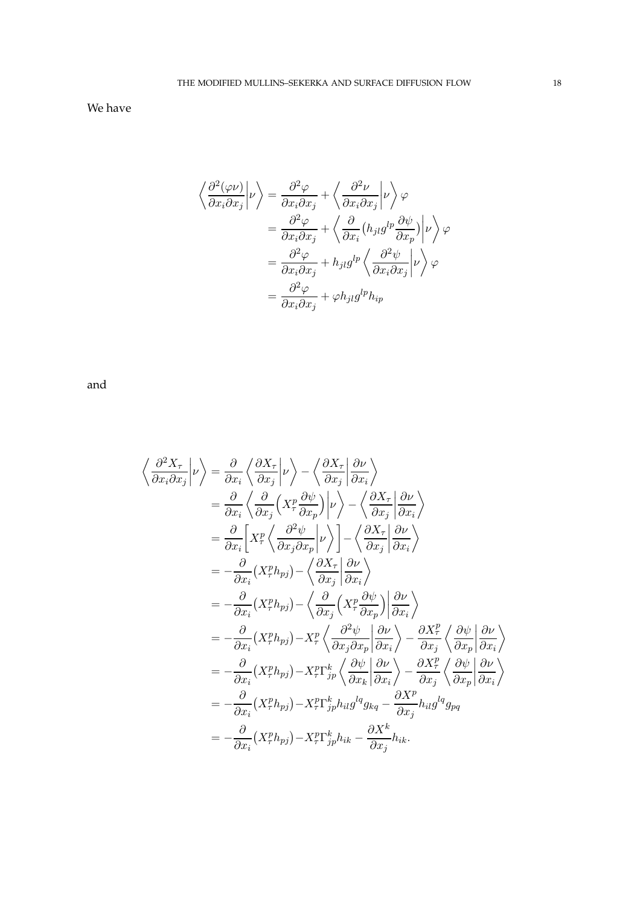We have

$$
\begin{aligned}
\left\langle \frac{\partial^2(\varphi\nu)}{\partial x_i \partial x_j} \middle| \nu \right\rangle &= \frac{\partial^2 \varphi}{\partial x_i \partial x_j} + \left\langle \frac{\partial^2 \nu}{\partial x_i \partial x_j} \middle| \nu \right\rangle \varphi \\
&= \frac{\partial^2 \varphi}{\partial x_i \partial x_j} + \left\langle \frac{\partial}{\partial x_i} \big(h_{jl} g^{lp} \frac{\partial \psi}{\partial x_p}\big) \middle| \nu \right\rangle \varphi \\
&= \frac{\partial^2 \varphi}{\partial x_i \partial x_j} + h_{jl} g^{lp} \left\langle \frac{\partial^2 \psi}{\partial x_i \partial x_j} \middle| \nu \right\rangle \varphi \\
&= \frac{\partial^2 \varphi}{\partial x_i \partial x_j} + \varphi h_{jl} g^{lp} h_{ip}
\end{aligned}
$$

and

$$
\begin{aligned}
\left\langle \frac{\partial^2 X_\tau}{\partial x_i \partial x_j} \middle| \nu \right\rangle &= \frac{\partial}{\partial x_i} \left\langle \frac{\partial X_\tau}{\partial x_j} \middle| \nu \right\rangle - \left\langle \frac{\partial X_\tau}{\partial x_j} \middle| \frac{\partial \nu}{\partial x_i} \right\rangle \\
&= \frac{\partial}{\partial x_i} \left\langle \frac{\partial}{\partial x_j} \Big( X_\tau^p \frac{\partial \psi}{\partial x_p} \Big) \middle| \nu \right\rangle - \left\langle \frac{\partial X_\tau}{\partial x_j} \middle| \frac{\partial \nu}{\partial x_i} \right\rangle \\
&= \frac{\partial}{\partial x_i} \Bigg[ X_\tau^p \left\langle \frac{\partial^2 \psi}{\partial x_j \partial x_p} \middle| \nu \right\rangle \Bigg] - \left\langle \frac{\partial X_\tau}{\partial x_j} \middle| \frac{\partial \nu}{\partial x_i} \right\rangle \\
&= -\frac{\partial}{\partial x_i} \big( X_\tau^p h_{pj} \big) - \left\langle \frac{\partial X_\tau}{\partial x_j} \middle| \frac{\partial \nu}{\partial x_i} \right\rangle \\
&= -\frac{\partial}{\partial x_i} \big( X_\tau^p h_{pj} \big) - \left\langle \frac{\partial}{\partial x_j} \Big( X_\tau^p \frac{\partial \psi}{\partial x_p} \Big) \middle| \frac{\partial \nu}{\partial x_i} \right\rangle \\
&= -\frac{\partial}{\partial x_i} \big( X_\tau^p h_{pj} \big) - X_\tau^p \left\langle \frac{\partial^2 \psi}{\partial x_j \partial x_p} \middle| \frac{\partial \nu}{\partial x_i} \right\rangle - \frac{\partial X_\tau^p}{\partial x_j} \left\langle \frac{\partial \psi}{\partial x_p} \middle| \frac{\partial \nu}{\partial x_i} \right\rangle \\
&= -\frac{\partial}{\partial x_i} \big( X_\tau^p h_{pj} \big) - X_\tau^p \Gamma_{jp}^k \left\langle \frac{\partial \psi}{\partial x_k} \middle| \frac{\partial \nu}{\partial x_i} \right\rangle - \frac{\partial X_\tau^p}{\partial x_j} \left\langle \frac{\partial \psi}{\partial x_p} \middle| \frac{\partial \nu}{\partial x_i} \right\rangle \\
&= -\frac{\partial}{\partial x_i} \big( X_\tau^p h_{pj} \big) - X_\tau^p \Gamma_{jp}^k h_{il} g^{lq} g_{kq} - \frac{\partial X^p}{\partial x_j} h_{il} g^{lq} g_{pq} \\
&= -\frac{\partial}{\partial x_i} \big( X_\tau^p h_{pj} \big) - X_\tau^p \Gamma_{jp}^k h_{ik} - \frac{\partial X^k}{\partial x_j} h_{ik}.
\end{aligned}
$$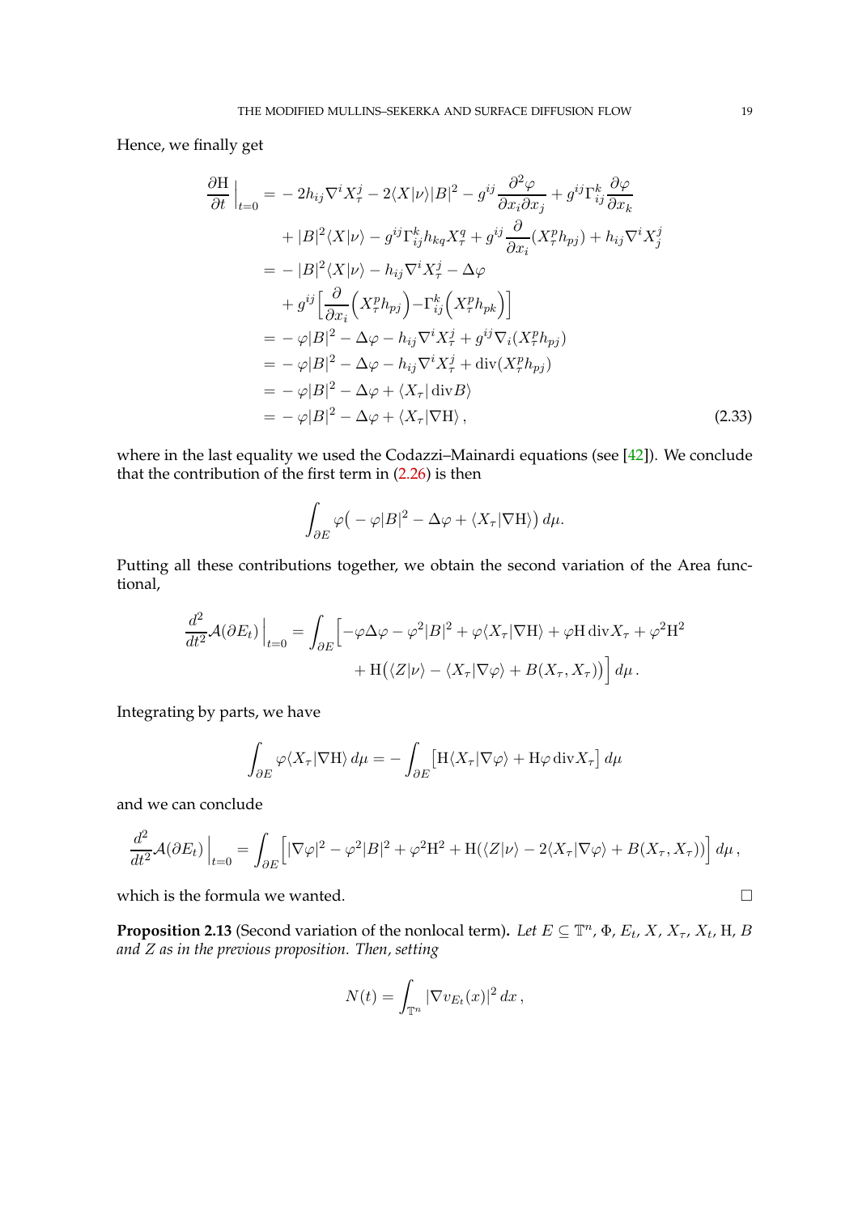Hence, we finally get

$$
\begin{aligned}
\frac{\partial \mathrm{H}}{\partial t}\Big|_{t=0} =& -2h_{ij}\nabla^i X_\tau^j - 2\langle X|\nu\rangle|B|^2 - g^{ij}\frac{\partial^2\varphi}{\partial x_i\partial x_j} + g^{ij}\Gamma_{ij}^k\frac{\partial\varphi}{\partial x_k}\\
&+|B|^2\langle X|\nu\rangle - g^{ij}\Gamma_{ij}^k h_{kq}X_\tau^q + g^{ij}\frac{\partial}{\partial x_i}(X_\tau^p h_{pj}) + h_{ij}\nabla^i X_j^j\\
=& -|B|^2\langle X|\nu\rangle - h_{ij}\nabla^i X_\tau^j - \Delta\varphi\\
&+ g^{ij}\Big[\frac{\partial}{\partial x_i}\Big(X_\tau^p h_{pj}\Big) - \Gamma_{ij}^k\Big(X_\tau^p h_{pk}\Big)\Big]\\
=& -\varphi|B|^2 - \Delta\varphi - h_{ij}\nabla^i X_\tau^j + g^{ij}\nabla_i(X_\tau^p h_{pj})\\
=& -\varphi|B|^2 - \Delta\varphi - h_{ij}\nabla^i X_\tau^j + \mathrm{div}(X_\tau^p h_{pj})\\
=& -\varphi|B|^2 - \Delta\varphi + \langle X_\tau|\,\mathrm{div}B\rangle\\
=& -\varphi|B|^2 - \Delta\varphi + \langle X_\tau|\nabla\mathrm{H}\rangle\,,
\end{aligned}
\tag{2.33}
$$

where in the last equality we used the Codazzi–Mainardi equations (see [42]). We conclude that the contribution of the first term in (2.26) is then

$$
\int_{\partial E}\varphi\big(-\varphi|B|^2 - \Delta\varphi + \langle X_\tau|\nabla\mathrm{H}\rangle\big)\,d\mu.
$$

Putting all these contributions together, we obtain the second variation of the Area functional,

$$
\begin{aligned}
\frac{d^2}{dt^2}\mathcal{A}(\partial E_t)\Big|_{t=0} = \int_{\partial E}\Big[&-\varphi\Delta\varphi - \varphi^2|B|^2 + \varphi\langle X_\tau|\nabla\mathrm{H}\rangle + \varphi\mathrm{H}\,\mathrm{div}X_\tau + \varphi^2\mathrm{H}^2\\
&+\mathrm{H}\big(\langle Z|\nu\rangle - \langle X_\tau|\nabla\varphi\rangle + B(X_\tau,X_\tau)\big)\Big]\,d\mu\,.
\end{aligned}
$$

Integrating by parts, we have

$$
\int_{\partial E}\varphi\langle X_\tau|\nabla\mathrm{H}\rangle\,d\mu = -\int_{\partial E}\big[\mathrm{H}\langle X_\tau|\nabla\varphi\rangle + \mathrm{H}\varphi\,\mathrm{div}X_\tau\big]\,d\mu
$$

and we can conclude

$$
\frac{d^2}{dt^2}\mathcal{A}(\partial E_t)\Big|_{t=0} = \int_{\partial E}\Big[|\nabla\varphi|^2 - \varphi^2|B|^2 + \varphi^2\mathrm{H}^2 + \mathrm{H}(\langle Z|\nu\rangle - 2\langle X_\tau|\nabla\varphi\rangle + B(X_\tau,X_\tau))\Big]\,d\mu\,,
$$

which is the formula we wanted. □

**Proposition 2.13** (Second variation of the nonlocal term)**.** *Let $E\subseteq\mathbb{T}^n$, $\Phi$, $E_t$, $X$, $X_\tau$, $X_t$, $\mathrm{H}$, $B$ and $Z$ as in the previous proposition. Then, setting*

$$
N(t) = \int_{\mathbb{T}^n}|\nabla v_{E_t}(x)|^2\,dx\,,
$$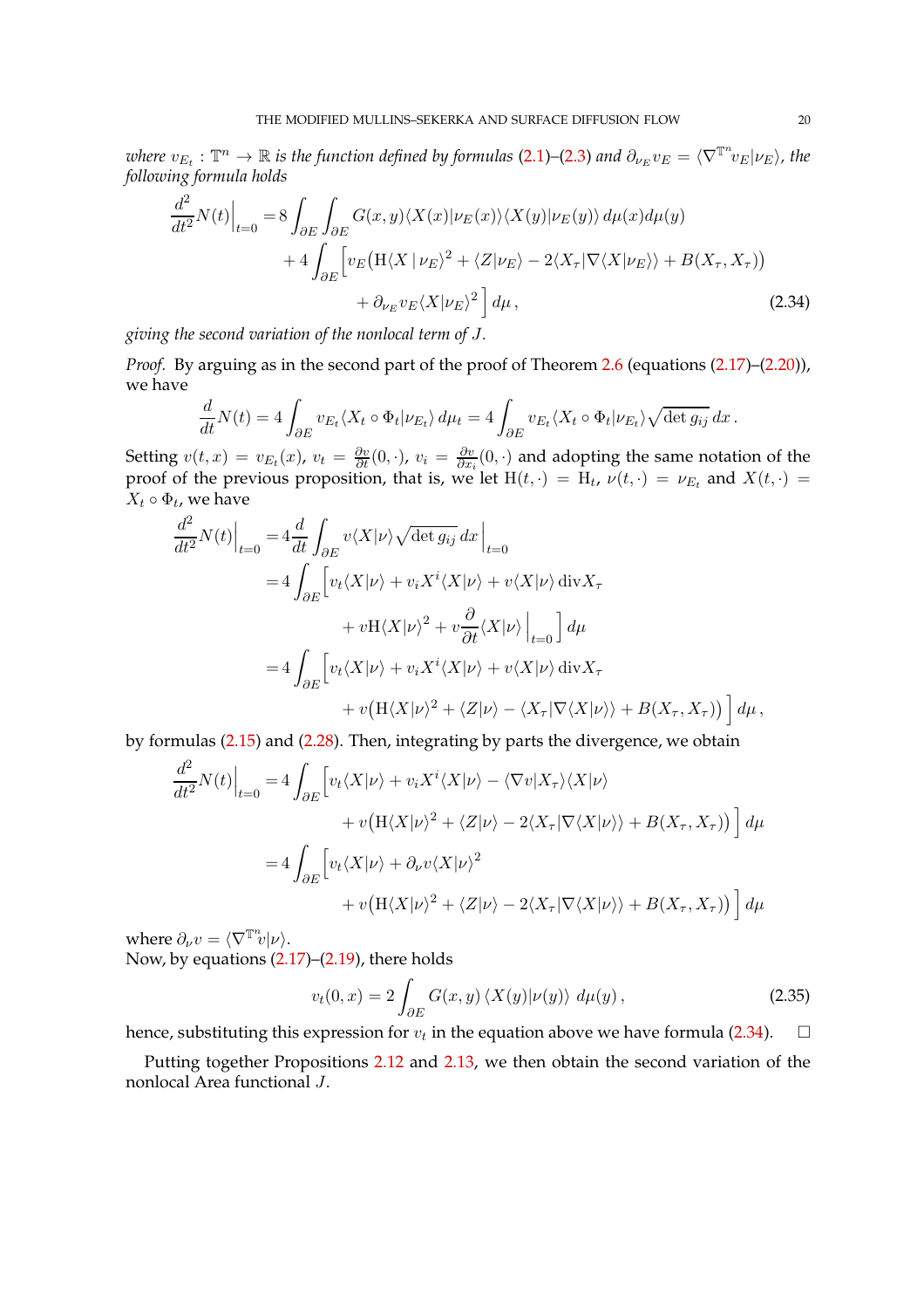*where $v_{E_t} : \mathbb{T}^n \to \mathbb{R}$ is the function defined by formulas (2.1)–(2.3) and $\partial_{\nu_E} v_E = \langle \nabla^{\mathbb{T}^n} v_E | \nu_E \rangle$, the following formula holds*

$$
\begin{aligned}
\frac{d^2}{dt^2} N(t)\Big|_{t=0} = & \, 8 \int_{\partial E} \int_{\partial E} G(x,y) \langle X(x) | \nu_E(x) \rangle \langle X(y) | \nu_E(y) \rangle \, d\mu(x) d\mu(y) \\
& + 4 \int_{\partial E} \Big[ v_E \big( \mathrm{H} \langle X \,|\, \nu_E \rangle^2 + \langle Z | \nu_E \rangle - 2 \langle X_\tau | \nabla \langle X | \nu_E \rangle \rangle + B(X_\tau, X_\tau) \big) \\
& \qquad\qquad + \partial_{\nu_E} v_E \langle X | \nu_E \rangle^2 \Big] \, d\mu \,,
\end{aligned}
\tag{2.34}
$$

*giving the second variation of the nonlocal term of $J$.*

*Proof.* By arguing as in the second part of the proof of Theorem 2.6 (equations (2.17)–(2.20)), we have

$$
\frac{d}{dt} N(t) = 4 \int_{\partial E} v_{E_t} \langle X_t \circ \Phi_t | \nu_{E_t} \rangle \, d\mu_t = 4 \int_{\partial E} v_{E_t} \langle X_t \circ \Phi_t | \nu_{E_t} \rangle \sqrt{\det g_{ij}} \, dx \,.
$$

Setting $v(t,x) = v_{E_t}(x)$, $v_t = \frac{\partial v}{\partial t}(0, \cdot)$, $v_i = \frac{\partial v}{\partial x_i}(0, \cdot)$ and adopting the same notation of the proof of the previous proposition, that is, we let $\mathrm{H}(t, \cdot) = \mathrm{H}_t$, $\nu(t, \cdot) = \nu_{E_t}$ and $X(t, \cdot) = X_t \circ \Phi_t$, we have

$$
\begin{aligned}
\frac{d^2}{dt^2} N(t)\Big|_{t=0} = & \, 4 \frac{d}{dt} \int_{\partial E} v \langle X | \nu \rangle \sqrt{\det g_{ij}} \, dx \, \Big|_{t=0} \\
= & \, 4 \int_{\partial E} \Big[ v_t \langle X | \nu \rangle + v_i X^i \langle X | \nu \rangle + v \langle X | \nu \rangle \, \mathrm{div} X_\tau \\
& \qquad + v \mathrm{H} \langle X | \nu \rangle^2 + v \frac{\partial}{\partial t} \langle X | \nu \rangle \Big|_{t=0} \Big] \, d\mu \\
= & \, 4 \int_{\partial E} \Big[ v_t \langle X | \nu \rangle + v_i X^i \langle X | \nu \rangle + v \langle X | \nu \rangle \, \mathrm{div} X_\tau \\
& \qquad + v \big( \mathrm{H} \langle X | \nu \rangle^2 + \langle Z | \nu \rangle - \langle X_\tau | \nabla \langle X | \nu \rangle \rangle + B(X_\tau, X_\tau) \big) \Big] \, d\mu \,,
\end{aligned}
$$

by formulas (2.15) and (2.28). Then, integrating by parts the divergence, we obtain

$$
\begin{aligned}
\frac{d^2}{dt^2} N(t)\Big|_{t=0} = & \, 4 \int_{\partial E} \Big[ v_t \langle X | \nu \rangle + v_i X^i \langle X | \nu \rangle - \langle \nabla v | X_\tau \rangle \langle X | \nu \rangle \\
& \qquad + v \big( \mathrm{H} \langle X | \nu \rangle^2 + \langle Z | \nu \rangle - 2 \langle X_\tau | \nabla \langle X | \nu \rangle \rangle + B(X_\tau, X_\tau) \big) \Big] \, d\mu \\
= & \, 4 \int_{\partial E} \Big[ v_t \langle X | \nu \rangle + \partial_\nu v \langle X | \nu \rangle^2 \\
& \qquad + v \big( \mathrm{H} \langle X | \nu \rangle^2 + \langle Z | \nu \rangle - 2 \langle X_\tau | \nabla \langle X | \nu \rangle \rangle + B(X_\tau, X_\tau) \big) \Big] \, d\mu
\end{aligned}
$$

where $\partial_\nu v = \langle \nabla^{\mathbb{T}^n} v | \nu \rangle$.
Now, by equations (2.17)–(2.19), there holds

$$
v_t(0, x) = 2 \int_{\partial E} G(x,y) \, \langle X(y) | \nu(y) \rangle \, d\mu(y) \,,
\tag{2.35}
$$

hence, substituting this expression for $v_t$ in the equation above we have formula (2.34). $\square$

Putting together Propositions 2.12 and 2.13, we then obtain the second variation of the nonlocal Area functional $J$.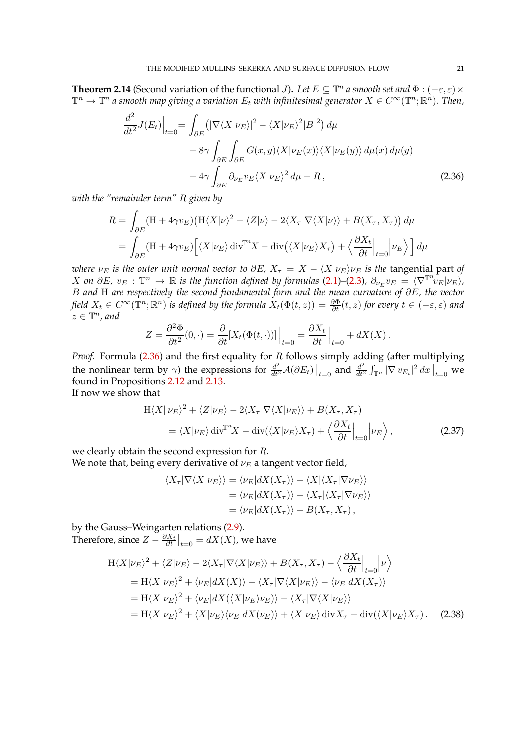**Theorem 2.14** (Second variation of the functional $J$)**.** *Let $E \subseteq \mathbb{T}^n$ a smooth set and $\Phi : (-\varepsilon, \varepsilon) \times \mathbb{T}^n \to \mathbb{T}^n$ a smooth map giving a variation $E_t$ with infinitesimal generator $X \in C^\infty(\mathbb{T}^n; \mathbb{R}^n)$. Then,*

$$
\begin{aligned}
\frac{d^2}{dt^2} J(E_t)\Big|_{t=0} = & \int_{\partial E} \big( |\nabla \langle X | \nu_E \rangle|^2 - \langle X | \nu_E \rangle^2 |B|^2 \big)\, d\mu \\
& + 8\gamma \int_{\partial E} \int_{\partial E} G(x,y) \langle X | \nu_E(x) \rangle \langle X | \nu_E(y) \rangle \, d\mu(x)\, d\mu(y) \\
& + 4\gamma \int_{\partial E} \partial_{\nu_E} v_E \langle X | \nu_E \rangle^2 \, d\mu + R\,,
\end{aligned}
\tag{2.36}
$$

*with the "remainder term" $R$ given by*

$$
\begin{aligned}
R &= \int_{\partial E} (\mathrm{H} + 4\gamma v_E) \big( \mathrm{H} \langle X | \nu \rangle^2 + \langle Z | \nu \rangle - 2 \langle X_\tau | \nabla \langle X | \nu \rangle \rangle + B(X_\tau, X_\tau) \big)\, d\mu \\
&= \int_{\partial E} (\mathrm{H} + 4\gamma v_E) \Big[ \langle X | \nu_E \rangle \operatorname{div}^{\mathbb{T}^n} X - \operatorname{div}\big( \langle X | \nu_E \rangle X_\tau \big) + \Big\langle \frac{\partial X_t}{\partial t}\Big|_{t=0} \Big| \nu_E \Big\rangle \Big]\, d\mu
\end{aligned}
$$

*where $\nu_E$ is the outer unit normal vector to $\partial E$, $X_\tau = X - \langle X | \nu_E \rangle \nu_E$ is the* tangential part *of $X$ on $\partial E$, $v_E : \mathbb{T}^n \to \mathbb{R}$ is the function defined by formulas (2.1)–(2.3), $\partial_{\nu_E} v_E = \langle \nabla^{\mathbb{T}^n} v_E | \nu_E \rangle$, $B$ and $\mathrm{H}$ are respectively the second fundamental form and the mean curvature of $\partial E$, the vector field $X_t \in C^\infty(\mathbb{T}^n; \mathbb{R}^n)$ is defined by the formula $X_t(\Phi(t,z)) = \frac{\partial \Phi}{\partial t}(t,z)$ for every $t \in (-\varepsilon, \varepsilon)$ and $z \in \mathbb{T}^n$, and*

$$
Z = \frac{\partial^2 \Phi}{\partial t^2}(0, \cdot) = \frac{\partial}{\partial t} [X_t(\Phi(t, \cdot))] \Big|_{t=0} = \frac{\partial X_t}{\partial t}\Big|_{t=0} + dX(X)\,.
$$

*Proof.* Formula (2.36) and the first equality for $R$ follows simply adding (after multiplying the nonlinear term by $\gamma$) the expressions for $\frac{d^2}{dt^2} \mathcal{A}(\partial E_t)\big|_{t=0}$ and $\frac{d^2}{dt^2} \int_{\mathbb{T}^n} |\nabla v_{E_t}|^2 \, dx \,\big|_{t=0}$ we found in Propositions 2.12 and 2.13.
If now we show that

$$
\begin{aligned}
&\mathrm{H} \langle X | \nu_E \rangle^2 + \langle Z | \nu_E \rangle - 2 \langle X_\tau | \nabla \langle X | \nu_E \rangle \rangle + B(X_\tau, X_\tau) \\
&\qquad = \langle X | \nu_E \rangle \operatorname{div}^{\mathbb{T}^n} X - \operatorname{div}(\langle X | \nu_E \rangle X_\tau) + \Big\langle \frac{\partial X_t}{\partial t}\Big|_{t=0} \Big| \nu_E \Big\rangle\,,
\end{aligned}
\tag{2.37}
$$

we clearly obtain the second expression for $R$.
We note that, being every derivative of $\nu_E$ a tangent vector field,

$$
\begin{aligned}
\langle X_\tau | \nabla \langle X | \nu_E \rangle \rangle &= \langle \nu_E | dX(X_\tau) \rangle + \langle X | \langle X_\tau | \nabla \nu_E \rangle \rangle \\
&= \langle \nu_E | dX(X_\tau) \rangle + \langle X_\tau | \langle X_\tau | \nabla \nu_E \rangle \rangle \\
&= \langle \nu_E | dX(X_\tau) \rangle + B(X_\tau, X_\tau)\,,
\end{aligned}
$$

by the Gauss–Weingarten relations (2.9).
Therefore, since $Z - \frac{\partial X_t}{\partial t}\big|_{t=0} = dX(X)$, we have

$$
\begin{aligned}
&\mathrm{H} \langle X | \nu_E \rangle^2 + \langle Z | \nu_E \rangle - 2 \langle X_\tau | \nabla \langle X | \nu_E \rangle \rangle + B(X_\tau, X_\tau) - \Big\langle \frac{\partial X_t}{\partial t}\Big|_{t=0} \Big| \nu \Big\rangle \\
&= \mathrm{H} \langle X | \nu_E \rangle^2 + \langle \nu_E | dX(X) \rangle - \langle X_\tau | \nabla \langle X | \nu_E \rangle \rangle - \langle \nu_E | dX(X_\tau) \rangle \\
&= \mathrm{H} \langle X | \nu_E \rangle^2 + \langle \nu_E | dX(\langle X | \nu_E \rangle \nu_E) \rangle - \langle X_\tau | \nabla \langle X | \nu_E \rangle \rangle \\
&= \mathrm{H} \langle X | \nu_E \rangle^2 + \langle X | \nu_E \rangle \langle \nu_E | dX(\nu_E) \rangle + \langle X | \nu_E \rangle \operatorname{div} X_\tau - \operatorname{div}(\langle X | \nu_E \rangle X_\tau)\,.
\end{aligned}
\tag{2.38}
$$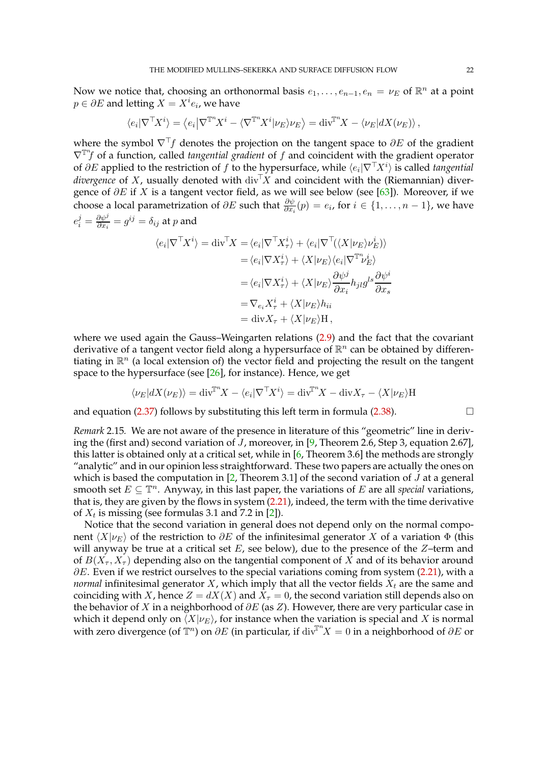Now we notice that, choosing an orthonormal basis $e_1, \dots, e_{n-1}, e_n = \nu_E$ of $\mathbb{R}^n$ at a point $p \in \partial E$ and letting $X = X^i e_i$, we have

$$\langle e_i | \nabla^\top X^i \rangle = \big\langle e_i \big| \nabla^{\mathbb{T}^n} X^i - \langle \nabla^{\mathbb{T}^n} X^i | \nu_E \rangle \nu_E \big\rangle = \operatorname{div}^{\mathbb{T}^n} X - \langle \nu_E | dX(\nu_E) \rangle\,,$$

where the symbol $\nabla^\top f$ denotes the projection on the tangent space to $\partial E$ of the gradient $\nabla^{\mathbb{T}^n} f$ of a function, called *tangential gradient* of $f$ and coincident with the gradient operator of $\partial E$ applied to the restriction of $f$ to the hypersurface, while $\langle e_i | \nabla^\top X^i \rangle$ is called *tangential divergence* of $X$, usually denoted with $\operatorname{div}^\top X$ and coincident with the (Riemannian) divergence of $\partial E$ if $X$ is a tangent vector field, as we will see below (see [63]). Moreover, if we choose a local parametrization of $\partial E$ such that $\frac{\partial \psi}{\partial x_i}(p) = e_i$, for $i \in \{1, \dots, n-1\}$, we have $e_i^j = \frac{\partial \psi^j}{\partial x_i} = g^{ij} = \delta_{ij}$ at $p$ and

$$\begin{aligned}
\langle e_i | \nabla^\top X^i \rangle = \operatorname{div}^\top X &= \langle e_i | \nabla^\top X_\tau^i \rangle + \langle e_i | \nabla^\top (\langle X | \nu_E \rangle \nu_E^i) \rangle \\
&= \langle e_i | \nabla X_\tau^i \rangle + \langle X | \nu_E \rangle \langle e_i | \nabla^{\mathbb{T}^n} \nu_E^i \rangle \\
&= \langle e_i | \nabla X_\tau^i \rangle + \langle X | \nu_E \rangle \frac{\partial \psi^j}{\partial x_i} h_{jl} g^{ls} \frac{\partial \psi^i}{\partial x_s} \\
&= \nabla_{e_i} X_\tau^i + \langle X | \nu_E \rangle h_{ii} \\
&= \operatorname{div} X_\tau + \langle X | \nu_E \rangle \mathrm{H}\,,
\end{aligned}$$

where we used again the Gauss–Weingarten relations (2.9) and the fact that the covariant derivative of a tangent vector field along a hypersurface of $\mathbb{R}^n$ can be obtained by differentiating in $\mathbb{R}^n$ (a local extension of) the vector field and projecting the result on the tangent space to the hypersurface (see [26], for instance). Hence, we get

$$\langle \nu_E | dX(\nu_E) \rangle = \operatorname{div}^{\mathbb{T}^n} X - \langle e_i | \nabla^\top X^i \rangle = \operatorname{div}^{\mathbb{T}^n} X - \operatorname{div} X_\tau - \langle X | \nu_E \rangle \mathrm{H}$$

and equation (2.37) follows by substituting this left term in formula (2.38). $\square$

*Remark* 2.15. We are not aware of the presence in literature of this "geometric" line in deriving the (first and) second variation of $J$, moreover, in [9, Theorem 2.6, Step 3, equation 2.67], this latter is obtained only at a critical set, while in [6, Theorem 3.6] the methods are strongly "analytic" and in our opinion less straightforward. These two papers are actually the ones on which is based the computation in [2, Theorem 3.1] of the second variation of $J$ at a general smooth set $E \subseteq \mathbb{T}^n$. Anyway, in this last paper, the variations of $E$ are all *special* variations, that is, they are given by the flows in system (2.21), indeed, the term with the time derivative of $X_t$ is missing (see formulas 3.1 and 7.2 in [2]).

Notice that the second variation in general does not depend only on the normal component $\langle X | \nu_E \rangle$ of the restriction to $\partial E$ of the infinitesimal generator $X$ of a variation $\Phi$ (this will anyway be true at a critical set $E$, see below), due to the presence of the $Z$–term and of $B(X_\tau, X_\tau)$ depending also on the tangential component of $X$ and of its behavior around $\partial E$. Even if we restrict ourselves to the special variations coming from system (2.21), with a *normal* infinitesimal generator $X$, which imply that all the vector fields $X_t$ are the same and coinciding with $X$, hence $Z = dX(X)$ and $X_\tau = 0$, the second variation still depends also on the behavior of $X$ in a neighborhood of $\partial E$ (as $Z$). However, there are very particular case in which it depend only on $\langle X | \nu_E \rangle$, for instance when the variation is special and $X$ is normal with zero divergence (of $\mathbb{T}^n$) on $\partial E$ (in particular, if $\operatorname{div}^{\mathbb{T}^n} X = 0$ in a neighborhood of $\partial E$ or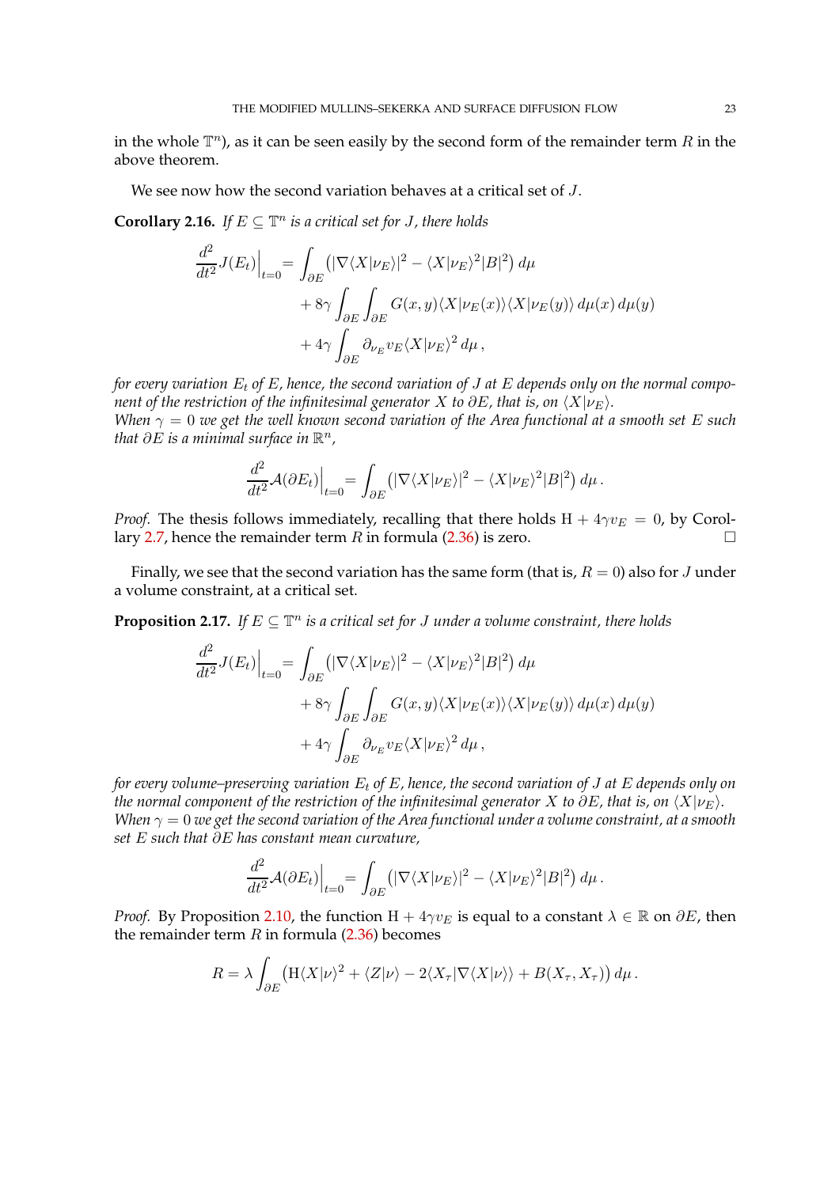in the whole $\mathbb{T}^n$), as it can be seen easily by the second form of the remainder term $R$ in the above theorem.

We see now how the second variation behaves at a critical set of $J$.

**Corollary 2.16.** *If $E \subseteq \mathbb{T}^n$ is a critical set for $J$, there holds*

$$\begin{aligned}\frac{d^2}{dt^2} J(E_t)\Big|_{t=0} = & \int_{\partial E} \big(|\nabla \langle X|\nu_E\rangle|^2 - \langle X|\nu_E\rangle^2 |B|^2\big)\, d\mu \\ & + 8\gamma \int_{\partial E}\int_{\partial E} G(x,y)\langle X|\nu_E(x)\rangle\langle X|\nu_E(y)\rangle\, d\mu(x)\, d\mu(y) \\ & + 4\gamma \int_{\partial E} \partial_{\nu_E} v_E \langle X|\nu_E\rangle^2\, d\mu\,,\end{aligned}$$

*for every variation $E_t$ of $E$, hence, the second variation of $J$ at $E$ depends only on the normal component of the restriction of the infinitesimal generator $X$ to $\partial E$, that is, on $\langle X|\nu_E\rangle$.*
*When $\gamma = 0$ we get the well known second variation of the Area functional at a smooth set $E$ such that $\partial E$ is a minimal surface in $\mathbb{R}^n$,*

$$\frac{d^2}{dt^2}\mathcal{A}(\partial E_t)\Big|_{t=0} = \int_{\partial E} \big(|\nabla \langle X|\nu_E\rangle|^2 - \langle X|\nu_E\rangle^2 |B|^2\big)\, d\mu\,.$$

*Proof.* The thesis follows immediately, recalling that there holds $\mathrm{H} + 4\gamma v_E = 0$, by Corollary 2.7, hence the remainder term $R$ in formula (2.36) is zero. $\square$

Finally, we see that the second variation has the same form (that is, $R = 0$) also for $J$ under a volume constraint, at a critical set.

**Proposition 2.17.** *If $E \subseteq \mathbb{T}^n$ is a critical set for $J$ under a volume constraint, there holds*

$$\begin{aligned}\frac{d^2}{dt^2} J(E_t)\Big|_{t=0} = & \int_{\partial E} \big(|\nabla \langle X|\nu_E\rangle|^2 - \langle X|\nu_E\rangle^2 |B|^2\big)\, d\mu \\ & + 8\gamma \int_{\partial E}\int_{\partial E} G(x,y)\langle X|\nu_E(x)\rangle\langle X|\nu_E(y)\rangle\, d\mu(x)\, d\mu(y) \\ & + 4\gamma \int_{\partial E} \partial_{\nu_E} v_E \langle X|\nu_E\rangle^2\, d\mu\,,\end{aligned}$$

*for every volume–preserving variation $E_t$ of $E$, hence, the second variation of $J$ at $E$ depends only on the normal component of the restriction of the infinitesimal generator $X$ to $\partial E$, that is, on $\langle X|\nu_E\rangle$.*
*When $\gamma = 0$ we get the second variation of the Area functional under a volume constraint, at a smooth set $E$ such that $\partial E$ has constant mean curvature,*

$$\frac{d^2}{dt^2}\mathcal{A}(\partial E_t)\Big|_{t=0} = \int_{\partial E} \big(|\nabla \langle X|\nu_E\rangle|^2 - \langle X|\nu_E\rangle^2 |B|^2\big)\, d\mu\,.$$

*Proof.* By Proposition 2.10, the function $\mathrm{H} + 4\gamma v_E$ is equal to a constant $\lambda \in \mathbb{R}$ on $\partial E$, then the remainder term $R$ in formula (2.36) becomes

$$R = \lambda \int_{\partial E} \big(\mathrm{H}\langle X|\nu\rangle^2 + \langle Z|\nu\rangle - 2\langle X_\tau|\nabla\langle X|\nu\rangle\rangle + B(X_\tau, X_\tau)\big)\, d\mu\,.$$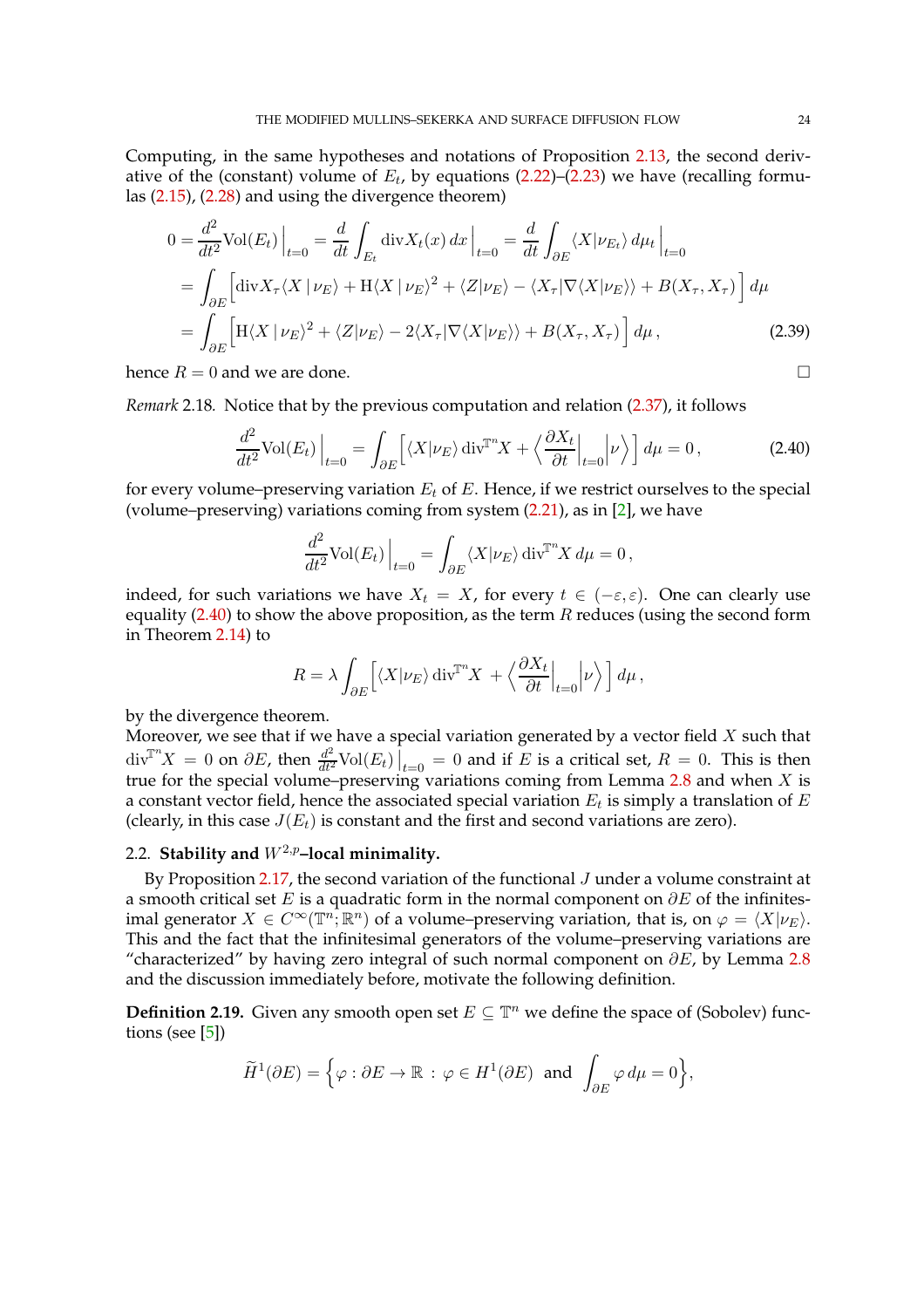Computing, in the same hypotheses and notations of Proposition 2.13, the second derivative of the (constant) volume of $E_t$, by equations (2.22)–(2.23) we have (recalling formulas (2.15), (2.28) and using the divergence theorem)

$$
\begin{aligned}
0 = \frac{d^2}{dt^2}\mathrm{Vol}(E_t)\Big|_{t=0} &= \frac{d}{dt}\int_{E_t} \mathrm{div} X_t(x)\,dx\,\Big|_{t=0} = \frac{d}{dt}\int_{\partial E}\langle X|\nu_{E_t}\rangle\,d\mu_t\Big|_{t=0}\\
&= \int_{\partial E}\Big[\mathrm{div}X_\tau\langle X\,|\,\nu_E\rangle + \mathrm{H}\langle X\,|\,\nu_E\rangle^2 + \langle Z|\nu_E\rangle - \langle X_\tau|\nabla\langle X|\nu_E\rangle\rangle + B(X_\tau,X_\tau)\Big]\,d\mu\\
&= \int_{\partial E}\Big[\mathrm{H}\langle X\,|\,\nu_E\rangle^2 + \langle Z|\nu_E\rangle - 2\langle X_\tau|\nabla\langle X|\nu_E\rangle\rangle + B(X_\tau,X_\tau)\Big]\,d\mu\,,
\end{aligned}
\tag{2.39}
$$

hence $R=0$ and we are done. $\square$

*Remark* 2.18. Notice that by the previous computation and relation (2.37), it follows

$$
\frac{d^2}{dt^2}\mathrm{Vol}(E_t)\Big|_{t=0} = \int_{\partial E}\Big[\langle X|\nu_E\rangle\,\mathrm{div}^{\mathbb{T}^n}X + \Big\langle \frac{\partial X_t}{\partial t}\Big|_{t=0}\Big|\nu\Big\rangle\Big]\,d\mu = 0\,,
\tag{2.40}
$$

for every volume–preserving variation $E_t$ of $E$. Hence, if we restrict ourselves to the special (volume–preserving) variations coming from system (2.21), as in [2], we have

$$
\frac{d^2}{dt^2}\mathrm{Vol}(E_t)\Big|_{t=0} = \int_{\partial E}\langle X|\nu_E\rangle\,\mathrm{div}^{\mathbb{T}^n}X\,d\mu = 0\,,
$$

indeed, for such variations we have $X_t = X$, for every $t\in(-\varepsilon,\varepsilon)$. One can clearly use equality (2.40) to show the above proposition, as the term $R$ reduces (using the second form in Theorem 2.14) to

$$
R = \lambda\int_{\partial E}\Big[\langle X|\nu_E\rangle\,\mathrm{div}^{\mathbb{T}^n}X + \Big\langle \frac{\partial X_t}{\partial t}\Big|_{t=0}\Big|\nu\Big\rangle\Big]\,d\mu\,,
$$

by the divergence theorem.
Moreover, we see that if we have a special variation generated by a vector field $X$ such that $\mathrm{div}^{\mathbb{T}^n}X = 0$ on $\partial E$, then $\frac{d^2}{dt^2}\mathrm{Vol}(E_t)\big|_{t=0} = 0$ and if $E$ is a critical set, $R=0$. This is then true for the special volume–preserving variations coming from Lemma 2.8 and when $X$ is a constant vector field, hence the associated special variation $E_t$ is simply a translation of $E$ (clearly, in this case $J(E_t)$ is constant and the first and second variations are zero).

## 2.2. Stability and $W^{2,p}$–local minimality.

By Proposition 2.17, the second variation of the functional $J$ under a volume constraint at a smooth critical set $E$ is a quadratic form in the normal component on $\partial E$ of the infinitesimal generator $X\in C^\infty(\mathbb{T}^n;\mathbb{R}^n)$ of a volume–preserving variation, that is, on $\varphi = \langle X|\nu_E\rangle$. This and the fact that the infinitesimal generators of the volume–preserving variations are "characterized" by having zero integral of such normal component on $\partial E$, by Lemma 2.8 and the discussion immediately before, motivate the following definition.

**Definition 2.19.** Given any smooth open set $E\subseteq\mathbb{T}^n$ we define the space of (Sobolev) functions (see [5])

$$
\widetilde{H}^1(\partial E) = \Big\{\varphi:\partial E\to\mathbb{R}\,:\,\varphi\in H^1(\partial E)\ \text{ and }\ \int_{\partial E}\varphi\,d\mu = 0\Big\},
$$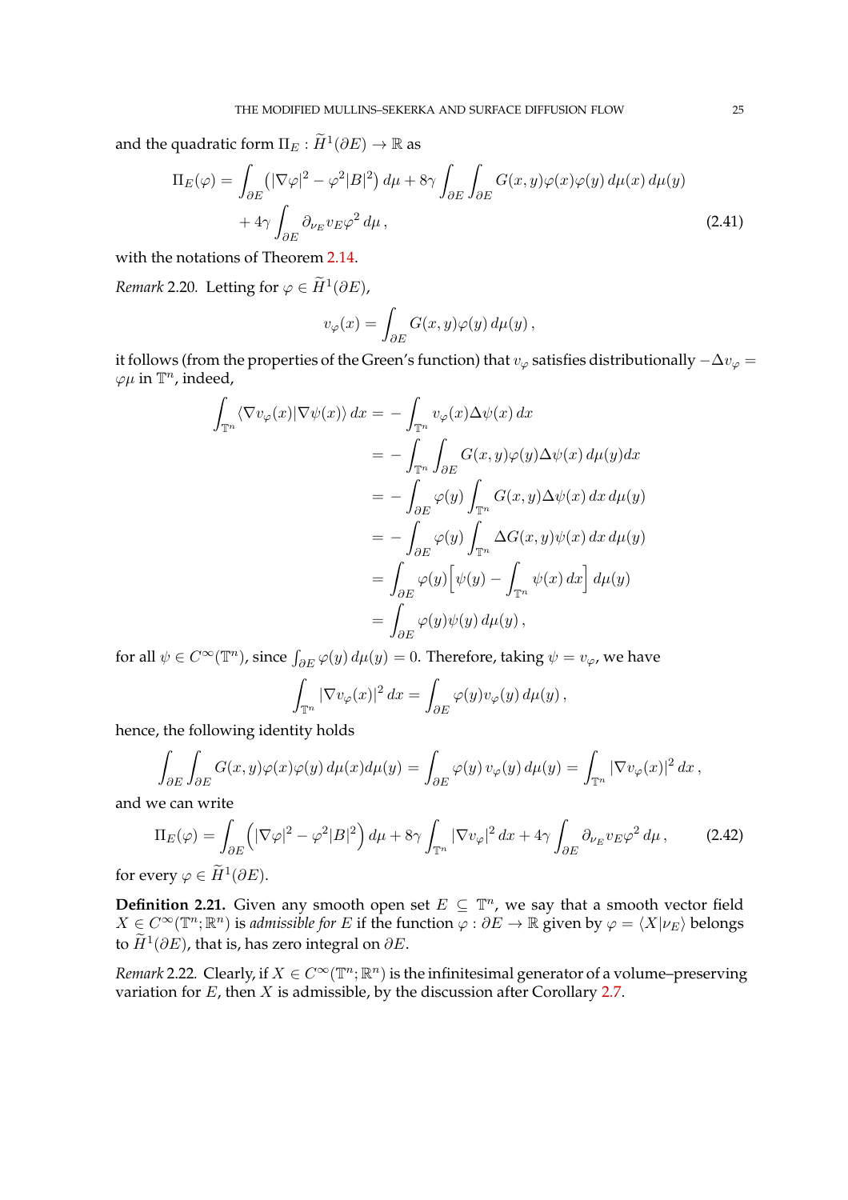and the quadratic form $\Pi_E : \widetilde{H}^1(\partial E) \to \mathbb{R}$ as

$$
\begin{aligned}
\Pi_E(\varphi) = & \int_{\partial E} \big(|\nabla\varphi|^2 - \varphi^2|B|^2\big)\, d\mu + 8\gamma \int_{\partial E}\int_{\partial E} G(x,y)\varphi(x)\varphi(y)\, d\mu(x)\, d\mu(y) \\
& + 4\gamma \int_{\partial E} \partial_{\nu_E} v_E \varphi^2\, d\mu\,,
\end{aligned}
\tag{2.41}
$$

with the notations of Theorem 2.14.

*Remark* 2.20. Letting for $\varphi \in \widetilde{H}^1(\partial E)$,

$$
v_\varphi(x) = \int_{\partial E} G(x,y)\varphi(y)\, d\mu(y)\,,
$$

it follows (from the properties of the Green's function) that $v_\varphi$ satisfies distributionally $-\Delta v_\varphi = \varphi\mu$ in $\mathbb{T}^n$, indeed,

$$
\begin{aligned}
\int_{\mathbb{T}^n} \langle \nabla v_\varphi(x) | \nabla\psi(x)\rangle\, dx &= -\int_{\mathbb{T}^n} v_\varphi(x)\Delta\psi(x)\, dx \\
&= -\int_{\mathbb{T}^n}\int_{\partial E} G(x,y)\varphi(y)\Delta\psi(x)\, d\mu(y)dx \\
&= -\int_{\partial E}\varphi(y)\int_{\mathbb{T}^n} G(x,y)\Delta\psi(x)\, dx\, d\mu(y) \\
&= -\int_{\partial E}\varphi(y)\int_{\mathbb{T}^n} \Delta G(x,y)\psi(x)\, dx\, d\mu(y) \\
&= \int_{\partial E}\varphi(y)\Big[\psi(y) - \int_{\mathbb{T}^n}\psi(x)\, dx\Big]\, d\mu(y) \\
&= \int_{\partial E}\varphi(y)\psi(y)\, d\mu(y)\,,
\end{aligned}
$$

for all $\psi \in C^\infty(\mathbb{T}^n)$, since $\int_{\partial E}\varphi(y)\, d\mu(y) = 0$. Therefore, taking $\psi = v_\varphi$, we have

$$
\int_{\mathbb{T}^n} |\nabla v_\varphi(x)|^2\, dx = \int_{\partial E}\varphi(y)v_\varphi(y)\, d\mu(y)\,,
$$

hence, the following identity holds

$$
\int_{\partial E}\int_{\partial E} G(x,y)\varphi(x)\varphi(y)\, d\mu(x)d\mu(y) = \int_{\partial E}\varphi(y)\, v_\varphi(y)\, d\mu(y) = \int_{\mathbb{T}^n}|\nabla v_\varphi(x)|^2\, dx\,,
$$

and we can write

$$
\Pi_E(\varphi) = \int_{\partial E}\Big(|\nabla\varphi|^2 - \varphi^2|B|^2\Big)\, d\mu + 8\gamma\int_{\mathbb{T}^n}|\nabla v_\varphi|^2\, dx + 4\gamma\int_{\partial E}\partial_{\nu_E} v_E\varphi^2\, d\mu\,,
\tag{2.42}
$$

for every $\varphi \in \widetilde{H}^1(\partial E)$.

**Definition 2.21.** Given any smooth open set $E \subseteq \mathbb{T}^n$, we say that a smooth vector field $X \in C^\infty(\mathbb{T}^n;\mathbb{R}^n)$ is *admissible for* $E$ if the function $\varphi : \partial E \to \mathbb{R}$ given by $\varphi = \langle X | \nu_E\rangle$ belongs to $\widetilde{H}^1(\partial E)$, that is, has zero integral on $\partial E$.

*Remark* 2.22. Clearly, if $X \in C^\infty(\mathbb{T}^n;\mathbb{R}^n)$ is the infinitesimal generator of a volume–preserving variation for $E$, then $X$ is admissible, by the discussion after Corollary 2.7.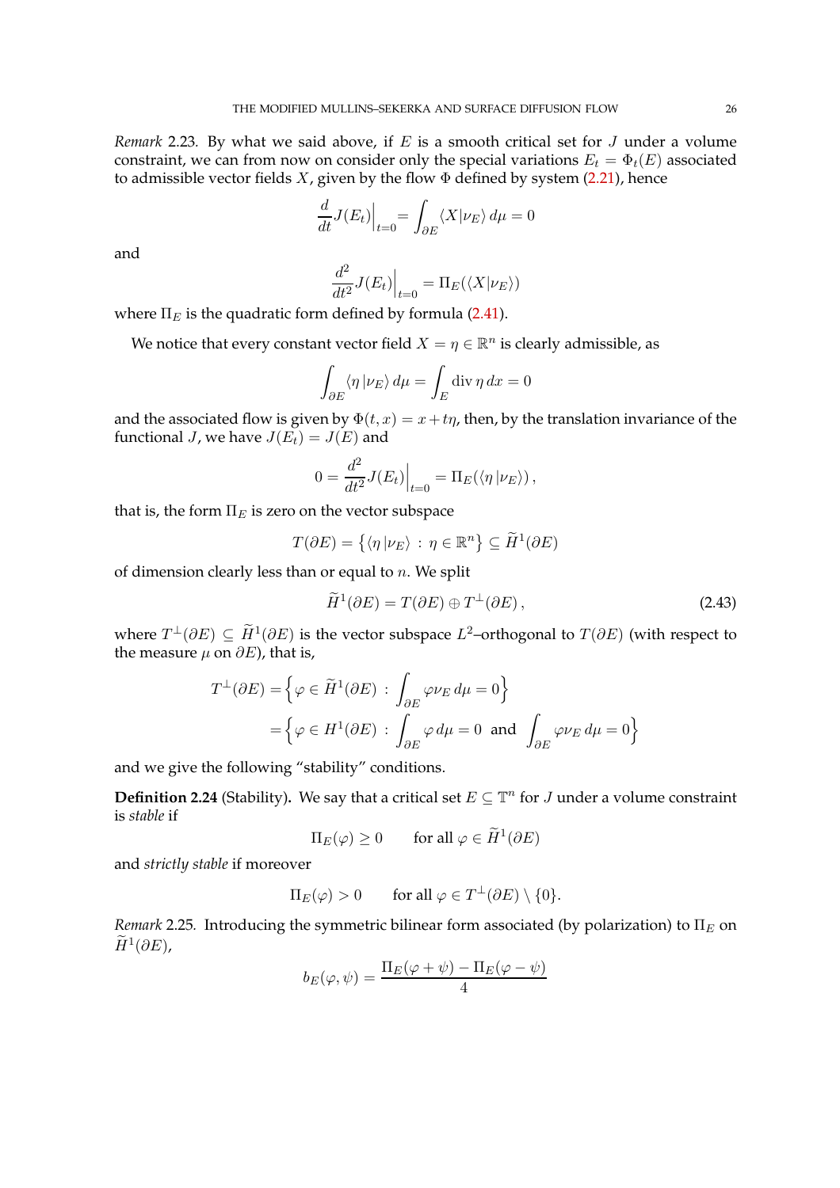*Remark* 2.23*.* By what we said above, if $E$ is a smooth critical set for $J$ under a volume constraint, we can from now on consider only the special variations $E_t = \Phi_t(E)$ associated to admissible vector fields $X$, given by the flow $\Phi$ defined by system (2.21), hence

$$\frac{d}{dt}J(E_t)\Big|_{t=0} = \int_{\partial E} \langle X|\nu_E\rangle\, d\mu = 0$$

and

$$\frac{d^2}{dt^2}J(E_t)\Big|_{t=0} = \Pi_E(\langle X|\nu_E\rangle)$$

where $\Pi_E$ is the quadratic form defined by formula (2.41).

We notice that every constant vector field $X = \eta \in \mathbb{R}^n$ is clearly admissible, as

$$\int_{\partial E} \langle \eta\,|\nu_E\rangle\, d\mu = \int_E \operatorname{div} \eta\, dx = 0$$

and the associated flow is given by $\Phi(t,x) = x + t\eta$, then, by the translation invariance of the functional $J$, we have $J(E_t) = J(E)$ and

$$0 = \frac{d^2}{dt^2}J(E_t)\Big|_{t=0} = \Pi_E(\langle \eta\,|\nu_E\rangle)\,,$$

that is, the form $\Pi_E$ is zero on the vector subspace

$$T(\partial E) = \big\{\langle \eta\,|\nu_E\rangle \,:\, \eta \in \mathbb{R}^n\big\} \subseteq \widetilde{H}^1(\partial E)$$

of dimension clearly less than or equal to $n$. We split

$$\widetilde{H}^1(\partial E) = T(\partial E) \oplus T^\perp(\partial E)\,, \tag{2.43}$$

where $T^\perp(\partial E) \subseteq \widetilde{H}^1(\partial E)$ is the vector subspace $L^2$–orthogonal to $T(\partial E)$ (with respect to the measure $\mu$ on $\partial E$), that is,

$$\begin{aligned}
T^\perp(\partial E) &= \Big\{\varphi \in \widetilde{H}^1(\partial E) \,:\, \int_{\partial E} \varphi\nu_E\, d\mu = 0\Big\}\\
&= \Big\{\varphi \in H^1(\partial E) \,:\, \int_{\partial E} \varphi\, d\mu = 0 \;\text{ and }\; \int_{\partial E} \varphi\nu_E\, d\mu = 0\Big\}
\end{aligned}$$

and we give the following "stability" conditions.

**Definition 2.24** (Stability)**.** We say that a critical set $E \subseteq \mathbb{T}^n$ for $J$ under a volume constraint is *stable* if

$$\Pi_E(\varphi) \geq 0 \qquad \text{for all } \varphi \in \widetilde{H}^1(\partial E)$$

and *strictly stable* if moreover

$$\Pi_E(\varphi) > 0 \qquad \text{for all } \varphi \in T^\perp(\partial E) \setminus \{0\}.$$

*Remark* 2.25*.* Introducing the symmetric bilinear form associated (by polarization) to $\Pi_E$ on $\widetilde{H}^1(\partial E)$,

$$b_E(\varphi,\psi) = \frac{\Pi_E(\varphi+\psi) - \Pi_E(\varphi-\psi)}{4}$$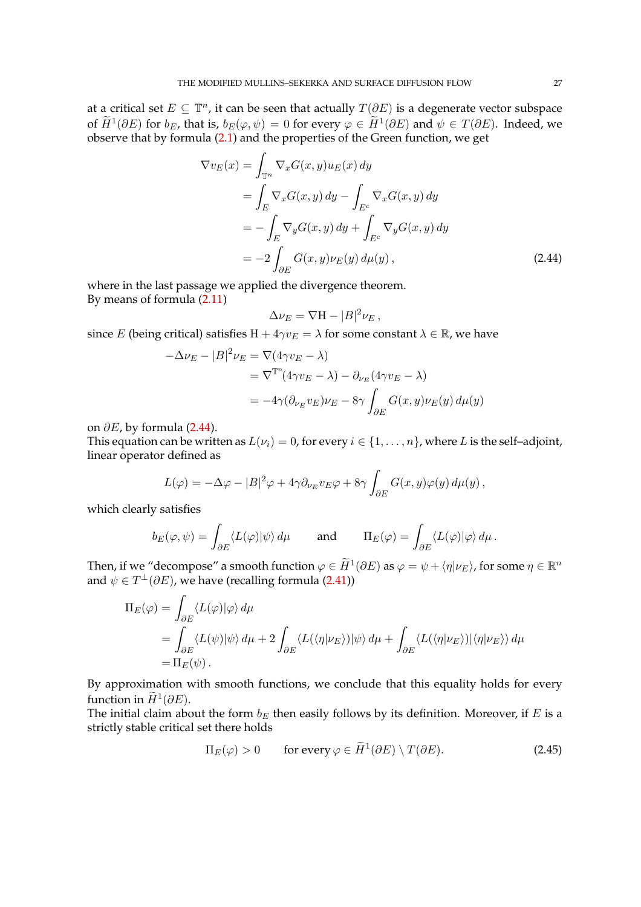at a critical set $E \subseteq \mathbb{T}^n$, it can be seen that actually $T(\partial E)$ is a degenerate vector subspace of $\widetilde{H}^1(\partial E)$ for $b_E$, that is, $b_E(\varphi, \psi) = 0$ for every $\varphi \in \widetilde{H}^1(\partial E)$ and $\psi \in T(\partial E)$. Indeed, we observe that by formula (2.1) and the properties of the Green function, we get

$$
\begin{aligned}
\nabla v_E(x) &= \int_{\mathbb{T}^n} \nabla_x G(x,y) u_E(x)\, dy \\
&= \int_E \nabla_x G(x,y)\, dy - \int_{E^c} \nabla_x G(x,y)\, dy \\
&= -\int_E \nabla_y G(x,y)\, dy + \int_{E^c} \nabla_y G(x,y)\, dy \\
&= -2 \int_{\partial E} G(x,y) \nu_E(y)\, d\mu(y)\,,
\end{aligned} \tag{2.44}
$$

where in the last passage we applied the divergence theorem.
By means of formula (2.11)

$$
\Delta \nu_E = \nabla \mathrm{H} - |B|^2 \nu_E\,,
$$

since $E$ (being critical) satisfies $\mathrm{H} + 4\gamma v_E = \lambda$ for some constant $\lambda \in \mathbb{R}$, we have

$$
\begin{aligned}
-\Delta \nu_E - |B|^2 \nu_E &= \nabla(4\gamma v_E - \lambda) \\
&= \nabla^{\mathbb{T}^n}(4\gamma v_E - \lambda) - \partial_{\nu_E}(4\gamma v_E - \lambda) \\
&= -4\gamma(\partial_{\nu_E} v_E)\nu_E - 8\gamma \int_{\partial E} G(x,y)\nu_E(y)\, d\mu(y)
\end{aligned}
$$

on $\partial E$, by formula (2.44).
This equation cain be written as $L(\nu_i) = 0$, for every $i \in \{1, \dots, n\}$, where $L$ is the self–adjoint, linear operator defined as

$$
L(\varphi) = -\Delta \varphi - |B|^2 \varphi + 4\gamma \partial_{\nu_E} v_E \varphi + 8\gamma \int_{\partial E} G(x,y)\varphi(y)\, d\mu(y)\,,
$$

which clearly satisfies

$$
b_E(\varphi, \psi) = \int_{\partial E} \langle L(\varphi) | \psi \rangle\, d\mu \qquad \text{and} \qquad \Pi_E(\varphi) = \int_{\partial E} \langle L(\varphi) | \varphi \rangle\, d\mu\,.
$$

Then, if we "decompose" a smooth function $\varphi \in \widetilde{H}^1(\partial E)$ as $\varphi = \psi + \langle \eta | \nu_E \rangle$, for some $\eta \in \mathbb{R}^n$ and $\psi \in T^\perp(\partial E)$, we have (recalling formula (2.41))

$$
\begin{aligned}
\Pi_E(\varphi) &= \int_{\partial E} \langle L(\varphi) | \varphi \rangle\, d\mu \\
&= \int_{\partial E} \langle L(\psi) | \psi \rangle\, d\mu + 2 \int_{\partial E} \langle L(\langle \eta | \nu_E \rangle) | \psi \rangle\, d\mu + \int_{\partial E} \langle L(\langle \eta | \nu_E \rangle) | \langle \eta | \nu_E \rangle \rangle\, d\mu \\
&= \Pi_E(\psi)\,.
\end{aligned}
$$

By approximation with smooth functions, we conclude that this equality holds for every function in $\widetilde{H}^1(\partial E)$.
The initial claim about the form $b_E$ then easily follows by its definition. Moreover, if $E$ is a strictly stable critical set there holds

$$
\Pi_E(\varphi) > 0 \qquad \text{for every } \varphi \in \widetilde{H}^1(\partial E) \setminus T(\partial E). \tag{2.45}
$$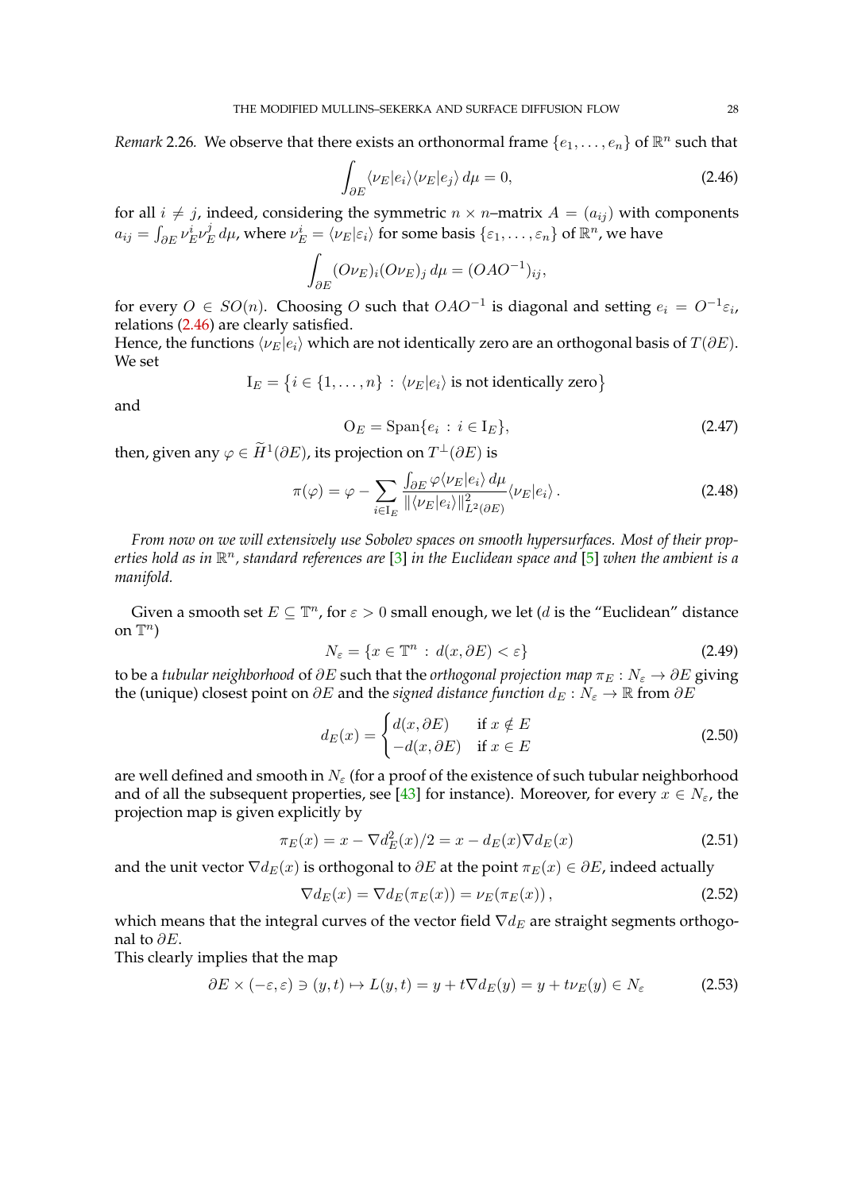*Remark* 2.26. We observe that there exists an orthonormal frame $\{e_1, \dots, e_n\}$ of $\mathbb{R}^n$ such that

$$\int_{\partial E} \langle \nu_E | e_i \rangle \langle \nu_E | e_j \rangle \, d\mu = 0, \tag{2.46}$$

for all $i \neq j$, indeed, considering the symmetric $n \times n$–matrix $A = (a_{ij})$ with components $a_{ij} = \int_{\partial E} \nu_E^i \nu_E^j \, d\mu$, where $\nu_E^i = \langle \nu_E | \varepsilon_i \rangle$ for some basis $\{\varepsilon_1, \dots, \varepsilon_n\}$ of $\mathbb{R}^n$, we have

$$\int_{\partial E} (O\nu_E)_i (O\nu_E)_j \, d\mu = (OAO^{-1})_{ij},$$

for every $O \in SO(n)$. Choosing $O$ such that $OAO^{-1}$ is diagonal and setting $e_i = O^{-1}\varepsilon_i$, relations (2.46) are clearly satisfied.
Hence, the functions $\langle \nu_E | e_i \rangle$ which are not identically zero are an orthogonal basis of $T(\partial E)$. We set

$$\mathrm{I}_E = \{ i \in \{1, \dots, n\} \, : \, \langle \nu_E | e_i \rangle \text{ is not identically zero} \}$$

and

$$\mathrm{O}_E = \mathrm{Span}\{e_i \, : \, i \in \mathrm{I}_E\}, \tag{2.47}$$

then, given any $\varphi \in \widetilde{H}^1(\partial E)$, its projection on $T^\perp(\partial E)$ is

$$\pi(\varphi) = \varphi - \sum_{i \in \mathrm{I}_E} \frac{\int_{\partial E} \varphi \langle \nu_E | e_i \rangle \, d\mu}{\| \langle \nu_E | e_i \rangle \|^2_{L^2(\partial E)}} \langle \nu_E | e_i \rangle \, . \tag{2.48}$$

*From now on we will extensively use Sobolev spaces on smooth hypersurfaces. Most of their properties hold as in $\mathbb{R}^n$, standard references are [3] in the Euclidean space and [5] when the ambient is a manifold.*

Given a smooth set $E \subseteq \mathbb{T}^n$, for $\varepsilon > 0$ small enough, we let ($d$ is the "Euclidean" distance on $\mathbb{T}^n$)

$$N_\varepsilon = \{ x \in \mathbb{T}^n \, : \, d(x, \partial E) < \varepsilon \} \tag{2.49}$$

to be a *tubular neighborhood* of $\partial E$ such that the *orthogonal projection map* $\pi_E : N_\varepsilon \to \partial E$ giving the (unique) closest point on $\partial E$ and the *signed distance function* $d_E : N_\varepsilon \to \mathbb{R}$ from $\partial E$

$$d_E(x) = \begin{cases} d(x, \partial E) & \text{if } x \notin E \\ -d(x, \partial E) & \text{if } x \in E \end{cases} \tag{2.50}$$

are well defined and smooth in $N_\varepsilon$ (for a proof of the existence of such tubular neighborhood and of all the subsequent properties, see [43] for instance). Moreover, for every $x \in N_\varepsilon$, the projection map is given explicitly by

$$\pi_E(x) = x - \nabla d_E^2(x)/2 = x - d_E(x) \nabla d_E(x) \tag{2.51}$$

and the unit vector $\nabla d_E(x)$ is orthogonal to $\partial E$ at the point $\pi_E(x) \in \partial E$, indeed actually

$$\nabla d_E(x) = \nabla d_E(\pi_E(x)) = \nu_E(\pi_E(x)) \, , \tag{2.52}$$

which means that the integral curves of the vector field $\nabla d_E$ are straight segments orthogonal to $\partial E$.
This clearly implies that the map

$$\partial E \times (-\varepsilon, \varepsilon) \ni (y, t) \mapsto L(y, t) = y + t \nabla d_E(y) = y + t \nu_E(y) \in N_\varepsilon \tag{2.53}$$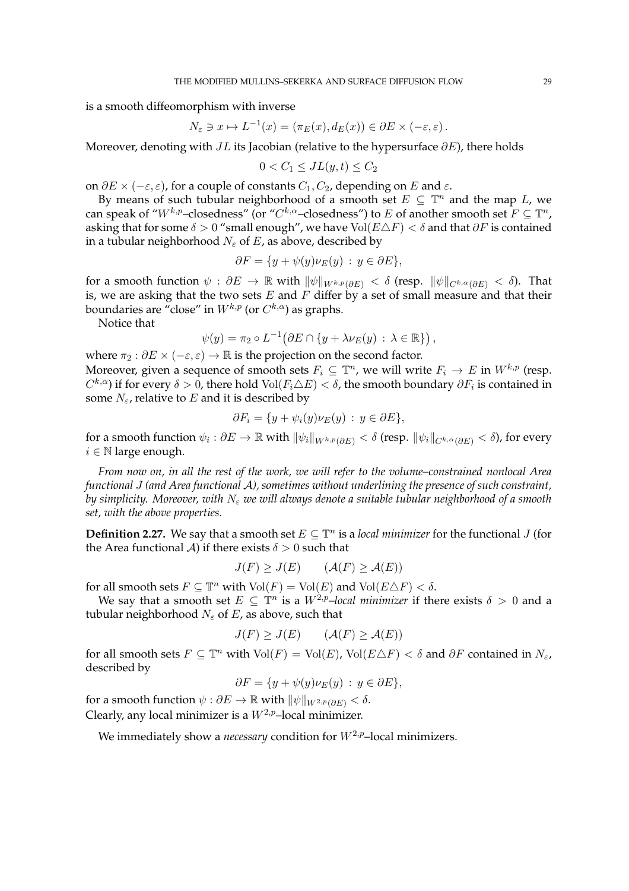is a smooth diffeomorphism with inverse

$$N_\varepsilon \ni x \mapsto L^{-1}(x) = (\pi_E(x), d_E(x)) \in \partial E \times (-\varepsilon, \varepsilon)\,.$$

Moreover, denoting with $JL$ its Jacobian (relative to the hypersurface $\partial E$), there holds

$$0 < C_1 \leq JL(y,t) \leq C_2$$

on $\partial E \times (-\varepsilon, \varepsilon)$, for a couple of constants $C_1, C_2$, depending on $E$ and $\varepsilon$.

By means of such tubular neighborhood of a smooth set $E \subseteq \mathbb{T}^n$ and the map $L$, we can speak of "$W^{k,p}$–closedness" (or "$C^{k,\alpha}$–closedness") to $E$ of another smooth set $F \subseteq \mathbb{T}^n$, asking that for some $\delta > 0$ "small enough", we have $\mathrm{Vol}(E \triangle F) < \delta$ and that $\partial F$ is contained in a tubular neighborhood $N_\varepsilon$ of $E$, as above, described by

$$\partial F = \{y + \psi(y)\nu_E(y)\,:\, y \in \partial E\},$$

for a smooth function $\psi : \partial E \to \mathbb{R}$ with $\|\psi\|_{W^{k,p}(\partial E)} < \delta$ (resp. $\|\psi\|_{C^{k,\alpha}(\partial E)} < \delta$). That is, we are asking that the two sets $E$ and $F$ differ by a set of small measure and that their boundaries are "close" in $W^{k,p}$ (or $C^{k,\alpha}$) as graphs.

Notice that

$$\psi(y) = \pi_2 \circ L^{-1}\big(\partial E \cap \{y + \lambda\nu_E(y)\,:\, \lambda \in \mathbb{R}\}\big)\,,$$

where $\pi_2 : \partial E \times (-\varepsilon, \varepsilon) \to \mathbb{R}$ is the projection on the second factor.
Moreover, given a sequence of smooth sets $F_i \subseteq \mathbb{T}^n$, we will write $F_i \to E$ in $W^{k,p}$ (resp. $C^{k,\alpha}$) if for every $\delta > 0$, there hold $\mathrm{Vol}(F_i \triangle E) < \delta$, the smooth boundary $\partial F_i$ is contained in some $N_\varepsilon$, relative to $E$ and it is described by

$$\partial F_i = \{y + \psi_i(y)\nu_E(y)\,:\, y \in \partial E\},$$

for a smooth function $\psi_i : \partial E \to \mathbb{R}$ with $\|\psi_i\|_{W^{k,p}(\partial E)} < \delta$ (resp. $\|\psi_i\|_{C^{k,\alpha}(\partial E)} < \delta$), for every $i \in \mathbb{N}$ large enough.

*From now on, in all the rest of the work, we will refer to the volume–constrained nonlocal Area functional $J$ (and Area functional $\mathcal{A}$), sometimes without underlining the presence of such constraint, by simplicity. Moreover, with $N_\varepsilon$ we will always denote a suitable tubular neighborhood of a smooth set, with the above properties.*

**Definition 2.27.** We say that a smooth set $E \subseteq \mathbb{T}^n$ is a *local minimizer* for the functional $J$ (for the Area functional $\mathcal{A}$) if there exists $\delta > 0$ such that

$$J(F) \geq J(E) \qquad (\mathcal{A}(F) \geq \mathcal{A}(E))$$

for all smooth sets $F \subseteq \mathbb{T}^n$ with $\mathrm{Vol}(F) = \mathrm{Vol}(E)$ and $\mathrm{Vol}(E \triangle F) < \delta$.

We say that a smooth set $E \subseteq \mathbb{T}^n$ is a *$W^{2,p}$–local minimizer* if there exists $\delta > 0$ and a tubular neighborhood $N_\varepsilon$ of $E$, as above, such that

$$J(F) \geq J(E) \qquad (\mathcal{A}(F) \geq \mathcal{A}(E))$$

for all smooth sets $F \subseteq \mathbb{T}^n$ with $\mathrm{Vol}(F) = \mathrm{Vol}(E)$, $\mathrm{Vol}(E \triangle F) < \delta$ and $\partial F$ contained in $N_\varepsilon$, described by

$$\partial F = \{y + \psi(y)\nu_E(y)\,:\, y \in \partial E\},$$

for a smooth function $\psi : \partial E \to \mathbb{R}$ with $\|\psi\|_{W^{2,p}(\partial E)} < \delta$.
Clearly, any local minimizer is a $W^{2,p}$–local minimizer.

We immediately show a *necessary* condition for $W^{2,p}$–local minimizers.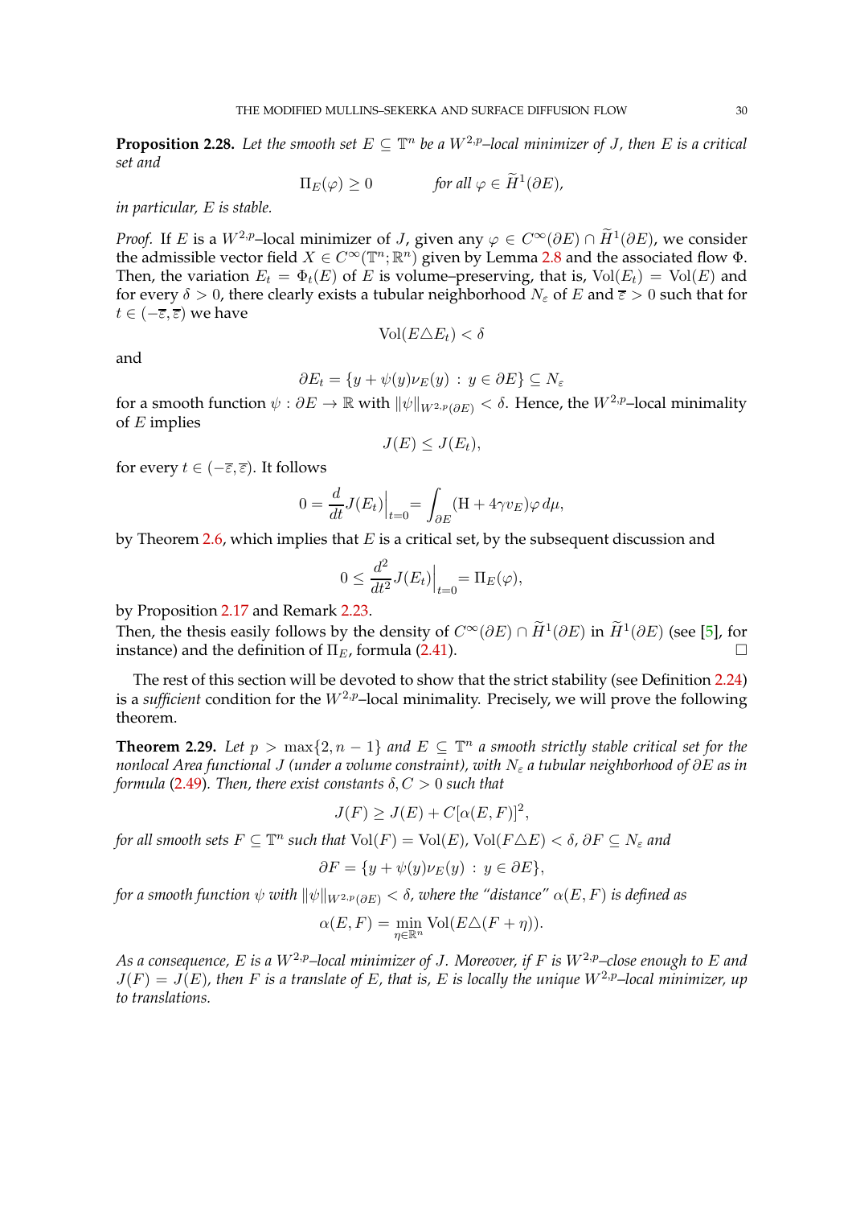**Proposition 2.28.** *Let the smooth set $E \subseteq \mathbb{T}^n$ be a $W^{2,p}$–local minimizer of $J$, then $E$ is a critical set and*

$$\Pi_E(\varphi) \geq 0 \qquad \text{for all } \varphi \in \widetilde{H}^1(\partial E),$$

*in particular, $E$ is stable.*

*Proof.* If $E$ is a $W^{2,p}$–local minimizer of $J$, given any $\varphi \in C^\infty(\partial E) \cap \widetilde{H}^1(\partial E)$, we consider the admissible vector field $X \in C^\infty(\mathbb{T}^n; \mathbb{R}^n)$ given by Lemma 2.8 and the associated flow $\Phi$. Then, the variation $E_t = \Phi_t(E)$ of $E$ is volume–preserving, that is, $\mathrm{Vol}(E_t) = \mathrm{Vol}(E)$ and for every $\delta > 0$, there clearly exists a tubular neighborhood $N_\varepsilon$ of $E$ and $\overline{\varepsilon} > 0$ such that for $t \in (-\overline{\varepsilon}, \overline{\varepsilon})$ we have

$$\mathrm{Vol}(E \triangle E_t) < \delta$$

and

$$\partial E_t = \{y + \psi(y)\nu_E(y) \, : \, y \in \partial E\} \subseteq N_\varepsilon$$

for a smooth function $\psi : \partial E \to \mathbb{R}$ with $\|\psi\|_{W^{2,p}(\partial E)} < \delta$. Hence, the $W^{2,p}$–local minimality of $E$ implies

$$J(E) \leq J(E_t),$$

for every $t \in (-\overline{\varepsilon}, \overline{\varepsilon})$. It follows

$$0 = \frac{d}{dt} J(E_t)\Big|_{t=0} = \int_{\partial E} (\mathrm{H} + 4\gamma v_E)\varphi \, d\mu,$$

by Theorem 2.6, which implies that $E$ is a critical set, by the subsequent discussion and

$$0 \leq \frac{d^2}{dt^2} J(E_t)\Big|_{t=0} = \Pi_E(\varphi),$$

by Proposition 2.17 and Remark 2.23.
Then, the thesis easily follows by the density of $C^\infty(\partial E) \cap \widetilde{H}^1(\partial E)$ in $\widetilde{H}^1(\partial E)$ (see [5], for instance) and the definition of $\Pi_E$, formula (2.41). $\square$

The rest of this section will be devoted to show that the strict stability (see Definition 2.24) is a *sufficient* condition for the $W^{2,p}$–local minimality. Precisely, we will prove the following theorem.

**Theorem 2.29.** *Let $p > \max\{2, n-1\}$ and $E \subseteq \mathbb{T}^n$ a smooth strictly stable critical set for the nonlocal Area functional $J$ (under a volume constraint), with $N_\varepsilon$ a tubular neighborhood of $\partial E$ as in formula (2.49). Then, there exist constants $\delta, C > 0$ such that*

$$J(F) \geq J(E) + C[\alpha(E, F)]^2,$$

*for all smooth sets $F \subseteq \mathbb{T}^n$ such that $\mathrm{Vol}(F) = \mathrm{Vol}(E)$, $\mathrm{Vol}(F \triangle E) < \delta$, $\partial F \subseteq N_\varepsilon$ and*

$$\partial F = \{y + \psi(y)\nu_E(y) \, : \, y \in \partial E\},$$

*for a smooth function $\psi$ with $\|\psi\|_{W^{2,p}(\partial E)} < \delta$, where the "distance" $\alpha(E, F)$ is defined as*

$$\alpha(E, F) = \min_{\eta \in \mathbb{R}^n} \mathrm{Vol}(E \triangle (F + \eta)).$$

*As a consequence, $E$ is a $W^{2,p}$–local minimizer of $J$. Moreover, if $F$ is $W^{2,p}$–close enough to $E$ and $J(F) = J(E)$, then $F$ is a translate of $E$, that is, $E$ is locally the unique $W^{2,p}$–local minimizer, up to translations.*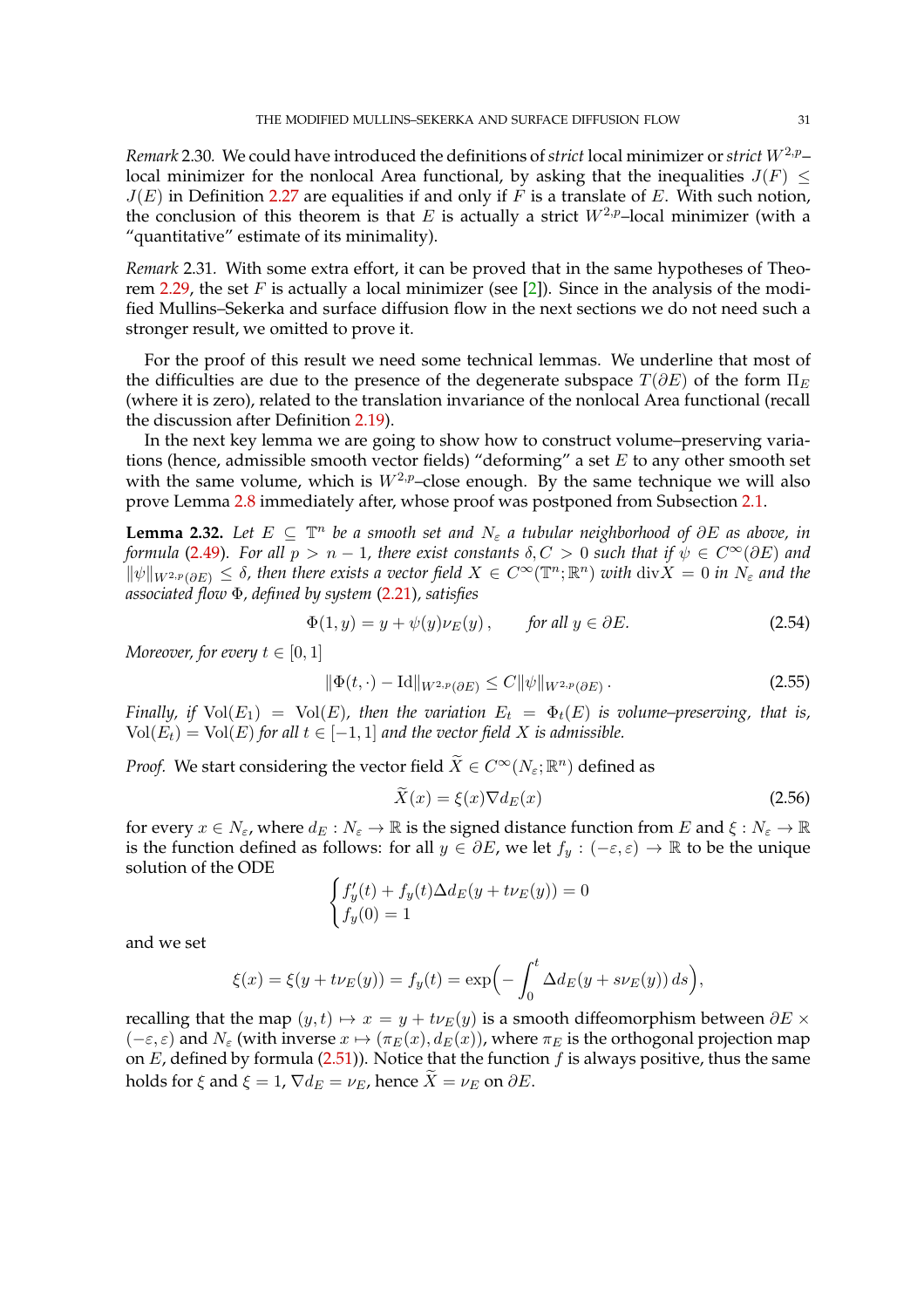*Remark* 2.30. We could have introduced the definitions of *strict* local minimizer or *strict* $W^{2,p}$–local minimizer for the nonlocal Area functional, by asking that the inequalities $J(F) \leq J(E)$ in Definition 2.27 are equalities if and only if $F$ is a translate of $E$. With such notion, the conclusion of this theorem is that $E$ is actually a strict $W^{2,p}$–local minimizer (with a "quantitative" estimate of its minimality).

*Remark* 2.31. With some extra effort, it can be proved that in the same hypotheses of Theorem 2.29, the set $F$ is actually a local minimizer (see [2]). Since in the analysis of the modified Mullins–Sekerka and surface diffusion flow in the next sections we do not need such a stronger result, we omitted to prove it.

For the proof of this result we need some technical lemmas. We underline that most of the difficulties are due to the presence of the degenerate subspace $T(\partial E)$ of the form $\Pi_E$ (where it is zero), related to the translation invariance of the nonlocal Area functional (recall the discussion after Definition 2.19).

In the next key lemma we are going to show how to construct volume–preserving variations (hence, admissible smooth vector fields) "deforming" a set $E$ to any other smooth set with the same volume, which is $W^{2,p}$–close enough. By the same technique we will also prove Lemma 2.8 immediately after, whose proof was postponed from Subsection 2.1.

**Lemma 2.32.** *Let $E \subseteq \mathbb{T}^n$ be a smooth set and $N_\varepsilon$ a tubular neighborhood of $\partial E$ as above, in formula (2.49). For all $p > n-1$, there exist constants $\delta, C > 0$ such that if $\psi \in C^\infty(\partial E)$ and $\|\psi\|_{W^{2,p}(\partial E)} \leq \delta$, then there exists a vector field $X \in C^\infty(\mathbb{T}^n; \mathbb{R}^n)$ with $\operatorname{div} X = 0$ in $N_\varepsilon$ and the associated flow $\Phi$, defined by system (2.21), satisfies*

$$\Phi(1, y) = y + \psi(y)\nu_E(y)\,, \qquad \text{for all } y \in \partial E. \tag{2.54}$$

*Moreover, for every $t \in [0,1]$*

$$\|\Phi(t,\cdot) - \mathrm{Id}\|_{W^{2,p}(\partial E)} \leq C\|\psi\|_{W^{2,p}(\partial E)}\,. \tag{2.55}$$

*Finally, if $\mathrm{Vol}(E_1) = \mathrm{Vol}(E)$, then the variation $E_t = \Phi_t(E)$ is volume–preserving, that is, $\mathrm{Vol}(E_t) = \mathrm{Vol}(E)$ for all $t \in [-1,1]$ and the vector field $X$ is admissible.*

*Proof.* We start considering the vector field $\widetilde{X} \in C^\infty(N_\varepsilon; \mathbb{R}^n)$ defined as

$$\widetilde{X}(x) = \xi(x)\nabla d_E(x) \tag{2.56}$$

for every $x \in N_\varepsilon$, where $d_E : N_\varepsilon \to \mathbb{R}$ is the signed distance function from $E$ and $\xi : N_\varepsilon \to \mathbb{R}$ is the function defined as follows: for all $y \in \partial E$, we let $f_y : (-\varepsilon, \varepsilon) \to \mathbb{R}$ to be the unique solution of the ODE

$$\begin{cases} f_y'(t) + f_y(t)\Delta d_E(y + t\nu_E(y)) = 0 \\ f_y(0) = 1 \end{cases}$$

and we set

$$\xi(x) = \xi(y + t\nu_E(y)) = f_y(t) = \exp\Bigl(-\int_0^t \Delta d_E(y + s\nu_E(y))\,ds\Bigr),$$

recalling that the map $(y,t) \mapsto x = y + t\nu_E(y)$ is a smooth diffeomorphism between $\partial E \times (-\varepsilon, \varepsilon)$ and $N_\varepsilon$ (with inverse $x \mapsto (\pi_E(x), d_E(x))$, where $\pi_E$ is the orthogonal projection map on $E$, defined by formula (2.51)). Notice that the function $f$ is always positive, thus the same holds for $\xi$ and $\xi = 1$, $\nabla d_E = \nu_E$, hence $\widetilde{X} = \nu_E$ on $\partial E$.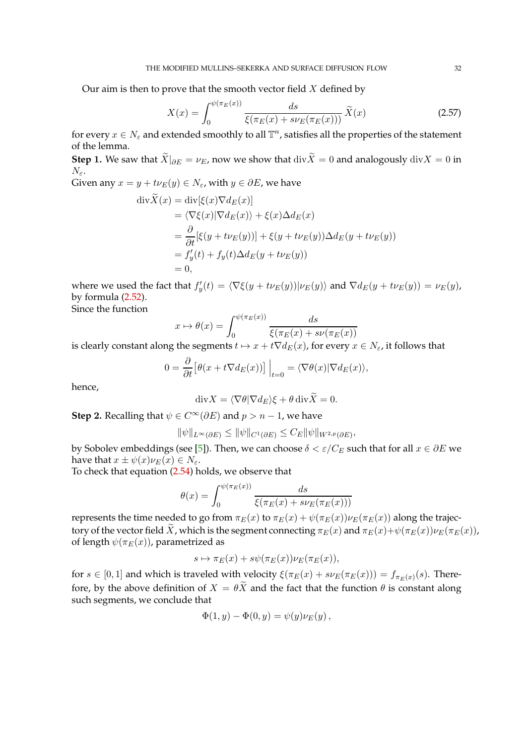Our aim is then to prove that the smooth vector field $X$ defined by

$$X(x) = \int_0^{\psi(\pi_E(x))} \frac{ds}{\xi(\pi_E(x) + s\nu_E(\pi_E(x)))}\, \widetilde{X}(x) \tag{2.57}$$

for every $x \in N_\varepsilon$ and extended smoothly to all $\mathbb{T}^n$, satisfies all the properties of the statement of the lemma.

**Step 1.** We saw that $\widetilde{X}|_{\partial E} = \nu_E$, now we show that $\operatorname{div}\widetilde{X} = 0$ and analogously $\operatorname{div} X = 0$ in $N_\varepsilon$.

Given any $x = y + t\nu_E(y) \in N_\varepsilon$, with $y \in \partial E$, we have

$$\begin{aligned}
\operatorname{div}\widetilde{X}(x) &= \operatorname{div}[\xi(x)\nabla d_E(x)] \\
&= \langle \nabla\xi(x) | \nabla d_E(x)\rangle + \xi(x)\Delta d_E(x) \\
&= \frac{\partial}{\partial t}[\xi(y + t\nu_E(y))] + \xi(y + t\nu_E(y))\Delta d_E(y + t\nu_E(y)) \\
&= f_y'(t) + f_y(t)\Delta d_E(y + t\nu_E(y)) \\
&= 0,
\end{aligned}$$

where we used the fact that $f_y'(t) = \langle \nabla\xi(y + t\nu_E(y)) | \nu_E(y)\rangle$ and $\nabla d_E(y + t\nu_E(y)) = \nu_E(y)$, by formula (2.52).

Since the function

$$x \mapsto \theta(x) = \int_0^{\psi(\pi_E(x))} \frac{ds}{\xi(\pi_E(x) + s\nu(\pi_E(x)))}$$

is clearly constant along the segments $t \mapsto x + t\nabla d_E(x)$, for every $x \in N_\varepsilon$, it follows that

$$0 = \frac{\partial}{\partial t}\big[\theta(x + t\nabla d_E(x))\big]\,\Big|_{t=0} = \langle \nabla\theta(x) | \nabla d_E(x)\rangle,$$

hence,

$$\operatorname{div} X = \langle \nabla\theta | \nabla d_E \rangle \xi + \theta \operatorname{div}\widetilde{X} = 0.$$

**Step 2.** Recalling that $\psi \in C^\infty(\partial E)$ and $p > n-1$, we have

$$\|\psi\|_{L^\infty(\partial E)} \leq \|\psi\|_{C^1(\partial E)} \leq C_E \|\psi\|_{W^{2,p}(\partial E)},$$

by Sobolev embeddings (see [5]). Then, we can choose $\delta < \varepsilon / C_E$ such that for all $x \in \partial E$ we have that $x \pm \psi(x)\nu_E(x) \in N_\varepsilon$.

To check that equation (2.54) holds, we observe that

$$\theta(x) = \int_0^{\psi(\pi_E(x))} \frac{ds}{\xi(\pi_E(x) + s\nu_E(\pi_E(x)))}$$

represents the time needed to go from $\pi_E(x)$ to $\pi_E(x) + \psi(\pi_E(x))\nu_E(\pi_E(x))$ along the trajectory of the vector field $\widetilde{X}$, which is the segment connecting $\pi_E(x)$ and $\pi_E(x) + \psi(\pi_E(x))\nu_E(\pi_E(x))$, of length $\psi(\pi_E(x))$, parametrized as

$$s \mapsto \pi_E(x) + s\psi(\pi_E(x))\nu_E(\pi_E(x)),$$

for $s \in [0,1]$ and which is traveled with velocity $\xi(\pi_E(x) + s\nu_E(\pi_E(x))) = f_{\pi_E(x)}(s)$. Therefore, by the above definition of $X = \theta\widetilde{X}$ and the fact that the function $\theta$ is constant along such segments, we conclude that

$$\Phi(1, y) - \Phi(0, y) = \psi(y)\nu_E(y)\,,$$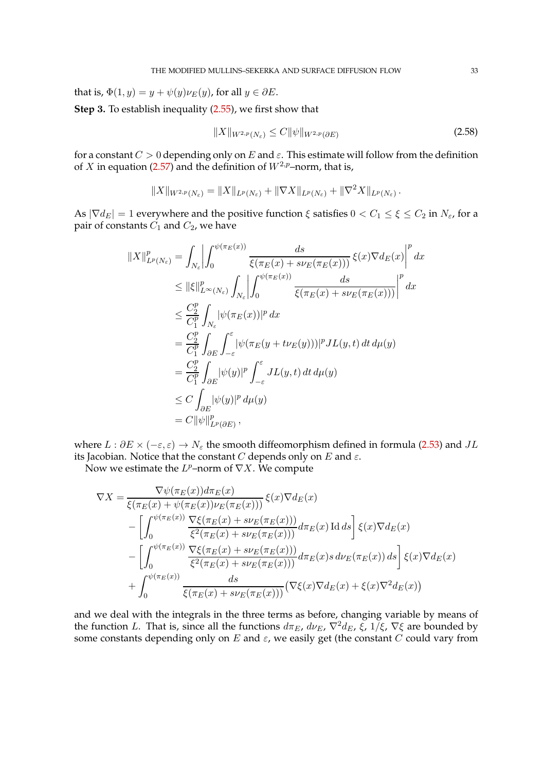that is, $\Phi(1,y) = y + \psi(y)\nu_E(y)$, for all $y \in \partial E$.

**Step 3.** To establish inequality (2.55), we first show that

$$\|X\|_{W^{2,p}(N_\varepsilon)} \leq C\|\psi\|_{W^{2,p}(\partial E)} \tag{2.58}$$

for a constant $C > 0$ depending only on $E$ and $\varepsilon$. This estimate will follow from the definition of $X$ in equation (2.57) and the definition of $W^{2,p}$–norm, that is,

$$\|X\|_{W^{2,p}(N_\varepsilon)} = \|X\|_{L^p(N_\varepsilon)} + \|\nabla X\|_{L^p(N_\varepsilon)} + \|\nabla^2 X\|_{L^p(N_\varepsilon)}\,.$$

As $|\nabla d_E| = 1$ everywhere and the positive function $\xi$ satisfies $0 < C_1 \leq \xi \leq C_2$ in $N_\varepsilon$, for a pair of constants $C_1$ and $C_2$, we have

$$\begin{aligned}
\|X\|^p_{L^p(N_\varepsilon)} &= \int_{N_\varepsilon} \left| \int_0^{\psi(\pi_E(x))} \frac{ds}{\xi(\pi_E(x) + s\nu_E(\pi_E(x)))}\, \xi(x)\nabla d_E(x) \right|^p dx \\
&\leq \|\xi\|^p_{L^\infty(N_\varepsilon)} \int_{N_\varepsilon} \left| \int_0^{\psi(\pi_E(x))} \frac{ds}{\xi(\pi_E(x) + s\nu_E(\pi_E(x)))} \right|^p dx \\
&\leq \frac{C_2^p}{C_1^p} \int_{N_\varepsilon} |\psi(\pi_E(x))|^p\, dx \\
&= \frac{C_2^p}{C_1^p} \int_{\partial E} \int_{-\varepsilon}^{\varepsilon} |\psi(\pi_E(y + t\nu_E(y)))|^p JL(y,t)\, dt\, d\mu(y) \\
&= \frac{C_2^p}{C_1^p} \int_{\partial E} |\psi(y)|^p \int_{-\varepsilon}^{\varepsilon} JL(y,t)\, dt\, d\mu(y) \\
&\leq C \int_{\partial E} |\psi(y)|^p\, d\mu(y) \\
&= C\|\psi\|^p_{L^p(\partial E)}\,,
\end{aligned}$$

where $L : \partial E \times (-\varepsilon, \varepsilon) \to N_\varepsilon$ the smooth diffeomorphism defined in formula (2.53) and $JL$ its Jacobian. Notice that the constant $C$ depends only on $E$ and $\varepsilon$.

Now we estimate the $L^p$–norm of $\nabla X$. We compute

$$\begin{aligned}
\nabla X = &\frac{\nabla\psi(\pi_E(x))d\pi_E(x)}{\xi(\pi_E(x) + \psi(\pi_E(x))\nu_E(\pi_E(x)))}\, \xi(x)\nabla d_E(x) \\
&- \left[ \int_0^{\psi(\pi_E(x))} \frac{\nabla\xi(\pi_E(x) + s\nu_E(\pi_E(x)))}{\xi^2(\pi_E(x) + s\nu_E(\pi_E(x)))} d\pi_E(x)\, \mathrm{Id}\, ds \right] \xi(x)\nabla d_E(x) \\
&- \left[ \int_0^{\psi(\pi_E(x))} \frac{\nabla\xi(\pi_E(x) + s\nu_E(\pi_E(x)))}{\xi^2(\pi_E(x) + s\nu_E(\pi_E(x)))} d\pi_E(x) s\, d\nu_E(\pi_E(x))\, ds \right] \xi(x)\nabla d_E(x) \\
&+ \int_0^{\psi(\pi_E(x))} \frac{ds}{\xi(\pi_E(x) + s\nu_E(\pi_E(x)))} \big(\nabla\xi(x)\nabla d_E(x) + \xi(x)\nabla^2 d_E(x)\big)
\end{aligned}$$

and we deal with the integrals in the three terms as before, changing variable by means of the function $L$. That is, since all the functions $d\pi_E$, $d\nu_E$, $\nabla^2 d_E$, $\xi$, $1/\xi$, $\nabla\xi$ are bounded by some constants depending only on $E$ and $\varepsilon$, we easily get (the constant $C$ could vary from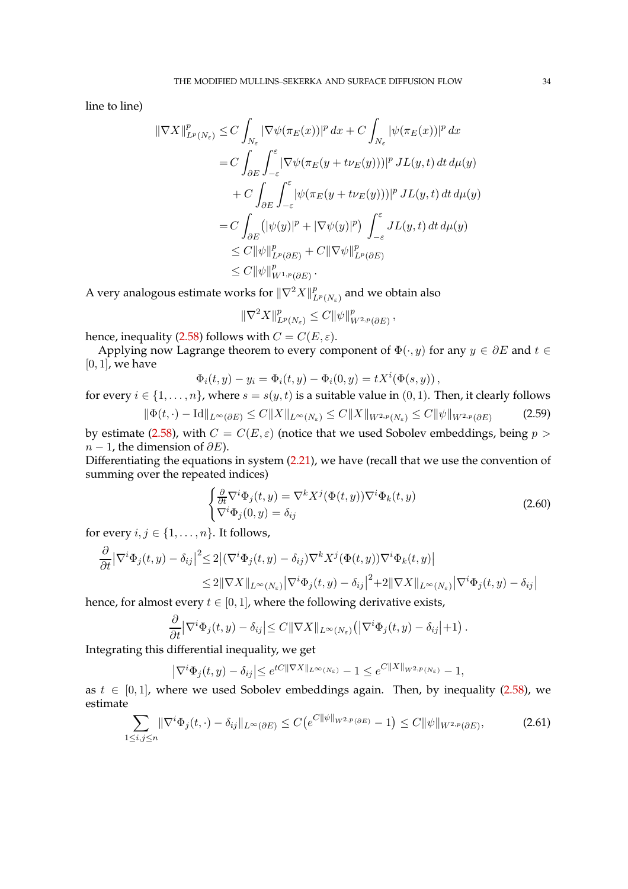line to line)

$$
\begin{aligned}
\|\nabla X\|^p_{L^p(N_\varepsilon)} \leq & \, C \int_{N_\varepsilon} |\nabla \psi(\pi_E(x))|^p \, dx + C \int_{N_\varepsilon} |\psi(\pi_E(x))|^p \, dx \\
= & \, C \int_{\partial E} \int_{-\varepsilon}^{\varepsilon} |\nabla \psi(\pi_E(y + t\nu_E(y)))|^p \, JL(y,t) \, dt \, d\mu(y) \\
& + C \int_{\partial E} \int_{-\varepsilon}^{\varepsilon} |\psi(\pi_E(y + t\nu_E(y)))|^p \, JL(y,t) \, dt \, d\mu(y) \\
= & \, C \int_{\partial E} \big( |\psi(y)|^p + |\nabla \psi(y)|^p \big) \int_{-\varepsilon}^{\varepsilon} JL(y,t) \, dt \, d\mu(y) \\
\leq & \, C \|\psi\|^p_{L^p(\partial E)} + C \|\nabla \psi\|^p_{L^p(\partial E)} \\
\leq & \, C \|\psi\|^p_{W^{1,p}(\partial E)} \, .
\end{aligned}
$$

A very analogous estimate works for $\|\nabla^2 X\|^p_{L^p(N_\varepsilon)}$ and we obtain also

$$
\|\nabla^2 X\|^p_{L^p(N_\varepsilon)} \leq C \|\psi\|^p_{W^{2,p}(\partial E)} \, ,
$$

hence, inequality (2.58) follows with $C = C(E, \varepsilon)$.

Applying now Lagrange theorem to every component of $\Phi(\cdot, y)$ for any $y \in \partial E$ and $t \in [0,1]$, we have

$$
\Phi_i(t,y) - y_i = \Phi_i(t,y) - \Phi_i(0,y) = tX^i(\Phi(s,y)) \, ,
$$

for every $i \in \{1, \dots, n\}$, where $s = s(y,t)$ is a suitable value in $(0,1)$. Then, it clearly follows

$$
\|\Phi(t,\cdot) - \mathrm{Id}\|_{L^\infty(\partial E)} \leq C \|X\|_{L^\infty(N_\varepsilon)} \leq C \|X\|_{W^{2,p}(N_\varepsilon)} \leq C \|\psi\|_{W^{2,p}(\partial E)} \tag{2.59}
$$

by estimate (2.58), with $C = C(E, \varepsilon)$ (notice that we used Sobolev embeddings, being $p > n-1$, the dimension of $\partial E$).

Differentiating the equations in system (2.21), we have (recall that we use the convention of summing over the repeated indices)

$$
\begin{cases}
\frac{\partial}{\partial t} \nabla^i \Phi_j(t,y) = \nabla^k X^j(\Phi(t,y)) \nabla^i \Phi_k(t,y) \\
\nabla^i \Phi_j(0,y) = \delta_{ij}
\end{cases} \tag{2.60}
$$

for every $i, j \in \{1, \dots, n\}$. It follows,

$$
\begin{aligned}
\frac{\partial}{\partial t} \big| \nabla^i \Phi_j(t,y) - \delta_{ij} \big|^2 \leq & \, 2 \big| (\nabla^i \Phi_j(t,y) - \delta_{ij}) \nabla^k X^j(\Phi(t,y)) \nabla^i \Phi_k(t,y) \big| \\
\leq & \, 2 \|\nabla X\|_{L^\infty(N_\varepsilon)} \big| \nabla^i \Phi_j(t,y) - \delta_{ij} \big|^2 + 2 \|\nabla X\|_{L^\infty(N_\varepsilon)} \big| \nabla^i \Phi_j(t,y) - \delta_{ij} \big|
\end{aligned}
$$

hence, for almost every $t \in [0,1]$, where the following derivative exists,

$$
\frac{\partial}{\partial t} \big| \nabla^i \Phi_j(t,y) - \delta_{ij} \big| \leq C \|\nabla X\|_{L^\infty(N_\varepsilon)} \big( \big| \nabla^i \Phi_j(t,y) - \delta_{ij} \big| + 1 \big) \, .
$$

Integrating this differential inequality, we get

$$
\big| \nabla^i \Phi_j(t,y) - \delta_{ij} \big| \leq e^{tC \|\nabla X\|_{L^\infty(N_\varepsilon)}} - 1 \leq e^{C \|X\|_{W^{2,p}(N_\varepsilon)}} - 1,
$$

as $t \in [0,1]$, where we used Sobolev embeddings again. Then, by inequality (2.58), we estimate

$$
\sum_{1 \leq i,j \leq n} \|\nabla^i \Phi_j(t,\cdot) - \delta_{ij}\|_{L^\infty(\partial E)} \leq C \big( e^{C \|\psi\|_{W^{2,p}(\partial E)}} - 1 \big) \leq C \|\psi\|_{W^{2,p}(\partial E)}, \tag{2.61}
$$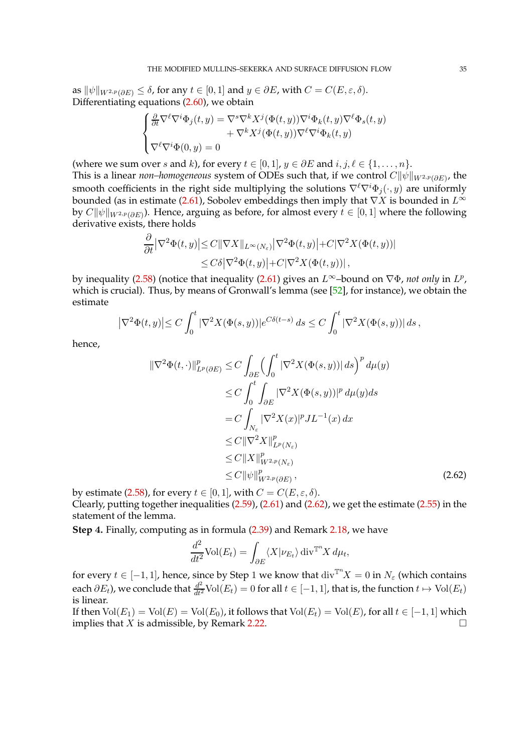as $\|\psi\|_{W^{2,p}(\partial E)} \leq \delta$, for any $t \in [0,1]$ and $y \in \partial E$, with $C = C(E, \varepsilon, \delta)$.
Differentiating equations (2.60), we obtain

$$
\begin{cases}
\frac{\partial}{\partial t}\nabla^\ell \nabla^i \Phi_j(t,y) = \nabla^s \nabla^k X^j(\Phi(t,y))\nabla^i \Phi_k(t,y)\nabla^\ell \Phi_s(t,y) \\
\qquad\qquad\qquad\qquad + \nabla^k X^j(\Phi(t,y))\nabla^\ell \nabla^i \Phi_k(t,y) \\
\nabla^\ell \nabla^i \Phi(0,y) = 0
\end{cases}
$$

(where we sum over $s$ and $k$), for every $t \in [0,1]$, $y \in \partial E$ and $i, j, \ell \in \{1, \dots, n\}$.
This is a linear *non–homogeneous* system of ODEs such that, if we control $C\|\psi\|_{W^{2,p}(\partial E)}$, the smooth coefficients in the right side multiplying the solutions $\nabla^\ell \nabla^i \Phi_j(\cdot, y)$ are uniformly bounded (as in estimate (2.61), Sobolev embeddings then imply that $\nabla X$ is bounded in $L^\infty$ by $C\|\psi\|_{W^{2,p}(\partial E)}$). Hence, arguing as before, for almost every $t \in [0,1]$ where the following derivative exists, there holds

$$
\begin{aligned}
\frac{\partial}{\partial t}\big|\nabla^2\Phi(t,y)\big| &\leq C\|\nabla X\|_{L^\infty(N_\varepsilon)}\big|\nabla^2\Phi(t,y)\big| + C|\nabla^2 X(\Phi(t,y))| \\
&\leq C\delta\big|\nabla^2\Phi(t,y)\big| + C|\nabla^2 X(\Phi(t,y))|\,,
\end{aligned}
$$

by inequality (2.58) (notice that inequality (2.61) gives an $L^\infty$–bound on $\nabla\Phi$, *not only* in $L^p$, which is crucial). Thus, by means of Gronwall's lemma (see [52], for instance), we obtain the estimate

$$
\big|\nabla^2\Phi(t,y)\big| \leq C\int_0^t |\nabla^2 X(\Phi(s,y))| e^{C\delta(t-s)}\, ds \leq C\int_0^t |\nabla^2 X(\Phi(s,y))|\, ds\,,
$$

hence,

$$
\begin{aligned}
\|\nabla^2\Phi(t,\cdot)\|^p_{L^p(\partial E)} &\leq C\int_{\partial E}\Big(\int_0^t |\nabla^2 X(\Phi(s,y))|\, ds\Big)^p\, d\mu(y) \\
&\leq C\int_0^t\int_{\partial E} |\nabla^2 X(\Phi(s,y))|^p\, d\mu(y) ds \\
&= C\int_{N_\varepsilon} |\nabla^2 X(x)|^p JL^{-1}(x)\, dx \\
&\leq C\|\nabla^2 X\|^p_{L^p(N_\varepsilon)} \\
&\leq C\|X\|^p_{W^{2,p}(N_\varepsilon)} \\
&\leq C\|\psi\|^p_{W^{2,p}(\partial E)}\,,
\end{aligned}
\tag{2.62}
$$

by estimate (2.58), for every $t \in [0,1]$, with $C = C(E, \varepsilon, \delta)$.
Clearly, putting together inequalities (2.59), (2.61) and (2.62), we get the estimate (2.55) in the statement of the lemma.

**Step 4.** Finally, computing as in formula (2.39) and Remark 2.18, we have

$$
\frac{d^2}{dt^2}\mathrm{Vol}(E_t) = \int_{\partial E}\langle X|\nu_{E_t}\rangle \operatorname{div}^{\mathbb{T}^n} X\, d\mu_t,
$$

for every $t \in [-1,1]$, hence, since by Step 1 we know that $\operatorname{div}^{\mathbb{T}^n} X = 0$ in $N_\varepsilon$ (which contains each $\partial E_t$), we conclude that $\frac{d^2}{dt^2}\mathrm{Vol}(E_t) = 0$ for all $t \in [-1,1]$, that is, the function $t \mapsto \mathrm{Vol}(E_t)$ is linear.
If then $\mathrm{Vol}(E_1) = \mathrm{Vol}(E) = \mathrm{Vol}(E_0)$, it follows that $\mathrm{Vol}(E_t) = \mathrm{Vol}(E)$, for all $t \in [-1,1]$ which implies that $X$ is admissible, by Remark 2.22. □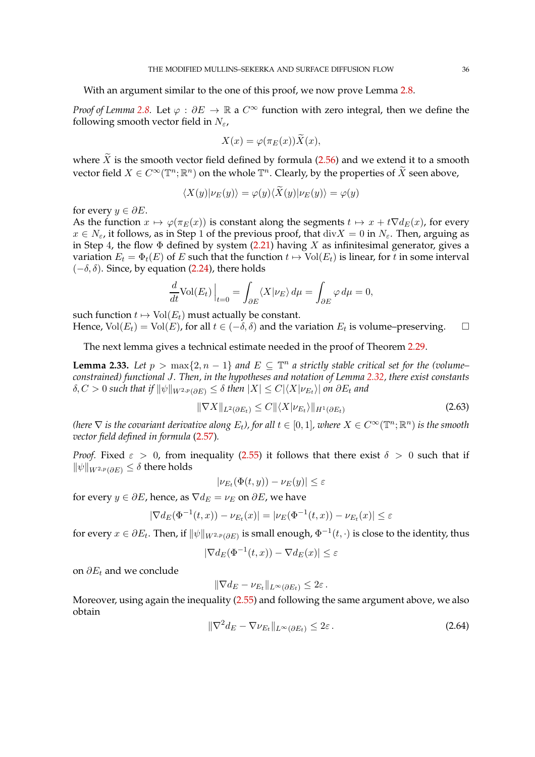With an argument similar to the one of this proof, we now prove Lemma 2.8.

*Proof of Lemma 2.8.* Let $\varphi : \partial E \to \mathbb{R}$ a $C^\infty$ function with zero integral, then we define the following smooth vector field in $N_\varepsilon$,

$$X(x) = \varphi(\pi_E(x))\widetilde{X}(x),$$

where $\widetilde{X}$ is the smooth vector field defined by formula (2.56) and we extend it to a smooth vector field $X \in C^\infty(\mathbb{T}^n; \mathbb{R}^n)$ on the whole $\mathbb{T}^n$. Clearly, by the properties of $\widetilde{X}$ seen above,

$$\langle X(y)|\nu_E(y)\rangle = \varphi(y)\langle \widetilde{X}(y)|\nu_E(y)\rangle = \varphi(y)$$

for every $y \in \partial E$.

As the function $x \mapsto \varphi(\pi_E(x))$ is constant along the segments $t \mapsto x + t\nabla d_E(x)$, for every $x \in N_\varepsilon$, it follows, as in Step 1 of the previous proof, that $\operatorname{div} X = 0$ in $N_\varepsilon$. Then, arguing as in Step 4, the flow $\Phi$ defined by system (2.21) having $X$ as infinitesimal generator, gives a variation $E_t = \Phi_t(E)$ of $E$ such that the function $t \mapsto \operatorname{Vol}(E_t)$ is linear, for $t$ in some interval $(-\delta, \delta)$. Since, by equation (2.24), there holds

$$\frac{d}{dt}\operatorname{Vol}(E_t)\Big|_{t=0} = \int_{\partial E} \langle X|\nu_E\rangle \, d\mu = \int_{\partial E} \varphi \, d\mu = 0,$$

such function $t \mapsto \operatorname{Vol}(E_t)$ must actually be constant.

Hence, $\operatorname{Vol}(E_t) = \operatorname{Vol}(E)$, for all $t \in (-\delta, \delta)$ and the variation $E_t$ is volume–preserving. □

The next lemma gives a technical estimate needed in the proof of Theorem 2.29.

**Lemma 2.33.** *Let $p > \max\{2, n-1\}$ and $E \subseteq \mathbb{T}^n$ a strictly stable critical set for the (volume–constrained) functional $J$. Then, in the hypotheses and notation of Lemma 2.32, there exist constants $\delta, C > 0$ such that if $\|\psi\|_{W^{2,p}(\partial E)} \leq \delta$ then $|X| \leq C|\langle X|\nu_{E_t}\rangle|$ on $\partial E_t$ and*

$$\|\nabla X\|_{L^2(\partial E_t)} \leq C\|\langle X|\nu_{E_t}\rangle\|_{H^1(\partial E_t)} \tag{2.63}$$

*(here $\nabla$ is the covariant derivative along $E_t$), for all $t \in [0,1]$, where $X \in C^\infty(\mathbb{T}^n; \mathbb{R}^n)$ is the smooth vector field defined in formula (2.57).*

*Proof.* Fixed $\varepsilon > 0$, from inequality (2.55) it follows that there exist $\delta > 0$ such that if $\|\psi\|_{W^{2,p}(\partial E)} \leq \delta$ there holds

$$|\nu_{E_t}(\Phi(t,y)) - \nu_E(y)| \leq \varepsilon$$

for every $y \in \partial E$, hence, as $\nabla d_E = \nu_E$ on $\partial E$, we have

$$|\nabla d_E(\Phi^{-1}(t,x)) - \nu_{E_t}(x)| = |\nu_E(\Phi^{-1}(t,x)) - \nu_{E_t}(x)| \leq \varepsilon$$

for every $x \in \partial E_t$. Then, if $\|\psi\|_{W^{2,p}(\partial E)}$ is small enough, $\Phi^{-1}(t,\cdot)$ is close to the identity, thus

$$|\nabla d_E(\Phi^{-1}(t,x)) - \nabla d_E(x)| \leq \varepsilon$$

on $\partial E_t$ and we conclude

$$\|\nabla d_E - \nu_{E_t}\|_{L^\infty(\partial E_t)} \leq 2\varepsilon\,.$$

Moreover, using again the inequality (2.55) and following the same argument above, we also obtain

$$\|\nabla^2 d_E - \nabla \nu_{E_t}\|_{L^\infty(\partial E_t)} \leq 2\varepsilon\,. \tag{2.64}$$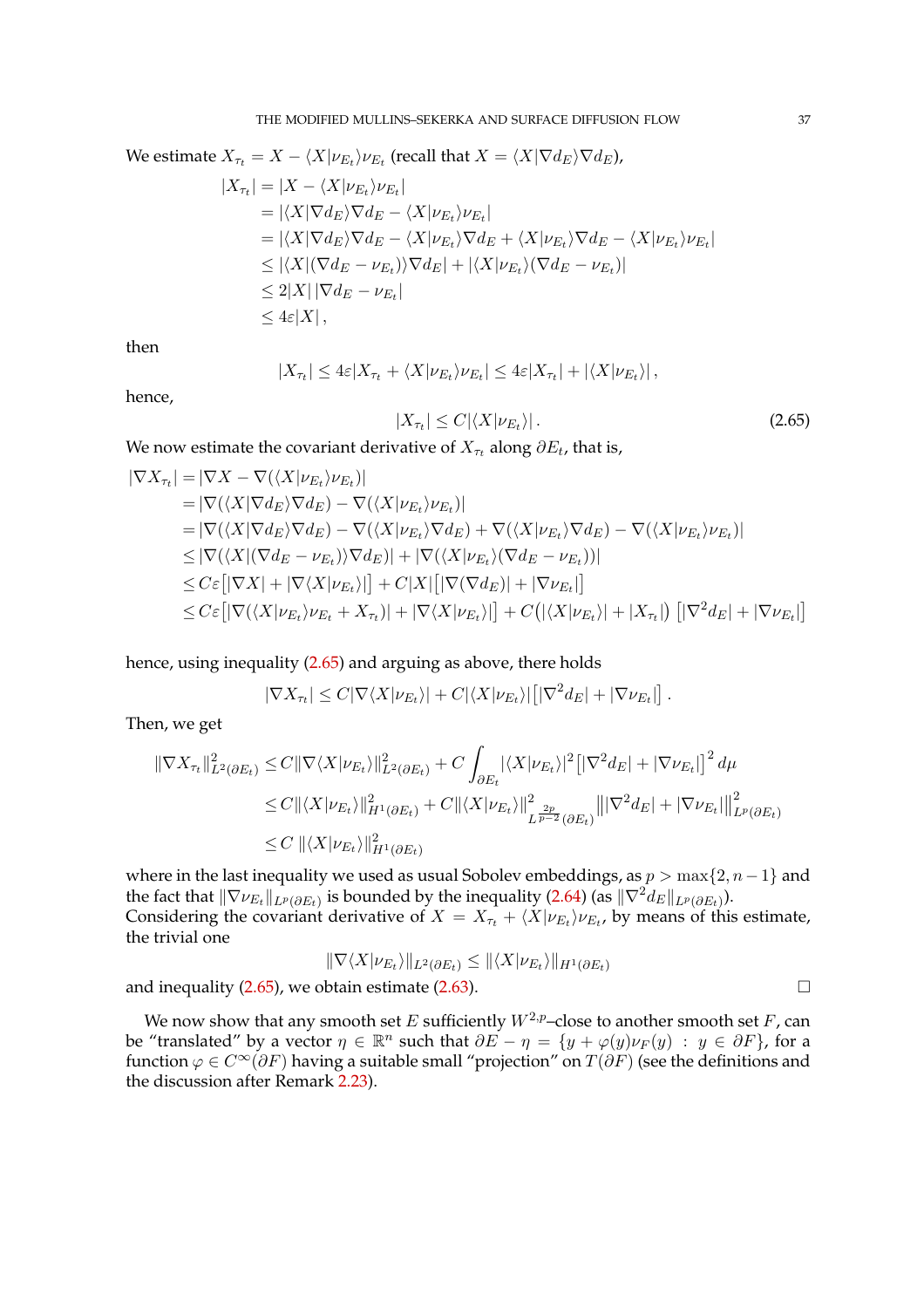We estimate $X_{\tau_t} = X - \langle X | \nu_{E_t} \rangle \nu_{E_t}$ (recall that $X = \langle X | \nabla d_E \rangle \nabla d_E$),

$$
\begin{aligned}
|X_{\tau_t}| &= |X - \langle X | \nu_{E_t} \rangle \nu_{E_t}| \\
&= |\langle X | \nabla d_E \rangle \nabla d_E - \langle X | \nu_{E_t} \rangle \nu_{E_t}| \\
&= |\langle X | \nabla d_E \rangle \nabla d_E - \langle X | \nu_{E_t} \rangle \nabla d_E + \langle X | \nu_{E_t} \rangle \nabla d_E - \langle X | \nu_{E_t} \rangle \nu_{E_t}| \\
&\leq |\langle X | (\nabla d_E - \nu_{E_t}) \rangle \nabla d_E| + |\langle X | \nu_{E_t} \rangle (\nabla d_E - \nu_{E_t})| \\
&\leq 2|X| \, |\nabla d_E - \nu_{E_t}| \\
&\leq 4\varepsilon |X| \,,
\end{aligned}
$$

then

$$
|X_{\tau_t}| \leq 4\varepsilon |X_{\tau_t} + \langle X | \nu_{E_t} \rangle \nu_{E_t}| \leq 4\varepsilon |X_{\tau_t}| + |\langle X | \nu_{E_t} \rangle| \,,
$$

hence,

$$
|X_{\tau_t}| \leq C |\langle X | \nu_{E_t} \rangle| \,. \tag{2.65}
$$

We now estimate the covariant derivative of $X_{\tau_t}$ along $\partial E_t$, that is,

$$
\begin{aligned}
|\nabla X_{\tau_t}| &= |\nabla X - \nabla(\langle X | \nu_{E_t} \rangle \nu_{E_t})| \\
&= |\nabla(\langle X | \nabla d_E \rangle \nabla d_E) - \nabla(\langle X | \nu_{E_t} \rangle \nu_{E_t})| \\
&= |\nabla(\langle X | \nabla d_E \rangle \nabla d_E) - \nabla(\langle X | \nu_{E_t} \rangle \nabla d_E) + \nabla(\langle X | \nu_{E_t} \rangle \nabla d_E) - \nabla(\langle X | \nu_{E_t} \rangle \nu_{E_t})| \\
&\leq |\nabla(\langle X | (\nabla d_E - \nu_{E_t}) \rangle \nabla d_E)| + |\nabla(\langle X | \nu_{E_t} \rangle (\nabla d_E - \nu_{E_t}))| \\
&\leq C\varepsilon \big[ |\nabla X| + |\nabla \langle X | \nu_{E_t} \rangle| \big] + C|X| \big[ |\nabla(\nabla d_E)| + |\nabla \nu_{E_t}| \big] \\
&\leq C\varepsilon \big[ |\nabla(\langle X | \nu_{E_t} \rangle \nu_{E_t} + X_{\tau_t})| + |\nabla \langle X | \nu_{E_t} \rangle| \big] + C\big( |\langle X | \nu_{E_t} \rangle| + |X_{\tau_t}| \big) \big[ |\nabla^2 d_E| + |\nabla \nu_{E_t}| \big]
\end{aligned}
$$

hence, using inequality (2.65) and arguing as above, there holds

$$
|\nabla X_{\tau_t}| \leq C |\nabla \langle X | \nu_{E_t} \rangle| + C |\langle X | \nu_{E_t} \rangle| \big[ |\nabla^2 d_E| + |\nabla \nu_{E_t}| \big] \,.
$$

Then, we get

$$
\begin{aligned}
\|\nabla X_{\tau_t}\|^2_{L^2(\partial E_t)} &\leq C \|\nabla \langle X | \nu_{E_t} \rangle\|^2_{L^2(\partial E_t)} + C \int_{\partial E_t} |\langle X | \nu_{E_t} \rangle|^2 \big[ |\nabla^2 d_E| + |\nabla \nu_{E_t}| \big]^2 \, d\mu \\
&\leq C \|\langle X | \nu_{E_t} \rangle\|^2_{H^1(\partial E_t)} + C \|\langle X | \nu_{E_t} \rangle\|^2_{L^{\frac{2p}{p-2}}(\partial E_t)} \big\| |\nabla^2 d_E| + |\nabla \nu_{E_t}| \big\|^2_{L^p(\partial E_t)} \\
&\leq C \, \|\langle X | \nu_{E_t} \rangle\|^2_{H^1(\partial E_t)}
\end{aligned}
$$

where in the last inequality we used as usual Sobolev embeddings, as $p > \max\{2, n-1\}$ and the fact that $\|\nabla \nu_{E_t}\|_{L^p(\partial E_t)}$ is bounded by the inequality (2.64) (as $\|\nabla^2 d_E\|_{L^p(\partial E_t)}$).
Considering the covariant derivative of $X = X_{\tau_t} + \langle X | \nu_{E_t} \rangle \nu_{E_t}$, by means of this estimate, the trivial one

$$
\|\nabla \langle X | \nu_{E_t} \rangle\|_{L^2(\partial E_t)} \leq \|\langle X | \nu_{E_t} \rangle\|_{H^1(\partial E_t)}
$$

and inequality (2.65), we obtain estimate (2.63). $\square$

We now show that any smooth set $E$ sufficiently $W^{2,p}$–close to another smooth set $F$, can be "translated" by a vector $\eta \in \mathbb{R}^n$ such that $\partial E - \eta = \{y + \varphi(y)\nu_F(y) \,:\, y \in \partial F\}$, for a function $\varphi \in C^\infty(\partial F)$ having a suitable small "projection" on $T(\partial F)$ (see the definitions and the discussion after Remark 2.23).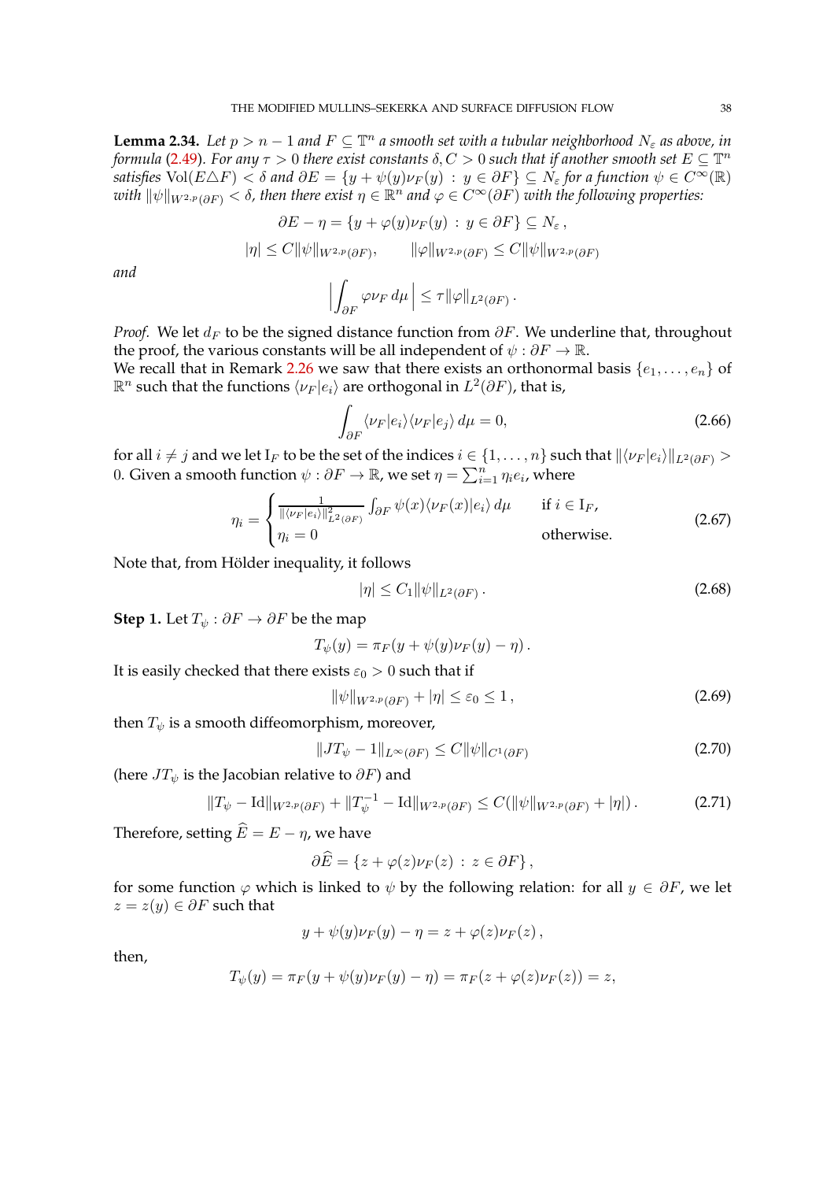**Lemma 2.34.** *Let $p > n-1$ and $F \subseteq \mathbb{T}^n$ a smooth set with a tubular neighborhood $N_\varepsilon$ as above, in formula (2.49). For any $\tau > 0$ there exist constants $\delta, C > 0$ such that if another smooth set $E \subseteq \mathbb{T}^n$ satisfies $\mathrm{Vol}(E \triangle F) < \delta$ and $\partial E = \{y + \psi(y)\nu_F(y) \,:\, y \in \partial F\} \subseteq N_\varepsilon$ for a function $\psi \in C^\infty(\mathbb{R})$ with $\|\psi\|_{W^{2,p}(\partial F)} < \delta$, then there exist $\eta \in \mathbb{R}^n$ and $\varphi \in C^\infty(\partial F)$ with the following properties:*

$$\partial E - \eta = \{y + \varphi(y)\nu_F(y) \,:\, y \in \partial F\} \subseteq N_\varepsilon\,,$$

$$|\eta| \leq C\|\psi\|_{W^{2,p}(\partial F)}, \qquad \|\varphi\|_{W^{2,p}(\partial F)} \leq C\|\psi\|_{W^{2,p}(\partial F)}$$

*and*

$$\Big|\int_{\partial F} \varphi\nu_F \, d\mu\Big| \leq \tau\|\varphi\|_{L^2(\partial F)}\,.$$

*Proof.* We let $d_F$ to be the signed distance function from $\partial F$. We underline that, throughout the proof, the various constants will be all independent of $\psi : \partial F \to \mathbb{R}$.
We recall that in Remark 2.26 we saw that there exists an orthonormal basis $\{e_1, \dots, e_n\}$ of $\mathbb{R}^n$ such that the functions $\langle \nu_F | e_i\rangle$ are orthogonal in $L^2(\partial F)$, that is,

$$\int_{\partial F} \langle \nu_F | e_i\rangle\langle \nu_F | e_j\rangle \, d\mu = 0, \tag{2.66}$$

for all $i \neq j$ and we let $\mathrm{I}_F$ to be the set of the indices $i \in \{1, \dots, n\}$ such that $\|\langle \nu_F | e_i\rangle\|_{L^2(\partial F)} > 0$. Given a smooth function $\psi : \partial F \to \mathbb{R}$, we set $\eta = \sum_{i=1}^n \eta_i e_i$, where

$$\eta_i = \begin{cases} \frac{1}{\|\langle \nu_F | e_i\rangle\|^2_{L^2(\partial F)}} \int_{\partial F} \psi(x)\langle \nu_F(x) | e_i\rangle \, d\mu & \text{if } i \in \mathrm{I}_F, \\ \eta_i = 0 & \text{otherwise.} \end{cases} \tag{2.67}$$

Note that, from Hölder inequality, it follows

$$|\eta| \leq C_1\|\psi\|_{L^2(\partial F)}\,. \tag{2.68}$$

**Step 1.** Let $T_\psi : \partial F \to \partial F$ be the map

$$T_\psi(y) = \pi_F(y + \psi(y)\nu_F(y) - \eta)\,.$$

It is easily checked that there exists $\varepsilon_0 > 0$ such that if

$$\|\psi\|_{W^{2,p}(\partial F)} + |\eta| \leq \varepsilon_0 \leq 1\,, \tag{2.69}$$

then $T_\psi$ is a smooth diffeomorphism, moreover,

$$\|JT_\psi - 1\|_{L^\infty(\partial F)} \leq C\|\psi\|_{C^1(\partial F)} \tag{2.70}$$

(here $JT_\psi$ is the Jacobian relative to $\partial F$) and

$$\|T_\psi - \mathrm{Id}\|_{W^{2,p}(\partial F)} + \|T_\psi^{-1} - \mathrm{Id}\|_{W^{2,p}(\partial F)} \leq C(\|\psi\|_{W^{2,p}(\partial F)} + |\eta|)\,. \tag{2.71}$$

Therefore, setting $\widehat{E} = E - \eta$, we have

$$\partial\widehat{E} = \{z + \varphi(z)\nu_F(z) \,:\, z \in \partial F\}\,,$$

for some function $\varphi$ which is linked to $\psi$ by the following relation: for all $y \in \partial F$, we let $z = z(y) \in \partial F$ such that

$$y + \psi(y)\nu_F(y) - \eta = z + \varphi(z)\nu_F(z)\,,$$

then,

$$T_\psi(y) = \pi_F(y + \psi(y)\nu_F(y) - \eta) = \pi_F(z + \varphi(z)\nu_F(z)) = z,$$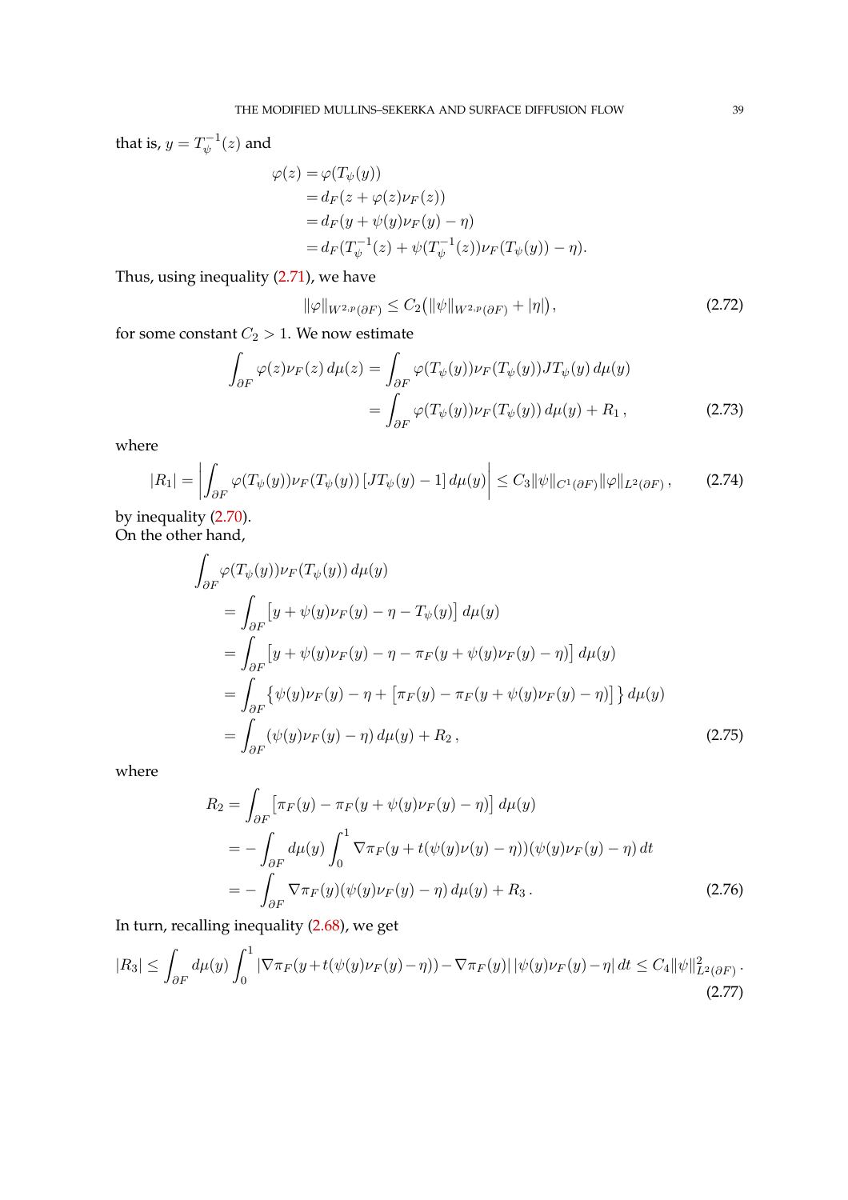that is, $y = T_\psi^{-1}(z)$ and

$$
\begin{aligned}
\varphi(z) &= \varphi(T_\psi(y)) \\
&= d_F(z + \varphi(z)\nu_F(z)) \\
&= d_F(y + \psi(y)\nu_F(y) - \eta) \\
&= d_F(T_\psi^{-1}(z) + \psi(T_\psi^{-1}(z))\nu_F(T_\psi(y)) - \eta).
\end{aligned}
$$

Thus, using inequality (2.71), we have

$$
\|\varphi\|_{W^{2,p}(\partial F)} \leq C_2\big(\|\psi\|_{W^{2,p}(\partial F)} + |\eta|\big), \tag{2.72}
$$

for some constant $C_2 > 1$. We now estimate

$$
\begin{aligned}
\int_{\partial F} \varphi(z)\nu_F(z)\, d\mu(z) &= \int_{\partial F} \varphi(T_\psi(y))\nu_F(T_\psi(y)) JT_\psi(y)\, d\mu(y) \\
&= \int_{\partial F} \varphi(T_\psi(y))\nu_F(T_\psi(y))\, d\mu(y) + R_1\,,
\end{aligned} \tag{2.73}
$$

where

$$
|R_1| = \left| \int_{\partial F} \varphi(T_\psi(y))\nu_F(T_\psi(y))\,[JT_\psi(y) - 1]\, d\mu(y) \right| \leq C_3 \|\psi\|_{C^1(\partial F)} \|\varphi\|_{L^2(\partial F)}\,, \tag{2.74}
$$

by inequality (2.70).
On the other hand,

$$
\begin{aligned}
&\int_{\partial F} \varphi(T_\psi(y))\nu_F(T_\psi(y))\, d\mu(y) \\
&\quad = \int_{\partial F} \big[y + \psi(y)\nu_F(y) - \eta - T_\psi(y)\big]\, d\mu(y) \\
&\quad = \int_{\partial F} \big[y + \psi(y)\nu_F(y) - \eta - \pi_F(y + \psi(y)\nu_F(y) - \eta)\big]\, d\mu(y) \\
&\quad = \int_{\partial F} \big\{\psi(y)\nu_F(y) - \eta + \big[\pi_F(y) - \pi_F(y + \psi(y)\nu_F(y) - \eta)\big]\big\}\, d\mu(y) \\
&\quad = \int_{\partial F} (\psi(y)\nu_F(y) - \eta)\, d\mu(y) + R_2\,,
\end{aligned} \tag{2.75}
$$

where

$$
\begin{aligned}
R_2 &= \int_{\partial F} \big[\pi_F(y) - \pi_F(y + \psi(y)\nu_F(y) - \eta)\big]\, d\mu(y) \\
&= -\int_{\partial F} d\mu(y) \int_0^1 \nabla \pi_F(y + t(\psi(y)\nu(y) - \eta))(\psi(y)\nu_F(y) - \eta)\, dt \\
&= -\int_{\partial F} \nabla \pi_F(y)(\psi(y)\nu_F(y) - \eta)\, d\mu(y) + R_3\,.
\end{aligned} \tag{2.76}
$$

In turn, recalling inequality (2.68), we get

$$
|R_3| \leq \int_{\partial F} d\mu(y) \int_0^1 |\nabla \pi_F(y + t(\psi(y)\nu_F(y) - \eta)) - \nabla \pi_F(y)|\, |\psi(y)\nu_F(y) - \eta|\, dt \leq C_4 \|\psi\|^2_{L^2(\partial F)}\,. \tag{2.77}
$$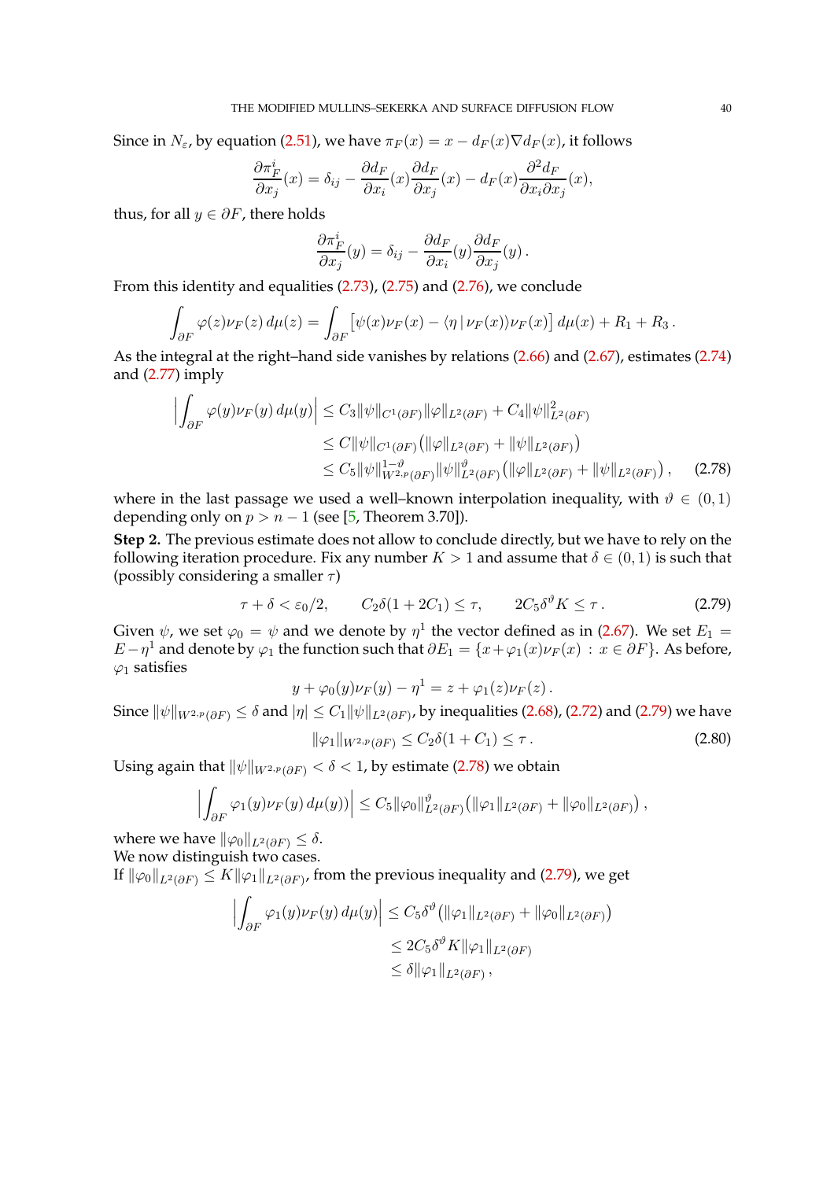Since in $N_\varepsilon$, by equation (2.51), we have $\pi_F(x) = x - d_F(x)\nabla d_F(x)$, it follows

$$\frac{\partial \pi_F^i}{\partial x_j}(x) = \delta_{ij} - \frac{\partial d_F}{\partial x_i}(x)\frac{\partial d_F}{\partial x_j}(x) - d_F(x)\frac{\partial^2 d_F}{\partial x_i \partial x_j}(x),$$

thus, for all $y \in \partial F$, there holds

$$\frac{\partial \pi_F^i}{\partial x_j}(y) = \delta_{ij} - \frac{\partial d_F}{\partial x_i}(y)\frac{\partial d_F}{\partial x_j}(y)\,.$$

From this identity and equalities (2.73), (2.75) and (2.76), we conclude

$$\int_{\partial F} \varphi(z)\nu_F(z)\, d\mu(z) = \int_{\partial F} \big[\psi(x)\nu_F(x) - \langle \eta \,|\, \nu_F(x)\rangle \nu_F(x)\big]\, d\mu(x) + R_1 + R_3\,.$$

As the integral at the right–hand side vanishes by relations (2.66) and (2.67), estimates (2.74) and (2.77) imply

$$\begin{aligned}
\Big|\int_{\partial F} \varphi(y)\nu_F(y)\, d\mu(y)\Big| &\leq C_3 \|\psi\|_{C^1(\partial F)}\|\varphi\|_{L^2(\partial F)} + C_4\|\psi\|^2_{L^2(\partial F)}\\
&\leq C\|\psi\|_{C^1(\partial F)}\big(\|\varphi\|_{L^2(\partial F)} + \|\psi\|_{L^2(\partial F)}\big)\\
&\leq C_5 \|\psi\|^{1-\vartheta}_{W^{2,p}(\partial F)}\|\psi\|^{\vartheta}_{L^2(\partial F)}\big(\|\varphi\|_{L^2(\partial F)} + \|\psi\|_{L^2(\partial F)}\big)\,, \qquad (2.78)
\end{aligned}$$

where in the last passage we used a well–known interpolation inequality, with $\vartheta \in (0,1)$ depending only on $p > n-1$ (see [5, Theorem 3.70]).

**Step 2.** The previous estimate does not allow to conclude directly, but we have to rely on the following iteration procedure. Fix any number $K > 1$ and assume that $\delta \in (0,1)$ is such that (possibly considering a smaller $\tau$)

$$\tau + \delta < \varepsilon_0/2, \qquad C_2\delta(1+2C_1) \leq \tau, \qquad 2C_5\delta^\vartheta K \leq \tau\,. \qquad (2.79)$$

Given $\psi$, we set $\varphi_0 = \psi$ and we denote by $\eta^1$ the vector defined as in (2.67). We set $E_1 = E - \eta^1$ and denote by $\varphi_1$ the function such that $\partial E_1 = \{x + \varphi_1(x)\nu_F(x) \,:\, x \in \partial F\}$. As before, $\varphi_1$ satisfies

$$y + \varphi_0(y)\nu_F(y) - \eta^1 = z + \varphi_1(z)\nu_F(z)\,.$$

Since $\|\psi\|_{W^{2,p}(\partial F)} \leq \delta$ and $|\eta| \leq C_1\|\psi\|_{L^2(\partial F)}$, by inequalities (2.68), (2.72) and (2.79) we have

$$\|\varphi_1\|_{W^{2,p}(\partial F)} \leq C_2\delta(1+C_1) \leq \tau\,. \qquad (2.80)$$

Using again that $\|\psi\|_{W^{2,p}(\partial F)} < \delta < 1$, by estimate (2.78) we obtain

$$\Big|\int_{\partial F} \varphi_1(y)\nu_F(y)\, d\mu(y))\Big| \leq C_5\|\varphi_0\|^{\vartheta}_{L^2(\partial F)}\big(\|\varphi_1\|_{L^2(\partial F)} + \|\varphi_0\|_{L^2(\partial F)}\big)\,,$$

where we have $\|\varphi_0\|_{L^2(\partial F)} \leq \delta$.

We now distinguish two cases.

If $\|\varphi_0\|_{L^2(\partial F)} \leq K\|\varphi_1\|_{L^2(\partial F)}$, from the previous inequality and (2.79), we get

$$\begin{aligned}
\Big|\int_{\partial F} \varphi_1(y)\nu_F(y)\, d\mu(y)\Big| &\leq C_5\delta^\vartheta\big(\|\varphi_1\|_{L^2(\partial F)} + \|\varphi_0\|_{L^2(\partial F)}\big)\\
&\leq 2C_5\delta^\vartheta K\|\varphi_1\|_{L^2(\partial F)}\\
&\leq \delta\|\varphi_1\|_{L^2(\partial F)}\,,
\end{aligned}$$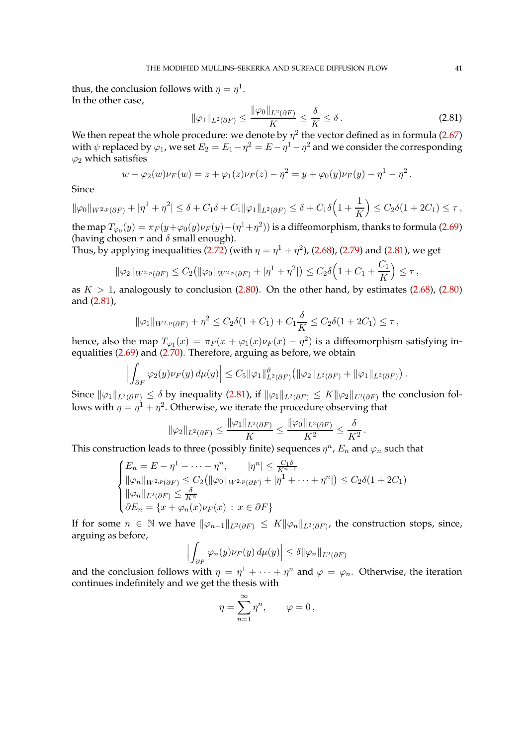thus, the conclusion follows with $\eta = \eta^1$.
In the other case,

$$\|\varphi_1\|_{L^2(\partial F)} \leq \frac{\|\varphi_0\|_{L^2(\partial F)}}{K} \leq \frac{\delta}{K} \leq \delta\,. \tag{2.81}$$

We then repeat the whole procedure: we denote by $\eta^2$ the vector defined as in formula (2.67) with $\psi$ replaced by $\varphi_1$, we set $E_2 = E_1 - \eta^2 = E - \eta^1 - \eta^2$ and we consider the corresponding $\varphi_2$ which satisfies

$$w + \varphi_2(w)\nu_F(w) = z + \varphi_1(z)\nu_F(z) - \eta^2 = y + \varphi_0(y)\nu_F(y) - \eta^1 - \eta^2\,.$$

Since

$$\|\varphi_0\|_{W^{2,p}(\partial F)} + |\eta^1 + \eta^2| \leq \delta + C_1\delta + C_1\|\varphi_1\|_{L^2(\partial F)} \leq \delta + C_1\delta\Big(1 + \frac{1}{K}\Big) \leq C_2\delta(1 + 2C_1) \leq \tau\,,$$

the map $T_{\varphi_0}(y) = \pi_F(y + \varphi_0(y)\nu_F(y) - (\eta^1 + \eta^2))$ is a diffeomorphism, thanks to formula (2.69) (having chosen $\tau$ and $\delta$ small enough).
Thus, by applying inequalities (2.72) (with $\eta = \eta^1 + \eta^2$), (2.68), (2.79) and (2.81), we get

$$\|\varphi_2\|_{W^{2,p}(\partial F)} \leq C_2\big(\|\varphi_0\|_{W^{2,p}(\partial F)} + |\eta^1 + \eta^2|\big) \leq C_2\delta\Big(1 + C_1 + \frac{C_1}{K}\Big) \leq \tau\,,$$

as $K > 1$, analogously to conclusion (2.80). On the other hand, by estimates (2.68), (2.80) and (2.81),

$$\|\varphi_1\|_{W^{2,p}(\partial F)} + \eta^2 \leq C_2\delta(1 + C_1) + C_1\frac{\delta}{K} \leq C_2\delta(1 + 2C_1) \leq \tau\,,$$

hence, also the map $T_{\varphi_1}(x) = \pi_F(x + \varphi_1(x)\nu_F(x) - \eta^2)$ is a diffeomorphism satisfying inequalities (2.69) and (2.70). Therefore, arguing as before, we obtain

$$\Big|\int_{\partial F} \varphi_2(y)\nu_F(y)\,d\mu(y)\Big| \leq C_5\|\varphi_1\|^{\vartheta}_{L^2(\partial F)}\big(\|\varphi_2\|_{L^2(\partial F)} + \|\varphi_1\|_{L^2(\partial F)}\big)\,.$$

Since $\|\varphi_1\|_{L^2(\partial F)} \leq \delta$ by inequality (2.81), if $\|\varphi_1\|_{L^2(\partial F)} \leq K\|\varphi_2\|_{L^2(\partial F)}$ the conclusion follows with $\eta = \eta^1 + \eta^2$. Otherwise, we iterate the procedure observing that

$$\|\varphi_2\|_{L^2(\partial F)} \leq \frac{\|\varphi_1\|_{L^2(\partial F)}}{K} \leq \frac{\|\varphi_0\|_{L^2(\partial F)}}{K^2} \leq \frac{\delta}{K^2}\,.$$

This construction leads to three (possibly finite) sequences $\eta^n$, $E_n$ and $\varphi_n$ such that

$$\begin{cases} E_n = E - \eta^1 - \dots - \eta^n, \qquad |\eta^n| \leq \frac{C_1\delta}{K^{n-1}} \\ \|\varphi_n\|_{W^{2,p}(\partial F)} \leq C_2\big(\|\varphi_0\|_{W^{2,p}(\partial F)} + |\eta^1 + \dots + \eta^n|\big) \leq C_2\delta(1 + 2C_1) \\ \|\varphi_n\|_{L^2(\partial F)} \leq \frac{\delta}{K^n} \\ \partial E_n = \{x + \varphi_n(x)\nu_F(x)\,:\, x \in \partial F\} \end{cases}$$

If for some $n \in \mathbb{N}$ we have $\|\varphi_{n-1}\|_{L^2(\partial F)} \leq K\|\varphi_n\|_{L^2(\partial F)}$, the construction stops, since, arguing as before,

$$\Big|\int_{\partial F} \varphi_n(y)\nu_F(y)\,d\mu(y)\Big| \leq \delta\|\varphi_n\|_{L^2(\partial F)}$$

and the conclusion follows with $\eta = \eta^1 + \dots + \eta^n$ and $\varphi = \varphi_n$. Otherwise, the iteration continues indefinitely and we get the thesis with

$$\eta = \sum_{n=1}^{\infty} \eta^n, \qquad \varphi = 0\,,$$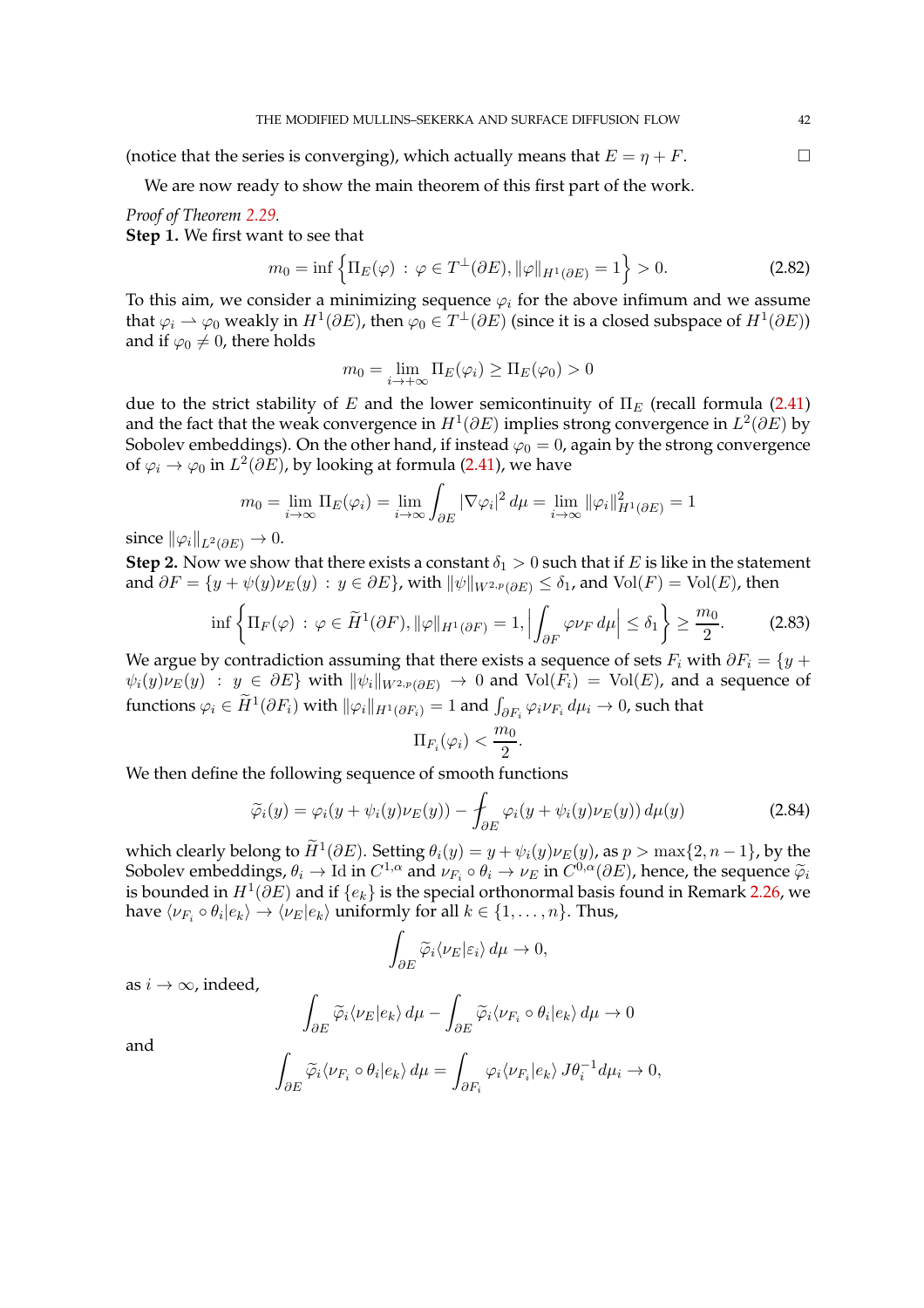(notice that the series is converging), which actually means that $E = \eta + F$. $\square$

We are now ready to show the main theorem of this first part of the work.

*Proof of Theorem 2.29.*
**Step 1.** We first want to see that

$$m_0 = \inf \Big\{ \Pi_E(\varphi) \,:\, \varphi \in T^\perp(\partial E), \|\varphi\|_{H^1(\partial E)} = 1 \Big\} > 0. \tag{2.82}$$

To this aim, we consider a minimizing sequence $\varphi_i$ for the above infimum and we assume that $\varphi_i \rightharpoonup \varphi_0$ weakly in $H^1(\partial E)$, then $\varphi_0 \in T^\perp(\partial E)$ (since it is a closed subspace of $H^1(\partial E)$) and if $\varphi_0 \neq 0$, there holds

$$m_0 = \lim_{i\to+\infty} \Pi_E(\varphi_i) \geq \Pi_E(\varphi_0) > 0$$

due to the strict stability of $E$ and the lower semicontinuity of $\Pi_E$ (recall formula (2.41) and the fact that the weak convergence in $H^1(\partial E)$ implies strong convergence in $L^2(\partial E)$ by Sobolev embeddings). On the other hand, if instead $\varphi_0 = 0$, again by the strong convergence of $\varphi_i \to \varphi_0$ in $L^2(\partial E)$, by looking at formula (2.41), we have

$$m_0 = \lim_{i\to\infty} \Pi_E(\varphi_i) = \lim_{i\to\infty} \int_{\partial E} |\nabla \varphi_i|^2 \, d\mu = \lim_{i\to\infty} \|\varphi_i\|^2_{H^1(\partial E)} = 1$$

since $\|\varphi_i\|_{L^2(\partial E)} \to 0$.

**Step 2.** Now we show that there exists a constant $\delta_1 > 0$ such that if $E$ is like in the statement and $\partial F = \{y + \psi(y)\nu_E(y) \,:\, y \in \partial E\}$, with $\|\psi\|_{W^{2,p}(\partial E)} \leq \delta_1$, and $\mathrm{Vol}(F) = \mathrm{Vol}(E)$, then

$$\inf \Big\{ \Pi_F(\varphi) \,:\, \varphi \in \widetilde{H}^1(\partial F), \|\varphi\|_{H^1(\partial F)} = 1, \Big| \int_{\partial F} \varphi \nu_F \, d\mu \Big| \leq \delta_1 \Big\} \geq \frac{m_0}{2}. \tag{2.83}$$

We argue by contradiction assuming that there exists a sequence of sets $F_i$ with $\partial F_i = \{y + \psi_i(y)\nu_E(y) \,:\, y \in \partial E\}$ with $\|\psi_i\|_{W^{2,p}(\partial E)} \to 0$ and $\mathrm{Vol}(F_i) = \mathrm{Vol}(E)$, and a sequence of functions $\varphi_i \in \widetilde{H}^1(\partial F_i)$ with $\|\varphi_i\|_{H^1(\partial F_i)} = 1$ and $\int_{\partial F_i} \varphi_i \nu_{F_i} \, d\mu_i \to 0$, such that

$$\Pi_{F_i}(\varphi_i) < \frac{m_0}{2}.$$

We then define the following sequence of smooth functions

$$\widetilde{\varphi}_i(y) = \varphi_i(y + \psi_i(y)\nu_E(y)) - \fint_{\partial E} \varphi_i(y + \psi_i(y)\nu_E(y)) \, d\mu(y) \tag{2.84}$$

which clearly belong to $\widetilde{H}^1(\partial E)$. Setting $\theta_i(y) = y + \psi_i(y)\nu_E(y)$, as $p > \max\{2, n-1\}$, by the Sobolev embeddings, $\theta_i \to \mathrm{Id}$ in $C^{1,\alpha}$ and $\nu_{F_i} \circ \theta_i \to \nu_E$ in $C^{0,\alpha}(\partial E)$, hence, the sequence $\widetilde{\varphi}_i$ is bounded in $H^1(\partial E)$ and if $\{e_k\}$ is the special orthonormal basis found in Remark 2.26, we have $\langle \nu_{F_i} \circ \theta_i | e_k \rangle \to \langle \nu_E | e_k \rangle$ uniformly for all $k \in \{1, \dots, n\}$. Thus,

$$\int_{\partial E} \widetilde{\varphi}_i \langle \nu_E | \varepsilon_i \rangle \, d\mu \to 0,$$

as $i \to \infty$, indeed,

$$\int_{\partial E} \widetilde{\varphi}_i \langle \nu_E | e_k \rangle \, d\mu - \int_{\partial E} \widetilde{\varphi}_i \langle \nu_{F_i} \circ \theta_i | e_k \rangle \, d\mu \to 0$$

and

$$\int_{\partial E} \widetilde{\varphi}_i \langle \nu_{F_i} \circ \theta_i | e_k \rangle \, d\mu = \int_{\partial F_i} \varphi_i \langle \nu_{F_i} | e_k \rangle \, J\theta_i^{-1} d\mu_i \to 0,$$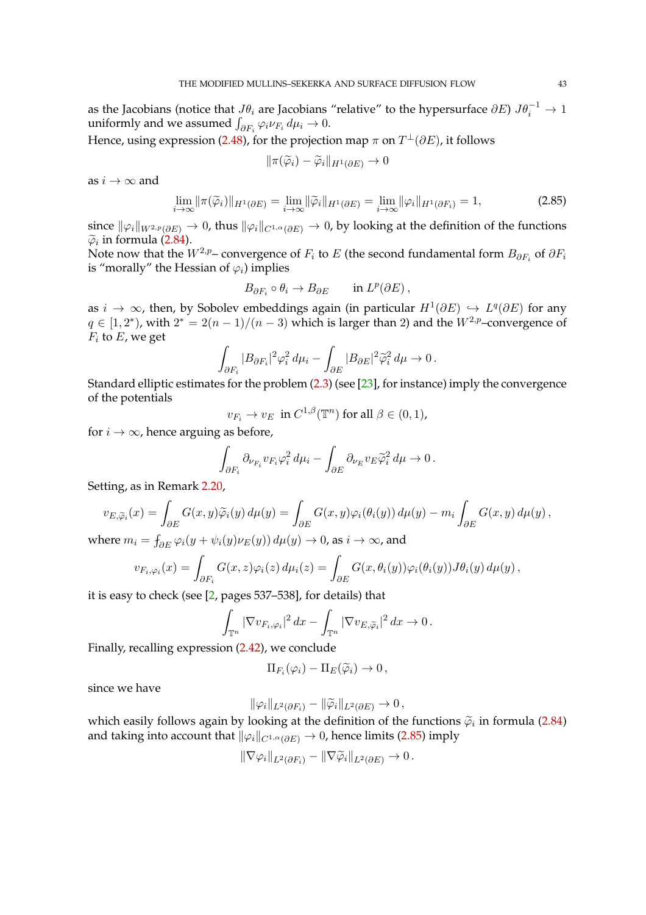as the Jacobians (notice that $J\theta_i$ are Jacobians "relative" to the hypersurface $\partial E$) $J\theta_i^{-1} \to 1$ uniformly and we assumed $\int_{\partial F_i} \varphi_i \nu_{F_i}\, d\mu_i \to 0$.
Hence, using expression (2.48), for the projection map $\pi$ on $T^\perp(\partial E)$, it follows

$$\|\pi(\widetilde{\varphi}_i) - \widetilde{\varphi}_i\|_{H^1(\partial E)} \to 0$$

as $i \to \infty$ and

$$\lim_{i\to\infty} \|\pi(\widetilde{\varphi}_i)\|_{H^1(\partial E)} = \lim_{i\to\infty} \|\widetilde{\varphi}_i\|_{H^1(\partial E)} = \lim_{i\to\infty} \|\varphi_i\|_{H^1(\partial F_i)} = 1, \tag{2.85}$$

since $\|\varphi_i\|_{W^{2,p}(\partial E)} \to 0$, thus $\|\varphi_i\|_{C^{1,\alpha}(\partial E)} \to 0$, by looking at the definition of the functions $\widetilde{\varphi}_i$ in formula (2.84).
Note now that the $W^{2,p}$– convergence of $F_i$ to $E$ (the second fundamental form $B_{\partial F_i}$ of $\partial F_i$ is "morally" the Hessian of $\varphi_i$) implies

$$B_{\partial F_i} \circ \theta_i \to B_{\partial E} \qquad \text{in } L^p(\partial E)\,,$$

as $i \to \infty$, then, by Sobolev embeddings again (in particular $H^1(\partial E) \hookrightarrow L^q(\partial E)$ for any $q \in [1, 2^*)$, with $2^* = 2(n-1)/(n-3)$ which is larger than 2) and the $W^{2,p}$–convergence of $F_i$ to $E$, we get

$$\int_{\partial F_i} |B_{\partial F_i}|^2 \varphi_i^2\, d\mu_i - \int_{\partial E} |B_{\partial E}|^2 \widetilde{\varphi}_i^2\, d\mu \to 0\,.$$

Standard elliptic estimates for the problem (2.3) (see [23], for instance) imply the convergence of the potentials

$$v_{F_i} \to v_E \;\text{ in } C^{1,\beta}(\mathbb{T}^n) \text{ for all } \beta \in (0,1),$$

for $i \to \infty$, hence arguing as before,

$$\int_{\partial F_i} \partial_{\nu_{F_i}} v_{F_i} \varphi_i^2\, d\mu_i - \int_{\partial E} \partial_{\nu_E} v_E \widetilde{\varphi}_i^2\, d\mu \to 0\,.$$

Setting, as in Remark 2.20,

$$v_{E,\widetilde{\varphi}_i}(x) = \int_{\partial E} G(x,y)\widetilde{\varphi}_i(y)\, d\mu(y) = \int_{\partial E} G(x,y)\varphi_i(\theta_i(y))\, d\mu(y) - m_i \int_{\partial E} G(x,y)\, d\mu(y)\,,$$

where $m_i = \fint_{\partial E} \varphi_i(y + \psi_i(y)\nu_E(y))\, d\mu(y) \to 0$, as $i \to \infty$, and

$$v_{F_i,\varphi_i}(x) = \int_{\partial F_i} G(x,z)\varphi_i(z)\, d\mu_i(z) = \int_{\partial E} G(x,\theta_i(y))\varphi_i(\theta_i(y)) J\theta_i(y)\, d\mu(y)\,,$$

it is easy to check (see [2, pages 537–538], for details) that

$$\int_{\mathbb{T}^n} |\nabla v_{F_i,\varphi_i}|^2\, dx - \int_{\mathbb{T}^n} |\nabla v_{E,\widetilde{\varphi}_i}|^2\, dx \to 0\,.$$

Finally, recalling expression (2.42), we conclude

$$\Pi_{F_i}(\varphi_i) - \Pi_E(\widetilde{\varphi}_i) \to 0\,,$$

since we have

$$\|\varphi_i\|_{L^2(\partial F_i)} - \|\widetilde{\varphi}_i\|_{L^2(\partial E)} \to 0\,,$$

which easily follows again by looking at the definition of the functions $\widetilde{\varphi}_i$ in formula (2.84) and taking into account that $\|\varphi_i\|_{C^{1,\alpha}(\partial E)} \to 0$, hence limits (2.85) imply

$$\|\nabla\varphi_i\|_{L^2(\partial F_i)} - \|\nabla\widetilde{\varphi}_i\|_{L^2(\partial E)} \to 0\,.$$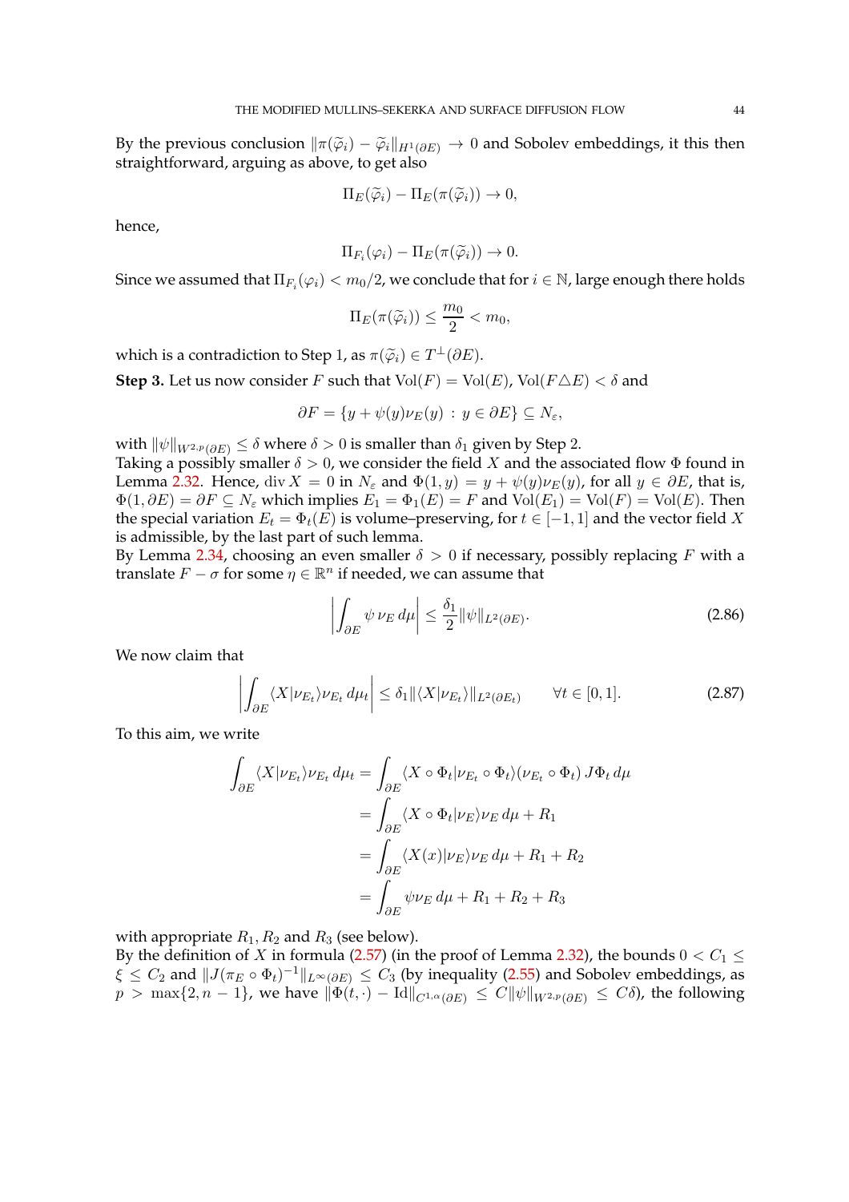By the previous conclusion $\|\pi(\widetilde{\varphi}_i) - \widetilde{\varphi}_i\|_{H^1(\partial E)} \to 0$ and Sobolev embeddings, it this then straightforward, arguing as above, to get also

$$\Pi_E(\widetilde{\varphi}_i) - \Pi_E(\pi(\widetilde{\varphi}_i)) \to 0,$$

hence,

$$\Pi_{F_i}(\varphi_i) - \Pi_E(\pi(\widetilde{\varphi}_i)) \to 0.$$

Since we assumed that $\Pi_{F_i}(\varphi_i) < m_0/2$, we conclude that for $i \in \mathbb{N}$, large enough there holds

$$\Pi_E(\pi(\widetilde{\varphi}_i)) \leq \frac{m_0}{2} < m_0,$$

which is a contradiction to Step 1, as $\pi(\widetilde{\varphi}_i) \in T^\perp(\partial E)$.

**Step 3.** Let us now consider $F$ such that $\mathrm{Vol}(F) = \mathrm{Vol}(E)$, $\mathrm{Vol}(F \triangle E) < \delta$ and

$$\partial F = \{y + \psi(y)\nu_E(y) \,:\, y \in \partial E\} \subseteq N_\varepsilon,$$

with $\|\psi\|_{W^{2,p}(\partial E)} \leq \delta$ where $\delta > 0$ is smaller than $\delta_1$ given by Step 2.
Taking a possibly smaller $\delta > 0$, we consider the field $X$ and the associated flow $\Phi$ found in Lemma 2.32. Hence, $\operatorname{div} X = 0$ in $N_\varepsilon$ and $\Phi(1, y) = y + \psi(y)\nu_E(y)$, for all $y \in \partial E$, that is, $\Phi(1, \partial E) = \partial F \subseteq N_\varepsilon$ which implies $E_1 = \Phi_1(E) = F$ and $\mathrm{Vol}(E_1) = \mathrm{Vol}(F) = \mathrm{Vol}(E)$. Then the special variation $E_t = \Phi_t(E)$ is volume–preserving, for $t \in [-1, 1]$ and the vector field $X$ is admissible, by the last part of such lemma.
By Lemma 2.34, choosing an even smaller $\delta > 0$ if necessary, possibly replacing $F$ with a translate $F - \sigma$ for some $\eta \in \mathbb{R}^n$ if needed, we can assume that

$$\left| \int_{\partial E} \psi\, \nu_E \, d\mu \right| \leq \frac{\delta_1}{2} \|\psi\|_{L^2(\partial E)}. \tag{2.86}$$

We now claim that

$$\left| \int_{\partial E} \langle X | \nu_{E_t} \rangle \nu_{E_t} \, d\mu_t \right| \leq \delta_1 \|\langle X | \nu_{E_t} \rangle\|_{L^2(\partial E_t)} \qquad \forall t \in [0, 1]. \tag{2.87}$$

To this aim, we write

$$\begin{aligned}
\int_{\partial E} \langle X | \nu_{E_t} \rangle \nu_{E_t} \, d\mu_t &= \int_{\partial E} \langle X \circ \Phi_t | \nu_{E_t} \circ \Phi_t \rangle (\nu_{E_t} \circ \Phi_t) \, J\Phi_t \, d\mu \\
&= \int_{\partial E} \langle X \circ \Phi_t | \nu_E \rangle \nu_E \, d\mu + R_1 \\
&= \int_{\partial E} \langle X(x) | \nu_E \rangle \nu_E \, d\mu + R_1 + R_2 \\
&= \int_{\partial E} \psi \nu_E \, d\mu + R_1 + R_2 + R_3
\end{aligned}$$

with appropriate $R_1, R_2$ and $R_3$ (see below).
By the definition of $X$ in formula (2.57) (in the proof of Lemma 2.32), the bounds $0 < C_1 \leq \xi \leq C_2$ and $\|J(\pi_E \circ \Phi_t)^{-1}\|_{L^\infty(\partial E)} \leq C_3$ (by inequality (2.55) and Sobolev embeddings, as $p > \max\{2, n-1\}$, we have $\|\Phi(t, \cdot) - \mathrm{Id}\|_{C^{1,\alpha}(\partial E)} \leq C\|\psi\|_{W^{2,p}(\partial E)} \leq C\delta$), the following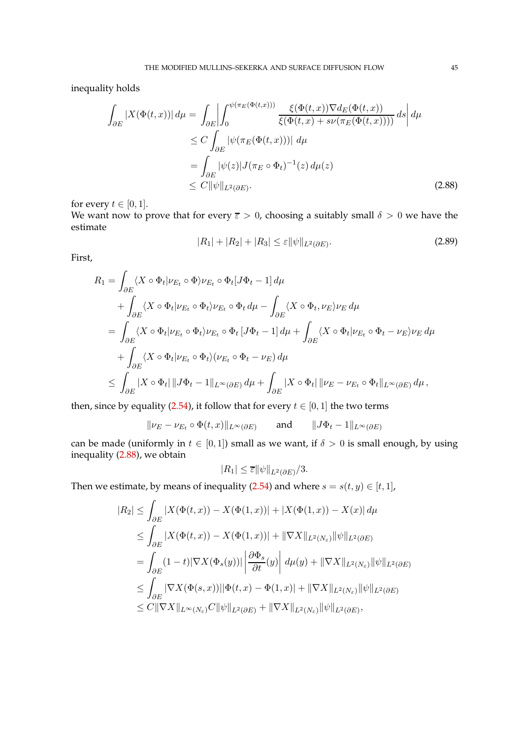inequality holds

$$
\begin{aligned}
\int_{\partial E} |X(\Phi(t,x))|\, d\mu &= \int_{\partial E} \left| \int_0^{\psi(\pi_E(\Phi(t,x)))} \frac{\xi(\Phi(t,x))\nabla d_E(\Phi(t,x))}{\xi(\Phi(t,x)+s\nu(\pi_E(\Phi(t,x))))}\, ds \right| d\mu \\
&\leq C \int_{\partial E} |\psi(\pi_E(\Phi(t,x)))|\, d\mu \\
&= \int_{\partial E} |\psi(z)| J(\pi_E \circ \Phi_t)^{-1}(z)\, d\mu(z) \\
&\leq C\|\psi\|_{L^2(\partial E)}.
\end{aligned}
\tag{2.88}
$$

for every $t \in [0,1]$.

We want now to prove that for every $\overline{\varepsilon} > 0$, choosing a suitably small $\delta > 0$ we have the estimate

$$
|R_1| + |R_2| + |R_3| \leq \varepsilon \|\psi\|_{L^2(\partial E)}. \tag{2.89}
$$

First,

$$
\begin{aligned}
R_1 &= \int_{\partial E} \langle X\circ\Phi_t | \nu_{E_t}\circ\Phi\rangle \nu_{E_t}\circ\Phi_t [J\Phi_t - 1]\, d\mu \\
&\quad + \int_{\partial E} \langle X\circ\Phi_t | \nu_{E_t}\circ\Phi_t\rangle \nu_{E_t}\circ\Phi_t\, d\mu - \int_{\partial E} \langle X\circ\Phi_t, \nu_E\rangle \nu_E\, d\mu \\
&= \int_{\partial E} \langle X\circ\Phi_t | \nu_{E_t}\circ\Phi_t\rangle \nu_{E_t}\circ\Phi_t\, [J\Phi_t - 1]\, d\mu + \int_{\partial E} \langle X\circ\Phi_t | \nu_{E_t}\circ\Phi_t - \nu_E\rangle \nu_E\, d\mu \\
&\quad + \int_{\partial E} \langle X\circ\Phi_t | \nu_{E_t}\circ\Phi_t\rangle (\nu_{E_t}\circ\Phi_t - \nu_E)\, d\mu \\
&\leq \int_{\partial E} |X\circ\Phi_t|\, \|J\Phi_t - 1\|_{L^\infty(\partial E)}\, d\mu + \int_{\partial E} |X\circ\Phi_t|\, \|\nu_E - \nu_{E_t}\circ\Phi_t\|_{L^\infty(\partial E)}\, d\mu\,,
\end{aligned}
$$

then, since by equality (2.54), it follow that for every $t \in [0,1]$ the two terms

$$
\|\nu_E - \nu_{E_t}\circ\Phi(t,x)\|_{L^\infty(\partial E)} \qquad \text{and} \qquad \|J\Phi_t - 1\|_{L^\infty(\partial E)}
$$

can be made (uniformly in $t \in [0,1]$) small as we want, if $\delta > 0$ is small enough, by using inequality (2.88), we obtain

$$
|R_1| \leq \overline{\varepsilon}\|\psi\|_{L^2(\partial E)}/3.
$$

Then we estimate, by means of inequality (2.54) and where $s = s(t,y) \in [t,1]$,

$$
\begin{aligned}
|R_2| &\leq \int_{\partial E} |X(\Phi(t,x)) - X(\Phi(1,x))| + |X(\Phi(1,x)) - X(x)|\, d\mu \\
&\leq \int_{\partial E} |X(\Phi(t,x)) - X(\Phi(1,x))| + \|\nabla X\|_{L^2(N_\varepsilon)}\|\psi\|_{L^2(\partial E)} \\
&= \int_{\partial E} (1-t)|\nabla X(\Phi_s(y))| \left| \frac{\partial \Phi_s}{\partial t}(y) \right| d\mu(y) + \|\nabla X\|_{L^2(N_\varepsilon)}\|\psi\|_{L^2(\partial E)} \\
&\leq \int_{\partial E} |\nabla X(\Phi(s,x))||\Phi(t,x) - \Phi(1,x)| + \|\nabla X\|_{L^2(N_\varepsilon)}\|\psi\|_{L^2(\partial E)} \\
&\leq C\|\nabla X\|_{L^\infty(N_\varepsilon)} C\|\psi\|_{L^2(\partial E)} + \|\nabla X\|_{L^2(N_\varepsilon)}\|\psi\|_{L^2(\partial E)},
\end{aligned}
$$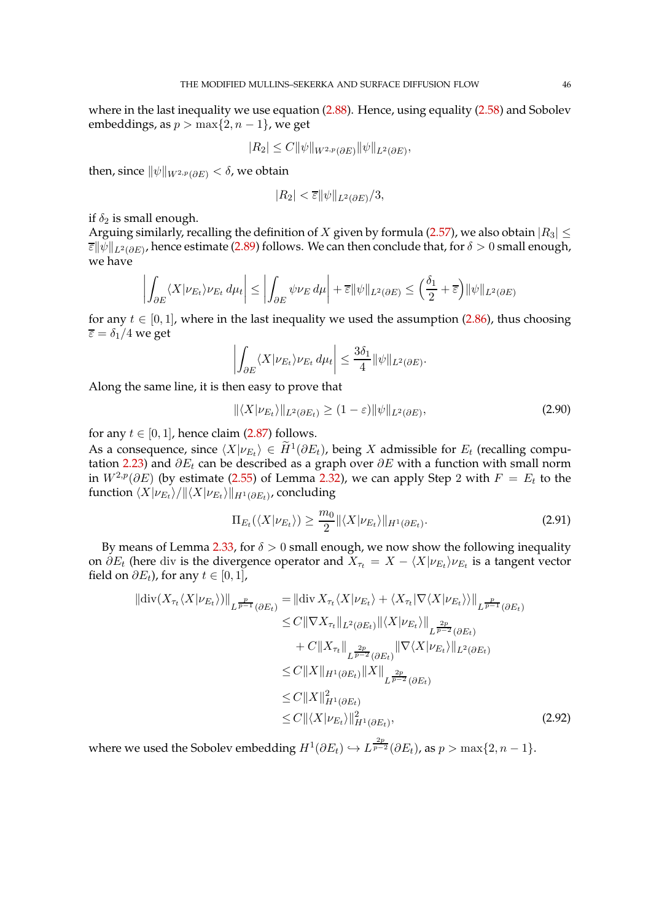where in the last inequality we use equation (2.88). Hence, using equality (2.58) and Sobolev embeddings, as $p > \max\{2, n-1\}$, we get

$$|R_2| \leq C\|\psi\|_{W^{2,p}(\partial E)}\|\psi\|_{L^2(\partial E)},$$

then, since $\|\psi\|_{W^{2,p}(\partial E)} < \delta$, we obtain

$$|R_2| < \overline{\varepsilon}\|\psi\|_{L^2(\partial E)}/3,$$

if $\delta_2$ is small enough.
Arguing similarly, recalling the definition of $X$ given by formula (2.57), we also obtain $|R_3| \leq \overline{\varepsilon}\|\psi\|_{L^2(\partial E)}$, hence estimate (2.89) follows. We can then conclude that, for $\delta > 0$ small enough, we have

$$\left|\int_{\partial E} \langle X|\nu_{E_t}\rangle\nu_{E_t}\, d\mu_t\right| \leq \left|\int_{\partial E} \psi\nu_E\, d\mu\right| + \overline{\varepsilon}\|\psi\|_{L^2(\partial E)} \leq \Big(\frac{\delta_1}{2} + \overline{\varepsilon}\Big)\|\psi\|_{L^2(\partial E)}$$

for any $t \in [0,1]$, where in the last inequality we used the assumption (2.86), thus choosing $\overline{\varepsilon} = \delta_1/4$ we get

$$\left|\int_{\partial E} \langle X|\nu_{E_t}\rangle\nu_{E_t}\, d\mu_t\right| \leq \frac{3\delta_1}{4}\|\psi\|_{L^2(\partial E)}.$$

Along the same line, it is then easy to prove that

$$\|\langle X|\nu_{E_t}\rangle\|_{L^2(\partial E_t)} \geq (1-\varepsilon)\|\psi\|_{L^2(\partial E)}, \tag{2.90}$$

for any $t \in [0,1]$, hence claim (2.87) follows.
As a consequence, since $\langle X|\nu_{E_t}\rangle \in \widetilde{H}^1(\partial E_t)$, being $X$ admissible for $E_t$ (recalling computation 2.23) and $\partial E_t$ can be described as a graph over $\partial E$ with a function with small norm in $W^{2,p}(\partial E)$ (by estimate (2.55) of Lemma 2.32), we can apply Step 2 with $F = E_t$ to the function $\langle X|\nu_{E_t}\rangle/\|\langle X|\nu_{E_t}\rangle\|_{H^1(\partial E_t)}$, concluding

$$\Pi_{E_t}(\langle X|\nu_{E_t}\rangle) \geq \frac{m_0}{2}\|\langle X|\nu_{E_t}\rangle\|_{H^1(\partial E_t)}. \tag{2.91}$$

By means of Lemma 2.33, for $\delta > 0$ small enough, we now show the following inequality on $\partial E_t$ (here $\operatorname{div}$ is the divergence operator and $X_{\tau_t} = X - \langle X|\nu_{E_t}\rangle\nu_{E_t}$ is a tangent vector field on $\partial E_t$), for any $t \in [0,1]$,

$$\begin{aligned}
\|\operatorname{div}(X_{\tau_t}\langle X|\nu_{E_t}\rangle)\|_{L^{\frac{p}{p-1}}(\partial E_t)} &= \|\operatorname{div} X_{\tau_t}\langle X|\nu_{E_t}\rangle + \langle X_{\tau_t}|\nabla\langle X|\nu_{E_t}\rangle\rangle\|_{L^{\frac{p}{p-1}}(\partial E_t)}\\
&\leq C\|\nabla X_{\tau_t}\|_{L^2(\partial E_t)}\|\langle X|\nu_{E_t}\rangle\|_{L^{\frac{2p}{p-2}}(\partial E_t)}\\
&\quad + C\|X_{\tau_t}\|_{L^{\frac{2p}{p-2}}(\partial E_t)}\|\nabla\langle X|\nu_{E_t}\rangle\|_{L^2(\partial E_t)}\\
&\leq C\|X\|_{H^1(\partial E_t)}\|X\|_{L^{\frac{2p}{p-2}}(\partial E_t)}\\
&\leq C\|X\|^2_{H^1(\partial E_t)}\\
&\leq C\|\langle X|\nu_{E_t}\rangle\|^2_{H^1(\partial E_t)},
\end{aligned} \tag{2.92}$$

where we used the Sobolev embedding $H^1(\partial E_t) \hookrightarrow L^{\frac{2p}{p-2}}(\partial E_t)$, as $p > \max\{2, n-1\}$.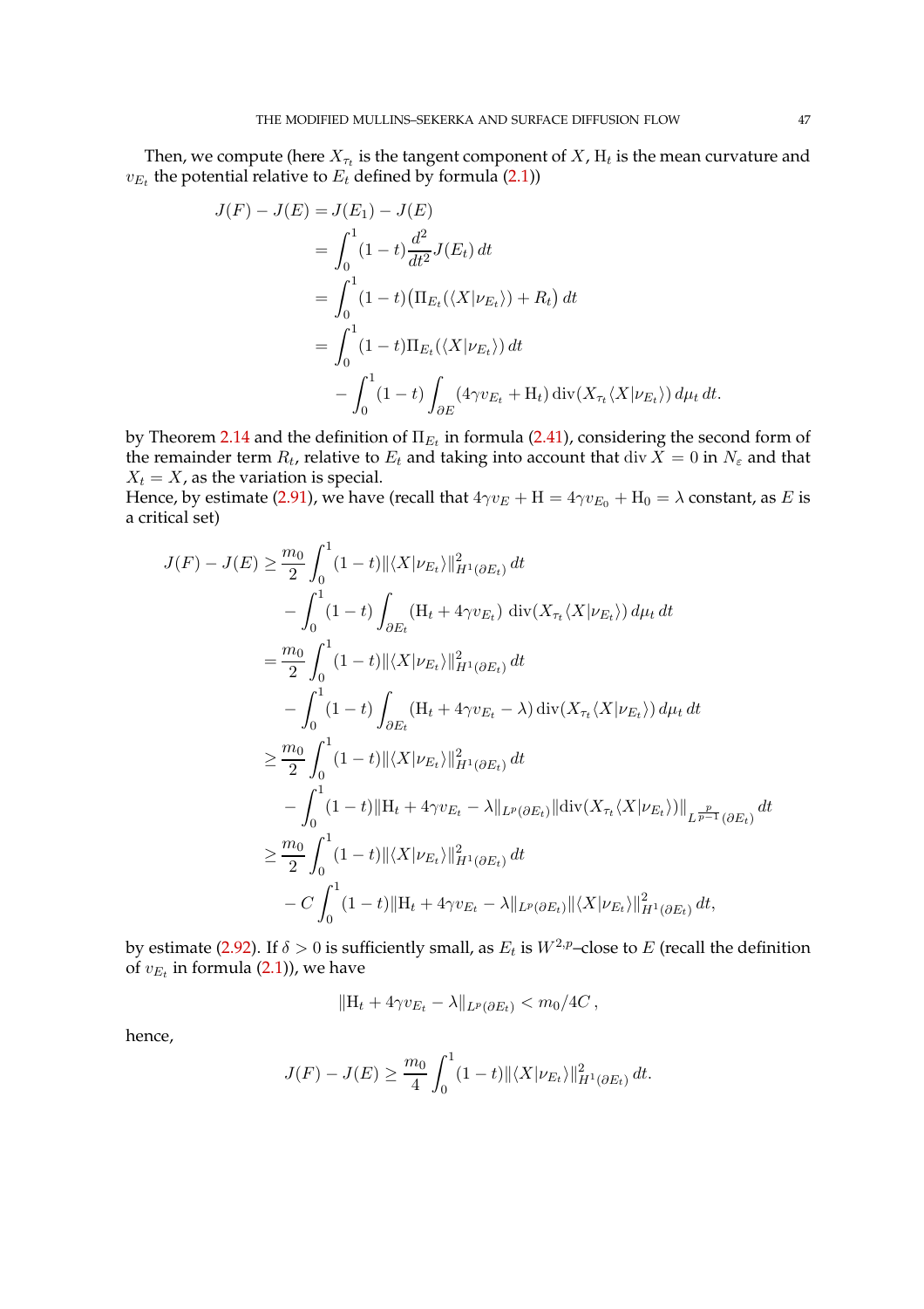Then, we compute (here $X_{\tau_t}$ is the tangent component of $X$, $\mathrm{H}_t$ is the mean curvature and $v_{E_t}$ the potential relative to $E_t$ defined by formula (2.1))

$$
\begin{aligned}
J(F) - J(E) &= J(E_1) - J(E)\\
&= \int_0^1 (1-t)\frac{d^2}{dt^2} J(E_t)\,dt\\
&= \int_0^1 (1-t)\big(\Pi_{E_t}(\langle X|\nu_{E_t}\rangle) + R_t\big)\,dt\\
&= \int_0^1 (1-t)\Pi_{E_t}(\langle X|\nu_{E_t}\rangle)\,dt\\
&\quad - \int_0^1 (1-t)\int_{\partial E}(4\gamma v_{E_t} + \mathrm{H}_t)\operatorname{div}(X_{\tau_t}\langle X|\nu_{E_t}\rangle)\,d\mu_t\,dt.
\end{aligned}
$$

by Theorem 2.14 and the definition of $\Pi_{E_t}$ in formula (2.41), considering the second form of the remainder term $R_t$, relative to $E_t$ and taking into account that $\operatorname{div} X = 0$ in $N_\varepsilon$ and that $X_t = X$, as the variation is special.
Hence, by estimate (2.91), we have (recall that $4\gamma v_E + \mathrm{H} = 4\gamma v_{E_0} + \mathrm{H}_0 = \lambda$ constant, as $E$ is a critical set)

$$
\begin{aligned}
J(F) - J(E) &\geq \frac{m_0}{2}\int_0^1 (1-t)\|\langle X|\nu_{E_t}\rangle\|^2_{H^1(\partial E_t)}\,dt\\
&\quad - \int_0^1 (1-t)\int_{\partial E_t}\big(\mathrm{H}_t + 4\gamma v_{E_t}\big)\operatorname{div}(X_{\tau_t}\langle X|\nu_{E_t}\rangle)\,d\mu_t\,dt\\
&= \frac{m_0}{2}\int_0^1 (1-t)\|\langle X|\nu_{E_t}\rangle\|^2_{H^1(\partial E_t)}\,dt\\
&\quad - \int_0^1 (1-t)\int_{\partial E_t}(\mathrm{H}_t + 4\gamma v_{E_t} - \lambda)\operatorname{div}(X_{\tau_t}\langle X|\nu_{E_t}\rangle)\,d\mu_t\,dt\\
&\geq \frac{m_0}{2}\int_0^1 (1-t)\|\langle X|\nu_{E_t}\rangle\|^2_{H^1(\partial E_t)}\,dt\\
&\quad - \int_0^1 (1-t)\|\mathrm{H}_t + 4\gamma v_{E_t} - \lambda\|_{L^p(\partial E_t)}\|\operatorname{div}(X_{\tau_t}\langle X|\nu_{E_t}\rangle)\|_{L^{\frac{p}{p-1}}(\partial E_t)}\,dt\\
&\geq \frac{m_0}{2}\int_0^1 (1-t)\|\langle X|\nu_{E_t}\rangle\|^2_{H^1(\partial E_t)}\,dt\\
&\quad - C\int_0^1 (1-t)\|\mathrm{H}_t + 4\gamma v_{E_t} - \lambda\|_{L^p(\partial E_t)}\|\langle X|\nu_{E_t}\rangle\|^2_{H^1(\partial E_t)}\,dt,
\end{aligned}
$$

by estimate (2.92). If $\delta > 0$ is sufficiently small, as $E_t$ is $W^{2,p}$–close to $E$ (recall the definition of $v_{E_t}$ in formula (2.1)), we have

$$
\|\mathrm{H}_t + 4\gamma v_{E_t} - \lambda\|_{L^p(\partial E_t)} < m_0/4C\,,
$$

hence,

$$
J(F) - J(E) \geq \frac{m_0}{4}\int_0^1 (1-t)\|\langle X|\nu_{E_t}\rangle\|^2_{H^1(\partial E_t)}\,dt.
$$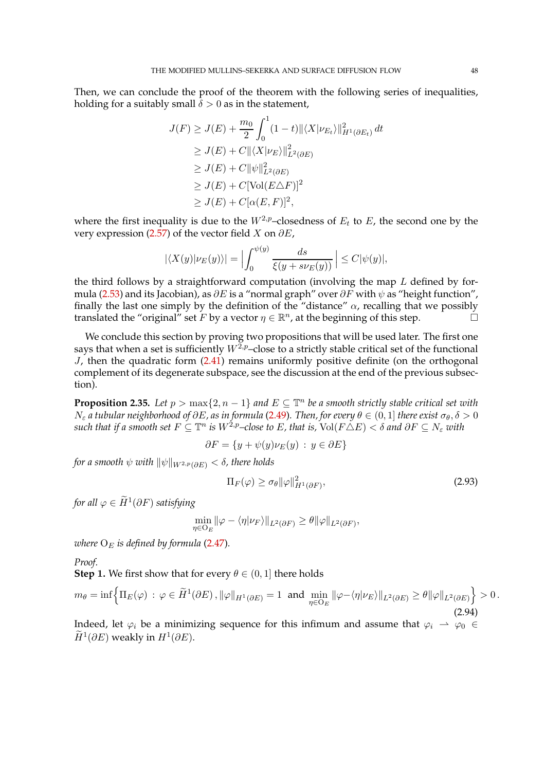Then, we can conclude the proof of the theorem with the following series of inequalities, holding for a suitably small $\delta > 0$ as in the statement,

$$
\begin{aligned}
J(F) &\geq J(E) + \frac{m_0}{2}\int_0^1 (1-t)\|\langle X|\nu_{E_t}\rangle\|^2_{H^1(\partial E_t)}\,dt \\
&\geq J(E) + C\|\langle X|\nu_E\rangle\|^2_{L^2(\partial E)} \\
&\geq J(E) + C\|\psi\|^2_{L^2(\partial E)} \\
&\geq J(E) + C[\mathrm{Vol}(E\triangle F)]^2 \\
&\geq J(E) + C[\alpha(E,F)]^2,
\end{aligned}
$$

where the first inequality is due to the $W^{2,p}$–closedness of $E_t$ to $E$, the second one by the very expression (2.57) of the vector field $X$ on $\partial E$,

$$
|\langle X(y)|\nu_E(y)\rangle| = \Big|\int_0^{\psi(y)} \frac{ds}{\xi(y+s\nu_E(y))}\Big| \leq C|\psi(y)|,
$$

the third follows by a straightforward computation (involving the map $L$ defined by formula (2.53) and its Jacobian), as $\partial E$ is a "normal graph" over $\partial F$ with $\psi$ as "height function", finally the last one simply by the definition of the "distance" $\alpha$, recalling that we possibly translated the "original" set $F$ by a vector $\eta \in \mathbb{R}^n$, at the beginning of this step. □

We conclude this section by proving two propositions that will be used later. The first one says that when a set is sufficiently $W^{2,p}$–close to a strictly stable critical set of the functional $J$, then the quadratic form (2.41) remains uniformly positive definite (on the orthogonal complement of its degenerate subspace, see the discussion at the end of the previous subsection).

**Proposition 2.35.** *Let $p > \max\{2, n-1\}$ and $E \subseteq \mathbb{T}^n$ be a smooth strictly stable critical set with $N_\varepsilon$ a tubular neighborhood of $\partial E$, as in formula (2.49). Then, for every $\theta \in (0,1]$ there exist $\sigma_\theta, \delta > 0$ such that if a smooth set $F \subseteq \mathbb{T}^n$ is $W^{2,p}$–close to $E$, that is, $\mathrm{Vol}(F\triangle E) < \delta$ and $\partial F \subseteq N_\varepsilon$ with*

$$
\partial F = \{y + \psi(y)\nu_E(y) \,:\, y \in \partial E\}
$$

*for a smooth $\psi$ with $\|\psi\|_{W^{2,p}(\partial E)} < \delta$, there holds*

$$
\Pi_F(\varphi) \geq \sigma_\theta \|\varphi\|^2_{H^1(\partial F)}, \tag{2.93}
$$

*for all $\varphi \in \widetilde{H}^1(\partial F)$ satisfying*

$$
\min_{\eta \in \mathrm{O}_E} \|\varphi - \langle \eta|\nu_F\rangle\|_{L^2(\partial F)} \geq \theta\|\varphi\|_{L^2(\partial F)},
$$

*where $\mathrm{O}_E$ is defined by formula (2.47).*

*Proof.*
**Step 1.** We first show that for every $\theta \in (0,1]$ there holds

$$
m_\theta = \inf\Big\{\Pi_E(\varphi) \,:\, \varphi \in \widetilde{H}^1(\partial E)\,, \|\varphi\|_{H^1(\partial E)} = 1 \ \text{ and } \min_{\eta\in \mathrm{O}_E}\|\varphi - \langle\eta|\nu_E\rangle\|_{L^2(\partial E)} \geq \theta\|\varphi\|_{L^2(\partial E)}\Big\} > 0\,. \tag{2.94}
$$

Indeed, let $\varphi_i$ be a minimizing sequence for this infimum and assume that $\varphi_i \rightharpoonup \varphi_0 \in \widetilde{H}^1(\partial E)$ weakly in $H^1(\partial E)$.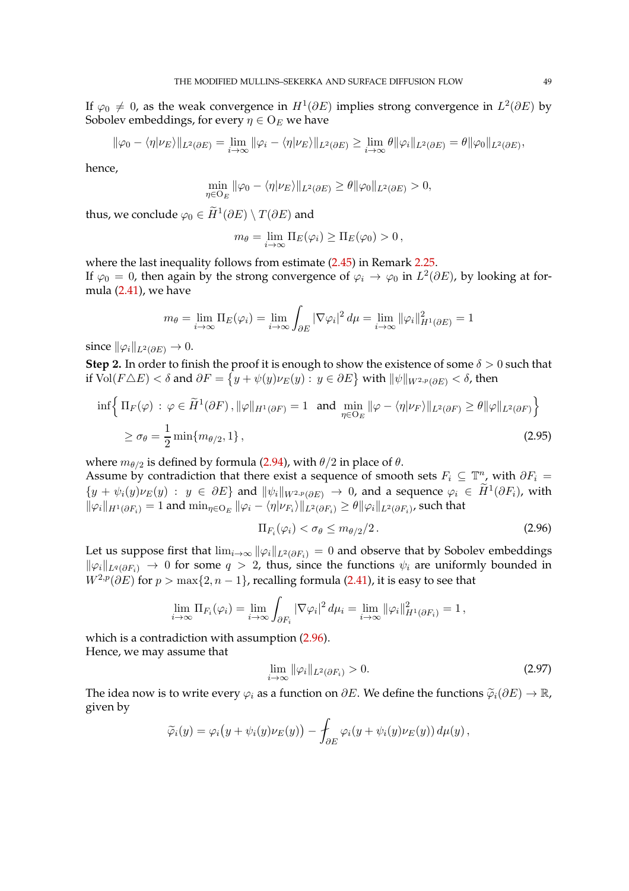If $\varphi_0 \neq 0$, as the weak convergence in $H^1(\partial E)$ implies strong convergence in $L^2(\partial E)$ by Sobolev embeddings, for every $\eta \in \mathrm{O}_E$ we have

$$\|\varphi_0 - \langle \eta | \nu_E \rangle\|_{L^2(\partial E)} = \lim_{i\to\infty} \|\varphi_i - \langle \eta | \nu_E \rangle\|_{L^2(\partial E)} \geq \lim_{i\to\infty} \theta \|\varphi_i\|_{L^2(\partial E)} = \theta \|\varphi_0\|_{L^2(\partial E)},$$

hence,

$$\min_{\eta \in \mathrm{O}_E} \|\varphi_0 - \langle \eta | \nu_E \rangle\|_{L^2(\partial E)} \geq \theta \|\varphi_0\|_{L^2(\partial E)} > 0,$$

thus, we conclude $\varphi_0 \in \widetilde{H}^1(\partial E) \setminus T(\partial E)$ and

$$m_\theta = \lim_{i\to\infty} \Pi_E(\varphi_i) \geq \Pi_E(\varphi_0) > 0\,,$$

where the last inequality follows from estimate (2.45) in Remark 2.25.
If $\varphi_0 = 0$, then again by the strong convergence of $\varphi_i \to \varphi_0$ in $L^2(\partial E)$, by looking at formula (2.41), we have

$$m_\theta = \lim_{i\to\infty} \Pi_E(\varphi_i) = \lim_{i\to\infty} \int_{\partial E} |\nabla \varphi_i|^2 \, d\mu = \lim_{i\to\infty} \|\varphi_i\|^2_{H^1(\partial E)} = 1$$

since $\|\varphi_i\|_{L^2(\partial E)} \to 0$.

**Step 2.** In order to finish the proof it is enough to show the existence of some $\delta > 0$ such that if $\mathrm{Vol}(F \triangle E) < \delta$ and $\partial F = \big\{ y + \psi(y)\nu_E(y) : \, y \in \partial E \big\}$ with $\|\psi\|_{W^{2,p}(\partial E)} < \delta$, then

$$\begin{aligned}
\inf\Big\{ \Pi_F(\varphi) \, : \, \varphi \in \widetilde{H}^1(\partial F)\,, \|\varphi\|_{H^1(\partial F)} = 1 \;\; \text{and} \;\; \min_{\eta \in \mathrm{O}_E} \|\varphi - \langle \eta | \nu_F \rangle\|_{L^2(\partial F)} \geq \theta \|\varphi\|_{L^2(\partial F)} \Big\} \\
\geq \sigma_\theta = \frac{1}{2} \min\{m_{\theta/2}, 1\}\,,
\end{aligned} \tag{2.95}$$

where $m_{\theta/2}$ is defined by formula (2.94), with $\theta/2$ in place of $\theta$.
Assume by contradiction that there exist a sequence of smooth sets $F_i \subseteq \mathbb{T}^n$, with $\partial F_i = \{ y + \psi_i(y)\nu_E(y) \, : \, y \in \partial E \}$ and $\|\psi_i\|_{W^{2,p}(\partial E)} \to 0$, and a sequence $\varphi_i \in \widetilde{H}^1(\partial F_i)$, with $\|\varphi_i\|_{H^1(\partial F_i)} = 1$ and $\min_{\eta \in \mathrm{O}_E} \|\varphi_i - \langle \eta | \nu_{F_i} \rangle\|_{L^2(\partial F_i)} \geq \theta \|\varphi_i\|_{L^2(\partial F_i)}$, such that

$$\Pi_{F_i}(\varphi_i) < \sigma_\theta \leq m_{\theta/2}/2\,. \tag{2.96}$$

Let us suppose first that $\lim_{i\to\infty} \|\varphi_i\|_{L^2(\partial F_i)} = 0$ and observe that by Sobolev embeddings $\|\varphi_i\|_{L^q(\partial F_i)} \to 0$ for some $q > 2$, thus, since the functions $\psi_i$ are uniformly bounded in $W^{2,p}(\partial E)$ for $p > \max\{2, n-1\}$, recalling formula (2.41), it is easy to see that

$$\lim_{i\to\infty} \Pi_{F_i}(\varphi_i) = \lim_{i\to\infty} \int_{\partial F_i} |\nabla \varphi_i|^2 \, d\mu_i = \lim_{i\to\infty} \|\varphi_i\|^2_{H^1(\partial F_i)} = 1\,,$$

which is a contradiction with assumption (2.96).
Hence, we may assume that

$$\lim_{i\to\infty} \|\varphi_i\|_{L^2(\partial F_i)} > 0. \tag{2.97}$$

The idea now is to write every $\varphi_i$ as a function on $\partial E$. We define the functions $\widetilde{\varphi}_i(\partial E) \to \mathbb{R}$, given by

$$\widetilde{\varphi}_i(y) = \varphi_i\big(y + \psi_i(y)\nu_E(y)\big) - \fint_{\partial E} \varphi_i(y + \psi_i(y)\nu_E(y)) \, d\mu(y)\,,$$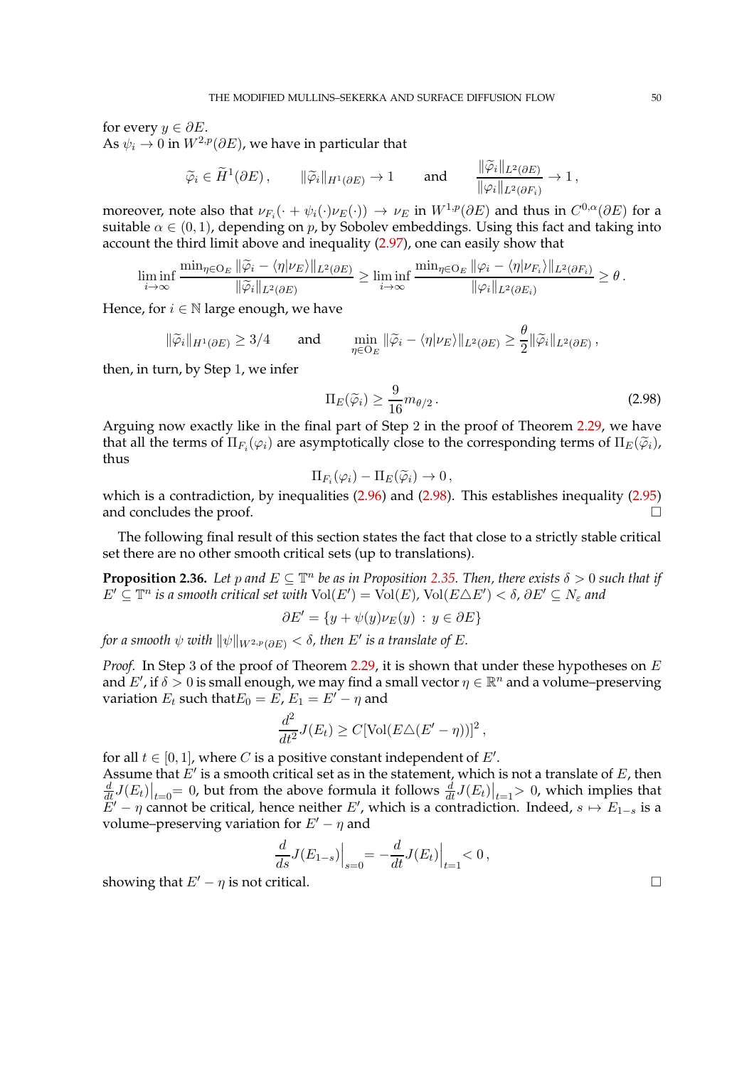for every $y \in \partial E$.
As $\psi_i \to 0$ in $W^{2,p}(\partial E)$, we have in particular that

$$\widetilde{\varphi}_i \in \widetilde{H}^1(\partial E)\,, \qquad \|\widetilde{\varphi}_i\|_{H^1(\partial E)} \to 1 \qquad \text{and} \qquad \frac{\|\widetilde{\varphi}_i\|_{L^2(\partial E)}}{\|\varphi_i\|_{L^2(\partial F_i)}} \to 1\,,$$

moreover, note also that $\nu_{F_i}(\cdot + \psi_i(\cdot)\nu_E(\cdot)) \to \nu_E$ in $W^{1,p}(\partial E)$ and thus in $C^{0,\alpha}(\partial E)$ for a suitable $\alpha \in (0,1)$, depending on $p$, by Sobolev embeddings. Using this fact and taking into account the third limit above and inequality (2.97), one can easily show that

$$\liminf_{i\to\infty} \frac{\min_{\eta\in \mathrm{O}_E} \|\widetilde{\varphi}_i - \langle \eta | \nu_E\rangle\|_{L^2(\partial E)}}{\|\widetilde{\varphi}_i\|_{L^2(\partial E)}} \geq \liminf_{i\to\infty} \frac{\min_{\eta\in \mathrm{O}_E} \|\varphi_i - \langle \eta | \nu_{F_i}\rangle\|_{L^2(\partial F_i)}}{\|\varphi_i\|_{L^2(\partial E_i)}} \geq \theta\,.$$

Hence, for $i \in \mathbb{N}$ large enough, we have

$$\|\widetilde{\varphi}_i\|_{H^1(\partial E)} \geq 3/4 \qquad \text{and} \qquad \min_{\eta\in \mathrm{O}_E} \|\widetilde{\varphi}_i - \langle \eta | \nu_E\rangle\|_{L^2(\partial E)} \geq \frac{\theta}{2}\|\widetilde{\varphi}_i\|_{L^2(\partial E)}\,,$$

then, in turn, by Step 1, we infer

$$\Pi_E(\widetilde{\varphi}_i) \geq \frac{9}{16} m_{\theta/2}\,. \tag{2.98}$$

Arguing now exactly like in the final part of Step 2 in the proof of Theorem 2.29, we have that all the terms of $\Pi_{F_i}(\varphi_i)$ are asymptotically close to the corresponding terms of $\Pi_E(\widetilde{\varphi}_i)$, thus

$$\Pi_{F_i}(\varphi_i) - \Pi_E(\widetilde{\varphi}_i) \to 0\,,$$

which is a contradiction, by inequalities (2.96) and (2.98). This establishes inequality (2.95) and concludes the proof. $\square$

The following final result of this section states the fact that close to a strictly stable critical set there are no other smooth critical sets (up to translations).

**Proposition 2.36.** *Let $p$ and $E \subseteq \mathbb{T}^n$ be as in Proposition 2.35. Then, there exists $\delta > 0$ such that if $E' \subseteq \mathbb{T}^n$ is a smooth critical set with $\mathrm{Vol}(E') = \mathrm{Vol}(E)$, $\mathrm{Vol}(E \triangle E') < \delta$, $\partial E' \subseteq N_\varepsilon$ and*

$$\partial E' = \{y + \psi(y)\nu_E(y) \,:\, y \in \partial E\}$$

*for a smooth $\psi$ with $\|\psi\|_{W^{2,p}(\partial E)} < \delta$, then $E'$ is a translate of $E$.*

*Proof.* In Step 3 of the proof of Theorem 2.29, it is shown that under these hypotheses on $E$ and $E'$, if $\delta > 0$ is small enough, we may find a small vector $\eta \in \mathbb{R}^n$ and a volume–preserving variation $E_t$ such that$E_0 = E$, $E_1 = E' - \eta$ and

$$\frac{d^2}{dt^2} J(E_t) \geq C[\mathrm{Vol}(E \triangle (E' - \eta))]^2\,,$$

for all $t \in [0,1]$, where $C$ is a positive constant independent of $E'$.
Assume that $E'$ is a smooth critical set as in the statement, which is not a translate of $E$, then $\frac{d}{dt} J(E_t)\big|_{t=0} = 0$, but from the above formula it follows $\frac{d}{dt} J(E_t)\big|_{t=1} > 0$, which implies that $E' - \eta$ cannot be critical, hence neither $E'$, which is a contradiction. Indeed, $s \mapsto E_{1-s}$ is a volume–preserving variation for $E' - \eta$ and

$$\frac{d}{ds} J(E_{1-s})\Big|_{s=0} = -\frac{d}{dt} J(E_t)\Big|_{t=1} < 0\,,$$

showing that $E' - \eta$ is not critical. $\square$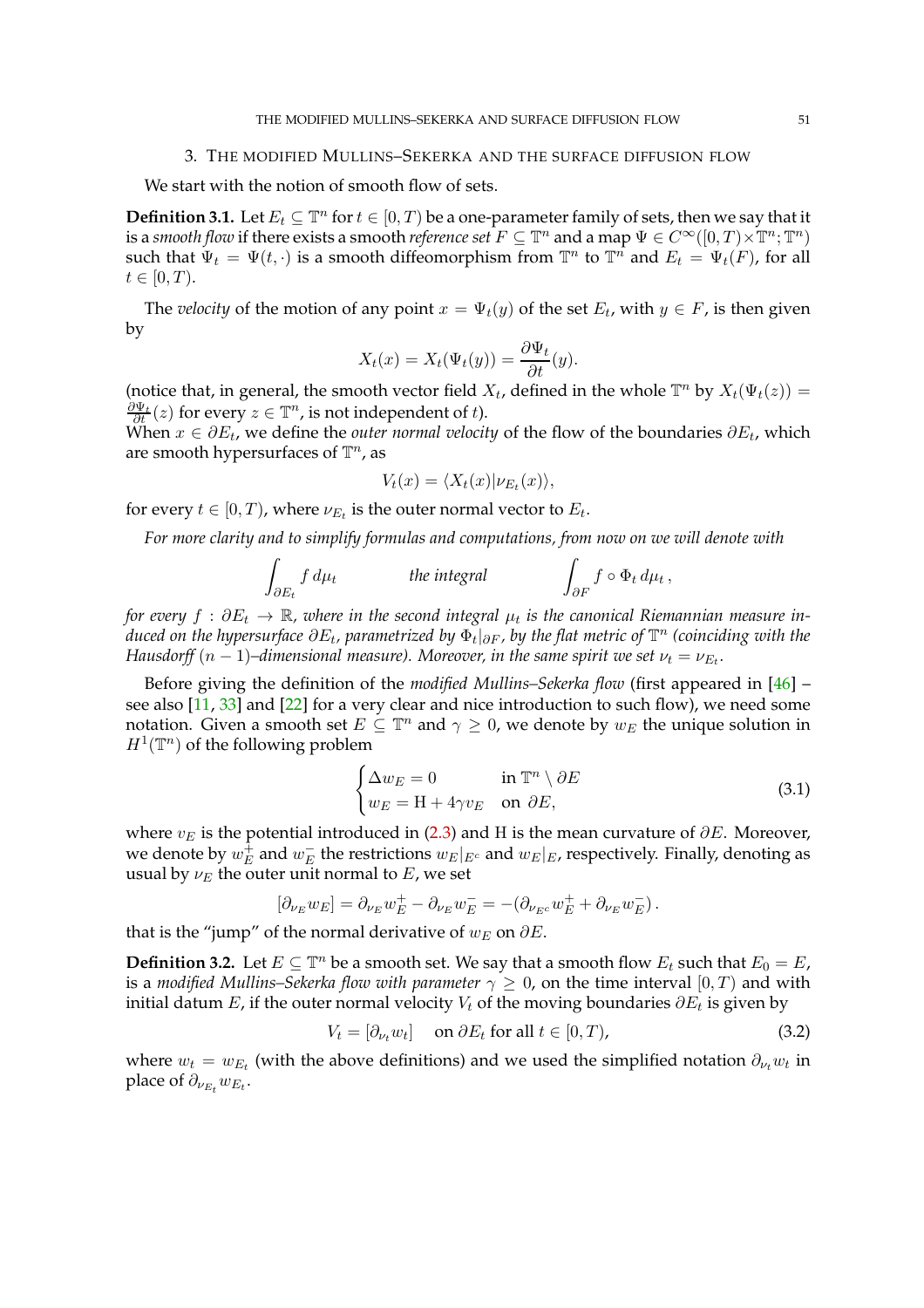## 3. The modified Mullins–Sekerka and the surface diffusion flow

We start with the notion of smooth flow of sets.

**Definition 3.1.** Let $E_t \subseteq \mathbb{T}^n$ for $t \in [0,T)$ be a one-parameter family of sets, then we say that it is a *smooth flow* if there exists a smooth *reference set* $F \subseteq \mathbb{T}^n$ and a map $\Psi \in C^\infty([0,T)\times\mathbb{T}^n;\mathbb{T}^n)$ such that $\Psi_t = \Psi(t,\cdot)$ is a smooth diffeomorphism from $\mathbb{T}^n$ to $\mathbb{T}^n$ and $E_t = \Psi_t(F)$, for all $t \in [0,T)$.

The *velocity* of the motion of any point $x = \Psi_t(y)$ of the set $E_t$, with $y \in F$, is then given by

$$X_t(x) = X_t(\Psi_t(y)) = \frac{\partial \Psi_t}{\partial t}(y).$$

(notice that, in general, the smooth vector field $X_t$, defined in the whole $\mathbb{T}^n$ by $X_t(\Psi_t(z)) = \frac{\partial \Psi_t}{\partial t}(z)$ for every $z \in \mathbb{T}^n$, is not independent of $t$).
When $x \in \partial E_t$, we define the *outer normal velocity* of the flow of the boundaries $\partial E_t$, which are smooth hypersurfaces of $\mathbb{T}^n$, as

$$V_t(x) = \langle X_t(x) | \nu_{E_t}(x)\rangle,$$

for every $t \in [0,T)$, where $\nu_{E_t}$ is the outer normal vector to $E_t$.

*For more clarity and to simplify formulas and computations, from now on we will denote with*

$$\int_{\partial E_t} f\, d\mu_t \qquad\qquad \text{the integral} \qquad\qquad \int_{\partial F} f\circ\Phi_t\, d\mu_t\,,$$

*for every $f : \partial E_t \to \mathbb{R}$, where in the second integral $\mu_t$ is the canonical Riemannian measure induced on the hypersurface $\partial E_t$, parametrized by $\Phi_t|_{\partial F}$, by the flat metric of $\mathbb{T}^n$ (coinciding with the Hausdorff $(n-1)$–dimensional measure). Moreover, in the same spirit we set $\nu_t = \nu_{E_t}$.*

Before giving the definition of the *modified Mullins–Sekerka flow* (first appeared in [46] – see also [11, 33] and [22] for a very clear and nice introduction to such flow), we need some notation. Given a smooth set $E \subseteq \mathbb{T}^n$ and $\gamma \geq 0$, we denote by $w_E$ the unique solution in $H^1(\mathbb{T}^n)$ of the following problem

$$\begin{cases} \Delta w_E = 0 & \text{in } \mathbb{T}^n \setminus \partial E \\ w_E = \mathrm{H} + 4\gamma v_E & \text{on } \partial E, \end{cases} \tag{3.1}$$

where $v_E$ is the potential introduced in (2.3) and H is the mean curvature of $\partial E$. Moreover, we denote by $w_E^+$ and $w_E^-$ the restrictions $w_E|_{E^c}$ and $w_E|_E$, respectively. Finally, denoting as usual by $\nu_E$ the outer unit normal to $E$, we set

$$[\partial_{\nu_E} w_E] = \partial_{\nu_E} w_E^+ - \partial_{\nu_E} w_E^- = -(\partial_{\nu_{E^c}} w_E^+ + \partial_{\nu_E} w_E^-)\,.$$

that is the "jump" of the normal derivative of $w_E$ on $\partial E$.

**Definition 3.2.** Let $E \subseteq \mathbb{T}^n$ be a smooth set. We say that a smooth flow $E_t$ such that $E_0 = E$, is a *modified Mullins–Sekerka flow with parameter* $\gamma \geq 0$, on the time interval $[0,T)$ and with initial datum $E$, if the outer normal velocity $V_t$ of the moving boundaries $\partial E_t$ is given by

$$V_t = [\partial_{\nu_t} w_t] \quad \text{ on } \partial E_t \text{ for all } t \in [0,T), \tag{3.2}$$

where $w_t = w_{E_t}$ (with the above definitions) and we used the simplified notation $\partial_{\nu_t} w_t$ in place of $\partial_{\nu_{E_t}} w_{E_t}$.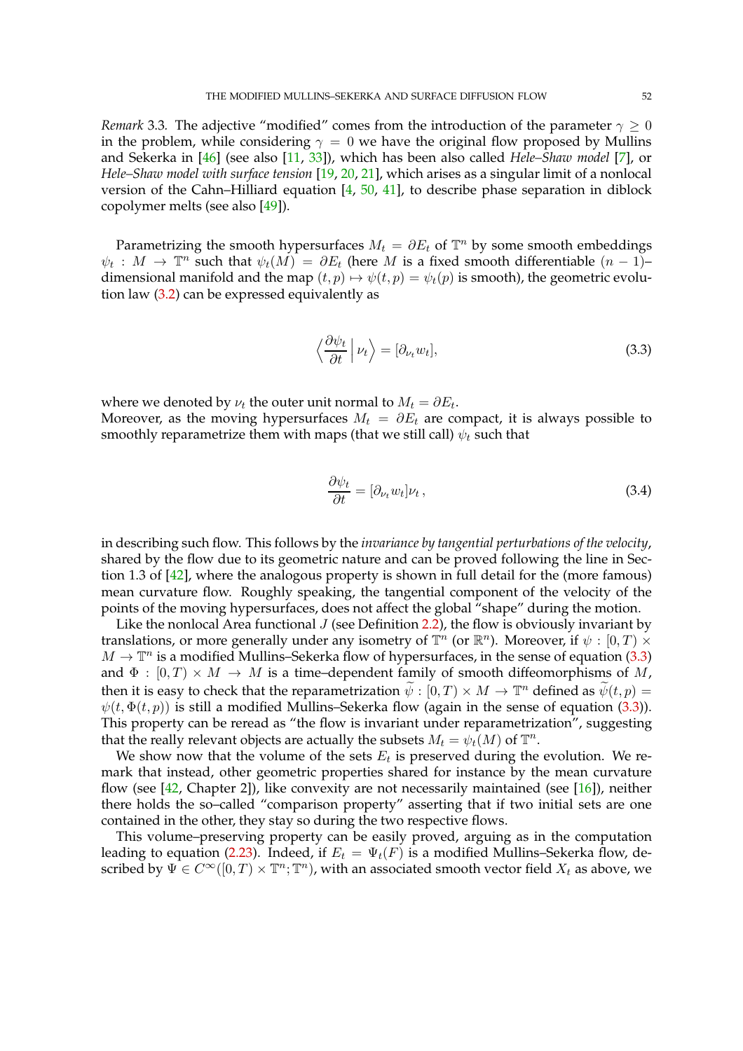*Remark* 3.3. The adjective "modified" comes from the introduction of the parameter $\gamma \geq 0$ in the problem, while considering $\gamma = 0$ we have the original flow proposed by Mullins and Sekerka in [46] (see also [11, 33]), which has been also called *Hele–Shaw model* [7], or *Hele–Shaw model with surface tension* [19, 20, 21], which arises as a singular limit of a nonlocal version of the Cahn–Hilliard equation [4, 50, 41], to describe phase separation in diblock copolymer melts (see also [49]).

Parametrizing the smooth hypersurfaces $M_t = \partial E_t$ of $\mathbb{T}^n$ by some smooth embeddings $\psi_t : M \to \mathbb{T}^n$ such that $\psi_t(M) = \partial E_t$ (here $M$ is a fixed smooth differentiable $(n-1)$–dimensional manifold and the map $(t,p) \mapsto \psi(t,p) = \psi_t(p)$ is smooth), the geometric evolution law (3.2) can be expressed equivalently as

$$\left\langle \frac{\partial \psi_t}{\partial t} \,\middle|\, \nu_t \right\rangle = [\partial_{\nu_t} w_t], \tag{3.3}$$

where we denoted by $\nu_t$ the outer unit normal to $M_t = \partial E_t$.
Moreover, as the moving hypersurfaces $M_t = \partial E_t$ are compact, it is always possible to smoothly reparametrize them with maps (that we still call) $\psi_t$ such that

$$\frac{\partial \psi_t}{\partial t} = [\partial_{\nu_t} w_t]\nu_t \,, \tag{3.4}$$

in describing such flow. This follows by the *invariance by tangential perturbations of the velocity*, shared by the flow due to its geometric nature and can be proved following the line in Section 1.3 of [42], where the analogous property is shown in full detail for the (more famous) mean curvature flow. Roughly speaking, the tangential component of the velocity of the points of the moving hypersurfaces, does not affect the global "shape" during the motion.

Like the nonlocal Area functional $J$ (see Definition 2.2), the flow is obviously invariant by translations, or more generally under any isometry of $\mathbb{T}^n$ (or $\mathbb{R}^n$). Moreover, if $\psi : [0,T) \times M \to \mathbb{T}^n$ is a modified Mullins–Sekerka flow of hypersurfaces, in the sense of equation (3.3) and $\Phi : [0,T) \times M \to M$ is a time–dependent family of smooth diffeomorphisms of $M$, then it is easy to check that the reparametrization $\widetilde{\psi} : [0,T) \times M \to \mathbb{T}^n$ defined as $\widetilde{\psi}(t,p) = \psi(t, \Phi(t,p))$ is still a modified Mullins–Sekerka flow (again in the sense of equation (3.3)). This property can be reread as "the flow is invariant under reparametrization", suggesting that the really relevant objects are actually the subsets $M_t = \psi_t(M)$ of $\mathbb{T}^n$.

We show now that the volume of the sets $E_t$ is preserved during the evolution. We remark that instead, other geometric properties shared for instance by the mean curvature flow (see [42, Chapter 2]), like convexity are not necessarily maintained (see [16]), neither there holds the so–called "comparison property" asserting that if two initial sets are one contained in the other, they stay so during the two respective flows.

This volume–preserving property can be easily proved, arguing as in the computation leading to equation (2.23). Indeed, if $E_t = \Psi_t(F)$ is a modified Mullins–Sekerka flow, described by $\Psi \in C^\infty([0,T) \times \mathbb{T}^n; \mathbb{T}^n)$, with an associated smooth vector field $X_t$ as above, we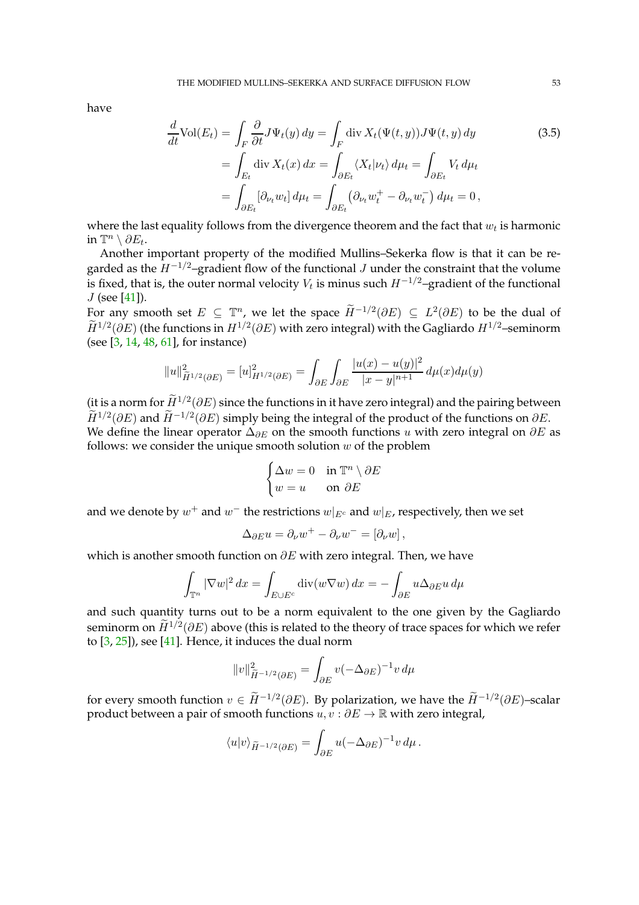have

$$
\begin{aligned}
\frac{d}{dt}\mathrm{Vol}(E_t) &= \int_F \frac{\partial}{\partial t} J\Psi_t(y)\,dy = \int_F \operatorname{div} X_t(\Psi(t,y))J\Psi(t,y)\,dy \\
&= \int_{E_t} \operatorname{div} X_t(x)\,dx = \int_{\partial E_t} \langle X_t | \nu_t\rangle\,d\mu_t = \int_{\partial E_t} V_t\,d\mu_t \\
&= \int_{\partial E_t} [\partial_{\nu_t} w_t]\,d\mu_t = \int_{\partial E_t} \big(\partial_{\nu_t} w_t^+ - \partial_{\nu_t} w_t^-\big)\,d\mu_t = 0\,,
\end{aligned}
\tag{3.5}
$$

where the last equality follows from the divergence theorem and the fact that $w_t$ is harmonic in $\mathbb{T}^n \setminus \partial E_t$.

Another important property of the modified Mullins–Sekerka flow is that it can be regarded as the $H^{-1/2}$–gradient flow of the functional $J$ under the constraint that the volume is fixed, that is, the outer normal velocity $V_t$ is minus such $H^{-1/2}$–gradient of the functional $J$ (see [41]).

For any smooth set $E \subseteq \mathbb{T}^n$, we let the space $\widetilde{H}^{-1/2}(\partial E) \subseteq L^2(\partial E)$ to be the dual of $\widetilde{H}^{1/2}(\partial E)$ (the functions in $H^{1/2}(\partial E)$ with zero integral) with the Gagliardo $H^{1/2}$–seminorm (see [3, 14, 48, 61], for instance)

$$
\|u\|^2_{\widetilde{H}^{1/2}(\partial E)} = [u]^2_{H^{1/2}(\partial E)} = \int_{\partial E}\int_{\partial E} \frac{|u(x)-u(y)|^2}{|x-y|^{n+1}}\,d\mu(x)d\mu(y)
$$

(it is a norm for $\widetilde{H}^{1/2}(\partial E)$ since the functions in it have zero integral) and the pairing between $\widetilde{H}^{1/2}(\partial E)$ and $\widetilde{H}^{-1/2}(\partial E)$ simply being the integral of the product of the functions on $\partial E$.

We define the linear operator $\Delta_{\partial E}$ on the smooth functions $u$ with zero integral on $\partial E$ as follows: we consider the unique smooth solution $w$ of the problem

$$
\begin{cases}
\Delta w = 0 & \text{in } \mathbb{T}^n \setminus \partial E \\
w = u & \text{on } \partial E
\end{cases}
$$

and we denote by $w^+$ and $w^-$ the restrictions $w|_{E^c}$ and $w|_E$, respectively, then we set

$$
\Delta_{\partial E} u = \partial_\nu w^+ - \partial_\nu w^- = [\partial_\nu w]\,,
$$

which is another smooth function on $\partial E$ with zero integral. Then, we have

$$
\int_{\mathbb{T}^n} |\nabla w|^2\,dx = \int_{E\cup E^c} \operatorname{div}(w\nabla w)\,dx = -\int_{\partial E} u\Delta_{\partial E} u\,d\mu
$$

and such quantity turns out to be a norm equivalent to the one given by the Gagliardo seminorm on $\widetilde{H}^{1/2}(\partial E)$ above (this is related to the theory of trace spaces for which we refer to [3, 25]), see [41]. Hence, it induces the dual norm

$$
\|v\|^2_{\widetilde{H}^{-1/2}(\partial E)} = \int_{\partial E} v(-\Delta_{\partial E})^{-1} v\,d\mu
$$

for every smooth function $v \in \widetilde{H}^{-1/2}(\partial E)$. By polarization, we have the $\widetilde{H}^{-1/2}(\partial E)$–scalar product between a pair of smooth functions $u, v : \partial E \to \mathbb{R}$ with zero integral,

$$
\langle u | v\rangle_{\widetilde{H}^{-1/2}(\partial E)} = \int_{\partial E} u(-\Delta_{\partial E})^{-1} v\,d\mu\,.
$$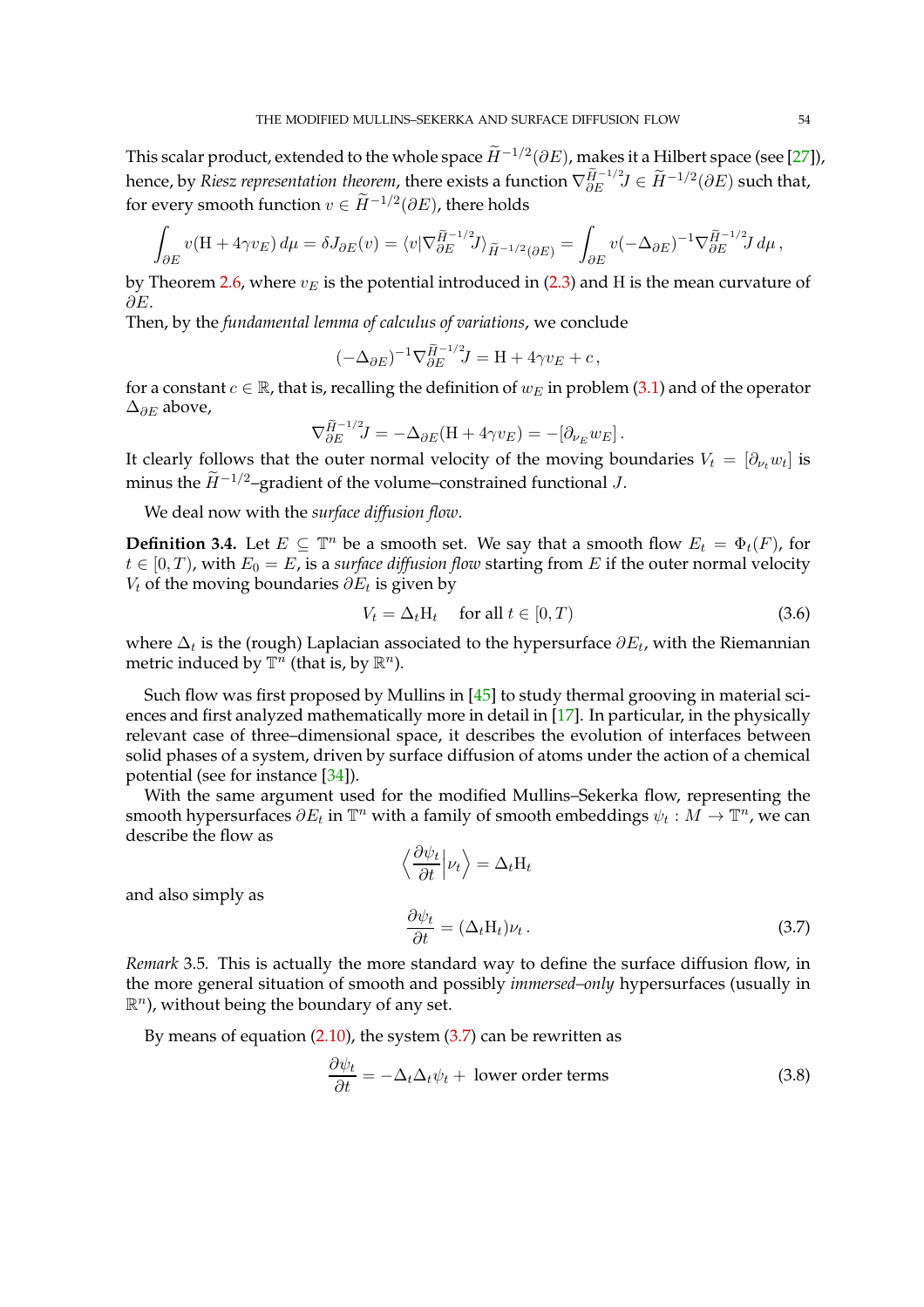This scalar product, extended to the whole space $\widetilde{H}^{-1/2}(\partial E)$, makes it a Hilbert space (see [27]), hence, by *Riesz representation theorem*, there exists a function $\nabla^{\widetilde{H}^{-1/2}}_{\partial E} J \in \widetilde{H}^{-1/2}(\partial E)$ such that, for every smooth function $v \in \widetilde{H}^{-1/2}(\partial E)$, there holds

$$\int_{\partial E} v(\mathrm{H} + 4\gamma v_E)\, d\mu = \delta J_{\partial E}(v) = \langle v | \nabla^{\widetilde{H}^{-1/2}}_{\partial E} J \rangle_{\widetilde{H}^{-1/2}(\partial E)} = \int_{\partial E} v(-\Delta_{\partial E})^{-1} \nabla^{\widetilde{H}^{-1/2}}_{\partial E} J \, d\mu\,,$$

by Theorem 2.6, where $v_E$ is the potential introduced in (2.3) and $\mathrm{H}$ is the mean curvature of $\partial E$.

Then, by the *fundamental lemma of calculus of variations*, we conclude

$$(-\Delta_{\partial E})^{-1} \nabla^{\widetilde{H}^{-1/2}}_{\partial E} J = \mathrm{H} + 4\gamma v_E + c\,,$$

for a constant $c \in \mathbb{R}$, that is, recalling the definition of $w_E$ in problem (3.1) and of the operator $\Delta_{\partial E}$ above,

$$\nabla^{\widetilde{H}^{-1/2}}_{\partial E} J = -\Delta_{\partial E}(\mathrm{H} + 4\gamma v_E) = -[\partial_{\nu_E} w_E]\,.$$

It clearly follows that the outer normal velocity of the moving boundaries $V_t = [\partial_{\nu_t} w_t]$ is minus the $\widetilde{H}^{-1/2}$–gradient of the volume–constrained functional $J$.

We deal now with the *surface diffusion flow*.

**Definition 3.4.** Let $E \subseteq \mathbb{T}^n$ be a smooth set. We say that a smooth flow $E_t = \Phi_t(F)$, for $t \in [0,T)$, with $E_0 = E$, is a *surface diffusion flow* starting from $E$ if the outer normal velocity $V_t$ of the moving boundaries $\partial E_t$ is given by

$$V_t = \Delta_t \mathrm{H}_t \quad \text{for all } t \in [0,T) \tag{3.6}$$

where $\Delta_t$ is the (rough) Laplacian associated to the hypersurface $\partial E_t$, with the Riemannian metric induced by $\mathbb{T}^n$ (that is, by $\mathbb{R}^n$).

Such flow was first proposed by Mullins in [45] to study thermal grooving in material sciences and first analyzed mathematically more in detail in [17]. In particular, in the physically relevant case of three–dimensional space, it describes the evolution of interfaces between solid phases of a system, driven by surface diffusion of atoms under the action of a chemical potential (see for instance [34]).

With the same argument used for the modified Mullins–Sekerka flow, representing the smooth hypersurfaces $\partial E_t$ in $\mathbb{T}^n$ with a family of smooth embeddings $\psi_t : M \to \mathbb{T}^n$, we can describe the flow as

$$\Big\langle \frac{\partial \psi_t}{\partial t} \Big| \nu_t \Big\rangle = \Delta_t \mathrm{H}_t$$

and also simply as

$$\frac{\partial \psi_t}{\partial t} = (\Delta_t \mathrm{H}_t)\nu_t\,. \tag{3.7}$$

*Remark* 3.5. This is actually the more standard way to define the surface diffusion flow, in the more general situation of smooth and possibly *immersed–only* hypersurfaces (usually in $\mathbb{R}^n$), without being the boundary of any set.

By means of equation (2.10), the system (3.7) can be rewritten as

$$\frac{\partial \psi_t}{\partial t} = -\Delta_t \Delta_t \psi_t + \text{ lower order terms} \tag{3.8}$$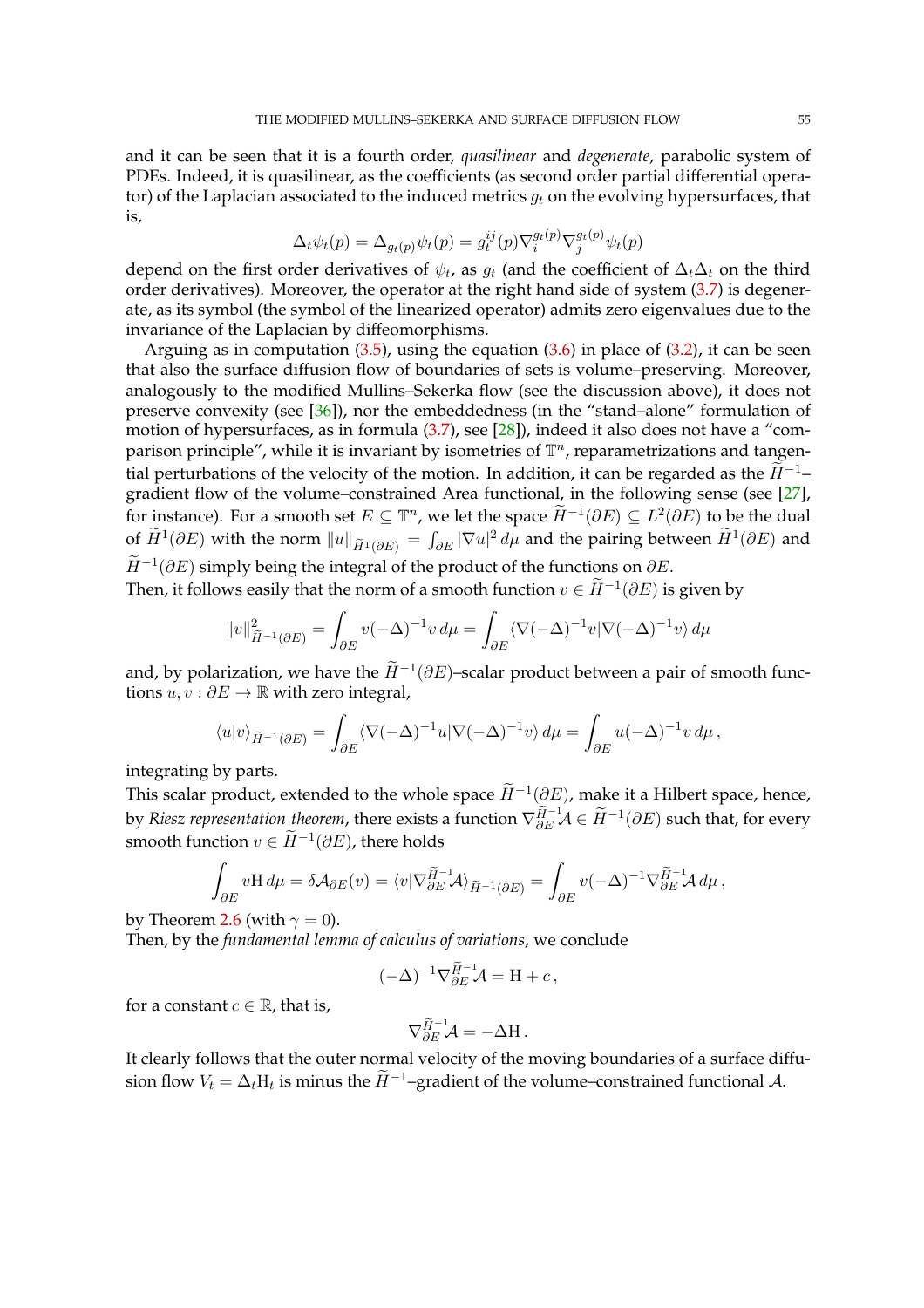and it can be seen that it is a fourth order, *quasilinear* and *degenerate*, parabolic system of PDEs. Indeed, it is quasilinear, as the coefficients (as second order partial differential operator) of the Laplacian associated to the induced metrics $g_t$ on the evolving hypersurfaces, that is,

$$\Delta_t \psi_t(p) = \Delta_{g_t(p)} \psi_t(p) = g_t^{ij}(p) \nabla_i^{g_t(p)} \nabla_j^{g_t(p)} \psi_t(p)$$

depend on the first order derivatives of $\psi_t$, as $g_t$ (and the coefficient of $\Delta_t \Delta_t$ on the third order derivatives). Moreover, the operator at the right hand side of system (3.7) is degenerate, as its symbol (the symbol of the linearized operator) admits zero eigenvalues due to the invariance of the Laplacian by diffeomorphisms.

Arguing as in computation (3.5), using the equation (3.6) in place of (3.2), it can be seen that also the surface diffusion flow of boundaries of sets is volume–preserving. Moreover, analogously to the modified Mullins–Sekerka flow (see the discussion above), it does not preserve convexity (see [36]), nor the embeddedness (in the "stand–alone" formulation of motion of hypersurfaces, as in formula (3.7), see [28]), indeed it also does not have a "comparison principle", while it is invariant by isometries of $\mathbb{T}^n$, reparametrizations and tangential perturbations of the velocity of the motion. In addition, it can be regarded as the $\widetilde{H}^{-1}$–gradient flow of the volume–constrained Area functional, in the following sense (see [27], for instance). For a smooth set $E \subseteq \mathbb{T}^n$, we let the space $\widetilde{H}^{-1}(\partial E) \subseteq L^2(\partial E)$ to be the dual of $\widetilde{H}^1(\partial E)$ with the norm $\|u\|_{\widetilde{H}^1(\partial E)} = \int_{\partial E} |\nabla u|^2 \, d\mu$ and the pairing between $\widetilde{H}^1(\partial E)$ and $\widetilde{H}^{-1}(\partial E)$ simply being the integral of the product of the functions on $\partial E$.
Then, it follows easily that the norm of a smooth function $v \in \widetilde{H}^{-1}(\partial E)$ is given by

$$\|v\|^2_{\widetilde{H}^{-1}(\partial E)} = \int_{\partial E} v(-\Delta)^{-1} v \, d\mu = \int_{\partial E} \langle \nabla(-\Delta)^{-1} v | \nabla(-\Delta)^{-1} v \rangle \, d\mu$$

and, by polarization, we have the $\widetilde{H}^{-1}(\partial E)$–scalar product between a pair of smooth functions $u, v : \partial E \to \mathbb{R}$ with zero integral,

$$\langle u | v \rangle_{\widetilde{H}^{-1}(\partial E)} = \int_{\partial E} \langle \nabla(-\Delta)^{-1} u | \nabla(-\Delta)^{-1} v \rangle \, d\mu = \int_{\partial E} u(-\Delta)^{-1} v \, d\mu \,,$$

integrating by parts.
This scalar product, extended to the whole space $\widetilde{H}^{-1}(\partial E)$, make it a Hilbert space, hence, by *Riesz representation theorem*, there exists a function $\nabla^{\widetilde{H}^{-1}}_{\partial E} \mathcal{A} \in \widetilde{H}^{-1}(\partial E)$ such that, for every smooth function $v \in \widetilde{H}^{-1}(\partial E)$, there holds

$$\int_{\partial E} v \mathrm{H} \, d\mu = \delta \mathcal{A}_{\partial E}(v) = \langle v | \nabla^{\widetilde{H}^{-1}}_{\partial E} \mathcal{A} \rangle_{\widetilde{H}^{-1}(\partial E)} = \int_{\partial E} v(-\Delta)^{-1} \nabla^{\widetilde{H}^{-1}}_{\partial E} \mathcal{A} \, d\mu \,,$$

by Theorem 2.6 (with $\gamma = 0$).
Then, by the *fundamental lemma of calculus of variations*, we conclude

$$(-\Delta)^{-1} \nabla^{\widetilde{H}^{-1}}_{\partial E} \mathcal{A} = \mathrm{H} + c \,,$$

for a constant $c \in \mathbb{R}$, that is,

$$\nabla^{\widetilde{H}^{-1}}_{\partial E} \mathcal{A} = -\Delta \mathrm{H} \,.$$

It clearly follows that the outer normal velocity of the moving boundaries of a surface diffusion flow $V_t = \Delta_t \mathrm{H}_t$ is minus the $\widetilde{H}^{-1}$–gradient of the volume–constrained functional $\mathcal{A}$.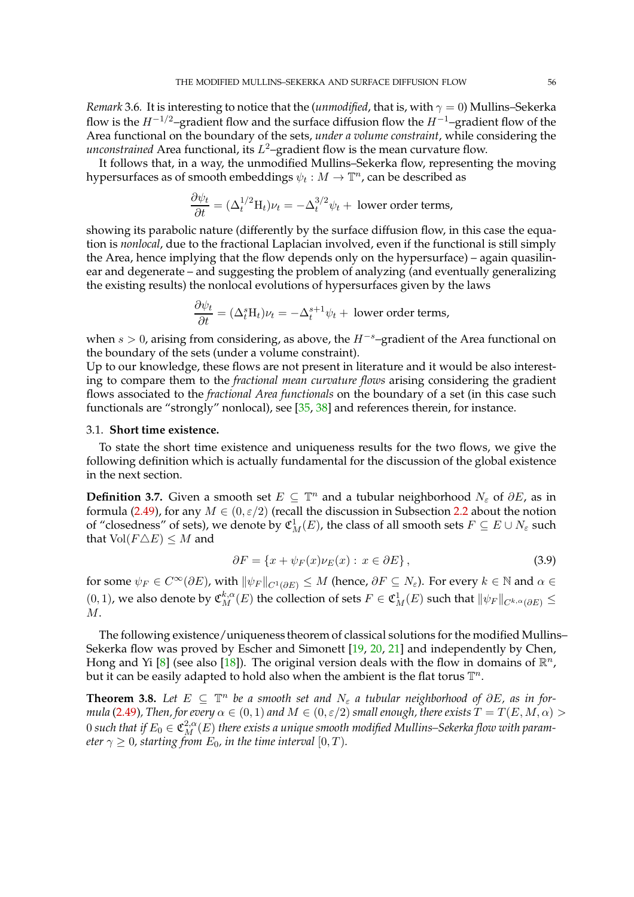*Remark* 3.6. It is interesting to notice that the (*unmodified*, that is, with $\gamma = 0$) Mullins–Sekerka flow is the $H^{-1/2}$–gradient flow and the surface diffusion flow the $H^{-1}$–gradient flow of the Area functional on the boundary of the sets, *under a volume constraint*, while considering the *unconstrained* Area functional, its $L^2$–gradient flow is the mean curvature flow.

It follows that, in a way, the unmodified Mullins–Sekerka flow, representing the moving hypersurfaces as of smooth embeddings $\psi_t : M \to \mathbb{T}^n$, can be described as

$$\frac{\partial \psi_t}{\partial t} = (\Delta_t^{1/2} \mathrm{H}_t)\nu_t = -\Delta_t^{3/2}\psi_t + \text{ lower order terms},$$

showing its parabolic nature (differently by the surface diffusion flow, in this case the equation is *nonlocal*, due to the fractional Laplacian involved, even if the functional is still simply the Area, hence implying that the flow depends only on the hypersurface) – again quasilinear and degenerate – and suggesting the problem of analyzing (and eventually generalizing the existing results) the nonlocal evolutions of hypersurfaces given by the laws

$$\frac{\partial \psi_t}{\partial t} = (\Delta_t^{s} \mathrm{H}_t)\nu_t = -\Delta_t^{s+1}\psi_t + \text{ lower order terms},$$

when $s > 0$, arising from considering, as above, the $H^{-s}$–gradient of the Area functional on the boundary of the sets (under a volume constraint).
Up to our knowledge, these flows are not present in literature and it would be also interesting to compare them to the *fractional mean curvature flows* arising considering the gradient flows associated to the *fractional Area functionals* on the boundary of a set (in this case such functionals are "strongly" nonlocal), see [35, 38] and references therein, for instance.

### 3.1. **Short time existence.**

To state the short time existence and uniqueness results for the two flows, we give the following definition which is actually fundamental for the discussion of the global existence in the next section.

**Definition 3.7.** Given a smooth set $E \subseteq \mathbb{T}^n$ and a tubular neighborhood $N_\varepsilon$ of $\partial E$, as in formula (2.49), for any $M \in (0, \varepsilon/2)$ (recall the discussion in Subsection 2.2 about the notion of "closedness" of sets), we denote by $\mathfrak{C}^1_M(E)$, the class of all smooth sets $F \subseteq E \cup N_\varepsilon$ such that $\mathrm{Vol}(F \triangle E) \leq M$ and

$$\partial F = \{x + \psi_F(x)\nu_E(x) : x \in \partial E\}, \tag{3.9}$$

for some $\psi_F \in C^\infty(\partial E)$, with $\|\psi_F\|_{C^1(\partial E)} \leq M$ (hence, $\partial F \subseteq N_\varepsilon$). For every $k \in \mathbb{N}$ and $\alpha \in (0, 1)$, we also denote by $\mathfrak{C}^{k,\alpha}_M(E)$ the collection of sets $F \in \mathfrak{C}^1_M(E)$ such that $\|\psi_F\|_{C^{k,\alpha}(\partial E)} \leq M$.

The following existence/uniqueness theorem of classical solutions for the modified Mullins–Sekerka flow was proved by Escher and Simonett [19, 20, 21] and independently by Chen, Hong and Yi [8] (see also [18]). The original version deals with the flow in domains of $\mathbb{R}^n$, but it can be easily adapted to hold also when the ambient is the flat torus $\mathbb{T}^n$.

**Theorem 3.8.** *Let $E \subseteq \mathbb{T}^n$ be a smooth set and $N_\varepsilon$ a tubular neighborhood of $\partial E$, as in formula* (2.49)*, Then, for every $\alpha \in (0, 1)$ and $M \in (0, \varepsilon/2)$ small enough, there exists $T = T(E, M, \alpha) > 0$ such that if $E_0 \in \mathfrak{C}^{2,\alpha}_M(E)$ there exists a unique smooth modified Mullins–Sekerka flow with parameter $\gamma \geq 0$, starting from $E_0$, in the time interval $[0, T)$.*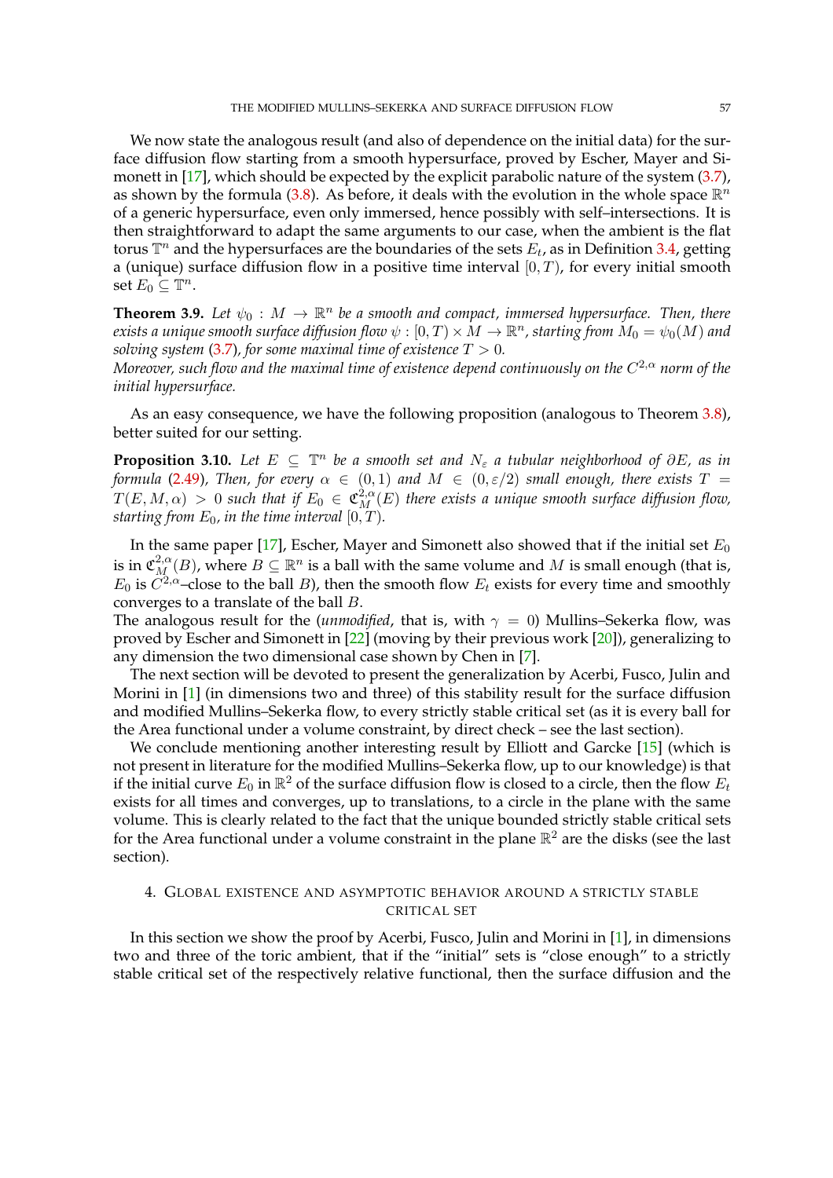We now state the analogous result (and also of dependence on the initial data) for the surface diffusion flow starting from a smooth hypersurface, proved by Escher, Mayer and Simonett in [17], which should be expected by the explicit parabolic nature of the system (3.7), as shown by the formula (3.8). As before, it deals with the evolution in the whole space $\mathbb{R}^n$ of a generic hypersurface, even only immersed, hence possibly with self–intersections. It is then straightforward to adapt the same arguments to our case, when the ambient is the flat torus $\mathbb{T}^n$ and the hypersurfaces are the boundaries of the sets $E_t$, as in Definition 3.4, getting a (unique) surface diffusion flow in a positive time interval $[0, T)$, for every initial smooth set $E_0 \subseteq \mathbb{T}^n$.

**Theorem 3.9.** *Let $\psi_0 : M \to \mathbb{R}^n$ be a smooth and compact, immersed hypersurface. Then, there exists a unique smooth surface diffusion flow $\psi : [0, T) \times M \to \mathbb{R}^n$, starting from $M_0 = \psi_0(M)$ and solving system (3.7), for some maximal time of existence $T > 0$.*
*Moreover, such flow and the maximal time of existence depend continuously on the $C^{2,\alpha}$ norm of the initial hypersurface.*

As an easy consequence, we have the following proposition (analogous to Theorem 3.8), better suited for our setting.

**Proposition 3.10.** *Let $E \subseteq \mathbb{T}^n$ be a smooth set and $N_\varepsilon$ a tubular neighborhood of $\partial E$, as in formula (2.49), Then, for every $\alpha \in (0, 1)$ and $M \in (0, \varepsilon/2)$ small enough, there exists $T = T(E, M, \alpha) > 0$ such that if $E_0 \in \mathfrak{C}^{2,\alpha}_M(E)$ there exists a unique smooth surface diffusion flow, starting from $E_0$, in the time interval $[0, T)$.*

In the same paper [17], Escher, Mayer and Simonett also showed that if the initial set $E_0$ is in $\mathfrak{C}^{2,\alpha}_M(B)$, where $B \subseteq \mathbb{R}^n$ is a ball with the same volume and $M$ is small enough (that is, $E_0$ is $C^{2,\alpha}$–close to the ball $B$), then the smooth flow $E_t$ exists for every time and smoothly converges to a translate of the ball $B$.
The analogous result for the (*unmodified*, that is, with $\gamma = 0$) Mullins–Sekerka flow, was proved by Escher and Simonett in [22] (moving by their previous work [20]), generalizing to any dimension the two dimensional case shown by Chen in [7].
The next section will be devoted to present the generalization by Acerbi, Fusco, Julin and Morini in [1] (in dimensions two and three) of this stability result for the surface diffusion and modified Mullins–Sekerka flow, to every strictly stable critical set (as it is every ball for the Area functional under a volume constraint, by direct check – see the last section).
We conclude mentioning another interesting result by Elliott and Garcke [15] (which is not present in literature for the modified Mullins–Sekerka flow, up to our knowledge) is that if the initial curve $E_0$ in $\mathbb{R}^2$ of the surface diffusion flow is closed to a circle, then the flow $E_t$ exists for all times and converges, up to translations, to a circle in the plane with the same volume. This is clearly related to the fact that the unique bounded strictly stable critical sets for the Area functional under a volume constraint in the plane $\mathbb{R}^2$ are the disks (see the last section).

## 4. Global existence and asymptotic behavior around a strictly stable critical set

In this section we show the proof by Acerbi, Fusco, Julin and Morini in [1], in dimensions two and three of the toric ambient, that if the "initial" sets is "close enough" to a strictly stable critical set of the respectively relative functional, then the surface diffusion and the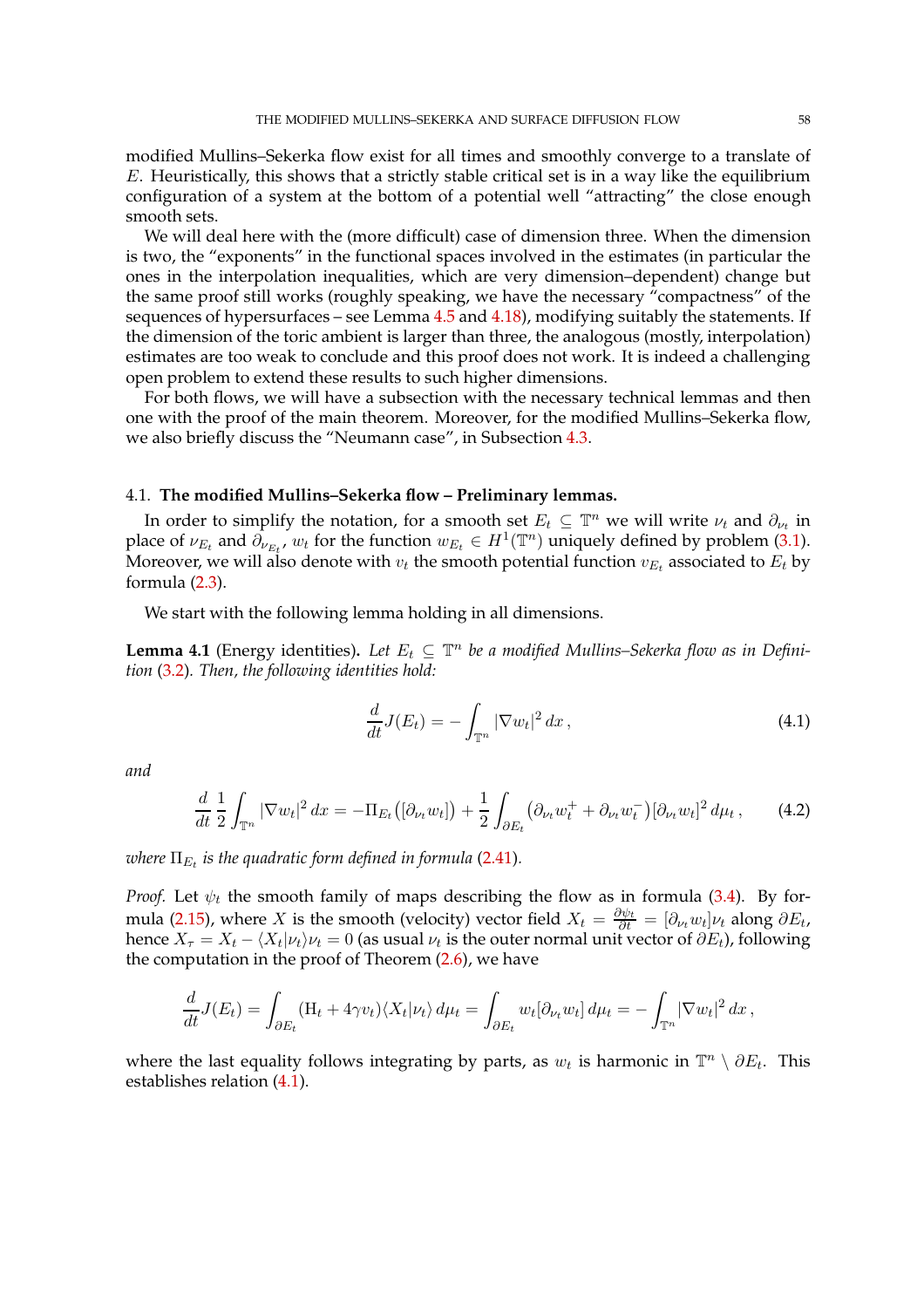modified Mullins–Sekerka flow exist for all times and smoothly converge to a translate of $E$. Heuristically, this shows that a strictly stable critical set is in a way like the equilibrium configuration of a system at the bottom of a potential well "attracting" the close enough smooth sets.

We will deal here with the (more difficult) case of dimension three. When the dimension is two, the "exponents" in the functional spaces involved in the estimates (in particular the ones in the interpolation inequalities, which are very dimension–dependent) change but the same proof still works (roughly speaking, we have the necessary "compactness" of the sequences of hypersurfaces – see Lemma 4.5 and 4.18), modifying suitably the statements. If the dimension of the toric ambient is larger than three, the analogous (mostly, interpolation) estimates are too weak to conclude and this proof does not work. It is indeed a challenging open problem to extend these results to such higher dimensions.

For both flows, we will have a subsection with the necessary technical lemmas and then one with the proof of the main theorem. Moreover, for the modified Mullins–Sekerka flow, we also briefly discuss the "Neumann case", in Subsection 4.3.

## 4.1. The modified Mullins–Sekerka flow – Preliminary lemmas.

In order to simplify the notation, for a smooth set $E_t \subseteq \mathbb{T}^n$ we will write $\nu_t$ and $\partial_{\nu_t}$ in place of $\nu_{E_t}$ and $\partial_{\nu_{E_t}}$, $w_t$ for the function $w_{E_t} \in H^1(\mathbb{T}^n)$ uniquely defined by problem (3.1). Moreover, we will also denote with $v_t$ the smooth potential function $v_{E_t}$ associated to $E_t$ by formula (2.3).

We start with the following lemma holding in all dimensions.

**Lemma 4.1** (Energy identities). *Let $E_t \subseteq \mathbb{T}^n$ be a modified Mullins–Sekerka flow as in Definition (3.2). Then, the following identities hold:*

$$\frac{d}{dt} J(E_t) = -\int_{\mathbb{T}^n} |\nabla w_t|^2 \, dx \,, \tag{4.1}$$

*and*

$$\frac{d}{dt} \frac{1}{2} \int_{\mathbb{T}^n} |\nabla w_t|^2 \, dx = -\Pi_{E_t}\big([\partial_{\nu_t} w_t]\big) + \frac{1}{2} \int_{\partial E_t} \big(\partial_{\nu_t} w_t^+ + \partial_{\nu_t} w_t^-\big) [\partial_{\nu_t} w_t]^2 \, d\mu_t \,, \tag{4.2}$$

*where $\Pi_{E_t}$ is the quadratic form defined in formula (2.41).*

*Proof.* Let $\psi_t$ the smooth family of maps describing the flow as in formula (3.4). By formula (2.15), where $X$ is the smooth (velocity) vector field $X_t = \frac{\partial \psi_t}{\partial t} = [\partial_{\nu_t} w_t] \nu_t$ along $\partial E_t$, hence $X_\tau = X_t - \langle X_t | \nu_t \rangle \nu_t = 0$ (as usual $\nu_t$ is the outer normal unit vector of $\partial E_t$), following the computation in the proof of Theorem (2.6), we have

$$\frac{d}{dt} J(E_t) = \int_{\partial E_t} (\mathrm{H}_t + 4\gamma v_t) \langle X_t | \nu_t \rangle \, d\mu_t = \int_{\partial E_t} w_t [\partial_{\nu_t} w_t] \, d\mu_t = -\int_{\mathbb{T}^n} |\nabla w_t|^2 \, dx \,,$$

where the last equality follows integrating by parts, as $w_t$ is harmonic in $\mathbb{T}^n \setminus \partial E_t$. This establishes relation (4.1).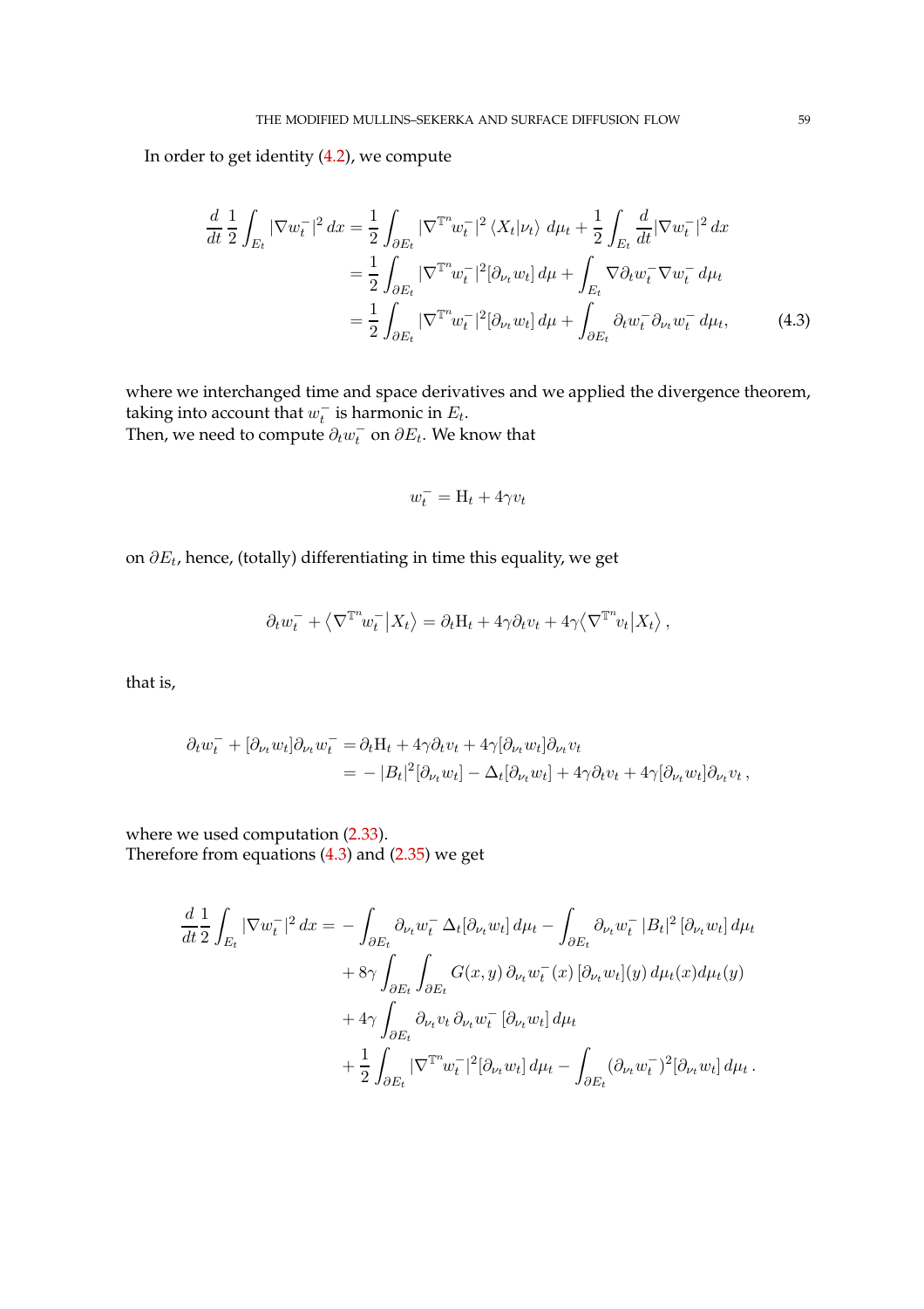In order to get identity (4.2), we compute

$$
\begin{aligned}
\frac{d}{dt}\frac{1}{2}\int_{E_t} |\nabla w_t^-|^2\,dx &= \frac{1}{2}\int_{\partial E_t} |\nabla^{\mathbb{T}^n} w_t^-|^2\,\langle X_t | \nu_t\rangle\;d\mu_t + \frac{1}{2}\int_{E_t} \frac{d}{dt}|\nabla w_t^-|^2\,dx \\
&= \frac{1}{2}\int_{\partial E_t} |\nabla^{\mathbb{T}^n} w_t^-|^2[\partial_{\nu_t} w_t]\,d\mu + \int_{E_t} \nabla\partial_t w_t^- \nabla w_t^-\;d\mu_t \\
&= \frac{1}{2}\int_{\partial E_t} |\nabla^{\mathbb{T}^n} w_t^-|^2[\partial_{\nu_t} w_t]\,d\mu + \int_{\partial E_t} \partial_t w_t^- \partial_{\nu_t} w_t^-\;d\mu_t,
\end{aligned}
\tag{4.3}
$$

where we interchanged time and space derivatives and we applied the divergence theorem, taking into account that $w_t^-$ is harmonic in $E_t$.
Then, we need to compute $\partial_t w_t^-$ on $\partial E_t$. We know that

$$
w_t^- = \mathrm{H}_t + 4\gamma v_t
$$

on $\partial E_t$, hence, (totally) differentiating in time this equality, we get

$$
\partial_t w_t^- + \big\langle \nabla^{\mathbb{T}^n} w_t^- \big| X_t \big\rangle = \partial_t \mathrm{H}_t + 4\gamma \partial_t v_t + 4\gamma \big\langle \nabla^{\mathbb{T}^n} v_t \big| X_t \big\rangle\,,
$$

that is,

$$
\begin{aligned}
\partial_t w_t^- + [\partial_{\nu_t} w_t]\partial_{\nu_t} w_t^- &= \partial_t \mathrm{H}_t + 4\gamma\partial_t v_t + 4\gamma[\partial_{\nu_t} w_t]\partial_{\nu_t} v_t \\
&= -\,|B_t|^2[\partial_{\nu_t} w_t] - \Delta_t[\partial_{\nu_t} w_t] + 4\gamma\partial_t v_t + 4\gamma[\partial_{\nu_t} w_t]\partial_{\nu_t} v_t\,,
\end{aligned}
$$

where we used computation (2.33).
Therefore from equations (4.3) and (2.35) we get

$$
\begin{aligned}
\frac{d}{dt}\frac{1}{2}\int_{E_t} |\nabla w_t^-|^2\,dx = &-\int_{\partial E_t} \partial_{\nu_t} w_t^-\,\Delta_t[\partial_{\nu_t} w_t]\,d\mu_t - \int_{\partial E_t} \partial_{\nu_t} w_t^-\,|B_t|^2\,[\partial_{\nu_t} w_t]\,d\mu_t \\
&+ 8\gamma \int_{\partial E_t}\int_{\partial E_t} G(x,y)\,\partial_{\nu_t} w_t^-(x)\,[\partial_{\nu_t} w_t](y)\,d\mu_t(x)d\mu_t(y) \\
&+ 4\gamma \int_{\partial E_t} \partial_{\nu_t} v_t\,\partial_{\nu_t} w_t^-\,[\partial_{\nu_t} w_t]\,d\mu_t \\
&+ \frac{1}{2}\int_{\partial E_t} |\nabla^{\mathbb{T}^n} w_t^-|^2[\partial_{\nu_t} w_t]\,d\mu_t - \int_{\partial E_t} (\partial_{\nu_t} w_t^-)^2[\partial_{\nu_t} w_t]\,d\mu_t\,.
\end{aligned}
$$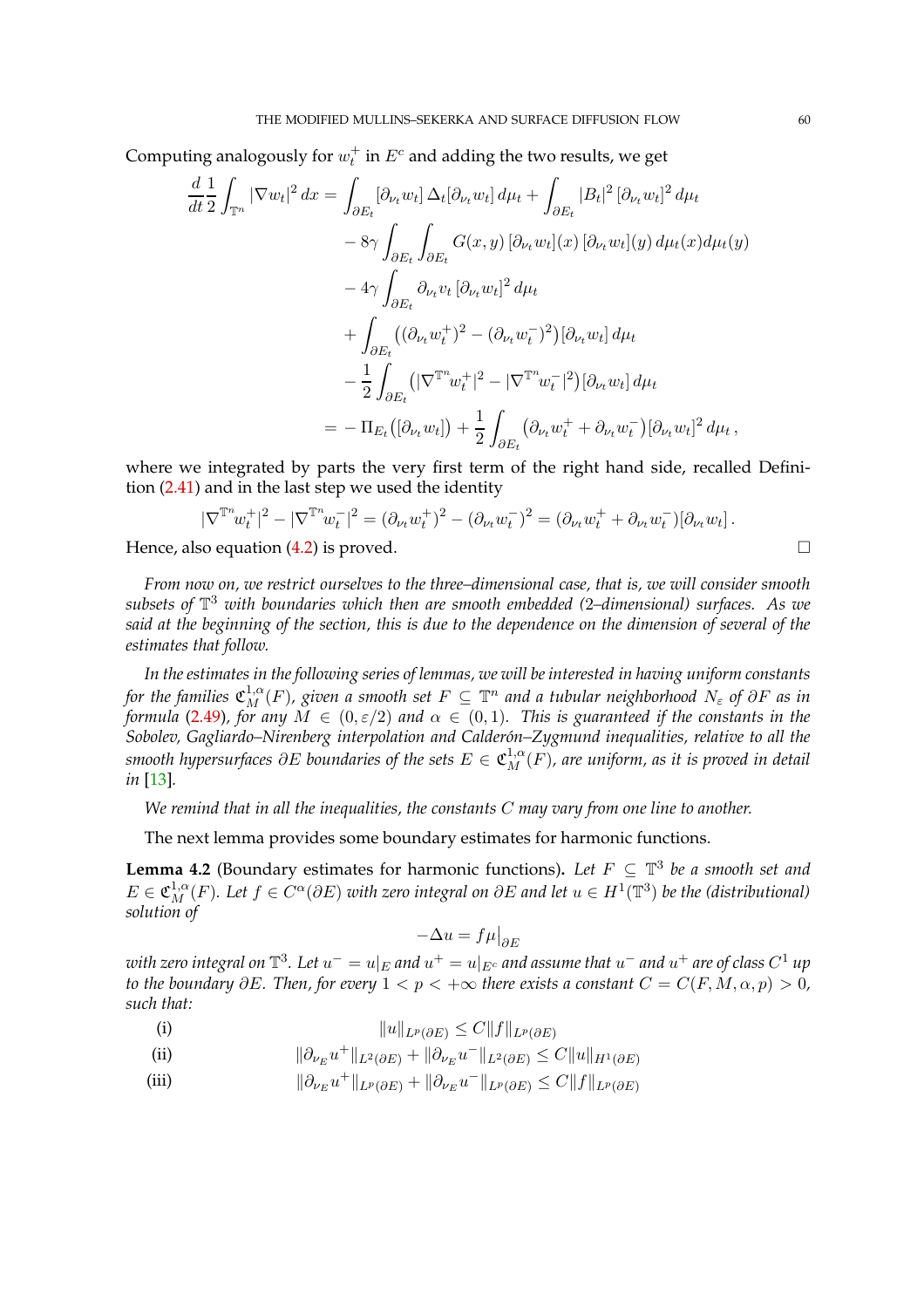Computing analogously for $w_t^+$ in $E^c$ and adding the two results, we get

$$
\begin{aligned}
\frac{d}{dt}\frac{1}{2}\int_{\mathbb{T}^n} |\nabla w_t|^2\,dx = & \int_{\partial E_t} [\partial_{\nu_t} w_t]\,\Delta_t[\partial_{\nu_t} w_t]\,d\mu_t + \int_{\partial E_t} |B_t|^2\,[\partial_{\nu_t} w_t]^2\,d\mu_t \\
& - 8\gamma \int_{\partial E_t}\int_{\partial E_t} G(x,y)\,[\partial_{\nu_t} w_t](x)\,[\partial_{\nu_t} w_t](y)\,d\mu_t(x)d\mu_t(y) \\
& - 4\gamma \int_{\partial E_t} \partial_{\nu_t} v_t\,[\partial_{\nu_t} w_t]^2\,d\mu_t \\
& + \int_{\partial E_t} \big((\partial_{\nu_t} w_t^+)^2 - (\partial_{\nu_t} w_t^-)^2\big)[\partial_{\nu_t} w_t]\,d\mu_t \\
& - \frac{1}{2}\int_{\partial E_t} \big(|\nabla^{\mathbb{T}^n} w_t^+|^2 - |\nabla^{\mathbb{T}^n} w_t^-|^2\big)[\partial_{\nu_t} w_t]\,d\mu_t \\
= & - \Pi_{E_t}\big([\partial_{\nu_t} w_t]\big) + \frac{1}{2}\int_{\partial E_t} \big(\partial_{\nu_t} w_t^+ + \partial_{\nu_t} w_t^-\big)[\partial_{\nu_t} w_t]^2\,d\mu_t\,,
\end{aligned}
$$

where we integrated by parts the very first term of the right hand side, recalled Definition (2.41) and in the last step we used the identity

$$
|\nabla^{\mathbb{T}^n} w_t^+|^2 - |\nabla^{\mathbb{T}^n} w_t^-|^2 = (\partial_{\nu_t} w_t^+)^2 - (\partial_{\nu_t} w_t^-)^2 = (\partial_{\nu_t} w_t^+ + \partial_{\nu_t} w_t^-)[\partial_{\nu_t} w_t]\,.
$$

Hence, also equation (4.2) is proved. □

*From now on, we restrict ourselves to the three–dimensional case, that is, we will consider smooth subsets of $\mathbb{T}^3$ with boundaries which then are smooth embedded (2–dimensional) surfaces. As we said at the beginning of the section, this is due to the dependence on the dimension of several of the estimates that follow.*

*In the estimates in the following series of lemmas, we will be interested in having uniform constants for the families $\mathfrak{C}^{1,\alpha}_M(F)$, given a smooth set $F \subseteq \mathbb{T}^n$ and a tubular neighborhood $N_\varepsilon$ of $\partial F$ as in formula (2.49), for any $M \in (0, \varepsilon/2)$ and $\alpha \in (0,1)$. This is guaranteed if the constants in the Sobolev, Gagliardo–Nirenberg interpolation and Calderón–Zygmund inequalities, relative to all the smooth hypersurfaces $\partial E$ boundaries of the sets $E \in \mathfrak{C}^{1,\alpha}_M(F)$, are uniform, as it is proved in detail in* [13].

*We remind that in all the inequalities, the constants $C$ may vary from one line to another.*

The next lemma provides some boundary estimates for harmonic functions.

**Lemma 4.2** (Boundary estimates for harmonic functions). *Let $F \subseteq \mathbb{T}^3$ be a smooth set and $E \in \mathfrak{C}^{1,\alpha}_M(F)$. Let $f \in C^\alpha(\partial E)$ with zero integral on $\partial E$ and let $u \in H^1(\mathbb{T}^3)$ be the (distributional) solution of*

$$
-\Delta u = f\mu\big|_{\partial E}
$$

*with zero integral on $\mathbb{T}^3$. Let $u^- = u|_E$ and $u^+ = u|_{E^c}$ and assume that $u^-$ and $u^+$ are of class $C^1$ up to the boundary $\partial E$. Then, for every $1 < p < +\infty$ there exists a constant $C = C(F, M, \alpha, p) > 0$, such that:*

(i) $$\|u\|_{L^p(\partial E)} \leq C\|f\|_{L^p(\partial E)}$$

(ii) $$\|\partial_{\nu_E} u^+\|_{L^2(\partial E)} + \|\partial_{\nu_E} u^-\|_{L^2(\partial E)} \leq C\|u\|_{H^1(\partial E)}$$

(iii) $$\|\partial_{\nu_E} u^+\|_{L^p(\partial E)} + \|\partial_{\nu_E} u^-\|_{L^p(\partial E)} \leq C\|f\|_{L^p(\partial E)}$$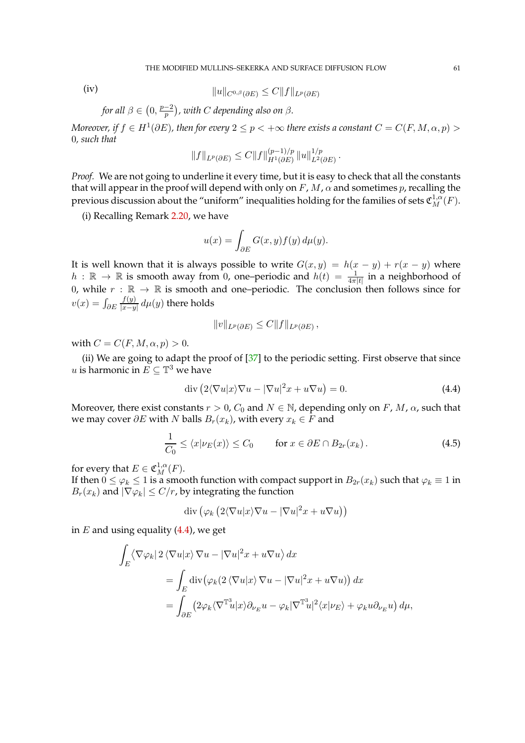(iv) 
$$\|u\|_{C^{0,\beta}(\partial E)} \leq C\|f\|_{L^p(\partial E)}$$

*for all $\beta \in \left(0, \frac{p-2}{p}\right)$, with $C$ depending also on $\beta$.*

*Moreover, if $f \in H^1(\partial E)$, then for every $2 \leq p < +\infty$ there exists a constant $C = C(F, M, \alpha, p) > 0$, such that*

$$\|f\|_{L^p(\partial E)} \leq C\|f\|_{H^1(\partial E)}^{(p-1)/p} \|u\|_{L^2(\partial E)}^{1/p}.$$

*Proof.* We are not going to underline it every time, but it is easy to check that all the constants that will appear in the proof will depend with only on $F$, $M$, $\alpha$ and sometimes $p$, recalling the previous discussion about the "uniform" inequalities holding for the families of sets $\mathfrak{C}^{1,\alpha}_M(F)$.

(i) Recalling Remark 2.20, we have

$$u(x) = \int_{\partial E} G(x,y) f(y)\, d\mu(y).$$

It is well known that it is always possible to write $G(x,y) = h(x-y) + r(x-y)$ where $h : \mathbb{R} \to \mathbb{R}$ is smooth away from 0, one–periodic and $h(t) = \frac{1}{4\pi|t|}$ in a neighborhood of 0, while $r : \mathbb{R} \to \mathbb{R}$ is smooth and one–periodic. The conclusion then follows since for $v(x) = \int_{\partial E} \frac{f(y)}{|x-y|}\, d\mu(y)$ there holds

$$\|v\|_{L^p(\partial E)} \leq C\|f\|_{L^p(\partial E)},$$

with $C = C(F, M, \alpha, p) > 0$.

(ii) We are going to adapt the proof of [37] to the periodic setting. First observe that since $u$ is harmonic in $E \subseteq \mathbb{T}^3$ we have

$$\operatorname{div}\left(2\langle \nabla u | x\rangle \nabla u - |\nabla u|^2 x + u\nabla u\right) = 0. \tag{4.4}$$

Moreover, there exist constants $r > 0$, $C_0$ and $N \in \mathbb{N}$, depending only on $F$, $M$, $\alpha$, such that we may cover $\partial E$ with $N$ balls $B_r(x_k)$, with every $x_k \in F$ and

$$\frac{1}{C_0} \leq \langle x | \nu_E(x)\rangle \leq C_0 \qquad \text{for } x \in \partial E \cap B_{2r}(x_k). \tag{4.5}$$

for every that $E \in \mathfrak{C}^{1,\alpha}_M(F)$.
If then $0 \leq \varphi_k \leq 1$ is a smooth function with compact support in $B_{2r}(x_k)$ such that $\varphi_k \equiv 1$ in $B_r(x_k)$ and $|\nabla \varphi_k| \leq C/r$, by integrating the function

$$\operatorname{div}\left(\varphi_k \left(2\langle \nabla u | x\rangle \nabla u - |\nabla u|^2 x + u\nabla u\right)\right)$$

in $E$ and using equality (4.4), we get

$$\begin{aligned}
\int_E \big\langle \nabla \varphi_k \big| \, 2\, \langle \nabla u | x\rangle\, \nabla u - |\nabla u|^2 x + u \nabla u \big\rangle \, dx \\
&= \int_E \operatorname{div}\big(\varphi_k (2\, \langle \nabla u | x\rangle\, \nabla u - |\nabla u|^2 x + u \nabla u)\big)\, dx \\
&= \int_{\partial E} \big(2\varphi_k \langle \nabla^{\mathbb{T}^3} u | x\rangle \partial_{\nu_E} u - \varphi_k |\nabla^{\mathbb{T}^3} u|^2 \langle x | \nu_E\rangle + \varphi_k u \partial_{\nu_E} u\big)\, d\mu,
\end{aligned}$$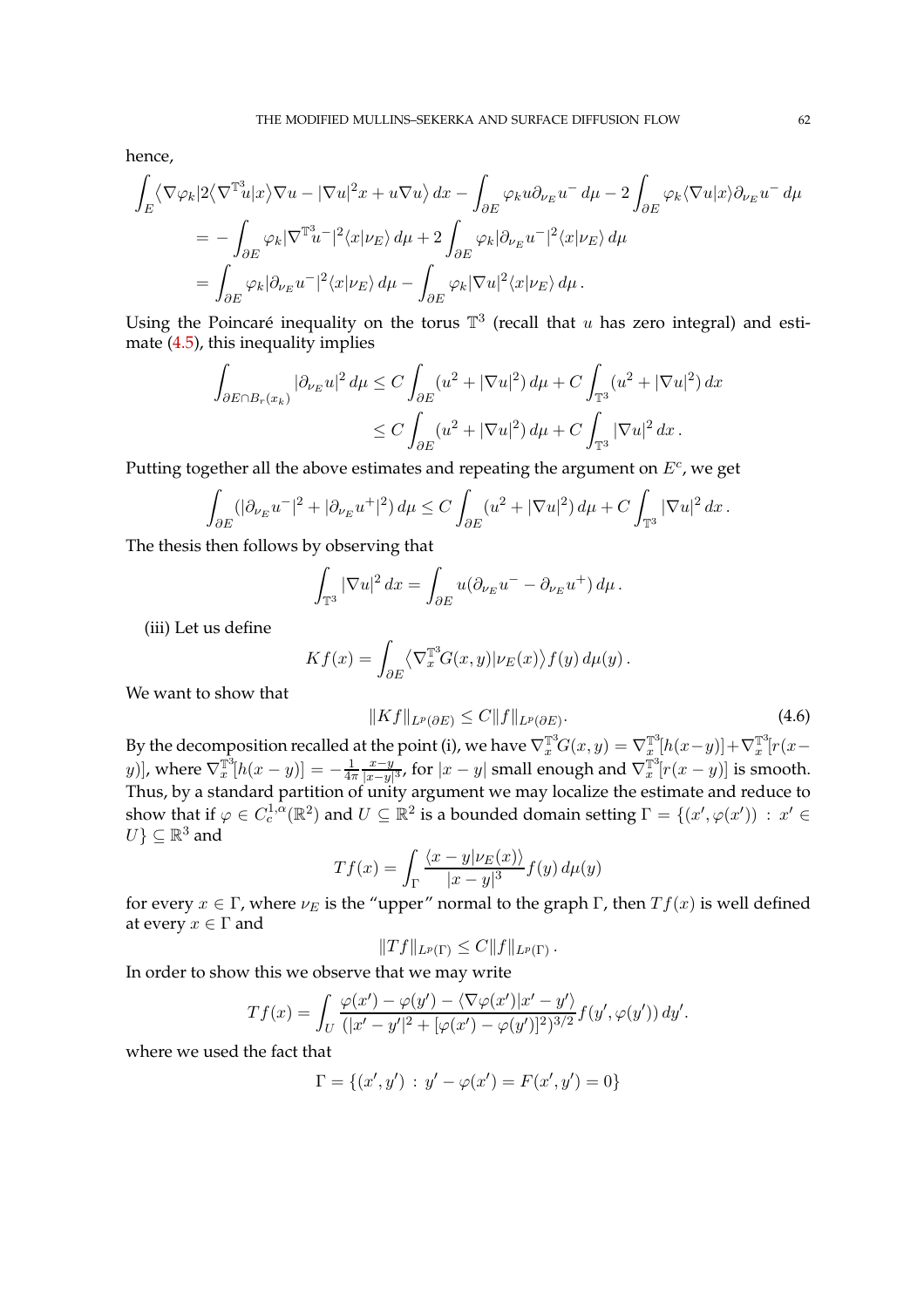hence,

$$\int_E \big\langle \nabla \varphi_k \big| 2\big\langle \nabla^{\mathbb{T}^3} u \big| x \big\rangle \nabla u - |\nabla u|^2 x + u \nabla u \big\rangle \, dx - \int_{\partial E} \varphi_k u \partial_{\nu_E} u^- \, d\mu - 2 \int_{\partial E} \varphi_k \langle \nabla u | x \rangle \partial_{\nu_E} u^- \, d\mu$$
$$= - \int_{\partial E} \varphi_k |\nabla^{\mathbb{T}^3} u^-|^2 \langle x | \nu_E \rangle \, d\mu + 2 \int_{\partial E} \varphi_k |\partial_{\nu_E} u^-|^2 \langle x | \nu_E \rangle \, d\mu$$
$$= \int_{\partial E} \varphi_k |\partial_{\nu_E} u^-|^2 \langle x | \nu_E \rangle \, d\mu - \int_{\partial E} \varphi_k |\nabla u|^2 \langle x | \nu_E \rangle \, d\mu \, .$$

Using the Poincaré inequality on the torus $\mathbb{T}^3$ (recall that $u$ has zero integral) and estimate (4.5), this inequality implies

$$\int_{\partial E \cap B_r(x_k)} |\partial_{\nu_E} u|^2 \, d\mu \leq C \int_{\partial E} (u^2 + |\nabla u|^2) \, d\mu + C \int_{\mathbb{T}^3} (u^2 + |\nabla u|^2) \, dx$$
$$\leq C \int_{\partial E} (u^2 + |\nabla u|^2) \, d\mu + C \int_{\mathbb{T}^3} |\nabla u|^2 \, dx \, .$$

Putting together all the above estimates and repeating the argument on $E^c$, we get

$$\int_{\partial E} (|\partial_{\nu_E} u^-|^2 + |\partial_{\nu_E} u^+|^2) \, d\mu \leq C \int_{\partial E} (u^2 + |\nabla u|^2) \, d\mu + C \int_{\mathbb{T}^3} |\nabla u|^2 \, dx \, .$$

The thesis then follows by observing that

$$\int_{\mathbb{T}^3} |\nabla u|^2 \, dx = \int_{\partial E} u(\partial_{\nu_E} u^- - \partial_{\nu_E} u^+) \, d\mu \, .$$

(iii) Let us define

$$Kf(x) = \int_{\partial E} \big\langle \nabla_x^{\mathbb{T}^3} G(x,y) \big| \nu_E(x) \big\rangle f(y) \, d\mu(y) \, .$$

We want to show that

$$\|Kf\|_{L^p(\partial E)} \leq C \|f\|_{L^p(\partial E)}. \tag{4.6}$$

By the decomposition recalled at the point (i), we have $\nabla_x^{\mathbb{T}^3} G(x,y) = \nabla_x^{\mathbb{T}^3}[h(x-y)] + \nabla_x^{\mathbb{T}^3}[r(x-y)]$, where $\nabla_x^{\mathbb{T}^3}[h(x-y)] = -\frac{1}{4\pi} \frac{x-y}{|x-y|^3}$, for $|x-y|$ small enough and $\nabla_x^{\mathbb{T}^3}[r(x-y)]$ is smooth. Thus, by a standard partition of unity argument we may localize the estimate and reduce to show that if $\varphi \in C_c^{1,\alpha}(\mathbb{R}^2)$ and $U \subseteq \mathbb{R}^2$ is a bounded domain setting $\Gamma = \{(x', \varphi(x')) \, : \, x' \in U\} \subseteq \mathbb{R}^3$ and

$$Tf(x) = \int_\Gamma \frac{\langle x - y | \nu_E(x) \rangle}{|x-y|^3} f(y) \, d\mu(y)$$

for every $x \in \Gamma$, where $\nu_E$ is the "upper" normal to the graph $\Gamma$, then $Tf(x)$ is well defined at every $x \in \Gamma$ and

$$\|Tf\|_{L^p(\Gamma)} \leq C \|f\|_{L^p(\Gamma)} \, .$$

In order to show this we observe that we may write

$$Tf(x) = \int_U \frac{\varphi(x') - \varphi(y') - \langle \nabla \varphi(x') | x' - y' \rangle}{(|x'-y'|^2 + [\varphi(x') - \varphi(y')]^2)^{3/2}} f(y', \varphi(y')) \, dy'.$$

where we used the fact that

$$\Gamma = \{(x', y') \, : \, y' - \varphi(x') = F(x', y') = 0\}$$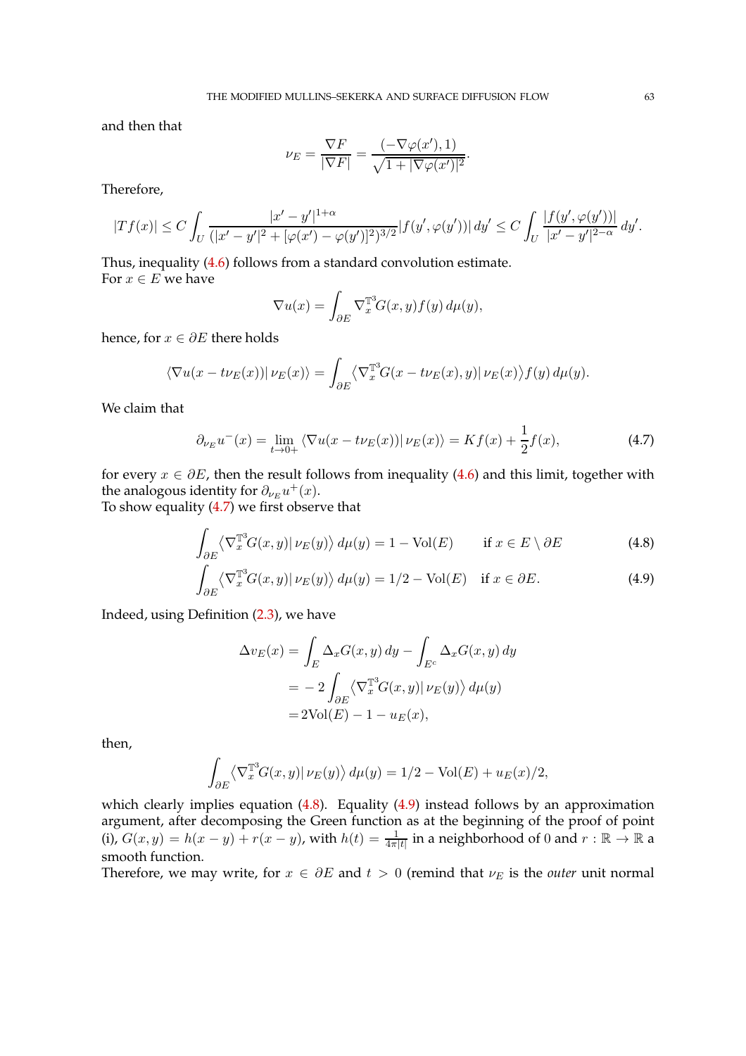and then that

$$\nu_E = \frac{\nabla F}{|\nabla F|} = \frac{(-\nabla\varphi(x'), 1)}{\sqrt{1+|\nabla\varphi(x')|^2}}.$$

Therefore,

$$|Tf(x)| \leq C\int_U \frac{|x'-y'|^{1+\alpha}}{(|x'-y'|^2+[\varphi(x')-\varphi(y')]^2)^{3/2}}|f(y',\varphi(y'))|\,dy' \leq C\int_U \frac{|f(y',\varphi(y'))|}{|x'-y'|^{2-\alpha}}\,dy'.$$

Thus, inequality (4.6) follows from a standard convolution estimate.
For $x \in E$ we have

$$\nabla u(x) = \int_{\partial E} \nabla_x^{\mathbb{T}^3} G(x,y) f(y)\,d\mu(y),$$

hence, for $x \in \partial E$ there holds

$$\langle \nabla u(x - t\nu_E(x)) \,|\, \nu_E(x)\rangle = \int_{\partial E} \big\langle \nabla_x^{\mathbb{T}^3} G(x - t\nu_E(x), y) \,|\, \nu_E(x)\big\rangle f(y)\,d\mu(y).$$

We claim that

$$\partial_{\nu_E} u^-(x) = \lim_{t\to 0+} \langle \nabla u(x - t\nu_E(x)) \,|\, \nu_E(x)\rangle = Kf(x) + \frac{1}{2}f(x), \tag{4.7}$$

for every $x \in \partial E$, then the result follows from inequality (4.6) and this limit, together with the analogous identity for $\partial_{\nu_E} u^+(x)$.
To show equality (4.7) we first observe that

$$\int_{\partial E} \big\langle \nabla_x^{\mathbb{T}^3} G(x,y) \,|\, \nu_E(y)\big\rangle\,d\mu(y) = 1 - \mathrm{Vol}(E) \qquad \text{if } x \in E \setminus \partial E \tag{4.8}$$

$$\int_{\partial E} \big\langle \nabla_x^{\mathbb{T}^3} G(x,y) \,|\, \nu_E(y)\big\rangle\,d\mu(y) = 1/2 - \mathrm{Vol}(E) \quad \text{if } x \in \partial E. \tag{4.9}$$

Indeed, using Definition (2.3), we have

$$\begin{aligned}
\Delta v_E(x) &= \int_E \Delta_x G(x,y)\,dy - \int_{E^c} \Delta_x G(x,y)\,dy \\
&= -2\int_{\partial E} \big\langle \nabla_x^{\mathbb{T}^3} G(x,y) \,|\, \nu_E(y)\big\rangle\,d\mu(y) \\
&= 2\mathrm{Vol}(E) - 1 - u_E(x),
\end{aligned}$$

then,

$$\int_{\partial E} \big\langle \nabla_x^{\mathbb{T}^3} G(x,y) \,|\, \nu_E(y)\big\rangle\,d\mu(y) = 1/2 - \mathrm{Vol}(E) + u_E(x)/2,$$

which clearly implies equation (4.8). Equality (4.9) instead follows by an approximation argument, after decomposing the Green function as at the beginning of the proof of point (i), $G(x,y) = h(x-y) + r(x-y)$, with $h(t) = \frac{1}{4\pi|t|}$ in a neighborhood of 0 and $r : \mathbb{R} \to \mathbb{R}$ a smooth function.
Therefore, we may write, for $x \in \partial E$ and $t > 0$ (remind that $\nu_E$ is the *outer* unit normal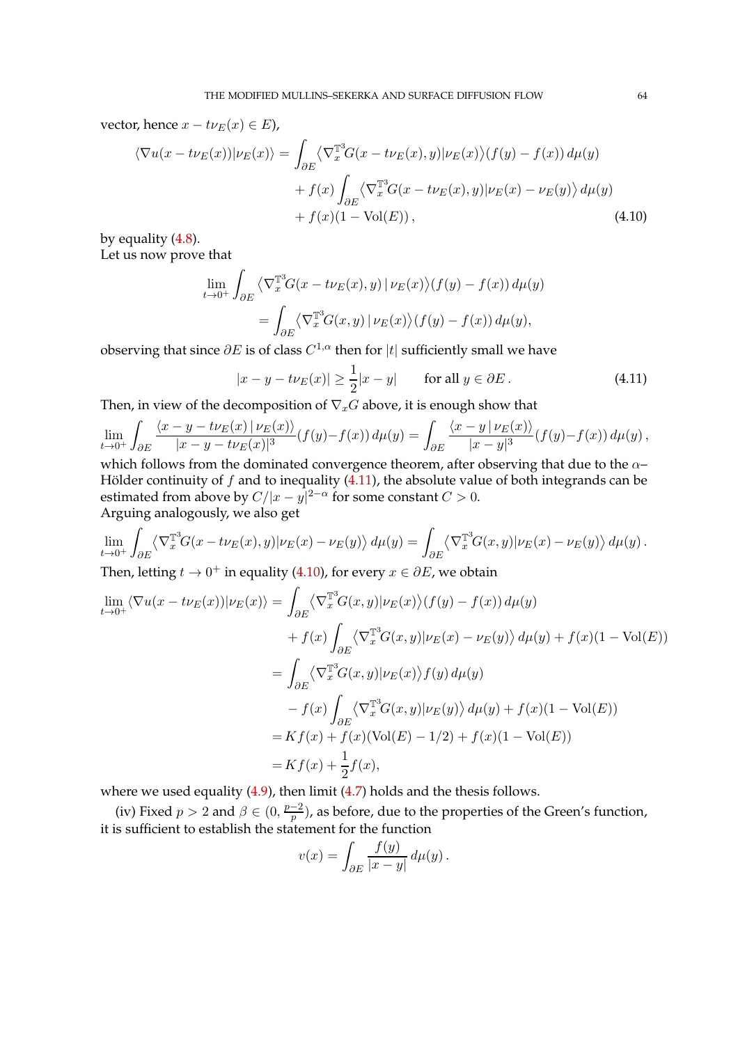vector, hence $x - t\nu_E(x) \in E$),

$$
\begin{aligned}
\langle \nabla u(x - t\nu_E(x)) | \nu_E(x)\rangle = &\int_{\partial E} \big\langle \nabla_x^{\mathbb{T}^3} G(x - t\nu_E(x), y) | \nu_E(x)\big\rangle (f(y) - f(x))\, d\mu(y) \\
&+ f(x) \int_{\partial E} \big\langle \nabla_x^{\mathbb{T}^3} G(x - t\nu_E(x), y) | \nu_E(x) - \nu_E(y)\big\rangle \, d\mu(y) \\
&+ f(x)(1 - \mathrm{Vol}(E))\,, 
\end{aligned} \tag{4.10}
$$

by equality (4.8).

Let us now prove that

$$
\begin{aligned}
\lim_{t\to 0^+} &\int_{\partial E} \big\langle \nabla_x^{\mathbb{T}^3} G(x - t\nu_E(x), y) \,|\, \nu_E(x)\big\rangle (f(y) - f(x))\, d\mu(y) \\
&= \int_{\partial E} \big\langle \nabla_x^{\mathbb{T}^3} G(x, y) \,|\, \nu_E(x)\big\rangle (f(y) - f(x))\, d\mu(y),
\end{aligned}
$$

observing that since $\partial E$ is of class $C^{1,\alpha}$ then for $|t|$ sufficiently small we have

$$
|x - y - t\nu_E(x)| \geq \frac{1}{2}|x - y| \qquad \text{for all } y \in \partial E\,. \tag{4.11}
$$

Then, in view of the decomposition of $\nabla_x G$ above, it is enough show that

$$
\lim_{t\to 0^+} \int_{\partial E} \frac{\langle x - y - t\nu_E(x) \,|\, \nu_E(x)\rangle}{|x - y - t\nu_E(x)|^3} (f(y) - f(x))\, d\mu(y) = \int_{\partial E} \frac{\langle x - y \,|\, \nu_E(x)\rangle}{|x - y|^3} (f(y) - f(x))\, d\mu(y)\,,
$$

which follows from the dominated convergence theorem, after observing that due to the $\alpha$–Hölder continuity of $f$ and to inequality (4.11), the absolute value of both integrands can be estimated from above by $C/|x - y|^{2-\alpha}$ for some constant $C > 0$.

Arguing analogously, we also get

$$
\lim_{t\to 0^+} \int_{\partial E} \big\langle \nabla_x^{\mathbb{T}^3} G(x - t\nu_E(x), y) | \nu_E(x) - \nu_E(y)\big\rangle \, d\mu(y) = \int_{\partial E} \big\langle \nabla_x^{\mathbb{T}^3} G(x, y) | \nu_E(x) - \nu_E(y)\big\rangle \, d\mu(y)\,.
$$

Then, letting $t \to 0^+$ in equality (4.10), for every $x \in \partial E$, we obtain

$$
\begin{aligned}
\lim_{t\to 0^+} \langle \nabla u(x - t\nu_E(x)) | \nu_E(x)\rangle = &\int_{\partial E} \big\langle \nabla_x^{\mathbb{T}^3} G(x, y) | \nu_E(x)\big\rangle (f(y) - f(x))\, d\mu(y) \\
&+ f(x) \int_{\partial E} \big\langle \nabla_x^{\mathbb{T}^3} G(x, y) | \nu_E(x) - \nu_E(y)\big\rangle \, d\mu(y) + f(x)(1 - \mathrm{Vol}(E)) \\
= &\int_{\partial E} \big\langle \nabla_x^{\mathbb{T}^3} G(x, y) | \nu_E(x)\big\rangle f(y)\, d\mu(y) \\
&- f(x) \int_{\partial E} \big\langle \nabla_x^{\mathbb{T}^3} G(x, y) | \nu_E(y)\big\rangle \, d\mu(y) + f(x)(1 - \mathrm{Vol}(E)) \\
= &\, Kf(x) + f(x)(\mathrm{Vol}(E) - 1/2) + f(x)(1 - \mathrm{Vol}(E)) \\
= &\, Kf(x) + \frac{1}{2} f(x),
\end{aligned}
$$

where we used equality (4.9), then limit (4.7) holds and the thesis follows.

(iv) Fixed $p > 2$ and $\beta \in (0, \frac{p-2}{p})$, as before, due to the properties of the Green's function, it is sufficient to establish the statement for the function

$$
v(x) = \int_{\partial E} \frac{f(y)}{|x - y|}\, d\mu(y)\,.
$$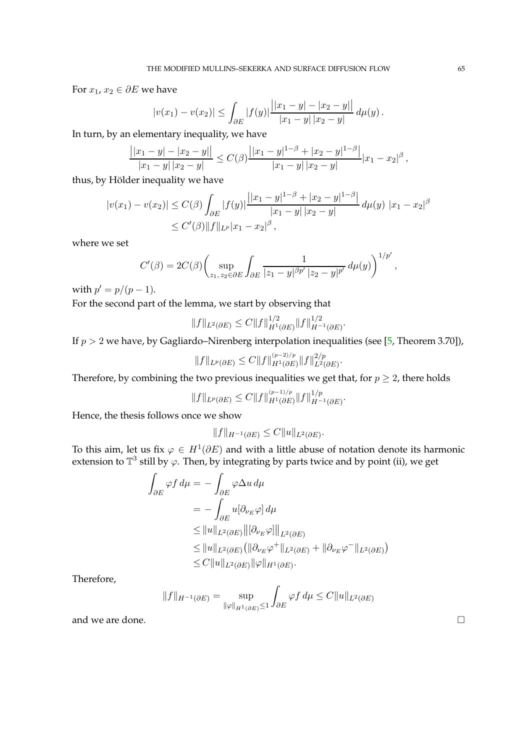For $x_1$, $x_2 \in \partial E$ we have

$$|v(x_1) - v(x_2)| \leq \int_{\partial E} |f(y)| \frac{\big||x_1 - y| - |x_2 - y|\big|}{|x_1 - y|\,|x_2 - y|}\, d\mu(y)\,.$$

In turn, by an elementary inequality, we have

$$\frac{\big||x_1 - y| - |x_2 - y|\big|}{|x_1 - y|\,|x_2 - y|} \leq C(\beta) \frac{\big||x_1 - y|^{1-\beta} + |x_2 - y|^{1-\beta}\big|}{|x_1 - y|\,|x_2 - y|} |x_1 - x_2|^{\beta}\,,$$

thus, by Hölder inequality we have

$$\begin{aligned}
|v(x_1) - v(x_2)| &\leq C(\beta) \int_{\partial E} |f(y)| \frac{\big||x_1 - y|^{1-\beta} + |x_2 - y|^{1-\beta}\big|}{|x_1 - y|\,|x_2 - y|}\, d\mu(y)\; |x_1 - x_2|^{\beta} \\
&\leq C'(\beta) \|f\|_{L^p} |x_1 - x_2|^{\beta}\,,
\end{aligned}$$

where we set

$$C'(\beta) = 2C(\beta) \bigg( \sup_{z_1,\, z_2 \in \partial E} \int_{\partial E} \frac{1}{|z_1 - y|^{\beta p'}\,|z_2 - y|^{p'}}\, d\mu(y) \bigg)^{1/p'}\,,$$

with $p' = p/(p-1)$.

For the second part of the lemma, we start by observing that

$$\|f\|_{L^2(\partial E)} \leq C \|f\|_{H^1(\partial E)}^{1/2} \|f\|_{H^{-1}(\partial E)}^{1/2}.$$

If $p > 2$ we have, by Gagliardo–Nirenberg interpolation inequalities (see [5, Theorem 3.70]),

$$\|f\|_{L^p(\partial E)} \leq C \|f\|_{H^1(\partial E)}^{(p-2)/p} \|f\|_{L^2(\partial E)}^{2/p}.$$

Therefore, by combining the two previous inequalities we get that, for $p \geq 2$, there holds

$$\|f\|_{L^p(\partial E)} \leq C \|f\|_{H^1(\partial E)}^{(p-1)/p} \|f\|_{H^{-1}(\partial E)}^{1/p}.$$

Hence, the thesis follows once we show

$$\|f\|_{H^{-1}(\partial E)} \leq C \|u\|_{L^2(\partial E)}.$$

To this aim, let us fix $\varphi \in H^1(\partial E)$ and with a little abuse of notation denote its harmonic extension to $\mathbb{T}^3$ still by $\varphi$. Then, by integrating by parts twice and by point (ii), we get

$$\begin{aligned}
\int_{\partial E} \varphi f \, d\mu &= -\int_{\partial E} \varphi \Delta u \, d\mu \\
&= -\int_{\partial E} u [\partial_{\nu_E} \varphi] \, d\mu \\
&\leq \|u\|_{L^2(\partial E)} \big\| [\partial_{\nu_E} \varphi] \big\|_{L^2(\partial E)} \\
&\leq \|u\|_{L^2(\partial E)} \big( \|\partial_{\nu_E} \varphi^+\|_{L^2(\partial E)} + \|\partial_{\nu_E} \varphi^-\|_{L^2(\partial E)} \big) \\
&\leq C \|u\|_{L^2(\partial E)} \|\varphi\|_{H^1(\partial E)}.
\end{aligned}$$

Therefore,

$$\|f\|_{H^{-1}(\partial E)} = \sup_{\|\varphi\|_{H^1(\partial E)} \leq 1} \int_{\partial E} \varphi f \, d\mu \leq C \|u\|_{L^2(\partial E)}$$

and we are done. □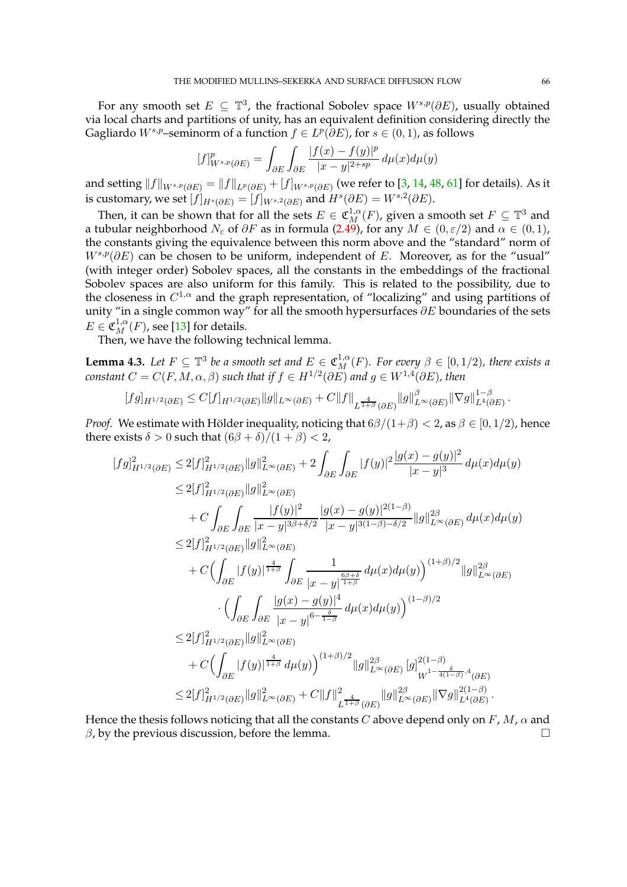For any smooth set $E \subseteq \mathbb{T}^3$, the fractional Sobolev space $W^{s,p}(\partial E)$, usually obtained via local charts and partitions of unity, has an equivalent definition considering directly the Gagliardo $W^{s,p}$–seminorm of a function $f \in L^p(\partial E)$, for $s \in (0,1)$, as follows

$$[f]^p_{W^{s,p}(\partial E)} = \int_{\partial E}\int_{\partial E} \frac{|f(x)-f(y)|^p}{|x-y|^{2+sp}}\, d\mu(x)d\mu(y)$$

and setting $\|f\|_{W^{s,p}(\partial E)} = \|f\|_{L^p(\partial E)} + [f]_{W^{s,p}(\partial E)}$ (we refer to [3, 14, 48, 61] for details). As it is customary, we set $[f]_{H^s(\partial E)} = [f]_{W^{s,2}(\partial E)}$ and $H^s(\partial E) = W^{s,2}(\partial E)$.

Then, it can be shown that for all the sets $E \in \mathfrak{C}^{1,\alpha}_M(F)$, given a smooth set $F \subseteq \mathbb{T}^3$ and a tubular neighborhood $N_\varepsilon$ of $\partial F$ as in formula (2.49), for any $M \in (0, \varepsilon/2)$ and $\alpha \in (0,1)$, the constants giving the equivalence between this norm above and the "standard" norm of $W^{s,p}(\partial E)$ can be chosen to be uniform, independent of $E$. Moreover, as for the "usual" (with integer order) Sobolev spaces, all the constants in the embeddings of the fractional Sobolev spaces are also uniform for this family. This is related to the possibility, due to the closeness in $C^{1,\alpha}$ and the graph representation, of "localizing" and using partitions of unity "in a single common way" for all the smooth hypersurfaces $\partial E$ boundaries of the sets $E \in \mathfrak{C}^{1,\alpha}_M(F)$, see [13] for details.

Then, we have the following technical lemma.

**Lemma 4.3.** *Let $F \subseteq \mathbb{T}^3$ be a smooth set and $E \in \mathfrak{C}^{1,\alpha}_M(F)$. For every $\beta \in [0, 1/2)$, there exists a constant $C = C(F, M, \alpha, \beta)$ such that if $f \in H^{1/2}(\partial E)$ and $g \in W^{1,4}(\partial E)$, then*

$$[fg]_{H^{1/2}(\partial E)} \leq C[f]_{H^{1/2}(\partial E)}\|g\|_{L^\infty(\partial E)} + C\|f\|_{L^{\frac{4}{1+\beta}}(\partial E)}\|g\|^\beta_{L^\infty(\partial E)}\|\nabla g\|^{1-\beta}_{L^4(\partial E)}.$$

*Proof.* We estimate with Hölder inequality, noticing that $6\beta/(1+\beta) < 2$, as $\beta \in [0, 1/2)$, hence there exists $\delta > 0$ such that $(6\beta + \delta)/(1+\beta) < 2$,

$$\begin{aligned}
[fg]^2_{H^{1/2}(\partial E)} &\leq 2[f]^2_{H^{1/2}(\partial E)}\|g\|^2_{L^\infty(\partial E)} + 2\int_{\partial E}\int_{\partial E} |f(y)|^2 \frac{|g(x)-g(y)|^2}{|x-y|^3}\, d\mu(x)d\mu(y) \\
&\leq 2[f]^2_{H^{1/2}(\partial E)}\|g\|^2_{L^\infty(\partial E)} \\
&\quad + C\int_{\partial E}\int_{\partial E} \frac{|f(y)|^2}{|x-y|^{3\beta+\delta/2}} \frac{|g(x)-g(y)|^{2(1-\beta)}}{|x-y|^{3(1-\beta)-\delta/2}} \|g\|^{2\beta}_{L^\infty(\partial E)}\, d\mu(x)d\mu(y) \\
&\leq 2[f]^2_{H^{1/2}(\partial E)}\|g\|^2_{L^\infty(\partial E)} \\
&\quad + C\Big(\int_{\partial E} |f(y)|^{\frac{4}{1+\beta}} \int_{\partial E} \frac{1}{|x-y|^{\frac{6\beta+\delta}{1+\beta}}}\, d\mu(x)d\mu(y)\Big)^{(1+\beta)/2} \|g\|^{2\beta}_{L^\infty(\partial E)} \\
&\qquad \cdot \Big(\int_{\partial E}\int_{\partial E} \frac{|g(x)-g(y)|^4}{|x-y|^{6-\frac{\delta}{1-\beta}}}\, d\mu(x)d\mu(y)\Big)^{(1-\beta)/2} \\
&\leq 2[f]^2_{H^{1/2}(\partial E)}\|g\|^2_{L^\infty(\partial E)} \\
&\quad + C\Big(\int_{\partial E} |f(y)|^{\frac{4}{1+\beta}}\, d\mu(y)\Big)^{(1+\beta)/2} \|g\|^{2\beta}_{L^\infty(\partial E)}\, [g]^{2(1-\beta)}_{W^{1-\frac{\delta}{4(1-\beta)},4}(\partial E)} \\
&\leq 2[f]^2_{H^{1/2}(\partial E)}\|g\|^2_{L^\infty(\partial E)} + C\|f\|^2_{L^{\frac{4}{1+\beta}}(\partial E)}\|g\|^{2\beta}_{L^\infty(\partial E)}\|\nabla g\|^{2(1-\beta)}_{L^4(\partial E)}.
\end{aligned}$$

Hence the thesis follows noticing that all the constants $C$ above depend only on $F$, $M$, $\alpha$ and $\beta$, by the previous discussion, before the lemma. $\square$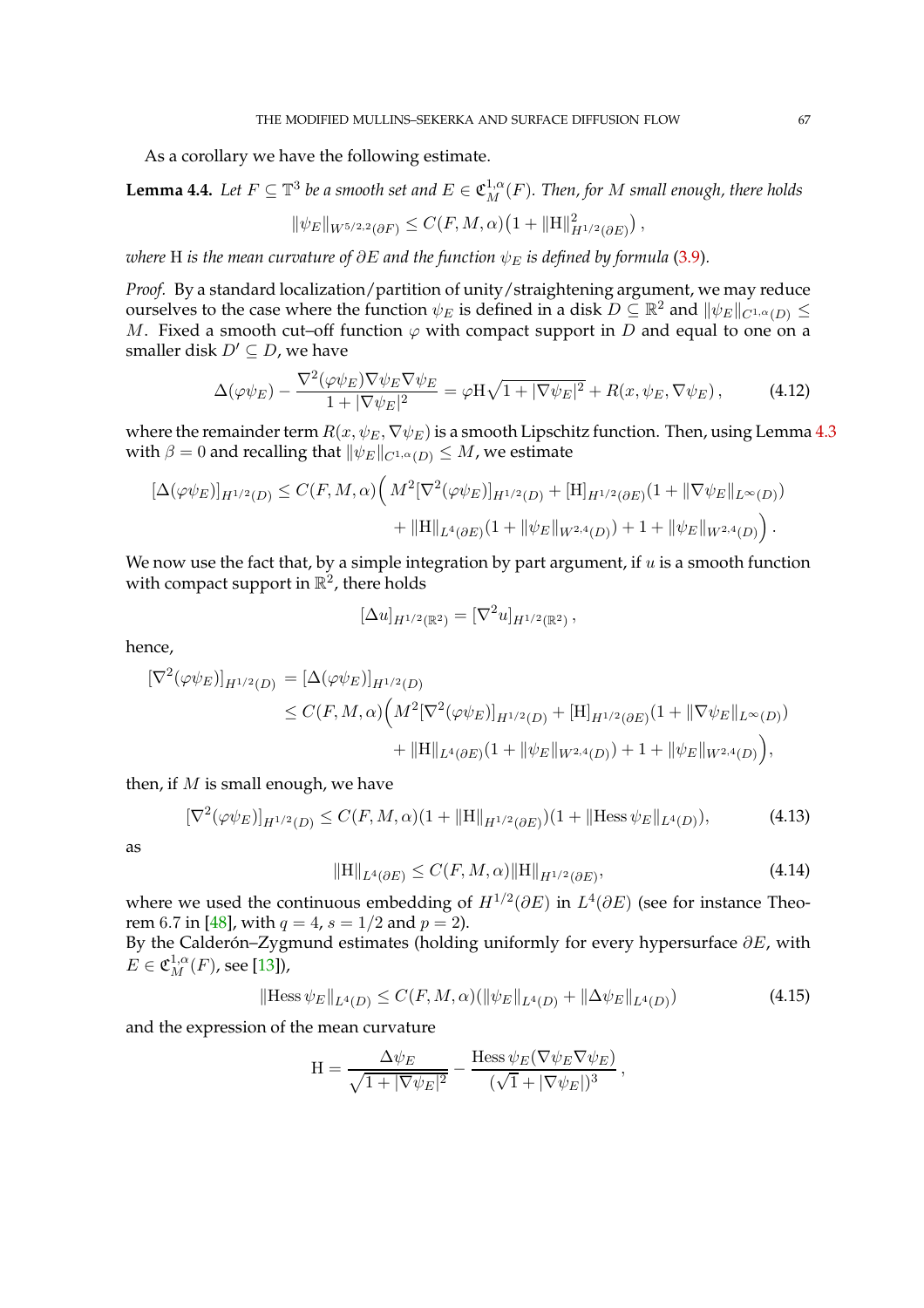As a corollary we have the following estimate.

**Lemma 4.4.** *Let $F \subseteq \mathbb{T}^3$ be a smooth set and $E \in \mathfrak{C}^{1,\alpha}_M(F)$. Then, for $M$ small enough, there holds*

$$\|\psi_E\|_{W^{5/2,2}(\partial F)} \leq C(F, M, \alpha)\big(1 + \|\mathrm{H}\|^2_{H^{1/2}(\partial E)}\big)\,,$$

*where* $\mathrm{H}$ *is the mean curvature of $\partial E$ and the function $\psi_E$ is defined by formula (3.9).*

*Proof.* By a standard localization/partition of unity/straightening argument, we may reduce ourselves to the case where the function $\psi_E$ is defined in a disk $D \subseteq \mathbb{R}^2$ and $\|\psi_E\|_{C^{1,\alpha}(D)} \leq M$. Fixed a smooth cut–off function $\varphi$ with compact support in $D$ and equal to one on a smaller disk $D' \subseteq D$, we have

$$\Delta(\varphi\psi_E) - \frac{\nabla^2(\varphi\psi_E)\nabla\psi_E\nabla\psi_E}{1 + |\nabla\psi_E|^2} = \varphi\mathrm{H}\sqrt{1 + |\nabla\psi_E|^2} + R(x, \psi_E, \nabla\psi_E)\,, \tag{4.12}$$

where the remainder term $R(x, \psi_E, \nabla\psi_E)$ is a smooth Lipschitz function. Then, using Lemma 4.3 with $\beta = 0$ and recalling that $\|\psi_E\|_{C^{1,\alpha}(D)} \leq M$, we estimate

$$\begin{aligned}
[\Delta(\varphi\psi_E)]_{H^{1/2}(D)} \leq C(F, M, \alpha)\Big(& M^2[\nabla^2(\varphi\psi_E)]_{H^{1/2}(D)} + [\mathrm{H}]_{H^{1/2}(\partial E)}(1 + \|\nabla\psi_E\|_{L^\infty(D)}) \\
&+ \|\mathrm{H}\|_{L^4(\partial E)}(1 + \|\psi_E\|_{W^{2,4}(D)}) + 1 + \|\psi_E\|_{W^{2,4}(D)}\Big)\,.
\end{aligned}$$

We now use the fact that, by a simple integration by part argument, if $u$ is a smooth function with compact support in $\mathbb{R}^2$, there holds

$$[\Delta u]_{H^{1/2}(\mathbb{R}^2)} = [\nabla^2 u]_{H^{1/2}(\mathbb{R}^2)}\,,$$

hence,

$$\begin{aligned}
[\nabla^2(\varphi\psi_E)]_{H^{1/2}(D)} &= [\Delta(\varphi\psi_E)]_{H^{1/2}(D)} \\
&\leq C(F, M, \alpha)\Big(M^2[\nabla^2(\varphi\psi_E)]_{H^{1/2}(D)} + [\mathrm{H}]_{H^{1/2}(\partial E)}(1 + \|\nabla\psi_E\|_{L^\infty(D)}) \\
&\qquad + \|\mathrm{H}\|_{L^4(\partial E)}(1 + \|\psi_E\|_{W^{2,4}(D)}) + 1 + \|\psi_E\|_{W^{2,4}(D)}\Big),
\end{aligned}$$

then, if $M$ is small enough, we have

$$[\nabla^2(\varphi\psi_E)]_{H^{1/2}(D)} \leq C(F, M, \alpha)(1 + \|\mathrm{H}\|_{H^{1/2}(\partial E)})(1 + \|\mathrm{Hess}\,\psi_E\|_{L^4(D)}), \tag{4.13}$$

as

$$\|\mathrm{H}\|_{L^4(\partial E)} \leq C(F, M, \alpha)\|\mathrm{H}\|_{H^{1/2}(\partial E)}, \tag{4.14}$$

where we used the continuous embedding of $H^{1/2}(\partial E)$ in $L^4(\partial E)$ (see for instance Theorem 6.7 in [48], with $q = 4$, $s = 1/2$ and $p = 2$).
By the Calderón–Zygmund estimates (holding uniformly for every hypersurface $\partial E$, with $E \in \mathfrak{C}^{1,\alpha}_M(F)$, see [13]),

$$\|\mathrm{Hess}\,\psi_E\|_{L^4(D)} \leq C(F, M, \alpha)(\|\psi_E\|_{L^4(D)} + \|\Delta\psi_E\|_{L^4(D)}) \tag{4.15}$$

and the expression of the mean curvature

$$\mathrm{H} = \frac{\Delta\psi_E}{\sqrt{1 + |\nabla\psi_E|^2}} - \frac{\mathrm{Hess}\,\psi_E(\nabla\psi_E\nabla\psi_E)}{(\sqrt{1 + |\nabla\psi_E|})^3}\,,$$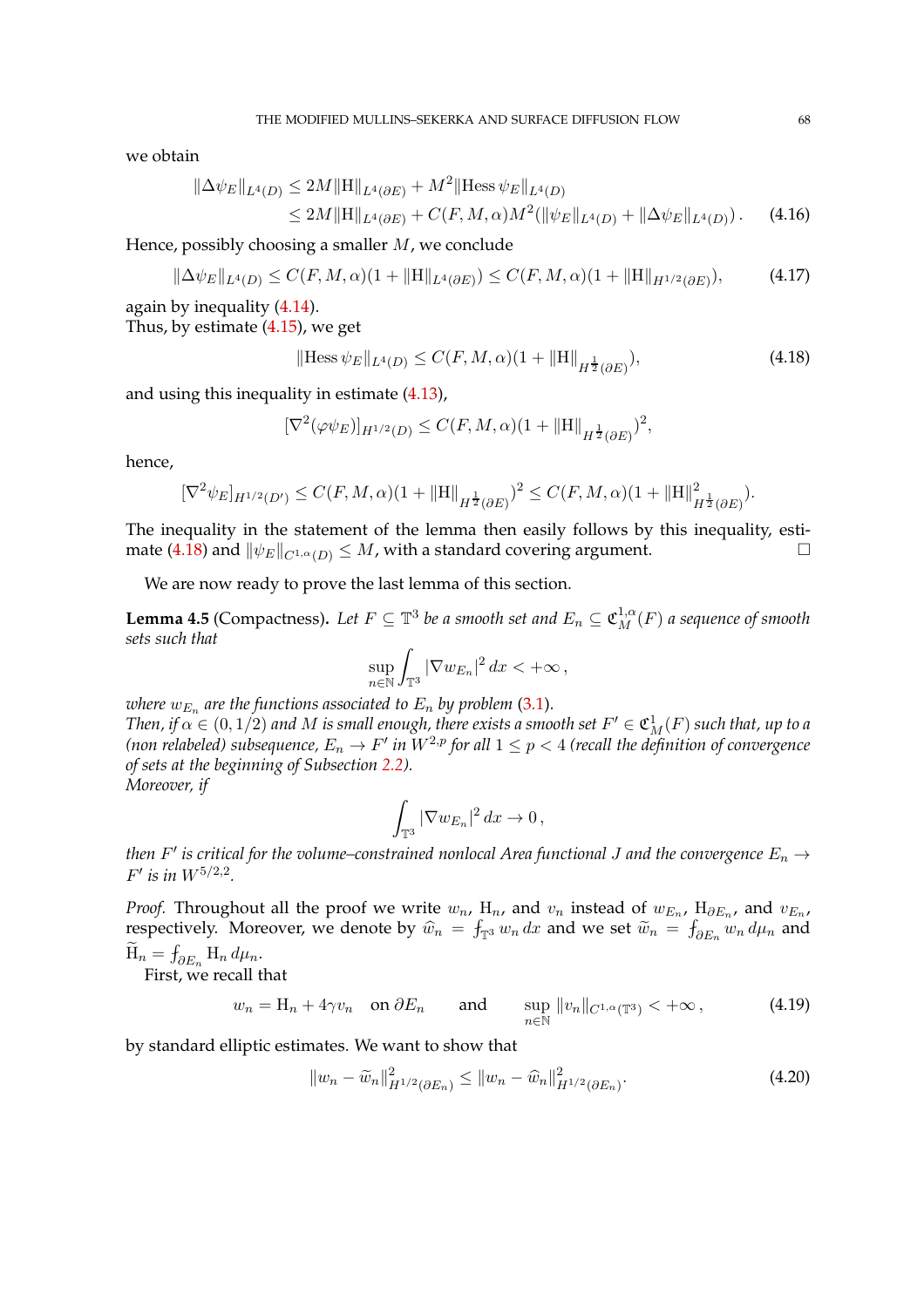we obtain

$$\begin{aligned}\|\Delta\psi_E\|_{L^4(D)} &\leq 2M\|\mathrm{H}\|_{L^4(\partial E)} + M^2\|\mathrm{Hess}\,\psi_E\|_{L^4(D)}\\ &\leq 2M\|\mathrm{H}\|_{L^4(\partial E)} + C(F,M,\alpha)M^2(\|\psi_E\|_{L^4(D)} + \|\Delta\psi_E\|_{L^4(D)})\,. \end{aligned} \tag{4.16}$$

Hence, possibly choosing a smaller $M$, we conclude

$$\|\Delta\psi_E\|_{L^4(D)} \leq C(F,M,\alpha)(1+\|\mathrm{H}\|_{L^4(\partial E)}) \leq C(F,M,\alpha)(1+\|\mathrm{H}\|_{H^{1/2}(\partial E)}), \tag{4.17}$$

again by inequality (4.14).
Thus, by estimate (4.15), we get

$$\|\mathrm{Hess}\,\psi_E\|_{L^4(D)} \leq C(F,M,\alpha)(1+\|\mathrm{H}\|_{H^{\frac{1}{2}}(\partial E)}), \tag{4.18}$$

and using this inequality in estimate (4.13),

$$[\nabla^2(\varphi\psi_E)]_{H^{1/2}(D)} \leq C(F,M,\alpha)(1+\|\mathrm{H}\|_{H^{\frac{1}{2}}(\partial E)})^2,$$

hence,

$$[\nabla^2\psi_E]_{H^{1/2}(D')} \leq C(F,M,\alpha)(1+\|\mathrm{H}\|_{H^{\frac{1}{2}}(\partial E)})^2 \leq C(F,M,\alpha)(1+\|\mathrm{H}\|^2_{H^{\frac{1}{2}}(\partial E)}).$$

The inequality in the statement of the lemma then easily follows by this inequality, estimate (4.18) and $\|\psi_E\|_{C^{1,\alpha}(D)} \leq M$, with a standard covering argument. □

We are now ready to prove the last lemma of this section.

**Lemma 4.5** (Compactness). *Let $F \subseteq \mathbb{T}^3$ be a smooth set and $E_n \subseteq \mathfrak{C}^{1,\alpha}_M(F)$ a sequence of smooth sets such that*

$$\sup_{n\in\mathbb{N}}\int_{\mathbb{T}^3}|\nabla w_{E_n}|^2\,dx < +\infty\,,$$

*where $w_{E_n}$ are the functions associated to $E_n$ by problem (3.1).*
*Then, if $\alpha \in (0,1/2)$ and $M$ is small enough, there exists a smooth set $F' \in \mathfrak{C}^1_M(F)$ such that, up to a (non relabeled) subsequence, $E_n \to F'$ in $W^{2,p}$ for all $1 \leq p < 4$ (recall the definition of convergence of sets at the beginning of Subsection 2.2).*
*Moreover, if*

$$\int_{\mathbb{T}^3}|\nabla w_{E_n}|^2\,dx \to 0\,,$$

*then $F'$ is critical for the volume–constrained nonlocal Area functional $J$ and the convergence $E_n \to F'$ is in $W^{5/2,2}$.*

*Proof.* Throughout all the proof we write $w_n$, $\mathrm{H}_n$, and $v_n$ instead of $w_{E_n}$, $\mathrm{H}_{\partial E_n}$, and $v_{E_n}$, respectively. Moreover, we denote by $\widehat{w}_n = \fint_{\mathbb{T}^3} w_n\,dx$ and we set $\widetilde{w}_n = \fint_{\partial E_n} w_n\,d\mu_n$ and $\widetilde{\mathrm{H}}_n = \fint_{\partial E_n}\mathrm{H}_n\,d\mu_n$.
First, we recall that

$$w_n = \mathrm{H}_n + 4\gamma v_n \quad \text{on } \partial E_n \qquad \text{and} \qquad \sup_{n\in\mathbb{N}}\|v_n\|_{C^{1,\alpha}(\mathbb{T}^3)} < +\infty\,, \tag{4.19}$$

by standard elliptic estimates. We want to show that

$$\|w_n - \widetilde{w}_n\|^2_{H^{1/2}(\partial E_n)} \leq \|w_n - \widehat{w}_n\|^2_{H^{1/2}(\partial E_n)}. \tag{4.20}$$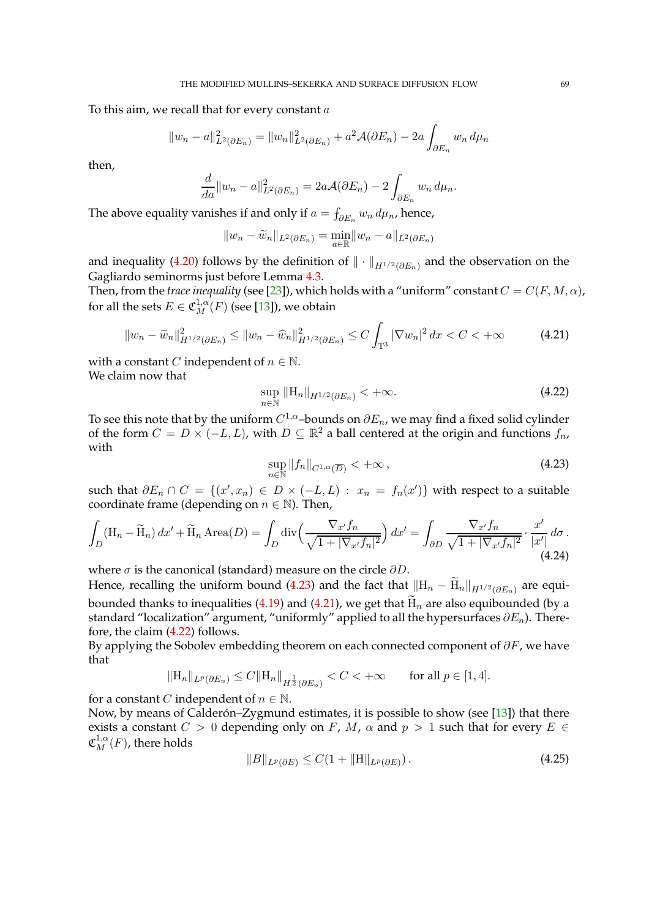To this aim, we recall that for every constant $a$

$$\|w_n - a\|^2_{L^2(\partial E_n)} = \|w_n\|^2_{L^2(\partial E_n)} + a^2 \mathcal{A}(\partial E_n) - 2a \int_{\partial E_n} w_n \, d\mu_n$$

then,

$$\frac{d}{da}\|w_n - a\|^2_{L^2(\partial E_n)} = 2a\mathcal{A}(\partial E_n) - 2\int_{\partial E_n} w_n \, d\mu_n.$$

The above equality vanishes if and only if $a = \fint_{\partial E_n} w_n \, d\mu_n$, hence,

$$\|w_n - \widetilde{w}_n\|_{L^2(\partial E_n)} = \min_{a\in\mathbb{R}} \|w_n - a\|_{L^2(\partial E_n)}$$

and inequality (4.20) follows by the definition of $\|\cdot\|_{H^{1/2}(\partial E_n)}$ and the observation on the Gagliardo seminorms just before Lemma 4.3.

Then, from the *trace inequality* (see [23]), which holds with a "uniform" constant $C = C(F, M, \alpha)$, for all the sets $E \in \mathfrak{C}^{1,\alpha}_M(F)$ (see [13]), we obtain

$$\|w_n - \widetilde{w}_n\|^2_{H^{1/2}(\partial E_n)} \leq \|w_n - \widehat{w}_n\|^2_{H^{1/2}(\partial E_n)} \leq C \int_{\mathbb{T}^3} |\nabla w_n|^2 \, dx < C < +\infty \tag{4.21}$$

with a constant $C$ independent of $n \in \mathbb{N}$.

We claim now that

$$\sup_{n\in\mathbb{N}} \|\mathrm{H}_n\|_{H^{1/2}(\partial E_n)} < +\infty. \tag{4.22}$$

To see this note that by the uniform $C^{1,\alpha}$–bounds on $\partial E_n$, we may find a fixed solid cylinder of the form $C = D \times (-L, L)$, with $D \subseteq \mathbb{R}^2$ a ball centered at the origin and functions $f_n$, with

$$\sup_{n\in\mathbb{N}} \|f_n\|_{C^{1,\alpha}(\overline{D})} < +\infty\,, \tag{4.23}$$

such that $\partial E_n \cap C = \{(x', x_n) \in D \times (-L, L) \, : \, x_n = f_n(x')\}$ with respect to a suitable coordinate frame (depending on $n \in \mathbb{N}$). Then,

$$\int_D (\mathrm{H}_n - \widetilde{\mathrm{H}}_n) \, dx' + \widetilde{\mathrm{H}}_n \, \mathrm{Area}(D) = \int_D \mathrm{div}\Big(\frac{\nabla_{x'} f_n}{\sqrt{1 + |\nabla_{x'} f_n|^2}}\Big) \, dx' = \int_{\partial D} \frac{\nabla_{x'} f_n}{\sqrt{1 + |\nabla_{x'} f_n|^2}} \cdot \frac{x'}{|x'|} \, d\sigma\,. \tag{4.24}$$

where $\sigma$ is the canonical (standard) measure on the circle $\partial D$.

Hence, recalling the uniform bound (4.23) and the fact that $\|\mathrm{H}_n - \widetilde{\mathrm{H}}_n\|_{H^{1/2}(\partial E_n)}$ are equibounded thanks to inequalities (4.19) and (4.21), we get that $\widetilde{\mathrm{H}}_n$ are also equibounded (by a standard "localization" argument, "uniformly" applied to all the hypersurfaces $\partial E_n$). Therefore, the claim (4.22) follows.

By applying the Sobolev embedding theorem on each connected component of $\partial F$, we have that

$$\|\mathrm{H}_n\|_{L^p(\partial E_n)} \leq C\|\mathrm{H}_n\|_{H^{\frac{1}{2}}(\partial E_n)} < C < +\infty \qquad \text{for all } p \in [1, 4].$$

for a constant $C$ independent of $n \in \mathbb{N}$.

Now, by means of Calderón–Zygmund estimates, it is possible to show (see [13]) that there exists a constant $C > 0$ depending only on $F$, $M$, $\alpha$ and $p > 1$ such that for every $E \in \mathfrak{C}^{1,\alpha}_M(F)$, there holds

$$\|B\|_{L^p(\partial E)} \leq C(1 + \|\mathrm{H}\|_{L^p(\partial E)})\,. \tag{4.25}$$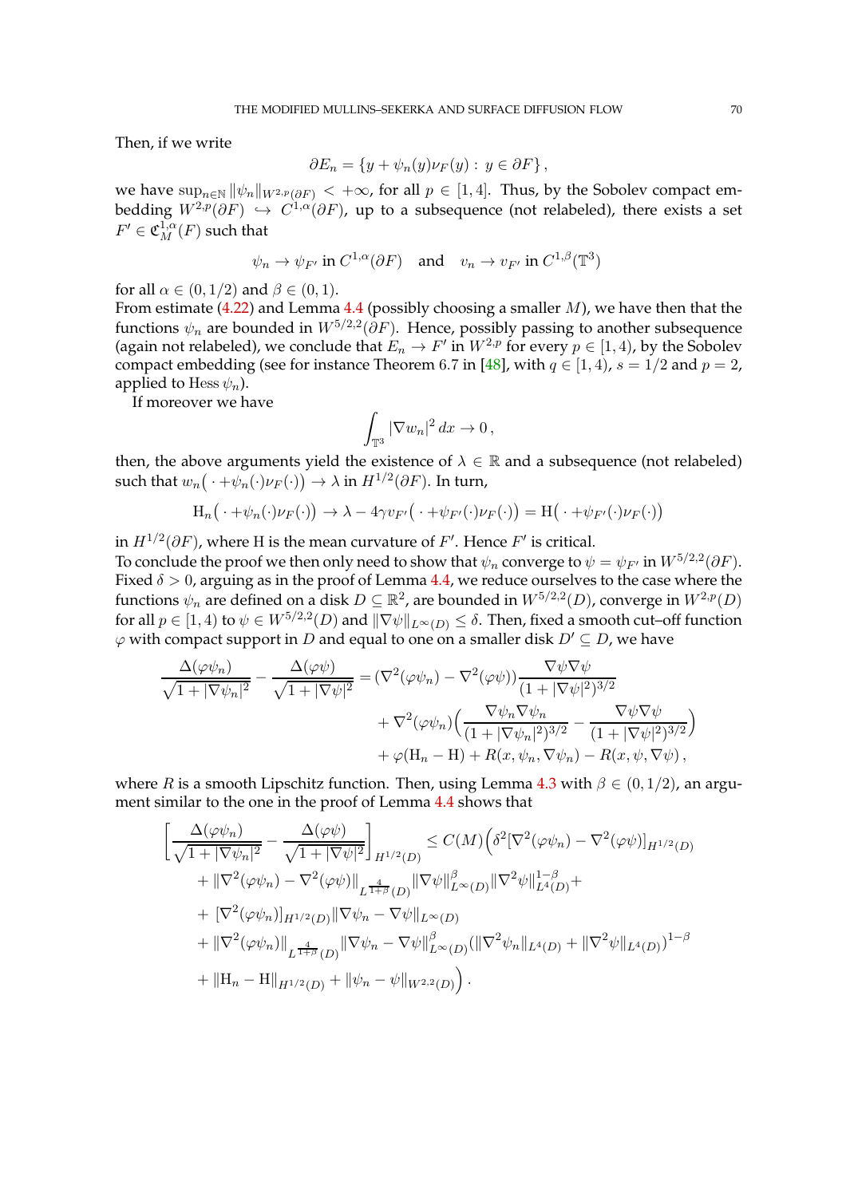Then, if we write

$$\partial E_n = \{y + \psi_n(y)\nu_F(y) : y \in \partial F\},$$

we have $\sup_{n\in\mathbb{N}} \|\psi_n\|_{W^{2,p}(\partial F)} < +\infty$, for all $p \in [1, 4]$. Thus, by the Sobolev compact embedding $W^{2,p}(\partial F) \hookrightarrow C^{1,\alpha}(\partial F)$, up to a subsequence (not relabeled), there exists a set $F' \in \mathfrak{C}^{1,\alpha}_M(F)$ such that

$$\psi_n \to \psi_{F'} \text{ in } C^{1,\alpha}(\partial F) \quad \text{and} \quad v_n \to v_{F'} \text{ in } C^{1,\beta}(\mathbb{T}^3)$$

for all $\alpha \in (0, 1/2)$ and $\beta \in (0, 1)$.
From estimate (4.22) and Lemma 4.4 (possibly choosing a smaller $M$), we have then that the functions $\psi_n$ are bounded in $W^{5/2,2}(\partial F)$. Hence, possibly passing to another subsequence (again not relabeled), we conclude that $E_n \to F'$ in $W^{2,p}$ for every $p \in [1, 4)$, by the Sobolev compact embedding (see for instance Theorem 6.7 in [48], with $q \in [1, 4)$, $s = 1/2$ and $p = 2$, applied to $\operatorname{Hess} \psi_n$).
If moreover we have

$$\int_{\mathbb{T}^3} |\nabla w_n|^2 \, dx \to 0\,,$$

then, the above arguments yield the existence of $\lambda \in \mathbb{R}$ and a subsequence (not relabeled) such that $w_n\big(\,\cdot + \psi_n(\cdot)\nu_F(\cdot)\big) \to \lambda$ in $H^{1/2}(\partial F)$. In turn,

$$\mathrm{H}_n\big(\,\cdot + \psi_n(\cdot)\nu_F(\cdot)\big) \to \lambda - 4\gamma v_{F'}\big(\,\cdot + \psi_{F'}(\cdot)\nu_F(\cdot)\big) = \mathrm{H}\big(\,\cdot + \psi_{F'}(\cdot)\nu_F(\cdot)\big)$$

in $H^{1/2}(\partial F)$, where $\mathrm{H}$ is the mean curvature of $F'$. Hence $F'$ is critical.
To conclude the proof we then only need to show that $\psi_n$ converge to $\psi = \psi_{F'}$ in $W^{5/2,2}(\partial F)$. Fixed $\delta > 0$, arguing as in the proof of Lemma 4.4, we reduce ourselves to the case where the functions $\psi_n$ are defined on a disk $D \subseteq \mathbb{R}^2$, are bounded in $W^{5/2,2}(D)$, converge in $W^{2,p}(D)$ for all $p \in [1, 4)$ to $\psi \in W^{5/2,2}(D)$ and $\|\nabla\psi\|_{L^\infty(D)} \le \delta$. Then, fixed a smooth cut–off function $\varphi$ with compact support in $D$ and equal to one on a smaller disk $D' \subseteq D$, we have

$$\begin{aligned}
\frac{\Delta(\varphi\psi_n)}{\sqrt{1 + |\nabla\psi_n|^2}} - \frac{\Delta(\varphi\psi)}{\sqrt{1 + |\nabla\psi|^2}} &= (\nabla^2(\varphi\psi_n) - \nabla^2(\varphi\psi))\frac{\nabla\psi\nabla\psi}{(1 + |\nabla\psi|^2)^{3/2}} \\
&\quad + \nabla^2(\varphi\psi_n)\Big(\frac{\nabla\psi_n\nabla\psi_n}{(1 + |\nabla\psi_n|^2)^{3/2}} - \frac{\nabla\psi\nabla\psi}{(1 + |\nabla\psi|^2)^{3/2}}\Big) \\
&\quad + \varphi(\mathrm{H}_n - \mathrm{H}) + R(x, \psi_n, \nabla\psi_n) - R(x, \psi, \nabla\psi)\,,
\end{aligned}$$

where $R$ is a smooth Lipschitz function. Then, using Lemma 4.3 with $\beta \in (0, 1/2)$, an argument similar to the one in the proof of Lemma 4.4 shows that

$$\begin{aligned}
\Big[\frac{\Delta(\varphi\psi_n)}{\sqrt{1 + |\nabla\psi_n|^2}} - \frac{\Delta(\varphi\psi)}{\sqrt{1 + |\nabla\psi|^2}}\Big]_{H^{1/2}(D)} &\le C(M)\Big(\delta^2[\nabla^2(\varphi\psi_n) - \nabla^2(\varphi\psi)]_{H^{1/2}(D)} \\
&\quad + \|\nabla^2(\varphi\psi_n) - \nabla^2(\varphi\psi)\|_{L^{\frac{4}{1+\beta}}(D)}\|\nabla\psi\|^{\beta}_{L^\infty(D)}\|\nabla^2\psi\|^{1-\beta}_{L^4(D)} + \\
&\quad + [\nabla^2(\varphi\psi_n)]_{H^{1/2}(D)}\|\nabla\psi_n - \nabla\psi\|_{L^\infty(D)} \\
&\quad + \|\nabla^2(\varphi\psi_n)\|_{L^{\frac{4}{1+\beta}}(D)}\|\nabla\psi_n - \nabla\psi\|^{\beta}_{L^\infty(D)}(\|\nabla^2\psi_n\|_{L^4(D)} + \|\nabla^2\psi\|_{L^4(D)})^{1-\beta} \\
&\quad + \|\mathrm{H}_n - \mathrm{H}\|_{H^{1/2}(D)} + \|\psi_n - \psi\|_{W^{2,2}(D)}\Big)\,.
\end{aligned}$$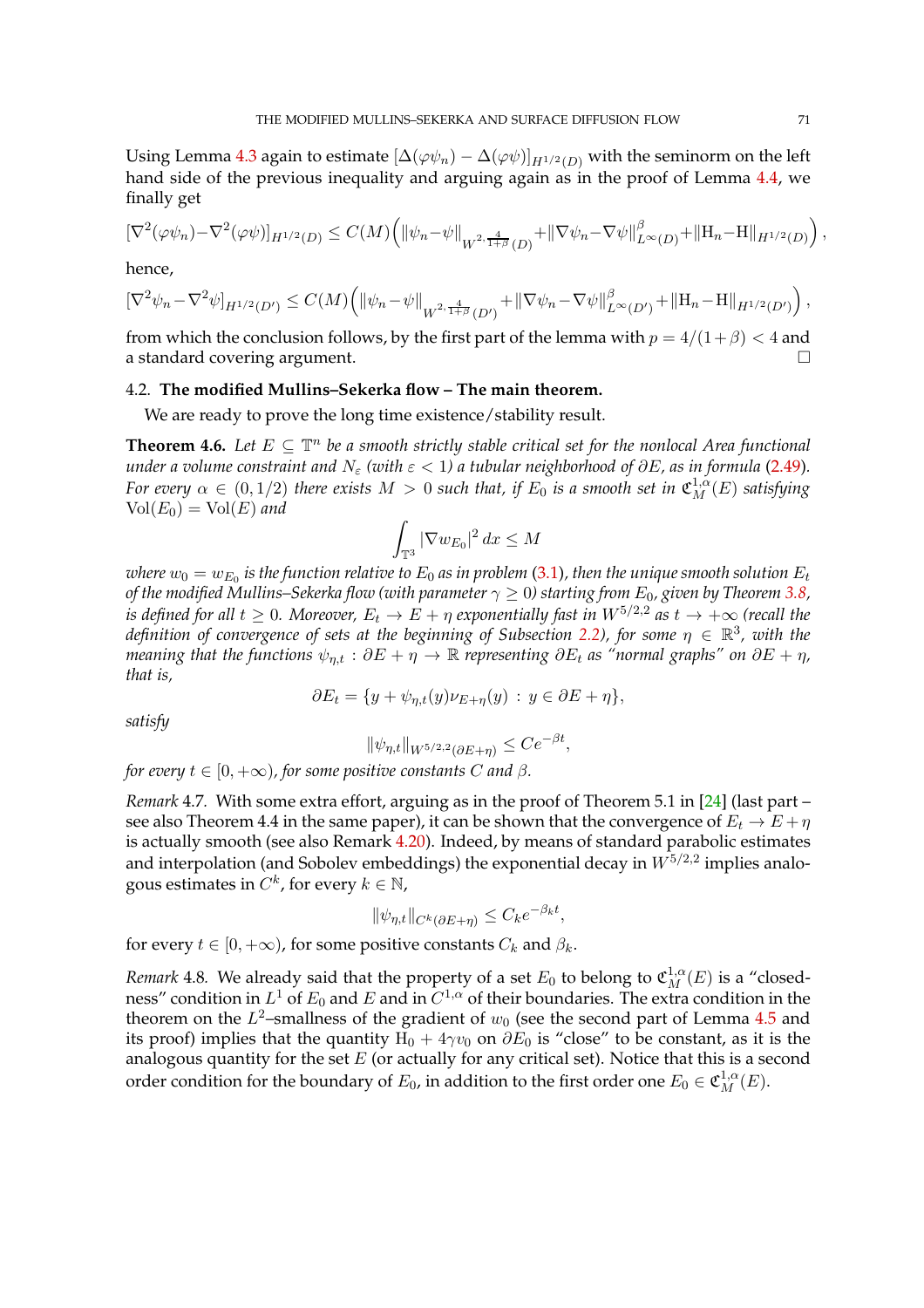Using Lemma 4.3 again to estimate $[\Delta(\varphi\psi_n) - \Delta(\varphi\psi)]_{H^{1/2}(D)}$ with the seminorm on the left hand side of the previous inequality and arguing again as in the proof of Lemma 4.4, we finally get

$$[\nabla^2(\varphi\psi_n)-\nabla^2(\varphi\psi)]_{H^{1/2}(D)} \leq C(M)\Big(\|\psi_n-\psi\|_{W^{2,\frac{4}{1+\beta}}(D)}+\|\nabla\psi_n-\nabla\psi\|^{\beta}_{L^\infty(D)}+\|\mathrm{H}_n-\mathrm{H}\|_{H^{1/2}(D)}\Big)\,,$$

hence,

$$[\nabla^2\psi_n-\nabla^2\psi]_{H^{1/2}(D')} \leq C(M)\Big(\|\psi_n-\psi\|_{W^{2,\frac{4}{1+\beta}}(D')}+\|\nabla\psi_n-\nabla\psi\|^{\beta}_{L^\infty(D')}+\|\mathrm{H}_n-\mathrm{H}\|_{H^{1/2}(D')}\Big)\,,$$

from which the conclusion follows, by the first part of the lemma with $p = 4/(1+\beta) < 4$ and a standard covering argument. $\square$

### 4.2. The modified Mullins–Sekerka flow – The main theorem.

We are ready to prove the long time existence/stability result.

**Theorem 4.6.** *Let $E \subseteq \mathbb{T}^n$ be a smooth strictly stable critical set for the nonlocal Area functional under a volume constraint and $N_\varepsilon$ (with $\varepsilon < 1$) a tubular neighborhood of $\partial E$, as in formula (2.49). For every $\alpha \in (0, 1/2)$ there exists $M > 0$ such that, if $E_0$ is a smooth set in $\mathfrak{C}^{1,\alpha}_M(E)$ satisfying $\mathrm{Vol}(E_0) = \mathrm{Vol}(E)$ and*

$$\int_{\mathbb{T}^3} |\nabla w_{E_0}|^2\,dx \leq M$$

*where $w_0 = w_{E_0}$ is the function relative to $E_0$ as in problem (3.1), then the unique smooth solution $E_t$ of the modified Mullins–Sekerka flow (with parameter $\gamma \geq 0$) starting from $E_0$, given by Theorem 3.8, is defined for all $t \geq 0$. Moreover, $E_t \to E + \eta$ exponentially fast in $W^{5/2,2}$ as $t \to +\infty$ (recall the definition of convergence of sets at the beginning of Subsection 2.2), for some $\eta \in \mathbb{R}^3$, with the meaning that the functions $\psi_{\eta,t} : \partial E + \eta \to \mathbb{R}$ representing $\partial E_t$ as "normal graphs" on $\partial E + \eta$, that is,*

$$\partial E_t = \{y + \psi_{\eta,t}(y)\nu_{E+\eta}(y) \,:\, y \in \partial E + \eta\},$$

*satisfy*

$$\|\psi_{\eta,t}\|_{W^{5/2,2}(\partial E+\eta)} \leq Ce^{-\beta t},$$

*for every $t \in [0, +\infty)$, for some positive constants $C$ and $\beta$.*

*Remark* 4.7. With some extra effort, arguing as in the proof of Theorem 5.1 in [24] (last part – see also Theorem 4.4 in the same paper), it can be shown that the convergence of $E_t \to E + \eta$ is actually smooth (see also Remark 4.20). Indeed, by means of standard parabolic estimates and interpolation (and Sobolev embeddings) the exponential decay in $W^{5/2,2}$ implies analogous estimates in $C^k$, for every $k \in \mathbb{N}$,

$$\|\psi_{\eta,t}\|_{C^k(\partial E+\eta)} \leq C_k e^{-\beta_k t},$$

for every $t \in [0, +\infty)$, for some positive constants $C_k$ and $\beta_k$.

*Remark* 4.8. We already said that the property of a set $E_0$ to belong to $\mathfrak{C}^{1,\alpha}_M(E)$ is a "closedness" condition in $L^1$ of $E_0$ and $E$ and in $C^{1,\alpha}$ of their boundaries. The extra condition in the theorem on the $L^2$–smallness of the gradient of $w_0$ (see the second part of Lemma 4.5 and its proof) implies that the quantity $\mathrm{H}_0 + 4\gamma v_0$ on $\partial E_0$ is "close" to be constant, as it is the analogous quantity for the set $E$ (or actually for any critical set). Notice that this is a second order condition for the boundary of $E_0$, in addition to the first order one $E_0 \in \mathfrak{C}^{1,\alpha}_M(E)$.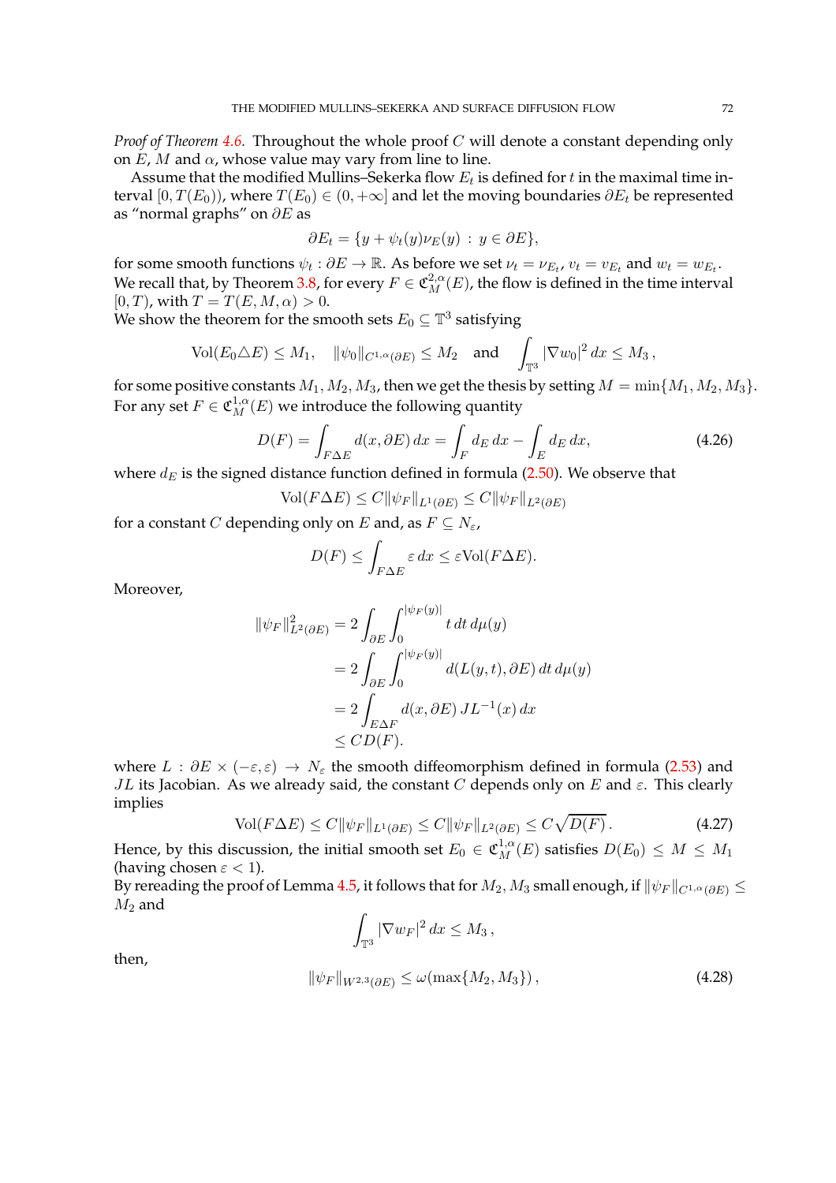*Proof of Theorem 4.6.* Throughout the whole proof $C$ will denote a constant depending only on $E$, $M$ and $\alpha$, whose value may vary from line to line.

Assume that the modified Mullins–Sekerka flow $E_t$ is defined for $t$ in the maximal time interval $[0, T(E_0))$, where $T(E_0) \in (0, +\infty]$ and let the moving boundaries $\partial E_t$ be represented as "normal graphs" on $\partial E$ as

$$\partial E_t = \{y + \psi_t(y)\nu_E(y) \, : \, y \in \partial E\},$$

for some smooth functions $\psi_t : \partial E \to \mathbb{R}$. As before we set $\nu_t = \nu_{E_t}$, $v_t = v_{E_t}$ and $w_t = w_{E_t}$. We recall that, by Theorem 3.8, for every $F \in \mathfrak{C}^{2,\alpha}_M(E)$, the flow is defined in the time interval $[0, T)$, with $T = T(E, M, \alpha) > 0$.

We show the theorem for the smooth sets $E_0 \subseteq \mathbb{T}^3$ satisfying

$$\mathrm{Vol}(E_0 \triangle E) \leq M_1, \quad \|\psi_0\|_{C^{1,\alpha}(\partial E)} \leq M_2 \quad \text{and} \quad \int_{\mathbb{T}^3} |\nabla w_0|^2 \, dx \leq M_3 \,,$$

for some positive constants $M_1, M_2, M_3$, then we get the thesis by setting $M = \min\{M_1, M_2, M_3\}$.

For any set $F \in \mathfrak{C}^{1,\alpha}_M(E)$ we introduce the following quantity

$$D(F) = \int_{F \Delta E} d(x, \partial E) \, dx = \int_F d_E \, dx - \int_E d_E \, dx, \tag{4.26}$$

where $d_E$ is the signed distance function defined in formula (2.50). We observe that

$$\mathrm{Vol}(F \Delta E) \leq C \|\psi_F\|_{L^1(\partial E)} \leq C \|\psi_F\|_{L^2(\partial E)}$$

for a constant $C$ depending only on $E$ and, as $F \subseteq N_\varepsilon$,

$$D(F) \leq \int_{F \Delta E} \varepsilon \, dx \leq \varepsilon \mathrm{Vol}(F \Delta E).$$

Moreover,

$$\begin{aligned}
\|\psi_F\|^2_{L^2(\partial E)} &= 2 \int_{\partial E} \int_0^{|\psi_F(y)|} t \, dt \, d\mu(y) \\
&= 2 \int_{\partial E} \int_0^{|\psi_F(y)|} d(L(y,t), \partial E) \, dt \, d\mu(y) \\
&= 2 \int_{E \Delta F} d(x, \partial E) \, JL^{-1}(x) \, dx \\
&\leq C D(F).
\end{aligned}$$

where $L : \partial E \times (-\varepsilon, \varepsilon) \to N_\varepsilon$ the smooth diffeomorphism defined in formula (2.53) and $JL$ its Jacobian. As we already said, the constant $C$ depends only on $E$ and $\varepsilon$. This clearly implies

$$\mathrm{Vol}(F \Delta E) \leq C \|\psi_F\|_{L^1(\partial E)} \leq C \|\psi_F\|_{L^2(\partial E)} \leq C \sqrt{D(F)} \,. \tag{4.27}$$

Hence, by this discussion, the initial smooth set $E_0 \in \mathfrak{C}^{1,\alpha}_M(E)$ satisfies $D(E_0) \leq M \leq M_1$ (having chosen $\varepsilon < 1$).

By rereading the proof of Lemma 4.5, it follows that for $M_2, M_3$ small enough, if $\|\psi_F\|_{C^{1,\alpha}(\partial E)} \leq M_2$ and

$$\int_{\mathbb{T}^3} |\nabla w_F|^2 \, dx \leq M_3 \,,$$

then,

$$\|\psi_F\|_{W^{2,3}(\partial E)} \leq \omega(\max\{M_2, M_3\}) \,, \tag{4.28}$$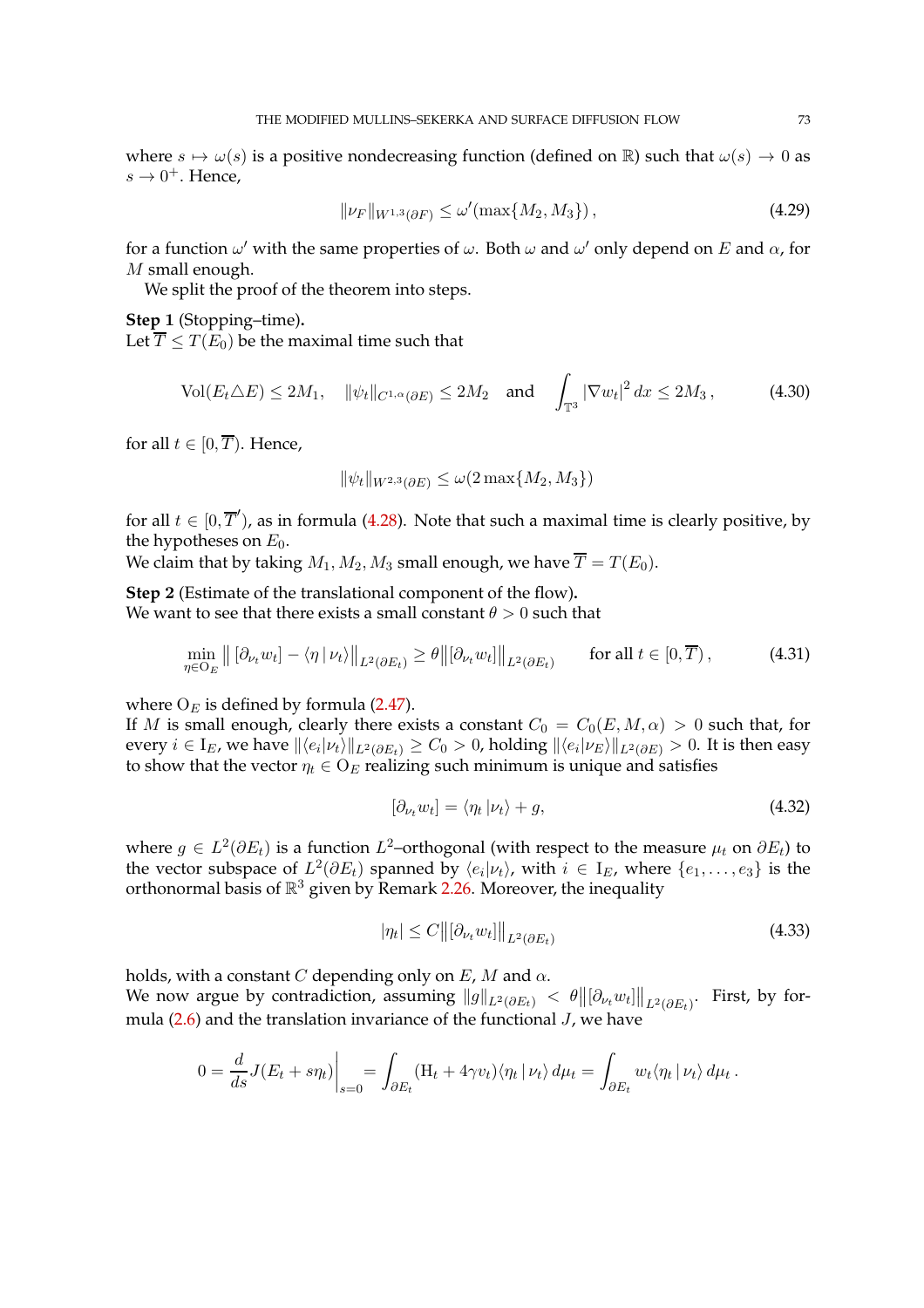where $s \mapsto \omega(s)$ is a positive nondecreasing function (defined on $\mathbb{R}$) such that $\omega(s) \to 0$ as $s \to 0^+$. Hence,

$$\|\nu_F\|_{W^{1,3}(\partial F)} \leq \omega'(\max\{M_2, M_3\}), \tag{4.29}$$

for a function $\omega'$ with the same properties of $\omega$. Both $\omega$ and $\omega'$ only depend on $E$ and $\alpha$, for $M$ small enough.

We split the proof of the theorem into steps.

**Step 1** (Stopping–time)**.**
Let $\overline{T} \leq T(E_0)$ be the maximal time such that

$$\mathrm{Vol}(E_t \triangle E) \leq 2M_1, \quad \|\psi_t\|_{C^{1,\alpha}(\partial E)} \leq 2M_2 \quad \text{and} \quad \int_{\mathbb{T}^3} |\nabla w_t|^2 \, dx \leq 2M_3\,, \tag{4.30}$$

for all $t \in [0, \overline{T})$. Hence,

$$\|\psi_t\|_{W^{2,3}(\partial E)} \leq \omega(2\max\{M_2, M_3\})$$

for all $t \in [0, \overline{T}')$, as in formula (4.28). Note that such a maximal time is clearly positive, by the hypotheses on $E_0$.
We claim that by taking $M_1, M_2, M_3$ small enough, we have $\overline{T} = T(E_0)$.

**Step 2** (Estimate of the translational component of the flow)**.**
We want to see that there exists a small constant $\theta > 0$ such that

$$\min_{\eta \in \mathrm{O}_E} \big\| [\partial_{\nu_t} w_t] - \langle \eta \,|\, \nu_t \rangle \big\|_{L^2(\partial E_t)} \geq \theta \big\| [\partial_{\nu_t} w_t] \big\|_{L^2(\partial E_t)} \qquad \text{for all } t \in [0, \overline{T})\,, \tag{4.31}$$

where $\mathrm{O}_E$ is defined by formula (2.47).
If $M$ is small enough, clearly there exists a constant $C_0 = C_0(E, M, \alpha) > 0$ such that, for every $i \in \mathrm{I}_E$, we have $\|\langle e_i | \nu_t \rangle\|_{L^2(\partial E_t)} \geq C_0 > 0$, holding $\|\langle e_i | \nu_E \rangle\|_{L^2(\partial E)} > 0$. It is then easy to show that the vector $\eta_t \in \mathrm{O}_E$ realizing such minimum is unique and satisfies

$$[\partial_{\nu_t} w_t] = \langle \eta_t \,|\, \nu_t \rangle + g, \tag{4.32}$$

where $g \in L^2(\partial E_t)$ is a function $L^2$–orthogonal (with respect to the measure $\mu_t$ on $\partial E_t$) to the vector subspace of $L^2(\partial E_t)$ spanned by $\langle e_i | \nu_t \rangle$, with $i \in \mathrm{I}_E$, where $\{e_1, \dots, e_3\}$ is the orthonormal basis of $\mathbb{R}^3$ given by Remark 2.26. Moreover, the inequality

$$|\eta_t| \leq C \big\| [\partial_{\nu_t} w_t] \big\|_{L^2(\partial E_t)} \tag{4.33}$$

holds, with a constant $C$ depending only on $E$, $M$ and $\alpha$.
We now argue by contradiction, assuming $\|g\|_{L^2(\partial E_t)} < \theta \big\| [\partial_{\nu_t} w_t] \big\|_{L^2(\partial E_t)}$. First, by formula (2.6) and the translation invariance of the functional $J$, we have

$$0 = \frac{d}{ds} J(E_t + s\eta_t) \Big|_{s=0} = \int_{\partial E_t} (\mathrm{H}_t + 4\gamma v_t) \langle \eta_t \,|\, \nu_t \rangle \, d\mu_t = \int_{\partial E_t} w_t \langle \eta_t \,|\, \nu_t \rangle \, d\mu_t\,.$$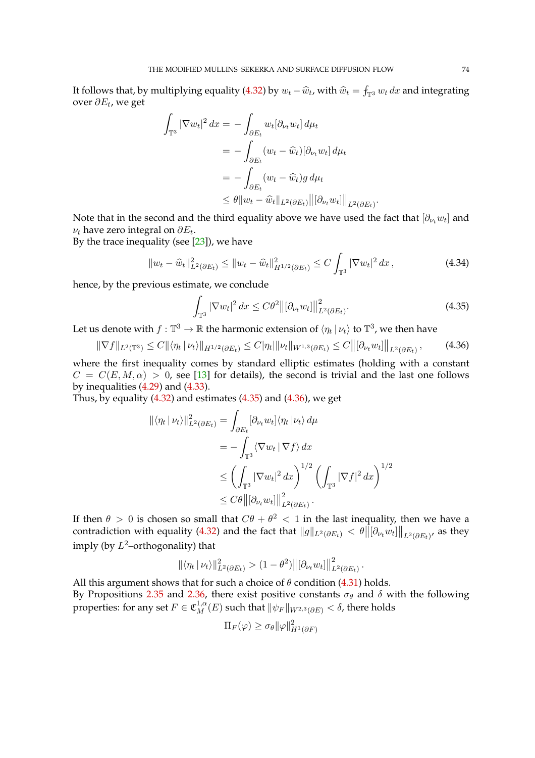It follows that, by multiplying equality (4.32) by $w_t - \widehat{w}_t$, with $\widehat{w}_t = \fint_{\mathbb{T}^3} w_t\,dx$ and integrating over $\partial E_t$, we get

$$
\begin{aligned}
\int_{\mathbb{T}^3} |\nabla w_t|^2\,dx &= -\int_{\partial E_t} w_t [\partial_{\nu_t} w_t]\,d\mu_t \\
&= -\int_{\partial E_t} (w_t - \widehat{w}_t)[\partial_{\nu_t} w_t]\,d\mu_t \\
&= -\int_{\partial E_t} (w_t - \widehat{w}_t) g\,d\mu_t \\
&\leq \theta \|w_t - \widehat{w}_t\|_{L^2(\partial E_t)} \big\|[\partial_{\nu_t} w_t]\big\|_{L^2(\partial E_t)}.
\end{aligned}
$$

Note that in the second and the third equality above we have used the fact that $[\partial_{\nu_t} w_t]$ and $\nu_t$ have zero integral on $\partial E_t$.

By the trace inequality (see [23]), we have

$$
\|w_t - \widehat{w}_t\|^2_{L^2(\partial E_t)} \leq \|w_t - \widehat{w}_t\|^2_{H^{1/2}(\partial E_t)} \leq C \int_{\mathbb{T}^3} |\nabla w_t|^2\,dx\,, \tag{4.34}
$$

hence, by the previous estimate, we conclude

$$
\int_{\mathbb{T}^3} |\nabla w_t|^2\,dx \leq C\theta^2 \big\|[\partial_{\nu_t} w_t]\big\|^2_{L^2(\partial E_t)}. \tag{4.35}
$$

Let us denote with $f : \mathbb{T}^3 \to \mathbb{R}$ the harmonic extension of $\langle \eta_t \,|\, \nu_t \rangle$ to $\mathbb{T}^3$, we then have

$$
\|\nabla f\|_{L^2(\mathbb{T}^3)} \leq C\|\langle \eta_t \,|\, \nu_t \rangle\|_{H^{1/2}(\partial E_t)} \leq C|\eta_t|\|\nu_t\|_{W^{1,3}(\partial E_t)} \leq C\big\|[\partial_{\nu_t} w_t]\big\|_{L^2(\partial E_t)}\,, \tag{4.36}
$$

where the first inequality comes by standard elliptic estimates (holding with a constant $C = C(E, M, \alpha) > 0$, see [13] for details), the second is trivial and the last one follows by inequalities (4.29) and (4.33).

Thus, by equality (4.32) and estimates (4.35) and (4.36), we get

$$
\begin{aligned}
\|\langle \eta_t \,|\, \nu_t \rangle\|^2_{L^2(\partial E_t)} &= \int_{\partial E_t} [\partial_{\nu_t} w_t] \langle \eta_t \,|\, \nu_t \rangle\,d\mu \\
&= -\int_{\mathbb{T}^3} \langle \nabla w_t \,|\, \nabla f \rangle\,dx \\
&\leq \left( \int_{\mathbb{T}^3} |\nabla w_t|^2\,dx \right)^{1/2} \left( \int_{\mathbb{T}^3} |\nabla f|^2\,dx \right)^{1/2} \\
&\leq C\theta \big\|[\partial_{\nu_t} w_t]\big\|^2_{L^2(\partial E_t)}\,.
\end{aligned}
$$

If then $\theta > 0$ is chosen so small that $C\theta + \theta^2 < 1$ in the last inequality, then we have a contradiction with equality (4.32) and the fact that $\|g\|_{L^2(\partial E_t)} < \theta \big\|[\partial_{\nu_t} w_t]\big\|_{L^2(\partial E_t)}$, as they imply (by $L^2$–orthogonality) that

$$
\|\langle \eta_t \,|\, \nu_t \rangle\|^2_{L^2(\partial E_t)} > (1 - \theta^2) \big\|[\partial_{\nu_t} w_t]\big\|^2_{L^2(\partial E_t)}\,.
$$

All this argument shows that for such a choice of $\theta$ condition (4.31) holds.

By Propositions 2.35 and 2.36, there exist positive constants $\sigma_\theta$ and $\delta$ with the following properties: for any set $F \in \mathfrak{C}^{1,\alpha}_M(E)$ such that $\|\psi_F\|_{W^{2,3}(\partial E)} < \delta$, there holds

$$
\Pi_F(\varphi) \geq \sigma_\theta \|\varphi\|^2_{H^1(\partial F)}
$$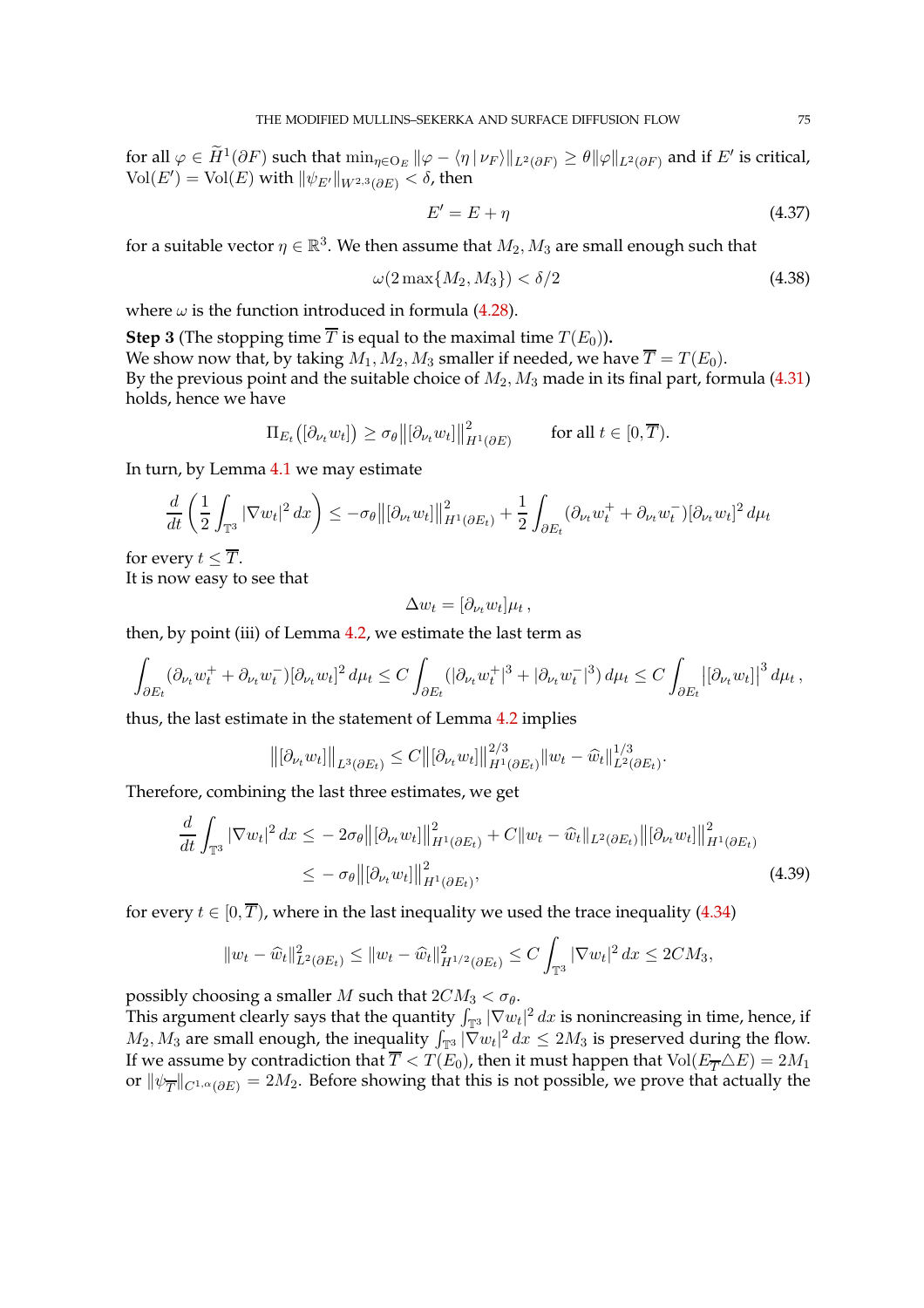for all $\varphi \in \widetilde{H}^1(\partial F)$ such that $\min_{\eta \in \mathrm{O}_E} \|\varphi - \langle \eta \,|\, \nu_F\rangle\|_{L^2(\partial F)} \geq \theta \|\varphi\|_{L^2(\partial F)}$ and if $E'$ is critical, $\mathrm{Vol}(E') = \mathrm{Vol}(E)$ with $\|\psi_{E'}\|_{W^{2,3}(\partial E)} < \delta$, then

$$E' = E + \eta \tag{4.37}$$

for a suitable vector $\eta \in \mathbb{R}^3$. We then assume that $M_2, M_3$ are small enough such that

$$\omega(2\max\{M_2, M_3\}) < \delta/2 \tag{4.38}$$

where $\omega$ is the function introduced in formula (4.28).

**Step 3** (The stopping time $\overline{T}$ is equal to the maximal time $T(E_0)$)**.**
We show now that, by taking $M_1, M_2, M_3$ smaller if needed, we have $\overline{T} = T(E_0)$.
By the previous point and the suitable choice of $M_2, M_3$ made in its final part, formula (4.31) holds, hence we have

$$\Pi_{E_t}\big([\partial_{\nu_t} w_t]\big) \geq \sigma_\theta \big\|[\partial_{\nu_t} w_t]\big\|^2_{H^1(\partial E)} \qquad \text{for all } t \in [0, \overline{T}).$$

In turn, by Lemma 4.1 we may estimate

$$\frac{d}{dt}\left(\frac{1}{2}\int_{\mathbb{T}^3} |\nabla w_t|^2\,dx\right) \leq -\sigma_\theta \big\|[\partial_{\nu_t} w_t]\big\|^2_{H^1(\partial E_t)} + \frac{1}{2}\int_{\partial E_t} (\partial_{\nu_t} w_t^+ + \partial_{\nu_t} w_t^-)[\partial_{\nu_t} w_t]^2\,d\mu_t$$

for every $t \leq \overline{T}$.
It is now easy to see that

$$\Delta w_t = [\partial_{\nu_t} w_t]\mu_t\,,$$

then, by point (iii) of Lemma 4.2, we estimate the last term as

$$\int_{\partial E_t} (\partial_{\nu_t} w_t^+ + \partial_{\nu_t} w_t^-)[\partial_{\nu_t} w_t]^2\,d\mu_t \leq C \int_{\partial E_t} (|\partial_{\nu_t} w_t^+|^3 + |\partial_{\nu_t} w_t^-|^3)\,d\mu_t \leq C\int_{\partial E_t} \big|[\partial_{\nu_t} w_t]\big|^3\,d\mu_t\,,$$

thus, the last estimate in the statement of Lemma 4.2 implies

$$\big\|[\partial_{\nu_t} w_t]\big\|_{L^3(\partial E_t)} \leq C \big\|[\partial_{\nu_t} w_t]\big\|^{2/3}_{H^1(\partial E_t)} \|w_t - \widehat{w}_t\|^{1/3}_{L^2(\partial E_t)}.$$

Therefore, combining the last three estimates, we get

$$\begin{aligned} \frac{d}{dt}\int_{\mathbb{T}^3} |\nabla w_t|^2\,dx \leq &-2\sigma_\theta \big\|[\partial_{\nu_t} w_t]\big\|^2_{H^1(\partial E_t)} + C\|w_t - \widehat{w}_t\|_{L^2(\partial E_t)} \big\|[\partial_{\nu_t} w_t]\big\|^2_{H^1(\partial E_t)} \\ \leq &-\sigma_\theta \big\|[\partial_{\nu_t} w_t]\big\|^2_{H^1(\partial E_t)}, \end{aligned} \tag{4.39}$$

for every $t \in [0, \overline{T})$, where in the last inequality we used the trace inequality (4.34)

$$\|w_t - \widehat{w}_t\|^2_{L^2(\partial E_t)} \leq \|w_t - \widehat{w}_t\|^2_{H^{1/2}(\partial E_t)} \leq C\int_{\mathbb{T}^3} |\nabla w_t|^2\,dx \leq 2CM_3,$$

possibly choosing a smaller $M$ such that $2CM_3 < \sigma_\theta$.
This argument clearly says that the quantity $\int_{\mathbb{T}^3} |\nabla w_t|^2\,dx$ is nonincreasing in time, hence, if $M_2, M_3$ are small enough, the inequality $\int_{\mathbb{T}^3} |\nabla w_t|^2\,dx \leq 2M_3$ is preserved during the flow.
If we assume by contradiction that $\overline{T} < T(E_0)$, then it must happen that $\mathrm{Vol}(E_{\overline{T}} \triangle E) = 2M_1$ or $\|\psi_{\overline{T}}\|_{C^{1,\alpha}(\partial E)} = 2M_2$. Before showing that this is not possible, we prove that actually the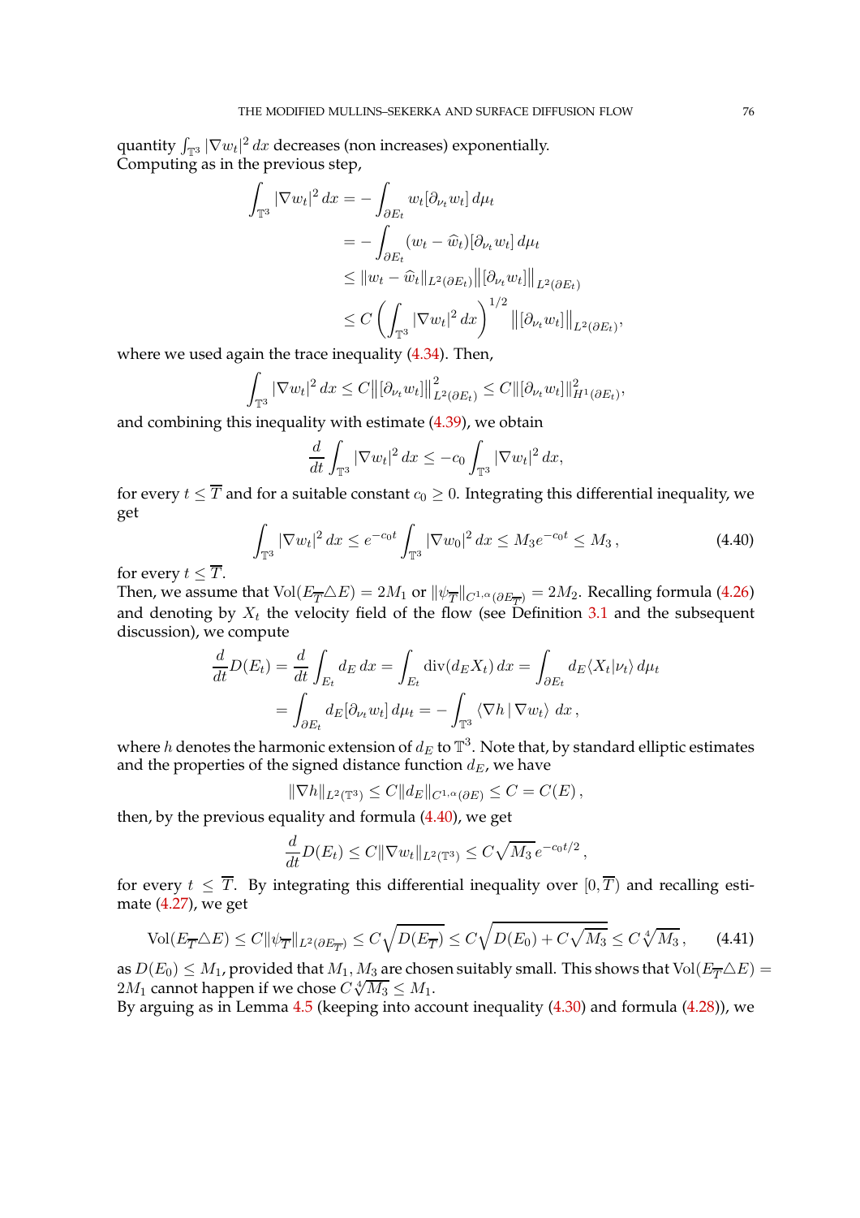quantity $\int_{\mathbb{T}^3} |\nabla w_t|^2\,dx$ decreases (non increases) exponentially.
Computing as in the previous step,

$$
\begin{aligned}
\int_{\mathbb{T}^3} |\nabla w_t|^2\,dx &= -\int_{\partial E_t} w_t [\partial_{\nu_t} w_t]\,d\mu_t \\
&= -\int_{\partial E_t} (w_t - \widehat{w}_t)[\partial_{\nu_t} w_t]\,d\mu_t \\
&\leq \|w_t - \widehat{w}_t\|_{L^2(\partial E_t)} \big\|[\partial_{\nu_t} w_t]\big\|_{L^2(\partial E_t)} \\
&\leq C \left(\int_{\mathbb{T}^3} |\nabla w_t|^2\,dx\right)^{1/2} \big\|[\partial_{\nu_t} w_t]\big\|_{L^2(\partial E_t)},
\end{aligned}
$$

where we used again the trace inequality (4.34). Then,

$$
\int_{\mathbb{T}^3} |\nabla w_t|^2\,dx \leq C \big\|[\partial_{\nu_t} w_t]\big\|^2_{L^2(\partial E_t)} \leq C \big\|[\partial_{\nu_t} w_t]\big\|^2_{H^1(\partial E_t)},
$$

and combining this inequality with estimate (4.39), we obtain

$$
\frac{d}{dt} \int_{\mathbb{T}^3} |\nabla w_t|^2\,dx \leq -c_0 \int_{\mathbb{T}^3} |\nabla w_t|^2\,dx,
$$

for every $t \leq \overline{T}$ and for a suitable constant $c_0 \geq 0$. Integrating this differential inequality, we get

$$
\int_{\mathbb{T}^3} |\nabla w_t|^2\,dx \leq e^{-c_0 t} \int_{\mathbb{T}^3} |\nabla w_0|^2\,dx \leq M_3 e^{-c_0 t} \leq M_3\,, \tag{4.40}
$$

for every $t \leq \overline{T}$.
Then, we assume that $\mathrm{Vol}(E_{\overline{T}} \triangle E) = 2M_1$ or $\|\psi_{\overline{T}}\|_{C^{1,\alpha}(\partial E_{\overline{T}})} = 2M_2$. Recalling formula (4.26) and denoting by $X_t$ the velocity field of the flow (see Definition 3.1 and the subsequent discussion), we compute

$$
\begin{aligned}
\frac{d}{dt} D(E_t) = \frac{d}{dt} \int_{E_t} d_E\,dx &= \int_{E_t} \mathrm{div}(d_E X_t)\,dx = \int_{\partial E_t} d_E \langle X_t | \nu_t \rangle\,d\mu_t \\
&= \int_{\partial E_t} d_E [\partial_{\nu_t} w_t]\,d\mu_t = -\int_{\mathbb{T}^3} \langle \nabla h \,|\, \nabla w_t \rangle\,dx\,,
\end{aligned}
$$

where $h$ denotes the harmonic extension of $d_E$ to $\mathbb{T}^3$. Note that, by standard elliptic estimates and the properties of the signed distance function $d_E$, we have

$$
\|\nabla h\|_{L^2(\mathbb{T}^3)} \leq C \|d_E\|_{C^{1,\alpha}(\partial E)} \leq C = C(E)\,,
$$

then, by the previous equality and formula (4.40), we get

$$
\frac{d}{dt} D(E_t) \leq C \|\nabla w_t\|_{L^2(\mathbb{T}^3)} \leq C \sqrt{M_3}\, e^{-c_0 t/2}\,,
$$

for every $t \leq \overline{T}$. By integrating this differential inequality over $[0, \overline{T})$ and recalling estimate (4.27), we get

$$
\mathrm{Vol}(E_{\overline{T}} \triangle E) \leq C \|\psi_{\overline{T}}\|_{L^2(\partial E_{\overline{T}})} \leq C \sqrt{D(E_{\overline{T}})} \leq C \sqrt{D(E_0) + C\sqrt{M_3}} \leq C \sqrt[4]{M_3}\,, \tag{4.41}
$$

as $D(E_0) \leq M_1$, provided that $M_1, M_3$ are chosen suitably small. This shows that $\mathrm{Vol}(E_{\overline{T}} \triangle E) = 2M_1$ cannot happen if we chose $C \sqrt[4]{M_3} \leq M_1$.
By arguing as in Lemma 4.5 (keeping into account inequality (4.30) and formula (4.28)), we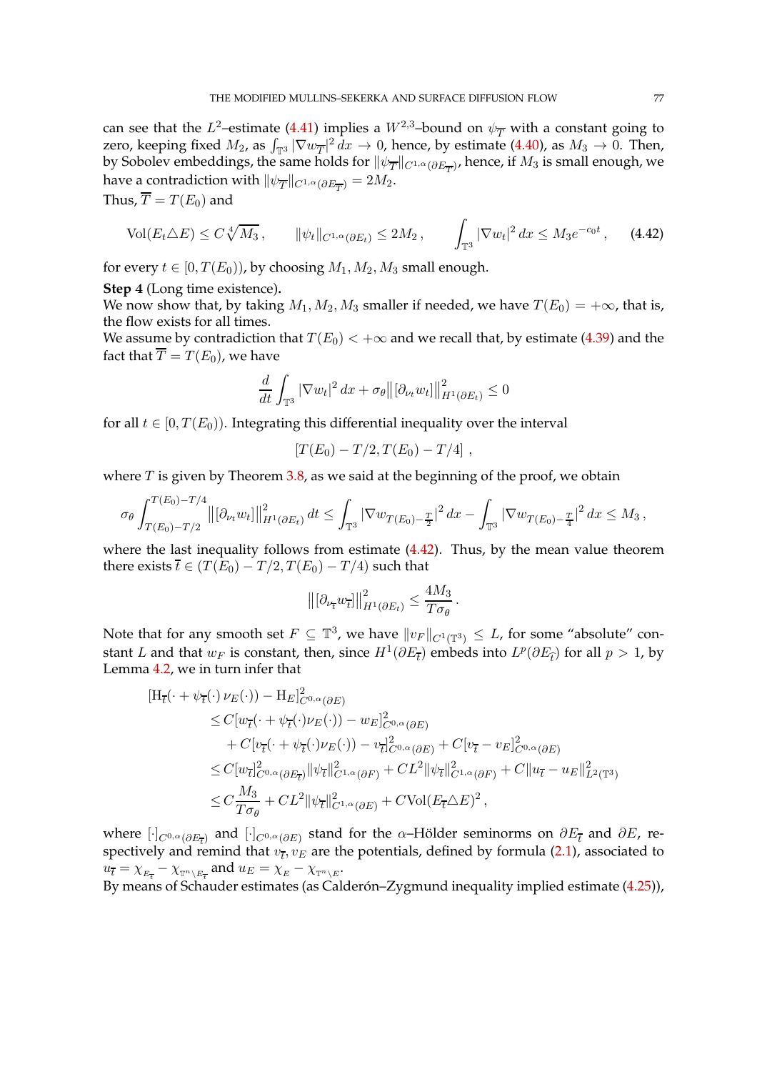can see that the $L^2$–estimate (4.41) implies a $W^{2,3}$–bound on $\psi_{\overline{T}}$ with a constant going to zero, keeping fixed $M_2$, as $\int_{\mathbb{T}^3} |\nabla w_{\overline{T}}|^2\,dx \to 0$, hence, by estimate (4.40), as $M_3 \to 0$. Then, by Sobolev embeddings, the same holds for $\|\psi_{\overline{T}}\|_{C^{1,\alpha}(\partial E_{\overline{T}})}$, hence, if $M_3$ is small enough, we have a contradiction with $\|\psi_{\overline{T}}\|_{C^{1,\alpha}(\partial E_{\overline{T}})} = 2M_2$.

Thus, $\overline{T} = T(E_0)$ and

$$
\mathrm{Vol}(E_t \triangle E) \leq C\sqrt[4]{M_3}\,, \qquad \|\psi_t\|_{C^{1,\alpha}(\partial E_t)} \leq 2M_2\,, \qquad \int_{\mathbb{T}^3} |\nabla w_t|^2\,dx \leq M_3 e^{-c_0 t}\,, \tag{4.42}
$$

for every $t \in [0, T(E_0))$, by choosing $M_1, M_2, M_3$ small enough.

**Step 4** (Long time existence)**.**
We now show that, by taking $M_1, M_2, M_3$ smaller if needed, we have $T(E_0) = +\infty$, that is, the flow exists for all times.
We assume by contradiction that $T(E_0) < +\infty$ and we recall that, by estimate (4.39) and the fact that $\overline{T} = T(E_0)$, we have

$$
\frac{d}{dt}\int_{\mathbb{T}^3} |\nabla w_t|^2\,dx + \sigma_\theta \big\|[\partial_{\nu_t} w_t]\big\|^2_{H^1(\partial E_t)} \leq 0
$$

for all $t \in [0, T(E_0))$. Integrating this differential inequality over the interval

$$
[T(E_0) - T/2, T(E_0) - T/4]\ ,
$$

where $T$ is given by Theorem 3.8, as we said at the beginning of the proof, we obtain

$$
\sigma_\theta \int_{T(E_0)-T/2}^{T(E_0)-T/4} \big\|[\partial_{\nu_t} w_t]\big\|^2_{H^1(\partial E_t)}\,dt \leq \int_{\mathbb{T}^3} |\nabla w_{T(E_0)-\frac{T}{2}}|^2\,dx - \int_{\mathbb{T}^3} |\nabla w_{T(E_0)-\frac{T}{4}}|^2\,dx \leq M_3\,,
$$

where the last inequality follows from estimate (4.42). Thus, by the mean value theorem there exists $\overline{t} \in (T(E_0) - T/2, T(E_0) - T/4)$ such that

$$
\big\|[\partial_{\nu_{\overline{t}}} w_{\overline{t}}]\big\|^2_{H^1(\partial E_t)} \leq \frac{4M_3}{T\sigma_\theta}\,.
$$

Note that for any smooth set $F \subseteq \mathbb{T}^3$, we have $\|v_F\|_{C^1(\mathbb{T}^3)} \leq L$, for some "absolute" constant $L$ and that $w_F$ is constant, then, since $H^1(\partial E_{\overline{t}})$ embeds into $L^p(\partial E_{\widehat{t}})$ for all $p > 1$, by Lemma 4.2, we in turn infer that

$$
\begin{aligned}
[\mathrm{H}_{\overline{t}}(\cdot + \psi_{\overline{t}}(\cdot)\,\nu_E(\cdot)) - \mathrm{H}_E]^2_{C^{0,\alpha}(\partial E)}
&\leq C[w_{\overline{t}}(\cdot + \psi_{\overline{t}}(\cdot)\nu_E(\cdot)) - w_E]^2_{C^{0,\alpha}(\partial E)} \\
&\quad + C[v_{\overline{t}}(\cdot + \psi_{\overline{t}}(\cdot)\nu_E(\cdot)) - v_{\overline{t}}]^2_{C^{0,\alpha}(\partial E)} + C[v_{\overline{t}} - v_E]^2_{C^{0,\alpha}(\partial E)} \\
&\leq C[w_{\overline{t}}]^2_{C^{0,\alpha}(\partial E_{\overline{t}})}\|\psi_{\overline{t}}\|^2_{C^{1,\alpha}(\partial F)} + CL^2\|\psi_{\overline{t}}\|^2_{C^{1,\alpha}(\partial F)} + C\|u_{\overline{t}} - u_E\|^2_{L^2(\mathbb{T}^3)} \\
&\leq C\frac{M_3}{T\sigma_\theta} + CL^2\|\psi_{\overline{t}}\|^2_{C^{1,\alpha}(\partial E)} + C\,\mathrm{Vol}(E_{\overline{t}} \triangle E)^2\,,
\end{aligned}
$$

where $[\cdot]_{C^{0,\alpha}(\partial E_{\overline{t}})}$ and $[\cdot]_{C^{0,\alpha}(\partial E)}$ stand for the $\alpha$–Hölder seminorms on $\partial E_{\overline{t}}$ and $\partial E$, respectively and remind that $v_{\overline{t}}, v_E$ are the potentials, defined by formula (2.1), associated to $u_{\overline{t}} = \chi_{E_{\overline{t}}} - \chi_{\mathbb{T}^n \setminus E_{\overline{t}}}$ and $u_E = \chi_E - \chi_{\mathbb{T}^n \setminus E}$.
By means of Schauder estimates (as Calderón–Zygmund inequality implied estimate (4.25)),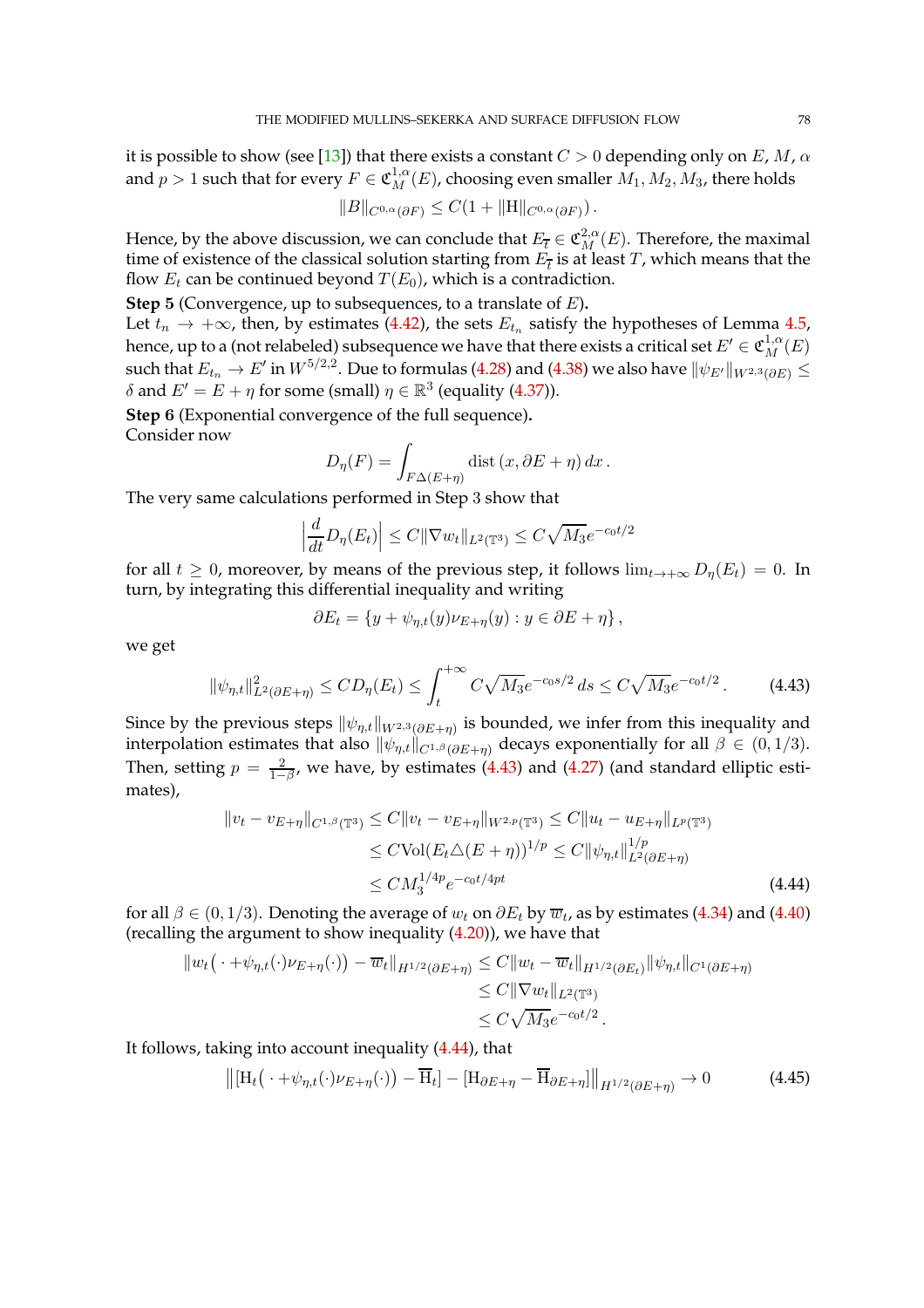it is possible to show (see [13]) that there exists a constant $C > 0$ depending only on $E$, $M$, $\alpha$ and $p > 1$ such that for every $F \in \mathfrak{C}^{1,\alpha}_M(E)$, choosing even smaller $M_1, M_2, M_3$, there holds

$$\|B\|_{C^{0,\alpha}(\partial F)} \leq C(1 + \|\mathrm{H}\|_{C^{0,\alpha}(\partial F)}) .$$

Hence, by the above discussion, we can conclude that $E_{\overline{t}} \in \mathfrak{C}^{2,\alpha}_M(E)$. Therefore, the maximal time of existence of the classical solution starting from $E_{\overline{t}}$ is at least $T$, which means that the flow $E_t$ can be continued beyond $T(E_0)$, which is a contradiction.

**Step 5** (Convergence, up to subsequences, to a translate of $E$)**.**
Let $t_n \to +\infty$, then, by estimates (4.42), the sets $E_{t_n}$ satisfy the hypotheses of Lemma 4.5, hence, up to a (not relabeled) subsequence we have that there exists a critical set $E' \in \mathfrak{C}^{1,\alpha}_M(E)$ such that $E_{t_n} \to E'$ in $W^{5/2,2}$. Due to formulas (4.28) and (4.38) we also have $\|\psi_{E'}\|_{W^{2,3}(\partial E)} \leq \delta$ and $E' = E + \eta$ for some (small) $\eta \in \mathbb{R}^3$ (equality (4.37)).

**Step 6** (Exponential convergence of the full sequence)**.**
Consider now

$$D_\eta(F) = \int_{F \Delta (E+\eta)} \mathrm{dist}\,(x, \partial E + \eta)\, dx\,.$$

The very same calculations performed in Step 3 show that

$$\Big| \frac{d}{dt} D_\eta(E_t) \Big| \leq C \|\nabla w_t\|_{L^2(\mathbb{T}^3)} \leq C\sqrt{M_3}\, e^{-c_0 t/2}$$

for all $t \geq 0$, moreover, by means of the previous step, it follows $\lim_{t \to +\infty} D_\eta(E_t) = 0$. In turn, by integrating this differential inequality and writing

$$\partial E_t = \{ y + \psi_{\eta,t}(y)\nu_{E+\eta}(y) : y \in \partial E + \eta \}\,,$$

we get

$$\|\psi_{\eta,t}\|^2_{L^2(\partial E+\eta)} \leq C D_\eta(E_t) \leq \int_t^{+\infty} C\sqrt{M_3}\, e^{-c_0 s/2}\, ds \leq C\sqrt{M_3}\, e^{-c_0 t/2}\,. \tag{4.43}$$

Since by the previous steps $\|\psi_{\eta,t}\|_{W^{2,3}(\partial E+\eta)}$ is bounded, we infer from this inequality and interpolation estimates that also $\|\psi_{\eta,t}\|_{C^{1,\beta}(\partial E+\eta)}$ decays exponentially for all $\beta \in (0, 1/3)$. Then, setting $p = \frac{2}{1-\beta}$, we have, by estimates (4.43) and (4.27) (and standard elliptic estimates),

$$\begin{aligned}
\|v_t - v_{E+\eta}\|_{C^{1,\beta}(\mathbb{T}^3)} &\leq C\|v_t - v_{E+\eta}\|_{W^{2,p}(\mathbb{T}^3)} \leq C\|u_t - u_{E+\eta}\|_{L^p(\mathbb{T}^3)} \\
&\leq C \mathrm{Vol}(E_t \triangle (E+\eta))^{1/p} \leq C\|\psi_{\eta,t}\|^{1/p}_{L^2(\partial E+\eta)} \\
&\leq C M_3^{1/4p} e^{-c_0 t/4pt}
\end{aligned} \tag{4.44}$$

for all $\beta \in (0, 1/3)$. Denoting the average of $w_t$ on $\partial E_t$ by $\overline{w}_t$, as by estimates (4.34) and (4.40) (recalling the argument to show inequality (4.20)), we have that

$$\begin{aligned}
\|w_t\big(\,\cdot + \psi_{\eta,t}(\cdot)\nu_{E+\eta}(\cdot)\big) - \overline{w}_t\|_{H^{1/2}(\partial E+\eta)} &\leq C\|w_t - \overline{w}_t\|_{H^{1/2}(\partial E_t)} \|\psi_{\eta,t}\|_{C^1(\partial E+\eta)} \\
&\leq C\|\nabla w_t\|_{L^2(\mathbb{T}^3)} \\
&\leq C\sqrt{M_3}\, e^{-c_0 t/2}\,.
\end{aligned}$$

It follows, taking into account inequality (4.44), that

$$\big\| [\mathrm{H}_t\big(\,\cdot + \psi_{\eta,t}(\cdot)\nu_{E+\eta}(\cdot)\big) - \overline{\mathrm{H}}_t] - [\mathrm{H}_{\partial E+\eta} - \overline{\mathrm{H}}_{\partial E+\eta}] \big\|_{H^{1/2}(\partial E+\eta)} \to 0 \tag{4.45}$$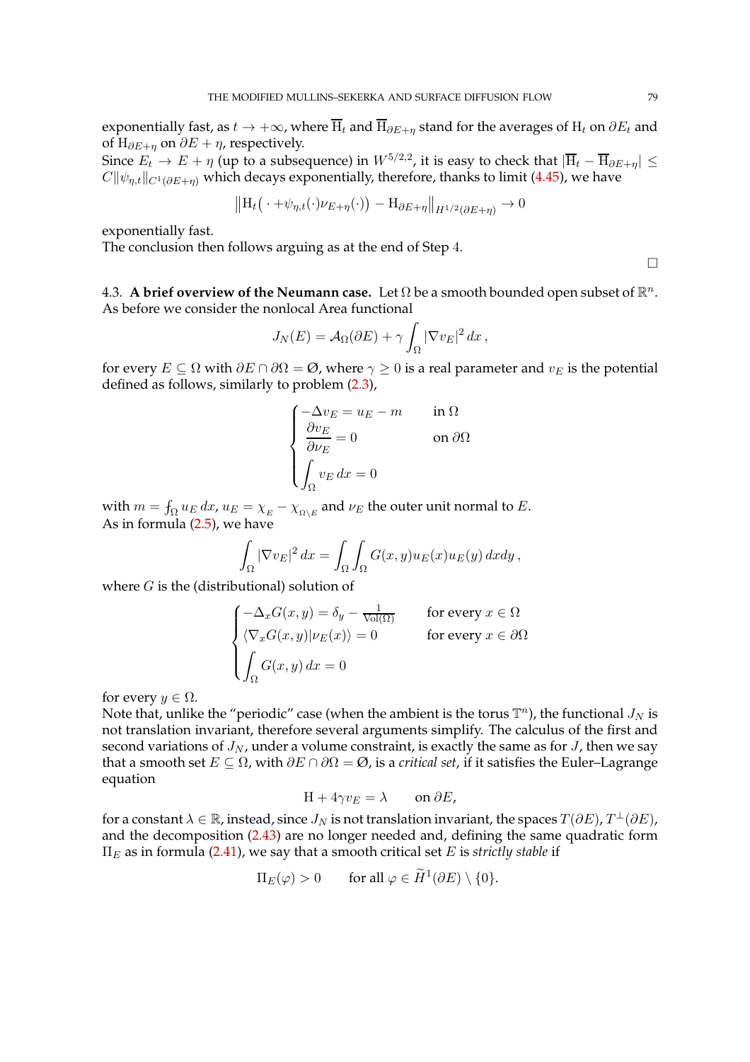exponentially fast, as $t \to +\infty$, where $\overline{\mathrm{H}}_t$ and $\overline{\mathrm{H}}_{\partial E+\eta}$ stand for the averages of $\mathrm{H}_t$ on $\partial E_t$ and of $\mathrm{H}_{\partial E+\eta}$ on $\partial E + \eta$, respectively.
Since $E_t \to E + \eta$ (up to a subsequence) in $W^{5/2,2}$, it is easy to check that $|\overline{\mathrm{H}}_t - \overline{\mathrm{H}}_{\partial E+\eta}| \leq C\|\psi_{\eta,t}\|_{C^1(\partial E+\eta)}$ which decays exponentially, therefore, thanks to limit (4.45), we have

$$\big\|\mathrm{H}_t\big(\,\cdot + \psi_{\eta,t}(\cdot)\nu_{E+\eta}(\cdot)\big) - \mathrm{H}_{\partial E+\eta}\big\|_{H^{1/2}(\partial E+\eta)} \to 0$$

exponentially fast.
The conclusion then follows arguing as at the end of Step 4.

□

### 4.3. A brief overview of the Neumann case.

Let $\Omega$ be a smooth bounded open subset of $\mathbb{R}^n$. As before we consider the nonlocal Area functional

$$J_N(E) = \mathcal{A}_\Omega(\partial E) + \gamma \int_\Omega |\nabla v_E|^2\, dx\,,$$

for every $E \subseteq \Omega$ with $\partial E \cap \partial\Omega = \emptyset$, where $\gamma \geq 0$ is a real parameter and $v_E$ is the potential defined as follows, similarly to problem (2.3),

$$\begin{cases} -\Delta v_E = u_E - m & \text{in } \Omega \\ \dfrac{\partial v_E}{\partial \nu_E} = 0 & \text{on } \partial\Omega \\ \displaystyle\int_\Omega v_E\, dx = 0 \end{cases}$$

with $m = \fint_\Omega u_E\, dx$, $u_E = \chi_{E} - \chi_{\Omega\setminus E}$ and $\nu_E$ the outer unit normal to $E$.
As in formula (2.5), we have

$$\int_\Omega |\nabla v_E|^2\, dx = \int_\Omega\int_\Omega G(x,y) u_E(x) u_E(y)\, dx dy\,,$$

where $G$ is the (distributional) solution of

$$\begin{cases} -\Delta_x G(x,y) = \delta_y - \frac{1}{\mathrm{Vol}(\Omega)} & \text{for every } x \in \Omega \\ \langle \nabla_x G(x,y) | \nu_E(x)\rangle = 0 & \text{for every } x \in \partial\Omega \\ \displaystyle\int_\Omega G(x,y)\, dx = 0 \end{cases}$$

for every $y \in \Omega$.
Note that, unlike the "periodic" case (when the ambient is the torus $\mathbb{T}^n$), the functional $J_N$ is not translation invariant, therefore several arguments simplify. The calculus of the first and second variations of $J_N$, under a volume constraint, is exactly the same as for $J$, then we say that a smooth set $E \subseteq \Omega$, with $\partial E \cap \partial\Omega = \emptyset$, is a *critical set*, if it satisfies the Euler–Lagrange equation

$$\mathrm{H} + 4\gamma v_E = \lambda \qquad \text{on } \partial E,$$

for a constant $\lambda \in \mathbb{R}$, instead, since $J_N$ is not translation invariant, the spaces $T(\partial E)$, $T^\perp(\partial E)$, and the decomposition (2.43) are no longer needed and, defining the same quadratic form $\Pi_E$ as in formula (2.41), we say that a smooth critical set $E$ is *strictly stable* if

$$\Pi_E(\varphi) > 0 \qquad \text{for all } \varphi \in \widetilde{H}^1(\partial E) \setminus \{0\}.$$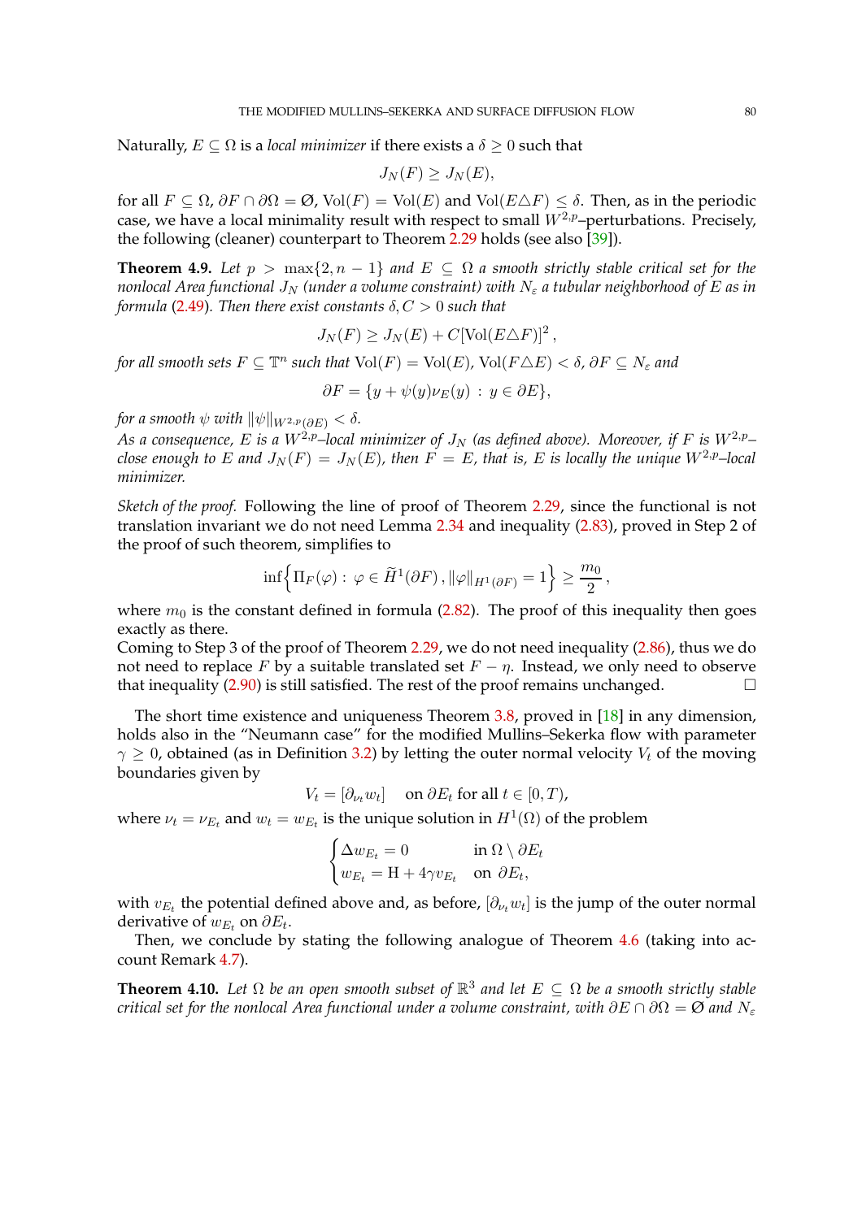Naturally, $E \subseteq \Omega$ is a *local minimizer* if there exists a $\delta \geq 0$ such that

$$J_N(F) \geq J_N(E),$$

for all $F \subseteq \Omega$, $\partial F \cap \partial\Omega = \emptyset$, $\mathrm{Vol}(F) = \mathrm{Vol}(E)$ and $\mathrm{Vol}(E \triangle F) \leq \delta$. Then, as in the periodic case, we have a local minimality result with respect to small $W^{2,p}$–perturbations. Precisely, the following (cleaner) counterpart to Theorem 2.29 holds (see also [39]).

**Theorem 4.9.** *Let $p > \max\{2, n-1\}$ and $E \subseteq \Omega$ a smooth strictly stable critical set for the nonlocal Area functional $J_N$ (under a volume constraint) with $N_\varepsilon$ a tubular neighborhood of $E$ as in formula (2.49). Then there exist constants $\delta, C > 0$ such that*

$$J_N(F) \geq J_N(E) + C[\mathrm{Vol}(E \triangle F)]^2\,,$$

*for all smooth sets $F \subseteq \mathbb{T}^n$ such that $\mathrm{Vol}(F) = \mathrm{Vol}(E)$, $\mathrm{Vol}(F \triangle E) < \delta$, $\partial F \subseteq N_\varepsilon$ and*

$$\partial F = \{y + \psi(y)\nu_E(y) \,:\, y \in \partial E\},$$

*for a smooth $\psi$ with $\|\psi\|_{W^{2,p}(\partial E)} < \delta$.*
*As a consequence, $E$ is a $W^{2,p}$–local minimizer of $J_N$ (as defined above). Moreover, if $F$ is $W^{2,p}$–close enough to $E$ and $J_N(F) = J_N(E)$, then $F = E$, that is, $E$ is locally the unique $W^{2,p}$–local minimizer.*

*Sketch of the proof.* Following the line of proof of Theorem 2.29, since the functional is not translation invariant we do not need Lemma 2.34 and inequality (2.83), proved in Step 2 of the proof of such theorem, simplifies to

$$\inf\Big\{\Pi_F(\varphi) \,:\, \varphi \in \widetilde{H}^1(\partial F)\,, \|\varphi\|_{H^1(\partial F)} = 1\Big\} \geq \frac{m_0}{2}\,,$$

where $m_0$ is the constant defined in formula (2.82). The proof of this inequality then goes exactly as there.
Coming to Step 3 of the proof of Theorem 2.29, we do not need inequality (2.86), thus we do not need to replace $F$ by a suitable translated set $F - \eta$. Instead, we only need to observe that inequality (2.90) is still satisfied. The rest of the proof remains unchanged. □

The short time existence and uniqueness Theorem 3.8, proved in [18] in any dimension, holds also in the "Neumann case" for the modified Mullins–Sekerka flow with parameter $\gamma \geq 0$, obtained (as in Definition 3.2) by letting the outer normal velocity $V_t$ of the moving boundaries given by

$$V_t = [\partial_{\nu_t} w_t] \quad \text{on } \partial E_t \text{ for all } t \in [0, T),$$

where $\nu_t = \nu_{E_t}$ and $w_t = w_{E_t}$ is the unique solution in $H^1(\Omega)$ of the problem

$$\begin{cases} \Delta w_{E_t} = 0 & \text{in } \Omega \setminus \partial E_t \\ w_{E_t} = \mathrm{H} + 4\gamma v_{E_t} & \text{on } \partial E_t, \end{cases}$$

with $v_{E_t}$ the potential defined above and, as before, $[\partial_{\nu_t} w_t]$ is the jump of the outer normal derivative of $w_{E_t}$ on $\partial E_t$.

Then, we conclude by stating the following analogue of Theorem 4.6 (taking into account Remark 4.7).

**Theorem 4.10.** *Let $\Omega$ be an open smooth subset of $\mathbb{R}^3$ and let $E \subseteq \Omega$ be a smooth strictly stable critical set for the nonlocal Area functional under a volume constraint, with $\partial E \cap \partial\Omega = \emptyset$ and $N_\varepsilon$*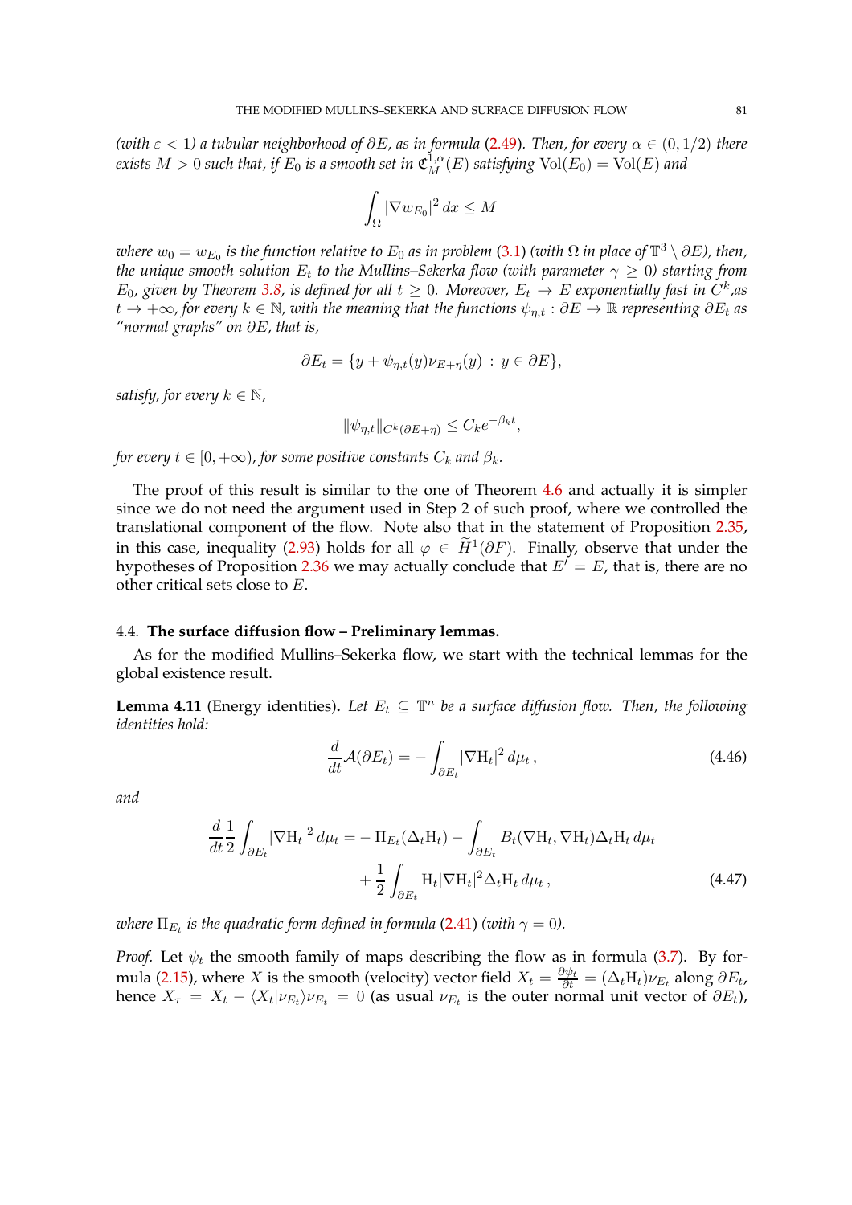*(with $\varepsilon < 1$) a tubular neighborhood of $\partial E$, as in formula (2.49). Then, for every $\alpha \in (0, 1/2)$ there exists $M > 0$ such that, if $E_0$ is a smooth set in $\mathfrak{C}^{1,\alpha}_M(E)$ satisfying $\mathrm{Vol}(E_0) = \mathrm{Vol}(E)$ and*

$$\int_\Omega |\nabla w_{E_0}|^2 \, dx \leq M$$

*where $w_0 = w_{E_0}$ is the function relative to $E_0$ as in problem (3.1) (with $\Omega$ in place of $\mathbb{T}^3 \setminus \partial E$), then, the unique smooth solution $E_t$ to the Mullins–Sekerka flow (with parameter $\gamma \geq 0$) starting from $E_0$, given by Theorem 3.8, is defined for all $t \geq 0$. Moreover, $E_t \to E$ exponentially fast in $C^k$,as $t \to +\infty$, for every $k \in \mathbb{N}$, with the meaning that the functions $\psi_{\eta,t} : \partial E \to \mathbb{R}$ representing $\partial E_t$ as "normal graphs" on $\partial E$, that is,*

$$\partial E_t = \{y + \psi_{\eta,t}(y)\nu_{E+\eta}(y) \, : \, y \in \partial E\},$$

*satisfy, for every $k \in \mathbb{N}$,*

$$\|\psi_{\eta,t}\|_{C^k(\partial E+\eta)} \leq C_k e^{-\beta_k t},$$

*for every $t \in [0, +\infty)$, for some positive constants $C_k$ and $\beta_k$.*

The proof of this result is similar to the one of Theorem 4.6 and actually it is simpler since we do not need the argument used in Step 2 of such proof, where we controlled the translational component of the flow. Note also that in the statement of Proposition 2.35, in this case, inequality (2.93) holds for all $\varphi \in \widetilde{H}^1(\partial F)$. Finally, observe that under the hypotheses of Proposition 2.36 we may actually conclude that $E' = E$, that is, there are no other critical sets close to $E$.

### 4.4. **The surface diffusion flow – Preliminary lemmas.**

As for the modified Mullins–Sekerka flow, we start with the technical lemmas for the global existence result.

**Lemma 4.11** (Energy identities). *Let $E_t \subseteq \mathbb{T}^n$ be a surface diffusion flow. Then, the following identities hold:*

$$\frac{d}{dt}\mathcal{A}(\partial E_t) = -\int_{\partial E_t} |\nabla \mathrm{H}_t|^2 \, d\mu_t \,, \tag{4.46}$$

*and*

$$\begin{aligned}\frac{d}{dt}\frac{1}{2}\int_{\partial E_t} |\nabla \mathrm{H}_t|^2 \, d\mu_t = &- \Pi_{E_t}(\Delta_t \mathrm{H}_t) - \int_{\partial E_t} B_t(\nabla \mathrm{H}_t, \nabla \mathrm{H}_t)\Delta_t \mathrm{H}_t \, d\mu_t \\ &+ \frac{1}{2}\int_{\partial E_t} \mathrm{H}_t |\nabla \mathrm{H}_t|^2 \Delta_t \mathrm{H}_t \, d\mu_t \,,\end{aligned} \tag{4.47}$$

*where $\Pi_{E_t}$ is the quadratic form defined in formula (2.41) (with $\gamma = 0$).*

*Proof.* Let $\psi_t$ the smooth family of maps describing the flow as in formula (3.7). By formula (2.15), where $X$ is the smooth (velocity) vector field $X_t = \frac{\partial \psi_t}{\partial t} = (\Delta_t \mathrm{H}_t)\nu_{E_t}$ along $\partial E_t$, hence $X_\tau = X_t - \langle X_t | \nu_{E_t} \rangle \nu_{E_t} = 0$ (as usual $\nu_{E_t}$ is the outer normal unit vector of $\partial E_t$),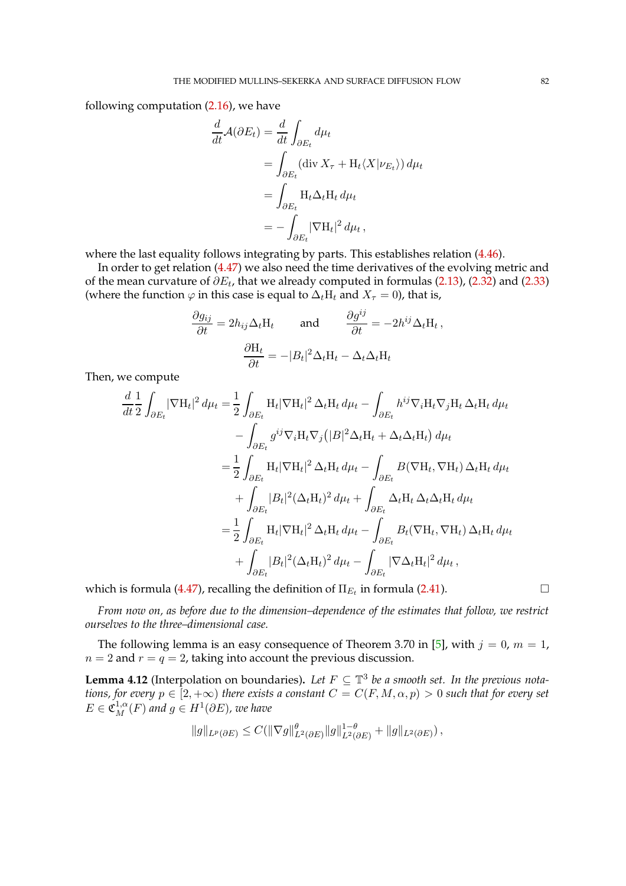following computation (2.16), we have

$$
\begin{aligned}
\frac{d}{dt}\mathcal{A}(\partial E_t) &= \frac{d}{dt}\int_{\partial E_t} d\mu_t \\
&= \int_{\partial E_t} (\operatorname{div} X_\tau + \mathrm{H}_t\langle X|\nu_{E_t}\rangle)\, d\mu_t \\
&= \int_{\partial E_t} \mathrm{H}_t \Delta_t \mathrm{H}_t\, d\mu_t \\
&= -\int_{\partial E_t} |\nabla \mathrm{H}_t|^2\, d\mu_t\,,
\end{aligned}
$$

where the last equality follows integrating by parts. This establishes relation (4.46).

In order to get relation (4.47) we also need the time derivatives of the evolving metric and of the mean curvature of $\partial E_t$, that we already computed in formulas (2.13), (2.32) and (2.33) (where the function $\varphi$ in this case is equal to $\Delta_t \mathrm{H}_t$ and $X_\tau = 0$), that is,

$$
\frac{\partial g_{ij}}{\partial t} = 2h_{ij}\Delta_t \mathrm{H}_t \qquad \text{and} \qquad \frac{\partial g^{ij}}{\partial t} = -2h^{ij}\Delta_t \mathrm{H}_t\,,
$$

$$
\frac{\partial \mathrm{H}_t}{\partial t} = -|B_t|^2\Delta_t \mathrm{H}_t - \Delta_t\Delta_t \mathrm{H}_t
$$

Then, we compute

$$
\begin{aligned}
\frac{d}{dt}\frac{1}{2}\int_{\partial E_t} |\nabla \mathrm{H}_t|^2\, d\mu_t =& \frac{1}{2}\int_{\partial E_t} \mathrm{H}_t|\nabla \mathrm{H}_t|^2\,\Delta_t \mathrm{H}_t\, d\mu_t - \int_{\partial E_t} h^{ij}\nabla_i \mathrm{H}_t \nabla_j \mathrm{H}_t\,\Delta_t \mathrm{H}_t\, d\mu_t \\
&- \int_{\partial E_t} g^{ij}\nabla_i \mathrm{H}_t \nabla_j\big(|B|^2\Delta_t \mathrm{H}_t + \Delta_t\Delta_t \mathrm{H}_t\big)\, d\mu_t \\
=& \frac{1}{2}\int_{\partial E_t} \mathrm{H}_t|\nabla \mathrm{H}_t|^2\,\Delta_t \mathrm{H}_t\, d\mu_t - \int_{\partial E_t} B(\nabla \mathrm{H}_t, \nabla \mathrm{H}_t)\,\Delta_t \mathrm{H}_t\, d\mu_t \\
&+ \int_{\partial E_t} |B_t|^2(\Delta_t \mathrm{H}_t)^2\, d\mu_t + \int_{\partial E_t} \Delta_t \mathrm{H}_t\,\Delta_t\Delta_t \mathrm{H}_t\, d\mu_t \\
=& \frac{1}{2}\int_{\partial E_t} \mathrm{H}_t|\nabla \mathrm{H}_t|^2\,\Delta_t \mathrm{H}_t\, d\mu_t - \int_{\partial E_t} B_t(\nabla \mathrm{H}_t, \nabla \mathrm{H}_t)\,\Delta_t \mathrm{H}_t\, d\mu_t \\
&+ \int_{\partial E_t} |B_t|^2(\Delta_t \mathrm{H}_t)^2\, d\mu_t - \int_{\partial E_t} |\nabla \Delta_t \mathrm{H}_t|^2\, d\mu_t\,,
\end{aligned}
$$

which is formula (4.47), recalling the definition of $\Pi_{E_t}$ in formula (2.41). □

*From now on, as before due to the dimension–dependence of the estimates that follow, we restrict ourselves to the three–dimensional case.*

The following lemma is an easy consequence of Theorem 3.70 in [5], with $j = 0$, $m = 1$, $n = 2$ and $r = q = 2$, taking into account the previous discussion.

**Lemma 4.12** (Interpolation on boundaries)**.** *Let $F \subseteq \mathbb{T}^3$ be a smooth set. In the previous notations, for every $p \in [2, +\infty)$ there exists a constant $C = C(F, M, \alpha, p) > 0$ such that for every set $E \in \mathfrak{C}^{1,\alpha}_M(F)$ and $g \in H^1(\partial E)$, we have*

$$
\|g\|_{L^p(\partial E)} \leq C(\|\nabla g\|^{\theta}_{L^2(\partial E)}\|g\|^{1-\theta}_{L^2(\partial E)} + \|g\|_{L^2(\partial E)})\,,
$$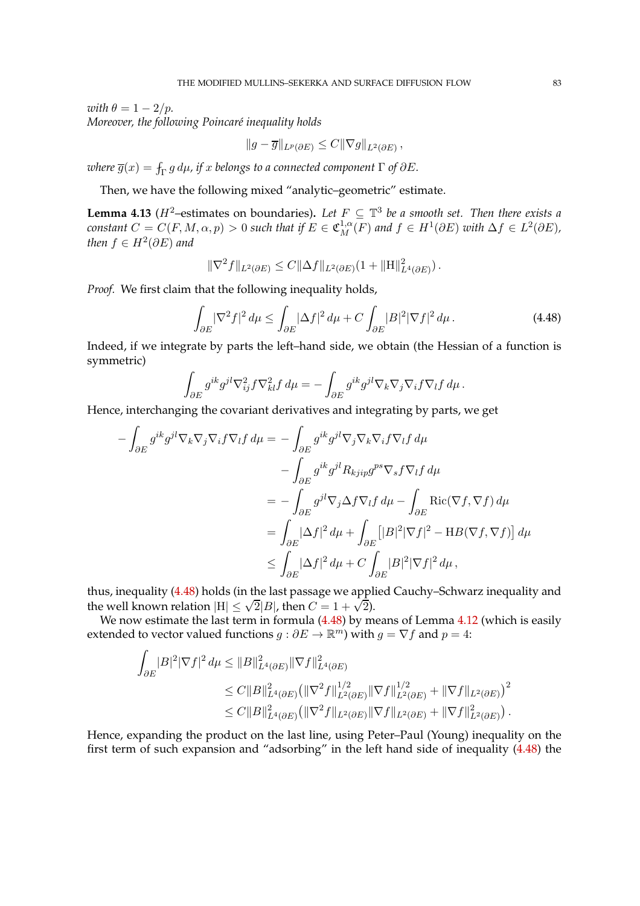*with* $\theta = 1 - 2/p$.

*Moreover, the following Poincaré inequality holds*

$$\|g - \overline{g}\|_{L^p(\partial E)} \leq C\|\nabla g\|_{L^2(\partial E)}\,,$$

*where* $\overline{g}(x) = \fint_\Gamma g\, d\mu$, *if* $x$ *belongs to a connected component* $\Gamma$ *of* $\partial E$.

Then, we have the following mixed "analytic–geometric" estimate.

**Lemma 4.13** ($H^2$–estimates on boundaries)**.** *Let* $F \subseteq \mathbb{T}^3$ *be a smooth set. Then there exists a constant* $C = C(F, M, \alpha, p) > 0$ *such that if* $E \in \mathfrak{C}^{1,\alpha}_M(F)$ *and* $f \in H^1(\partial E)$ *with* $\Delta f \in L^2(\partial E)$, *then* $f \in H^2(\partial E)$ *and*

$$\|\nabla^2 f\|_{L^2(\partial E)} \leq C\|\Delta f\|_{L^2(\partial E)}(1 + \|\mathrm{H}\|^2_{L^4(\partial E)})\,.$$

*Proof.* We first claim that the following inequality holds,

$$\int_{\partial E} |\nabla^2 f|^2\, d\mu \leq \int_{\partial E} |\Delta f|^2\, d\mu + C\int_{\partial E} |B|^2|\nabla f|^2\, d\mu\,. \tag{4.48}$$

Indeed, if we integrate by parts the left–hand side, we obtain (the Hessian of a function is symmetric)

$$\int_{\partial E} g^{ik}g^{jl}\nabla^2_{ij} f\nabla^2_{kl} f\, d\mu = -\int_{\partial E} g^{ik}g^{jl}\nabla_k\nabla_j\nabla_i f\nabla_l f\, d\mu\,.$$

Hence, interchanging the covariant derivatives and integrating by parts, we get

$$\begin{aligned}
-\int_{\partial E} g^{ik}g^{jl}\nabla_k\nabla_j\nabla_i f\nabla_l f\, d\mu &= -\int_{\partial E} g^{ik}g^{jl}\nabla_j\nabla_k\nabla_i f\nabla_l f\, d\mu \\
&\quad - \int_{\partial E} g^{ik}g^{jl}R_{kjip}g^{ps}\nabla_s f\nabla_l f\, d\mu \\
&= -\int_{\partial E} g^{jl}\nabla_j\Delta f\nabla_l f\, d\mu - \int_{\partial E} \mathrm{Ric}(\nabla f, \nabla f)\, d\mu \\
&= \int_{\partial E} |\Delta f|^2\, d\mu + \int_{\partial E} \big[|B|^2|\nabla f|^2 - \mathrm{H}B(\nabla f, \nabla f)\big]\, d\mu \\
&\leq \int_{\partial E} |\Delta f|^2\, d\mu + C\int_{\partial E} |B|^2|\nabla f|^2\, d\mu\,,
\end{aligned}$$

thus, inequality (4.48) holds (in the last passage we applied Cauchy–Schwarz inequality and the well known relation $|\mathrm{H}| \leq \sqrt{2}|B|$, then $C = 1 + \sqrt{2}$).

We now estimate the last term in formula (4.48) by means of Lemma 4.12 (which is easily extended to vector valued functions $g : \partial E \to \mathbb{R}^m$) with $g = \nabla f$ and $p = 4$:

$$\begin{aligned}
\int_{\partial E} |B|^2|\nabla f|^2\, d\mu &\leq \|B\|^2_{L^4(\partial E)}\|\nabla f\|^2_{L^4(\partial E)} \\
&\leq C\|B\|^2_{L^4(\partial E)}\big(\|\nabla^2 f\|^{1/2}_{L^2(\partial E)}\|\nabla f\|^{1/2}_{L^2(\partial E)} + \|\nabla f\|_{L^2(\partial E)}\big)^2 \\
&\leq C\|B\|^2_{L^4(\partial E)}\big(\|\nabla^2 f\|_{L^2(\partial E)}\|\nabla f\|_{L^2(\partial E)} + \|\nabla f\|^2_{L^2(\partial E)}\big)\,.
\end{aligned}$$

Hence, expanding the product on the last line, using Peter–Paul (Young) inequality on the first term of such expansion and "adsorbing" in the left hand side of inequality (4.48) the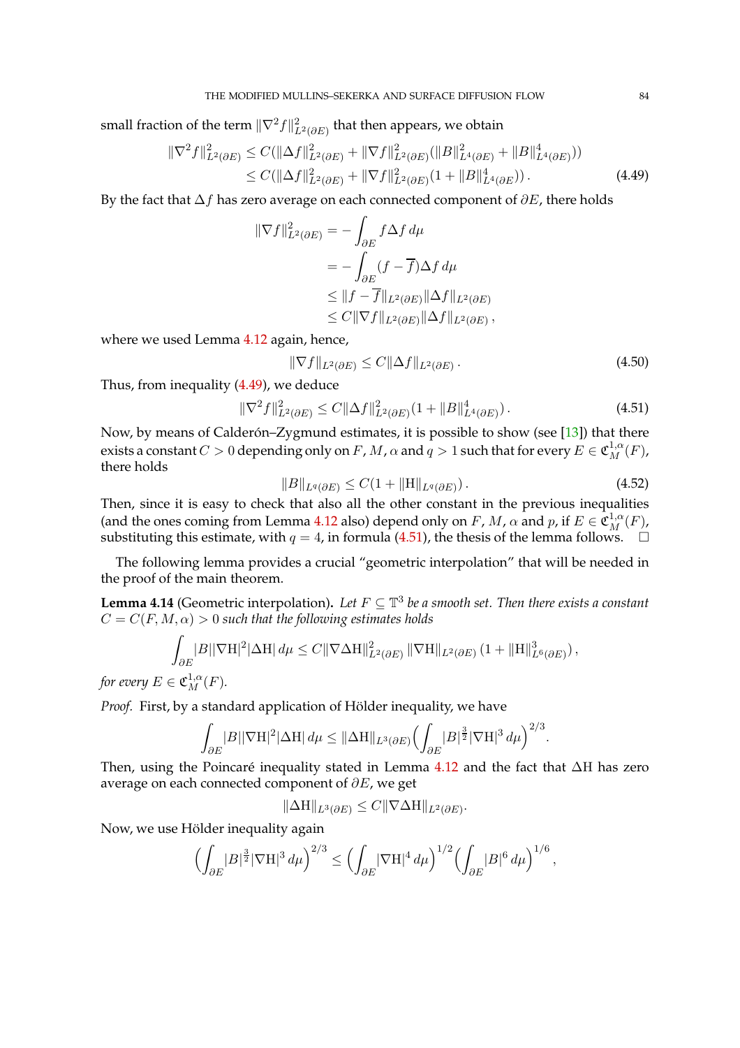small fraction of the term $\|\nabla^2 f\|^2_{L^2(\partial E)}$ that then appears, we obtain

$$
\begin{aligned}
\|\nabla^2 f\|^2_{L^2(\partial E)} &\leq C(\|\Delta f\|^2_{L^2(\partial E)} + \|\nabla f\|^2_{L^2(\partial E)}(\|B\|^2_{L^4(\partial E)} + \|B\|^4_{L^4(\partial E)})) \\
&\leq C(\|\Delta f\|^2_{L^2(\partial E)} + \|\nabla f\|^2_{L^2(\partial E)}(1 + \|B\|^4_{L^4(\partial E)})) \,.
\end{aligned} \tag{4.49}
$$

By the fact that $\Delta f$ has zero average on each connected component of $\partial E$, there holds

$$
\begin{aligned}
\|\nabla f\|^2_{L^2(\partial E)} &= -\int_{\partial E} f \Delta f \, d\mu \\
&= -\int_{\partial E} (f - \overline{f}) \Delta f \, d\mu \\
&\leq \|f - \overline{f}\|_{L^2(\partial E)} \|\Delta f\|_{L^2(\partial E)} \\
&\leq C \|\nabla f\|_{L^2(\partial E)} \|\Delta f\|_{L^2(\partial E)} \,,
\end{aligned}
$$

where we used Lemma 4.12 again, hence,

$$
\|\nabla f\|_{L^2(\partial E)} \leq C \|\Delta f\|_{L^2(\partial E)} \,. \tag{4.50}
$$

Thus, from inequality (4.49), we deduce

$$
\|\nabla^2 f\|^2_{L^2(\partial E)} \leq C \|\Delta f\|^2_{L^2(\partial E)} (1 + \|B\|^4_{L^4(\partial E)}) \,. \tag{4.51}
$$

Now, by means of Calderón–Zygmund estimates, it is possible to show (see [13]) that there exists a constant $C > 0$ depending only on $F$, $M$, $\alpha$ and $q > 1$ such that for every $E \in \mathfrak{C}^{1,\alpha}_M(F)$, there holds

$$
\|B\|_{L^q(\partial E)} \leq C(1 + \|\mathrm{H}\|_{L^q(\partial E)}) \,. \tag{4.52}
$$

Then, since it is easy to check that also all the other constant in the previous inequalities (and the ones coming from Lemma 4.12 also) depend only on $F$, $M$, $\alpha$ and $p$, if $E \in \mathfrak{C}^{1,\alpha}_M(F)$, substituting this estimate, with $q = 4$, in formula (4.51), the thesis of the lemma follows. $\square$

The following lemma provides a crucial "geometric interpolation" that will be needed in the proof of the main theorem.

**Lemma 4.14** (Geometric interpolation). *Let $F \subseteq \mathbb{T}^3$ be a smooth set. Then there exists a constant $C = C(F, M, \alpha) > 0$ such that the following estimates holds*

$$
\int_{\partial E} |B| |\nabla \mathrm{H}|^2 |\Delta \mathrm{H}| \, d\mu \leq C \|\nabla \Delta \mathrm{H}\|^2_{L^2(\partial E)} \, \|\nabla \mathrm{H}\|_{L^2(\partial E)} \, (1 + \|\mathrm{H}\|^3_{L^6(\partial E)}) \,,
$$

*for every $E \in \mathfrak{C}^{1,\alpha}_M(F)$.*

*Proof.* First, by a standard application of Hölder inequality, we have

$$
\int_{\partial E} |B| |\nabla \mathrm{H}|^2 |\Delta \mathrm{H}| \, d\mu \leq \|\Delta \mathrm{H}\|_{L^3(\partial E)} \Big( \int_{\partial E} |B|^{\frac{3}{2}} |\nabla \mathrm{H}|^3 \, d\mu \Big)^{2/3} .
$$

Then, using the Poincaré inequality stated in Lemma 4.12 and the fact that $\Delta \mathrm{H}$ has zero average on each connected component of $\partial E$, we get

$$
\|\Delta \mathrm{H}\|_{L^3(\partial E)} \leq C \|\nabla \Delta \mathrm{H}\|_{L^2(\partial E)} .
$$

Now, we use Hölder inequality again

$$
\Big( \int_{\partial E} |B|^{\frac{3}{2}} |\nabla \mathrm{H}|^3 \, d\mu \Big)^{2/3} \leq \Big( \int_{\partial E} |\nabla \mathrm{H}|^4 \, d\mu \Big)^{1/2} \Big( \int_{\partial E} |B|^6 \, d\mu \Big)^{1/6} ,
$$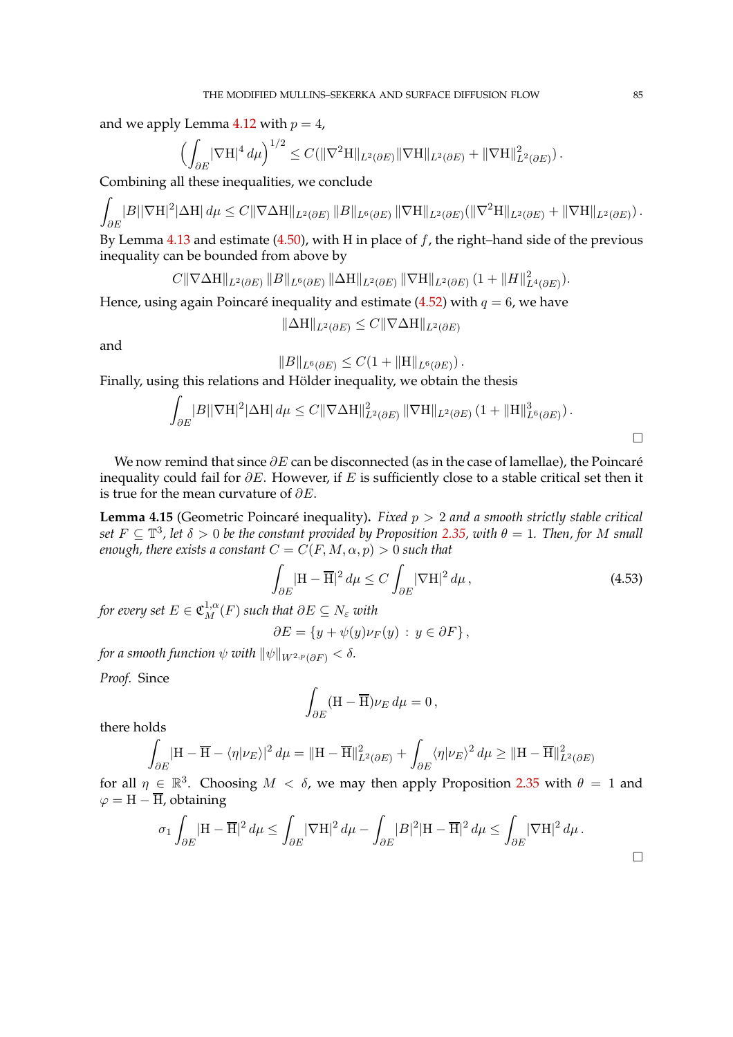and we apply Lemma 4.12 with $p = 4$,

$$\Big(\int_{\partial E}|\nabla \mathrm{H}|^4\,d\mu\Big)^{1/2} \leq C(\|\nabla^2\mathrm{H}\|_{L^2(\partial E)}\|\nabla\mathrm{H}\|_{L^2(\partial E)} + \|\nabla\mathrm{H}\|^2_{L^2(\partial E)})\,.$$

Combining all these inequalities, we conclude

$$\int_{\partial E}|B||\nabla\mathrm{H}|^2|\Delta\mathrm{H}|\,d\mu \leq C\|\nabla\Delta\mathrm{H}\|_{L^2(\partial E)}\,\|B\|_{L^6(\partial E)}\,\|\nabla\mathrm{H}\|_{L^2(\partial E)}(\|\nabla^2\mathrm{H}\|_{L^2(\partial E)} + \|\nabla\mathrm{H}\|_{L^2(\partial E)})\,.$$

By Lemma 4.13 and estimate (4.50), with H in place of $f$, the right–hand side of the previous inequality can be bounded from above by

$$C\|\nabla\Delta\mathrm{H}\|_{L^2(\partial E)}\,\|B\|_{L^6(\partial E)}\,\|\Delta\mathrm{H}\|_{L^2(\partial E)}\,\|\nabla\mathrm{H}\|_{L^2(\partial E)}\,(1 + \|H\|^2_{L^4(\partial E)}).$$

Hence, using again Poincaré inequality and estimate (4.52) with $q = 6$, we have

$$\|\Delta\mathrm{H}\|_{L^2(\partial E)} \leq C\|\nabla\Delta\mathrm{H}\|_{L^2(\partial E)}$$

and

$$\|B\|_{L^6(\partial E)} \leq C(1 + \|\mathrm{H}\|_{L^6(\partial E)})\,.$$

Finally, using this relations and Hölder inequality, we obtain the thesis

$$\int_{\partial E}|B||\nabla\mathrm{H}|^2|\Delta\mathrm{H}|\,d\mu \leq C\|\nabla\Delta\mathrm{H}\|^2_{L^2(\partial E)}\,\|\nabla\mathrm{H}\|_{L^2(\partial E)}\,(1 + \|\mathrm{H}\|^3_{L^6(\partial E)})\,.$$

□

We now remind that since $\partial E$ can be disconnected (as in the case of lamellae), the Poincaré inequality could fail for $\partial E$. However, if $E$ is sufficiently close to a stable critical set then it is true for the mean curvature of $\partial E$.

**Lemma 4.15** (Geometric Poincaré inequality). *Fixed $p > 2$ and a smooth strictly stable critical set $F \subseteq \mathbb{T}^3$, let $\delta > 0$ be the constant provided by Proposition 2.35, with $\theta = 1$. Then, for $M$ small enough, there exists a constant $C = C(F, M, \alpha, p) > 0$ such that*

$$\int_{\partial E}|\mathrm{H} - \overline{\mathrm{H}}|^2\,d\mu \leq C\int_{\partial E}|\nabla\mathrm{H}|^2\,d\mu\,, \tag{4.53}$$

*for every set $E \in \mathfrak{C}^{1,\alpha}_M(F)$ such that $\partial E \subseteq N_\varepsilon$ with*

$$\partial E = \{y + \psi(y)\nu_F(y)\,:\, y \in \partial F\}\,,$$

*for a smooth function $\psi$ with $\|\psi\|_{W^{2,p}(\partial F)} < \delta$.*

*Proof.* Since

$$\int_{\partial E}(\mathrm{H} - \overline{\mathrm{H}})\nu_E\,d\mu = 0\,,$$

there holds

$$\int_{\partial E}|\mathrm{H} - \overline{\mathrm{H}} - \langle\eta|\nu_E\rangle|^2\,d\mu = \|\mathrm{H} - \overline{\mathrm{H}}\|^2_{L^2(\partial E)} + \int_{\partial E}\langle\eta|\nu_E\rangle^2\,d\mu \geq \|\mathrm{H} - \overline{\mathrm{H}}\|^2_{L^2(\partial E)}$$

for all $\eta \in \mathbb{R}^3$. Choosing $M < \delta$, we may then apply Proposition 2.35 with $\theta = 1$ and $\varphi = \mathrm{H} - \overline{\mathrm{H}}$, obtaining

$$\sigma_1\int_{\partial E}|\mathrm{H} - \overline{\mathrm{H}}|^2\,d\mu \leq \int_{\partial E}|\nabla\mathrm{H}|^2\,d\mu - \int_{\partial E}|B|^2|\mathrm{H} - \overline{\mathrm{H}}|^2\,d\mu \leq \int_{\partial E}|\nabla\mathrm{H}|^2\,d\mu\,.$$

□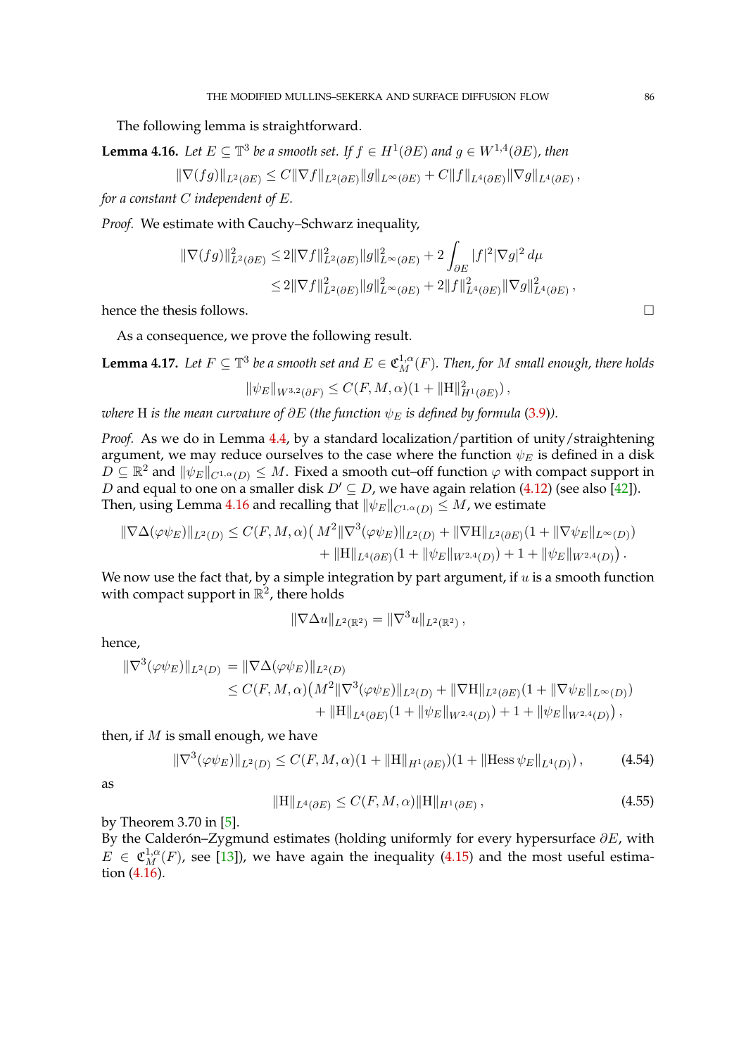The following lemma is straightforward.

**Lemma 4.16.** *Let $E \subseteq \mathbb{T}^3$ be a smooth set. If $f \in H^1(\partial E)$ and $g \in W^{1,4}(\partial E)$, then*

$$\|\nabla(fg)\|_{L^2(\partial E)} \leq C\|\nabla f\|_{L^2(\partial E)}\|g\|_{L^\infty(\partial E)} + C\|f\|_{L^4(\partial E)}\|\nabla g\|_{L^4(\partial E)}\,,$$

*for a constant $C$ independent of $E$.*

*Proof.* We estimate with Cauchy–Schwarz inequality,

$$\begin{aligned}\|\nabla(fg)\|^2_{L^2(\partial E)} \leq\,& 2\|\nabla f\|^2_{L^2(\partial E)}\|g\|^2_{L^\infty(\partial E)} + 2\int_{\partial E}|f|^2|\nabla g|^2\,d\mu\\ \leq\,& 2\|\nabla f\|^2_{L^2(\partial E)}\|g\|^2_{L^\infty(\partial E)} + 2\|f\|^2_{L^4(\partial E)}\|\nabla g\|^2_{L^4(\partial E)}\,,\end{aligned}$$

hence the thesis follows. □

As a consequence, we prove the following result.

**Lemma 4.17.** *Let $F \subseteq \mathbb{T}^3$ be a smooth set and $E \in \mathfrak{C}^{1,\alpha}_M(F)$. Then, for $M$ small enough, there holds*

$$\|\psi_E\|_{W^{3,2}(\partial F)} \leq C(F, M, \alpha)(1 + \|\mathrm{H}\|^2_{H^1(\partial E)})\,,$$

*where $\mathrm{H}$ is the mean curvature of $\partial E$ (the function $\psi_E$ is defined by formula (3.9)).*

*Proof.* As we do in Lemma 4.4, by a standard localization/partition of unity/straightening argument, we may reduce ourselves to the case where the function $\psi_E$ is defined in a disk $D \subseteq \mathbb{R}^2$ and $\|\psi_E\|_{C^{1,\alpha}(D)} \leq M$. Fixed a smooth cut–off function $\varphi$ with compact support in $D$ and equal to one on a smaller disk $D' \subseteq D$, we have again relation (4.12) (see also [42]). Then, using Lemma 4.16 and recalling that $\|\psi_E\|_{C^{1,\alpha}(D)} \leq M$, we estimate

$$\begin{aligned}\|\nabla\Delta(\varphi\psi_E)\|_{L^2(D)} \leq C(F, M, \alpha)\big(\,& M^2\|\nabla^3(\varphi\psi_E)\|_{L^2(D)} + \|\nabla\mathrm{H}\|_{L^2(\partial E)}(1 + \|\nabla\psi_E\|_{L^\infty(D)})\\ &+ \|\mathrm{H}\|_{L^4(\partial E)}(1 + \|\psi_E\|_{W^{2,4}(D)}) + 1 + \|\psi_E\|_{W^{2,4}(D)}\big)\,.\end{aligned}$$

We now use the fact that, by a simple integration by part argument, if $u$ is a smooth function with compact support in $\mathbb{R}^2$, there holds

$$\|\nabla\Delta u\|_{L^2(\mathbb{R}^2)} = \|\nabla^3 u\|_{L^2(\mathbb{R}^2)}\,,$$

hence,

$$\begin{aligned}\|\nabla^3(\varphi\psi_E)\|_{L^2(D)} &= \|\nabla\Delta(\varphi\psi_E)\|_{L^2(D)}\\ &\leq C(F, M, \alpha)\big(M^2\|\nabla^3(\varphi\psi_E)\|_{L^2(D)} + \|\nabla\mathrm{H}\|_{L^2(\partial E)}(1 + \|\nabla\psi_E\|_{L^\infty(D)})\\ &\qquad + \|\mathrm{H}\|_{L^4(\partial E)}(1 + \|\psi_E\|_{W^{2,4}(D)}) + 1 + \|\psi_E\|_{W^{2,4}(D)}\big)\,,\end{aligned}$$

then, if $M$ is small enough, we have

$$\|\nabla^3(\varphi\psi_E)\|_{L^2(D)} \leq C(F, M, \alpha)(1 + \|\mathrm{H}\|_{H^1(\partial E)})(1 + \|\mathrm{Hess}\,\psi_E\|_{L^4(D)})\,, \tag{4.54}$$

as

$$\|\mathrm{H}\|_{L^4(\partial E)} \leq C(F, M, \alpha)\|\mathrm{H}\|_{H^1(\partial E)}\,, \tag{4.55}$$

by Theorem 3.70 in [5].
By the Calderón–Zygmund estimates (holding uniformly for every hypersurface $\partial E$, with $E \in \mathfrak{C}^{1,\alpha}_M(F)$, see [13]), we have again the inequality (4.15) and the most useful estimation (4.16).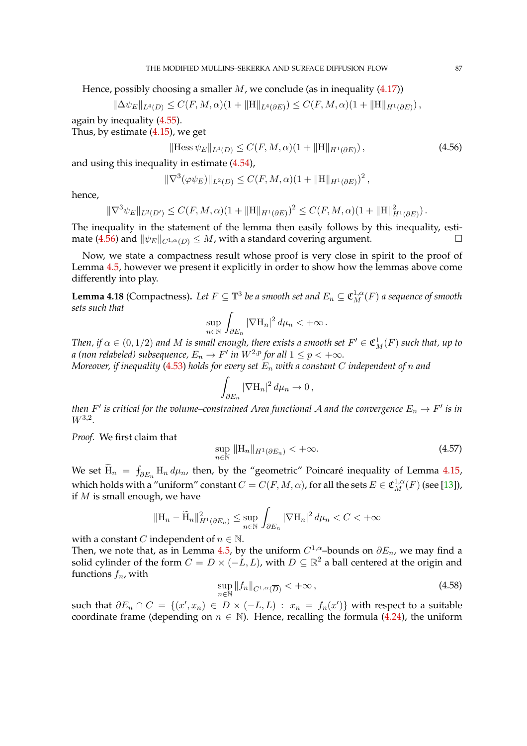Hence, possibly choosing a smaller $M$, we conclude (as in inequality (4.17))

$$\|\Delta\psi_E\|_{L^4(D)} \leq C(F,M,\alpha)(1+\|\mathrm{H}\|_{L^4(\partial E)}) \leq C(F,M,\alpha)(1+\|\mathrm{H}\|_{H^1(\partial E)})\,,$$

again by inequality (4.55).
Thus, by estimate (4.15), we get

$$\|\mathrm{Hess}\,\psi_E\|_{L^4(D)} \leq C(F,M,\alpha)(1+\|\mathrm{H}\|_{H^1(\partial E)})\,, \tag{4.56}$$

and using this inequality in estimate (4.54),

$$\|\nabla^3(\varphi\psi_E)\|_{L^2(D)} \leq C(F,M,\alpha)(1+\|\mathrm{H}\|_{H^1(\partial E)})^2\,,$$

hence,

$$\|\nabla^3\psi_E\|_{L^2(D')} \leq C(F,M,\alpha)(1+\|\mathrm{H}\|_{H^1(\partial E)})^2 \leq C(F,M,\alpha)(1+\|\mathrm{H}\|^2_{H^1(\partial E)})\,.$$

The inequality in the statement of the lemma then easily follows by this inequality, estimate (4.56) and $\|\psi_E\|_{C^{1,\alpha}(D)} \leq M$, with a standard covering argument. □

Now, we state a compactness result whose proof is very close in spirit to the proof of Lemma 4.5, however we present it explicitly in order to show how the lemmas above come differently into play.

**Lemma 4.18** (Compactness). *Let $F \subseteq \mathbb{T}^3$ be a smooth set and $E_n \subseteq \mathfrak{C}^{1,\alpha}_M(F)$ a sequence of smooth sets such that*

$$\sup_{n\in\mathbb{N}} \int_{\partial E_n} |\nabla \mathrm{H}_n|^2\,d\mu_n < +\infty\,.$$

*Then, if $\alpha \in (0,1/2)$ and $M$ is small enough, there exists a smooth set $F' \in \mathfrak{C}^1_M(F)$ such that, up to a (non relabeled) subsequence, $E_n \to F'$ in $W^{2,p}$ for all $1 \leq p < +\infty$.*
*Moreover, if inequality (4.53) holds for every set $E_n$ with a constant $C$ independent of $n$ and*

$$\int_{\partial E_n} |\nabla \mathrm{H}_n|^2\,d\mu_n \to 0\,,$$

*then $F'$ is critical for the volume–constrained Area functional $\mathcal{A}$ and the convergence $E_n \to F'$ is in $W^{3,2}$.*

*Proof.* We first claim that

$$\sup_{n\in\mathbb{N}} \|\mathrm{H}_n\|_{H^1(\partial E_n)} < +\infty. \tag{4.57}$$

We set $\widetilde{\mathrm{H}}_n = ⨍_{\partial E_n} \mathrm{H}_n\,d\mu_n$, then, by the "geometric" Poincaré inequality of Lemma 4.15, which holds with a "uniform" constant $C = C(F,M,\alpha)$, for all the sets $E \in \mathfrak{C}^{1,\alpha}_M(F)$ (see [13]), if $M$ is small enough, we have

$$\|\mathrm{H}_n - \widetilde{\mathrm{H}}_n\|^2_{H^1(\partial E_n)} \leq \sup_{n\in\mathbb{N}} \int_{\partial E_n} |\nabla \mathrm{H}_n|^2\,d\mu_n < C < +\infty$$

with a constant $C$ independent of $n \in \mathbb{N}$.
Then, we note that, as in Lemma 4.5, by the uniform $C^{1,\alpha}$–bounds on $\partial E_n$, we may find a solid cylinder of the form $C = D \times (-L, L)$, with $D \subseteq \mathbb{R}^2$ a ball centered at the origin and functions $f_n$, with

$$\sup_{n\in\mathbb{N}} \|f_n\|_{C^{1,\alpha}(\overline{D})} < +\infty\,, \tag{4.58}$$

such that $\partial E_n \cap C = \{(x', x_n) \in D \times (-L, L) \,:\, x_n = f_n(x')\}$ with respect to a suitable coordinate frame (depending on $n \in \mathbb{N}$). Hence, recalling the formula (4.24), the uniform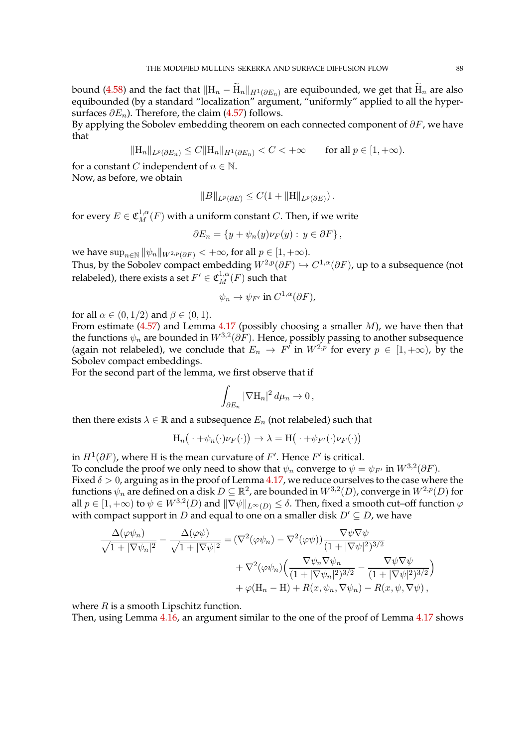bound (4.58) and the fact that $\|\mathrm{H}_n - \widetilde{\mathrm{H}}_n\|_{H^1(\partial E_n)}$ are equibounded, we get that $\widetilde{\mathrm{H}}_n$ are also equibounded (by a standard "localization" argument, "uniformly" applied to all the hypersurfaces $\partial E_n$). Therefore, the claim (4.57) follows.

By applying the Sobolev embedding theorem on each connected component of $\partial F$, we have that

$$\|\mathrm{H}_n\|_{L^p(\partial E_n)} \leq C\|\mathrm{H}_n\|_{H^1(\partial E_n)} < C < +\infty \qquad \text{for all } p \in [1, +\infty).$$

for a constant $C$ independent of $n \in \mathbb{N}$.

Now, as before, we obtain

$$\|B\|_{L^p(\partial E)} \leq C(1 + \|\mathrm{H}\|_{L^p(\partial E)}) .$$

for every $E \in \mathfrak{C}^{1,\alpha}_M(F)$ with a uniform constant $C$. Then, if we write

$$\partial E_n = \{y + \psi_n(y)\nu_F(y) : y \in \partial F\},$$

we have $\sup_{n\in\mathbb{N}} \|\psi_n\|_{W^{2,p}(\partial F)} < +\infty$, for all $p \in [1, +\infty)$.

Thus, by the Sobolev compact embedding $W^{2,p}(\partial F) \hookrightarrow C^{1,\alpha}(\partial F)$, up to a subsequence (not relabeled), there exists a set $F' \in \mathfrak{C}^{1,\alpha}_M(F)$ such that

$$\psi_n \to \psi_{F'} \text{ in } C^{1,\alpha}(\partial F),$$

for all $\alpha \in (0, 1/2)$ and $\beta \in (0, 1)$.

From estimate (4.57) and Lemma 4.17 (possibly choosing a smaller $M$), we have then that the functions $\psi_n$ are bounded in $W^{3,2}(\partial F)$. Hence, possibly passing to another subsequence (again not relabeled), we conclude that $E_n \to F'$ in $W^{2,p}$ for every $p \in [1, +\infty)$, by the Sobolev compact embeddings.

For the second part of the lemma, we first observe that if

$$\int_{\partial E_n} |\nabla \mathrm{H}_n|^2 \, d\mu_n \to 0 \,,$$

then there exists $\lambda \in \mathbb{R}$ and a subsequence $E_n$ (not relabeled) such that

$$\mathrm{H}_n\big(\,\cdot + \psi_n(\cdot)\nu_F(\cdot)\big) \to \lambda = \mathrm{H}\big(\,\cdot + \psi_{F'}(\cdot)\nu_F(\cdot)\big)$$

in $H^1(\partial F)$, where $\mathrm{H}$ is the mean curvature of $F'$. Hence $F'$ is critical.

To conclude the proof we only need to show that $\psi_n$ converge to $\psi = \psi_{F'}$ in $W^{3,2}(\partial F)$.

Fixed $\delta > 0$, arguing as in the proof of Lemma 4.17, we reduce ourselves to the case where the functions $\psi_n$ are defined on a disk $D \subseteq \mathbb{R}^2$, are bounded in $W^{3,2}(D)$, converge in $W^{2,p}(D)$ for all $p \in [1, +\infty)$ to $\psi \in W^{3,2}(D)$ and $\|\nabla\psi\|_{L^\infty(D)} \leq \delta$. Then, fixed a smooth cut–off function $\varphi$ with compact support in $D$ and equal to one on a smaller disk $D' \subseteq D$, we have

$$\begin{aligned}
\frac{\Delta(\varphi\psi_n)}{\sqrt{1 + |\nabla\psi_n|^2}} - \frac{\Delta(\varphi\psi)}{\sqrt{1 + |\nabla\psi|^2}} = {} & (\nabla^2(\varphi\psi_n) - \nabla^2(\varphi\psi))\frac{\nabla\psi\nabla\psi}{(1 + |\nabla\psi|^2)^{3/2}} \\
& + \nabla^2(\varphi\psi_n)\Big(\frac{\nabla\psi_n\nabla\psi_n}{(1 + |\nabla\psi_n|^2)^{3/2}} - \frac{\nabla\psi\nabla\psi}{(1 + |\nabla\psi|^2)^{3/2}}\Big) \\
& + \varphi(\mathrm{H}_n - \mathrm{H}) + R(x, \psi_n, \nabla\psi_n) - R(x, \psi, \nabla\psi) \,,
\end{aligned}$$

where $R$ is a smooth Lipschitz function.

Then, using Lemma 4.16, an argument similar to the one of the proof of Lemma 4.17 shows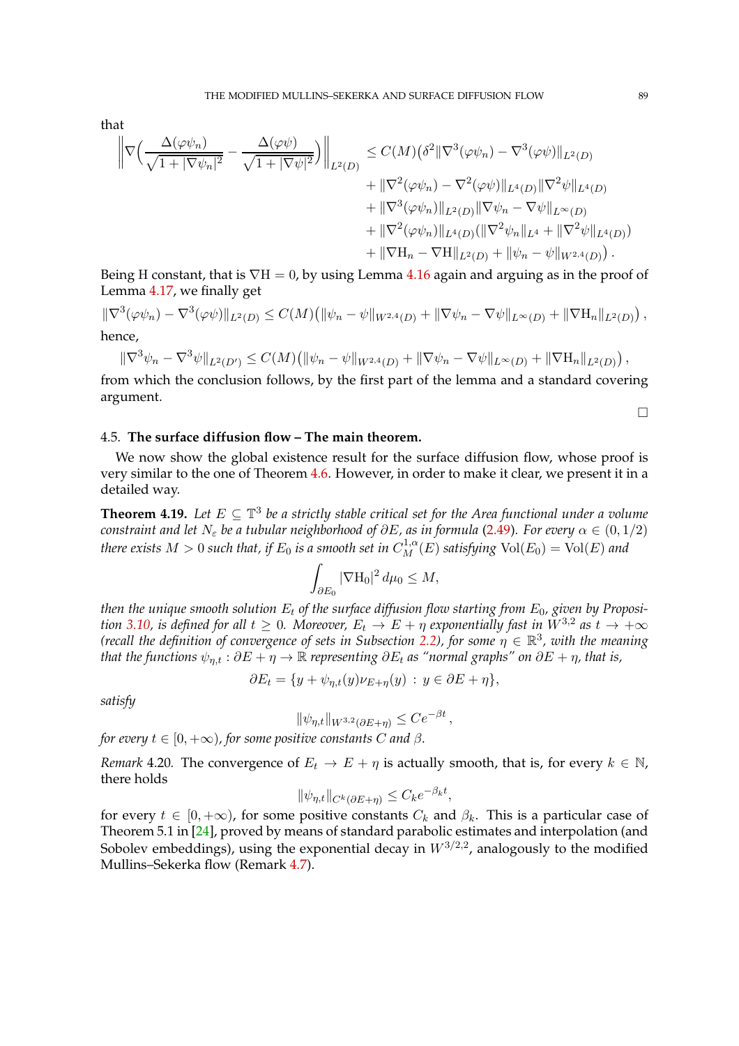that

$$
\begin{aligned}
\Big\|\nabla\Big(\frac{\Delta(\varphi\psi_n)}{\sqrt{1+|\nabla\psi_n|^2}}-\frac{\Delta(\varphi\psi)}{\sqrt{1+|\nabla\psi|^2}}\Big)\Big\|_{L^2(D)} &\leq C(M)\big(\delta^2\|\nabla^3(\varphi\psi_n)-\nabla^3(\varphi\psi)\|_{L^2(D)}\\
&\quad+\|\nabla^2(\varphi\psi_n)-\nabla^2(\varphi\psi)\|_{L^4(D)}\|\nabla^2\psi\|_{L^4(D)}\\
&\quad+\|\nabla^3(\varphi\psi_n)\|_{L^2(D)}\|\nabla\psi_n-\nabla\psi\|_{L^\infty(D)}\\
&\quad+\|\nabla^2(\varphi\psi_n)\|_{L^4(D)}(\|\nabla^2\psi_n\|_{L^4}+\|\nabla^2\psi\|_{L^4(D)})\\
&\quad+\|\nabla \mathrm{H}_n-\nabla\mathrm{H}\|_{L^2(D)}+\|\psi_n-\psi\|_{W^{2,4}(D)}\big)\,.
\end{aligned}
$$

Being H constant, that is $\nabla\mathrm{H}=0$, by using Lemma 4.16 again and arguing as in the proof of Lemma 4.17, we finally get

$$
\|\nabla^3(\varphi\psi_n)-\nabla^3(\varphi\psi)\|_{L^2(D)}\leq C(M)\big(\|\psi_n-\psi\|_{W^{2,4}(D)}+\|\nabla\psi_n-\nabla\psi\|_{L^\infty(D)}+\|\nabla\mathrm{H}_n\|_{L^2(D)}\big)\,,
$$

hence,

$$
\|\nabla^3\psi_n-\nabla^3\psi\|_{L^2(D')}\leq C(M)\big(\|\psi_n-\psi\|_{W^{2,4}(D)}+\|\nabla\psi_n-\nabla\psi\|_{L^\infty(D)}+\|\nabla\mathrm{H}_n\|_{L^2(D)}\big)\,,
$$

from which the conclusion follows, by the first part of the lemma and a standard covering argument.

□

### 4.5. **The surface diffusion flow – The main theorem.**

We now show the global existence result for the surface diffusion flow, whose proof is very similar to the one of Theorem 4.6. However, in order to make it clear, we present it in a detailed way.

**Theorem 4.19.** *Let $E\subseteq\mathbb{T}^3$ be a strictly stable critical set for the Area functional under a volume constraint and let $N_\varepsilon$ be a tubular neighborhood of $\partial E$, as in formula (2.49). For every $\alpha\in(0,1/2)$ there exists $M>0$ such that, if $E_0$ is a smooth set in $C^{1,\alpha}_M(E)$ satisfying $\mathrm{Vol}(E_0)=\mathrm{Vol}(E)$ and*

$$
\int_{\partial E_0}|\nabla\mathrm{H}_0|^2\,d\mu_0\leq M,
$$

*then the unique smooth solution $E_t$ of the surface diffusion flow starting from $E_0$, given by Proposition 3.10, is defined for all $t\geq 0$. Moreover, $E_t\to E+\eta$ exponentially fast in $W^{3,2}$ as $t\to+\infty$ (recall the definition of convergence of sets in Subsection 2.2), for some $\eta\in\mathbb{R}^3$, with the meaning that the functions $\psi_{\eta,t}:\partial E+\eta\to\mathbb{R}$ representing $\partial E_t$ as "normal graphs" on $\partial E+\eta$, that is,*

$$
\partial E_t=\{y+\psi_{\eta,t}(y)\nu_{E+\eta}(y)\,:\,y\in\partial E+\eta\},
$$

*satisfy*

$$
\|\psi_{\eta,t}\|_{W^{3,2}(\partial E+\eta)}\leq Ce^{-\beta t}\,,
$$

*for every $t\in[0,+\infty)$, for some positive constants $C$ and $\beta$.*

*Remark* 4.20. The convergence of $E_t\to E+\eta$ is actually smooth, that is, for every $k\in\mathbb{N}$, there holds

$$
\|\psi_{\eta,t}\|_{C^k(\partial E+\eta)}\leq C_ke^{-\beta_k t},
$$

for every $t\in[0,+\infty)$, for some positive constants $C_k$ and $\beta_k$. This is a particular case of Theorem 5.1 in [24], proved by means of standard parabolic estimates and interpolation (and Sobolev embeddings), using the exponential decay in $W^{3/2,2}$, analogously to the modified Mullins–Sekerka flow (Remark 4.7).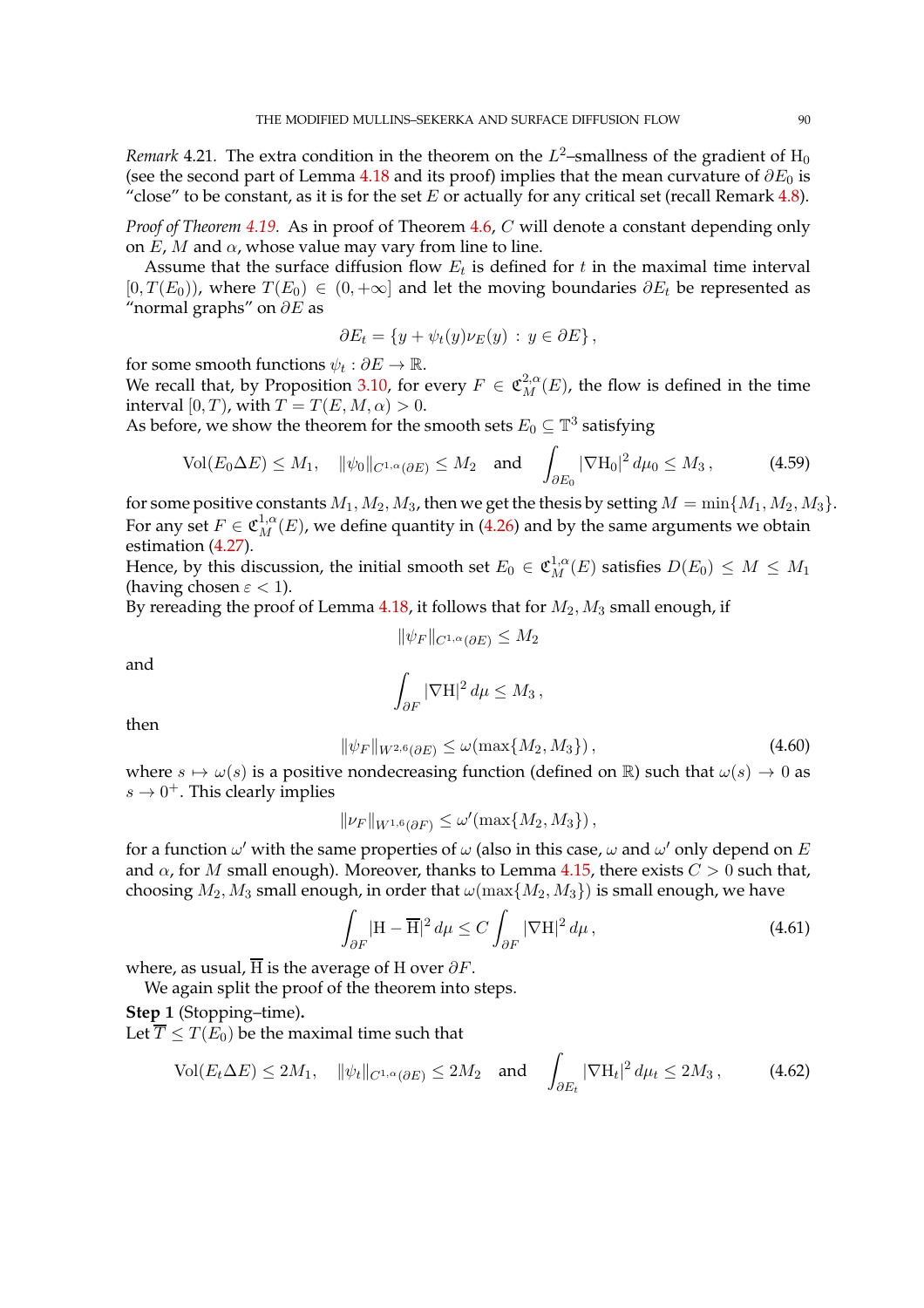*Remark* 4.21. The extra condition in the theorem on the $L^2$–smallness of the gradient of $\mathrm{H}_0$ (see the second part of Lemma 4.18 and its proof) implies that the mean curvature of $\partial E_0$ is "close" to be constant, as it is for the set $E$ or actually for any critical set (recall Remark 4.8).

*Proof of Theorem 4.19.* As in proof of Theorem 4.6, $C$ will denote a constant depending only on $E$, $M$ and $\alpha$, whose value may vary from line to line.

Assume that the surface diffusion flow $E_t$ is defined for $t$ in the maximal time interval $[0, T(E_0))$, where $T(E_0) \in (0, +\infty]$ and let the moving boundaries $\partial E_t$ be represented as "normal graphs" on $\partial E$ as

$$\partial E_t = \{y + \psi_t(y)\nu_E(y) \, : \, y \in \partial E\},$$

for some smooth functions $\psi_t : \partial E \to \mathbb{R}$.
We recall that, by Proposition 3.10, for every $F \in \mathfrak{C}^{2,\alpha}_M(E)$, the flow is defined in the time interval $[0, T)$, with $T = T(E, M, \alpha) > 0$.
As before, we show the theorem for the smooth sets $E_0 \subseteq \mathbb{T}^3$ satisfying

$$\mathrm{Vol}(E_0 \Delta E) \leq M_1, \quad \|\psi_0\|_{C^{1,\alpha}(\partial E)} \leq M_2 \quad \text{and} \quad \int_{\partial E_0} |\nabla \mathrm{H}_0|^2 \, d\mu_0 \leq M_3\,, \tag{4.59}$$

for some positive constants $M_1, M_2, M_3$, then we get the thesis by setting $M = \min\{M_1, M_2, M_3\}$.
For any set $F \in \mathfrak{C}^{1,\alpha}_M(E)$, we define quantity in (4.26) and by the same arguments we obtain estimation (4.27).
Hence, by this discussion, the initial smooth set $E_0 \in \mathfrak{C}^{1,\alpha}_M(E)$ satisfies $D(E_0) \leq M \leq M_1$ (having chosen $\varepsilon < 1$).
By rereading the proof of Lemma 4.18, it follows that for $M_2, M_3$ small enough, if

$$\|\psi_F\|_{C^{1,\alpha}(\partial E)} \leq M_2$$

and

$$\int_{\partial F} |\nabla \mathrm{H}|^2 \, d\mu \leq M_3\,,$$

then

$$\|\psi_F\|_{W^{2,6}(\partial E)} \leq \omega(\max\{M_2, M_3\})\,, \tag{4.60}$$

where $s \mapsto \omega(s)$ is a positive nondecreasing function (defined on $\mathbb{R}$) such that $\omega(s) \to 0$ as $s \to 0^+$. This clearly implies

$$\|\nu_F\|_{W^{1,6}(\partial F)} \leq \omega'(\max\{M_2, M_3\})\,,$$

for a function $\omega'$ with the same properties of $\omega$ (also in this case, $\omega$ and $\omega'$ only depend on $E$ and $\alpha$, for $M$ small enough). Moreover, thanks to Lemma 4.15, there exists $C > 0$ such that, choosing $M_2, M_3$ small enough, in order that $\omega(\max\{M_2, M_3\})$ is small enough, we have

$$\int_{\partial F} |\mathrm{H} - \overline{\mathrm{H}}|^2 \, d\mu \leq C \int_{\partial F} |\nabla \mathrm{H}|^2 \, d\mu\,, \tag{4.61}$$

where, as usual, $\overline{\mathrm{H}}$ is the average of $\mathrm{H}$ over $\partial F$.
We again split the proof of the theorem into steps.

**Step 1** (Stopping–time)**.**
Let $\overline{T} \leq T(E_0)$ be the maximal time such that

$$\mathrm{Vol}(E_t \Delta E) \leq 2M_1, \quad \|\psi_t\|_{C^{1,\alpha}(\partial E)} \leq 2M_2 \quad \text{and} \quad \int_{\partial E_t} |\nabla \mathrm{H}_t|^2 \, d\mu_t \leq 2M_3\,, \tag{4.62}$$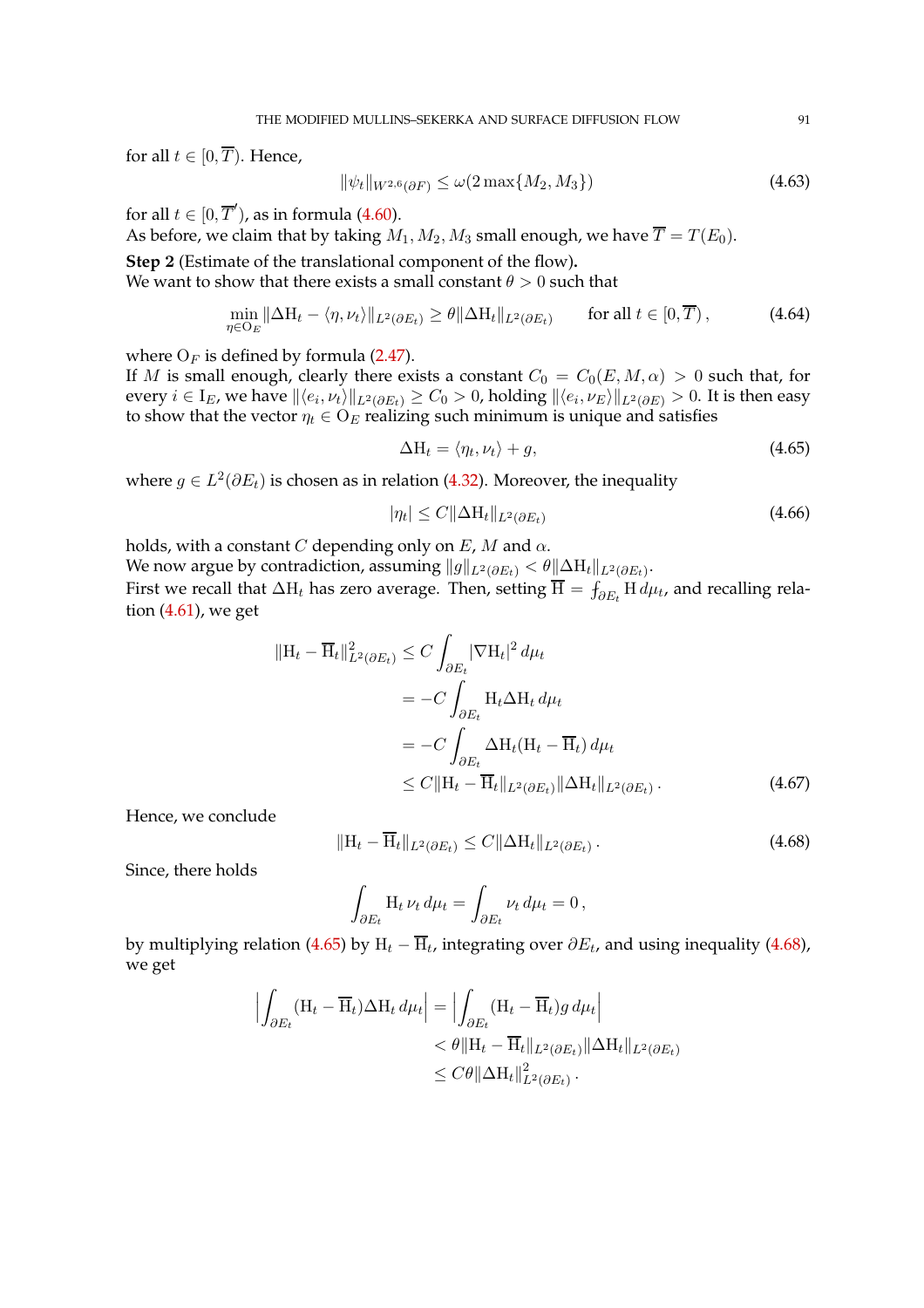for all $t \in [0, \overline{T})$. Hence,

$$\|\psi_t\|_{W^{2,6}(\partial F)} \leq \omega(2 \max\{M_2, M_3\}) \tag{4.63}$$

for all $t \in [0, \overline{T}')$, as in formula (4.60).

As before, we claim that by taking $M_1, M_2, M_3$ small enough, we have $\overline{T} = T(E_0)$.

**Step 2** (Estimate of the translational component of the flow)**.**

We want to show that there exists a small constant $\theta > 0$ such that

$$\min_{\eta \in \mathrm{O}_E} \|\Delta \mathrm{H}_t - \langle \eta, \nu_t \rangle\|_{L^2(\partial E_t)} \geq \theta \|\Delta \mathrm{H}_t\|_{L^2(\partial E_t)} \qquad \text{for all } t \in [0, \overline{T})\,, \tag{4.64}$$

where $\mathrm{O}_F$ is defined by formula (2.47).

If $M$ is small enough, clearly there exists a constant $C_0 = C_0(E, M, \alpha) > 0$ such that, for every $i \in \mathrm{I}_E$, we have $\|\langle e_i, \nu_t \rangle\|_{L^2(\partial E_t)} \geq C_0 > 0$, holding $\|\langle e_i, \nu_E \rangle\|_{L^2(\partial E)} > 0$. It is then easy to show that the vector $\eta_t \in \mathrm{O}_E$ realizing such minimum is unique and satisfies

$$\Delta \mathrm{H}_t = \langle \eta_t, \nu_t \rangle + g, \tag{4.65}$$

where $g \in L^2(\partial E_t)$ is chosen as in relation (4.32). Moreover, the inequality

$$|\eta_t| \leq C \|\Delta \mathrm{H}_t\|_{L^2(\partial E_t)} \tag{4.66}$$

holds, with a constant $C$ depending only on $E$, $M$ and $\alpha$.

We now argue by contradiction, assuming $\|g\|_{L^2(\partial E_t)} < \theta \|\Delta \mathrm{H}_t\|_{L^2(\partial E_t)}$.

First we recall that $\Delta \mathrm{H}_t$ has zero average. Then, setting $\overline{\mathrm{H}} = \fint_{\partial E_t} \mathrm{H}\, d\mu_t$, and recalling relation (4.61), we get

$$\begin{aligned}
\|\mathrm{H}_t - \overline{\mathrm{H}}_t\|^2_{L^2(\partial E_t)} &\leq C \int_{\partial E_t} |\nabla \mathrm{H}_t|^2 \, d\mu_t \\
&= -C \int_{\partial E_t} \mathrm{H}_t \Delta \mathrm{H}_t \, d\mu_t \\
&= -C \int_{\partial E_t} \Delta \mathrm{H}_t (\mathrm{H}_t - \overline{\mathrm{H}}_t) \, d\mu_t \\
&\leq C \|\mathrm{H}_t - \overline{\mathrm{H}}_t\|_{L^2(\partial E_t)} \|\Delta \mathrm{H}_t\|_{L^2(\partial E_t)}\,.
\end{aligned} \tag{4.67}$$

Hence, we conclude

$$\|\mathrm{H}_t - \overline{\mathrm{H}}_t\|_{L^2(\partial E_t)} \leq C \|\Delta \mathrm{H}_t\|_{L^2(\partial E_t)}\,. \tag{4.68}$$

Since, there holds

$$\int_{\partial E_t} \mathrm{H}_t \, \nu_t \, d\mu_t = \int_{\partial E_t} \nu_t \, d\mu_t = 0\,,$$

by multiplying relation (4.65) by $\mathrm{H}_t - \overline{\mathrm{H}}_t$, integrating over $\partial E_t$, and using inequality (4.68), we get

$$\begin{aligned}
\Big| \int_{\partial E_t} (\mathrm{H}_t - \overline{\mathrm{H}}_t) \Delta \mathrm{H}_t \, d\mu_t \Big| &= \Big| \int_{\partial E_t} (\mathrm{H}_t - \overline{\mathrm{H}}_t) g \, d\mu_t \Big| \\
&< \theta \|\mathrm{H}_t - \overline{\mathrm{H}}_t\|_{L^2(\partial E_t)} \|\Delta \mathrm{H}_t\|_{L^2(\partial E_t)} \\
&\leq C\theta \|\Delta \mathrm{H}_t\|^2_{L^2(\partial E_t)}\,.
\end{aligned}$$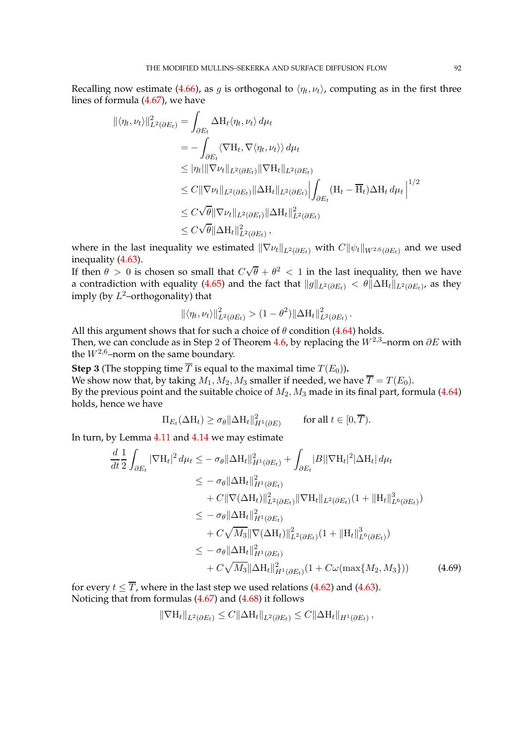Recalling now estimate (4.66), as $g$ is orthogonal to $\langle \eta_t, \nu_t\rangle$, computing as in the first three lines of formula (4.67), we have

$$
\begin{aligned}
\|\langle \eta_t, \nu_t\rangle\|^2_{L^2(\partial E_t)} &= \int_{\partial E_t} \Delta \mathrm{H}_t \langle \eta_t, \nu_t\rangle \, d\mu_t \\
&= -\int_{\partial E_t} \langle \nabla \mathrm{H}_t, \nabla \langle \eta_t, \nu_t\rangle\rangle \, d\mu_t \\
&\leq |\eta_t| \|\nabla \nu_t\|_{L^2(\partial E_t)} \|\nabla \mathrm{H}_t\|_{L^2(\partial E_t)} \\
&\leq C \|\nabla \nu_t\|_{L^2(\partial E_t)} \|\Delta \mathrm{H}_t\|_{L^2(\partial E_t)} \left| \int_{\partial E_t} (\mathrm{H}_t - \overline{\mathrm{H}}_t) \Delta \mathrm{H}_t \, d\mu_t \right|^{1/2} \\
&\leq C\sqrt{\theta} \|\nabla \nu_t\|_{L^2(\partial E_t)} \|\Delta \mathrm{H}_t\|^2_{L^2(\partial E_t)} \\
&\leq C\sqrt{\theta} \|\Delta \mathrm{H}_t\|^2_{L^2(\partial E_t)} \,,
\end{aligned}
$$

where in the last inequality we estimated $\|\nabla \nu_t\|_{L^2(\partial E_t)}$ with $C\|\psi_t\|_{W^{2,6}(\partial E_t)}$ and we used inequality (4.63).
If then $\theta > 0$ is chosen so small that $C\sqrt{\theta} + \theta^2 < 1$ in the last inequality, then we have a contradiction with equality (4.65) and the fact that $\|g\|_{L^2(\partial E_t)} < \theta \|\Delta \mathrm{H}_t\|_{L^2(\partial E_t)}$, as they imply (by $L^2$–orthogonality) that

$$
\|\langle \eta_t, \nu_t\rangle\|^2_{L^2(\partial E_t)} > (1-\theta^2) \|\Delta \mathrm{H}_t\|^2_{L^2(\partial E_t)} \,.
$$

All this argument shows that for such a choice of $\theta$ condition (4.64) holds.
Then, we can conclude as in Step 2 of Theorem 4.6, by replacing the $W^{2,3}$–norm on $\partial E$ with the $W^{2,6}$–norm on the same boundary.

**Step 3** (The stopping time $\overline{T}$ is equal to the maximal time $T(E_0)$)**.**
We show now that, by taking $M_1, M_2, M_3$ smaller if needed, we have $\overline{T} = T(E_0)$.
By the previous point and the suitable choice of $M_2, M_3$ made in its final part, formula (4.64) holds, hence we have

$$
\Pi_{E_t}(\Delta \mathrm{H}_t) \geq \sigma_\theta \|\Delta \mathrm{H}_t\|^2_{H^1(\partial E)} \qquad \text{for all } t \in [0, \overline{T}).
$$

In turn, by Lemma 4.11 and 4.14 we may estimate

$$
\begin{aligned}
\frac{d}{dt}\frac{1}{2} \int_{\partial E_t} |\nabla \mathrm{H}_t|^2 \, d\mu_t &\leq -\sigma_\theta \|\Delta \mathrm{H}_t\|^2_{H^1(\partial E_t)} + \int_{\partial E_t} |B| |\nabla \mathrm{H}_t|^2 |\Delta \mathrm{H}_t| \, d\mu_t \\
&\leq -\sigma_\theta \|\Delta \mathrm{H}_t\|^2_{H^1(\partial E_t)} \\
&\qquad + C\|\nabla(\Delta \mathrm{H}_t)\|^2_{L^2(\partial E_t)} \|\nabla \mathrm{H}_t\|_{L^2(\partial E_t)} (1 + \|\mathrm{H}_t\|^3_{L^6(\partial E_t)}) \\
&\leq -\sigma_\theta \|\Delta \mathrm{H}_t\|^2_{H^1(\partial E_t)} \\
&\qquad + C\sqrt{M_3} \|\nabla(\Delta \mathrm{H}_t)\|^2_{L^2(\partial E_t)} (1 + \|\mathrm{H}_t\|^3_{L^6(\partial E_t)}) \\
&\leq -\sigma_\theta \|\Delta \mathrm{H}_t\|^2_{H^1(\partial E_t)} \\
&\qquad + C\sqrt{M_3} \|\Delta \mathrm{H}_t\|^2_{H^1(\partial E_t)} (1 + C\omega(\max\{M_2, M_3\}))
\end{aligned} \tag{4.69}
$$

for every $t \leq \overline{T}$, where in the last step we used relations (4.62) and (4.63).
Noticing that from formulas (4.67) and (4.68) it follows

$$
\|\nabla \mathrm{H}_t\|_{L^2(\partial E_t)} \leq C\|\Delta \mathrm{H}_t\|_{L^2(\partial E_t)} \leq C\|\Delta \mathrm{H}_t\|_{H^1(\partial E_t)} \,,
$$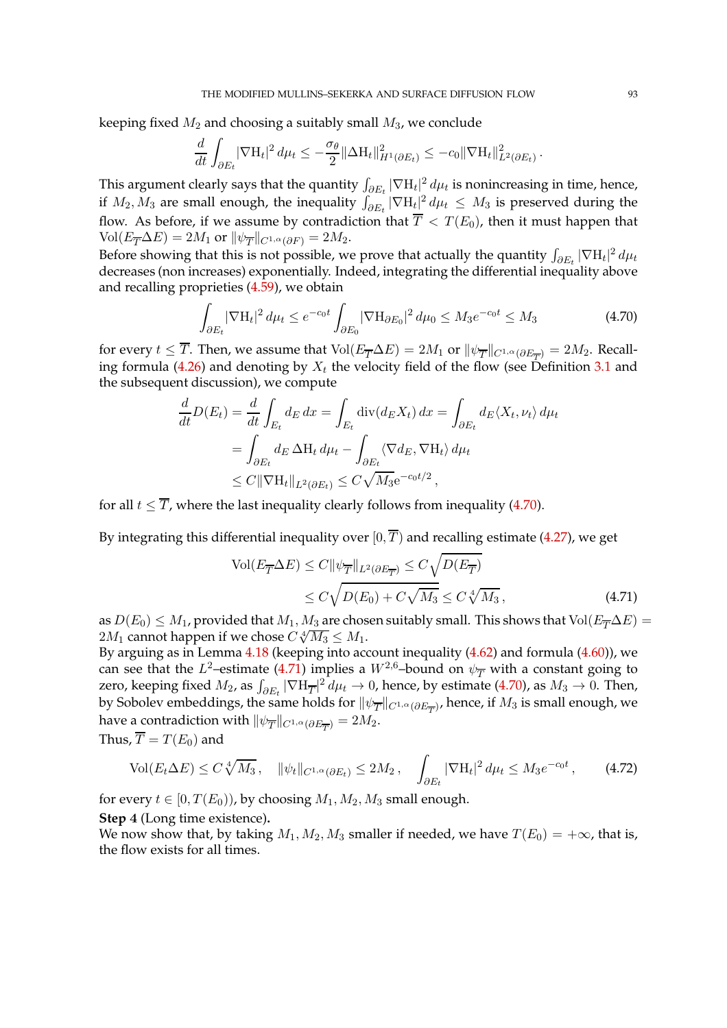keeping fixed $M_2$ and choosing a suitably small $M_3$, we conclude

$$\frac{d}{dt}\int_{\partial E_t} |\nabla \mathrm{H}_t|^2\, d\mu_t \leq -\frac{\sigma_\theta}{2}\|\Delta \mathrm{H}_t\|^2_{H^1(\partial E_t)} \leq -c_0\|\nabla \mathrm{H}_t\|^2_{L^2(\partial E_t)}\,.$$

This argument clearly says that the quantity $\int_{\partial E_t} |\nabla \mathrm{H}_t|^2\, d\mu_t$ is nonincreasing in time, hence, if $M_2, M_3$ are small enough, the inequality $\int_{\partial E_t} |\nabla \mathrm{H}_t|^2\, d\mu_t \leq M_3$ is preserved during the flow. As before, if we assume by contradiction that $\overline{T} < T(E_0)$, then it must happen that $\mathrm{Vol}(E_{\overline{T}}\Delta E) = 2M_1$ or $\|\psi_{\overline{T}}\|_{C^{1,\alpha}(\partial F)} = 2M_2$.
Before showing that this is not possible, we prove that actually the quantity $\int_{\partial E_t} |\nabla \mathrm{H}_t|^2\, d\mu_t$ decreases (non increases) exponentially. Indeed, integrating the differential inequality above and recalling proprieties (4.59), we obtain

$$\int_{\partial E_t} |\nabla \mathrm{H}_t|^2\, d\mu_t \leq e^{-c_0 t}\int_{\partial E_0} |\nabla \mathrm{H}_{\partial E_0}|^2\, d\mu_0 \leq M_3 e^{-c_0 t} \leq M_3 \tag{4.70}$$

for every $t \leq \overline{T}$. Then, we assume that $\mathrm{Vol}(E_{\overline{T}}\Delta E) = 2M_1$ or $\|\psi_{\overline{T}}\|_{C^{1,\alpha}(\partial E_{\overline{T}})} = 2M_2$. Recalling formula (4.26) and denoting by $X_t$ the velocity field of the flow (see Definition 3.1 and the subsequent discussion), we compute

$$\begin{aligned}
\frac{d}{dt}D(E_t) = \frac{d}{dt}\int_{E_t} d_E\, dx &= \int_{E_t} \mathrm{div}(d_E X_t)\, dx = \int_{\partial E_t} d_E\langle X_t, \nu_t\rangle\, d\mu_t\\
&= \int_{\partial E_t} d_E\, \Delta \mathrm{H}_t\, d\mu_t - \int_{\partial E_t} \langle \nabla d_E, \nabla \mathrm{H}_t\rangle\, d\mu_t\\
&\leq C\|\nabla \mathrm{H}_t\|_{L^2(\partial E_t)} \leq C\sqrt{M_3}\mathrm{e}^{-c_0 t/2}\,,
\end{aligned}$$

for all $t \leq \overline{T}$, where the last inequality clearly follows from inequality (4.70).

By integrating this differential inequality over $[0, \overline{T})$ and recalling estimate (4.27), we get

$$\begin{aligned}
\mathrm{Vol}(E_{\overline{T}}\Delta E) &\leq C\|\psi_{\overline{T}}\|_{L^2(\partial E_{\overline{T}})} \leq C\sqrt{D(E_{\overline{T}})}\\
&\leq C\sqrt{D(E_0) + C\sqrt{M_3}} \leq C\sqrt[4]{M_3}\,,
\end{aligned}\tag{4.71}$$

as $D(E_0) \leq M_1$, provided that $M_1, M_3$ are chosen suitably small. This shows that $\mathrm{Vol}(E_{\overline{T}}\Delta E) = 2M_1$ cannot happen if we chose $C\sqrt[4]{M_3} \leq M_1$.
By arguing as in Lemma 4.18 (keeping into account inequality (4.62) and formula (4.60)), we can see that the $L^2$–estimate (4.71) implies a $W^{2,6}$–bound on $\psi_{\overline{T}}$ with a constant going to zero, keeping fixed $M_2$, as $\int_{\partial E_t} |\nabla \mathrm{H}_{\overline{T}}|^2\, d\mu_t \to 0$, hence, by estimate (4.70), as $M_3 \to 0$. Then, by Sobolev embeddings, the same holds for $\|\psi_{\overline{T}}\|_{C^{1,\alpha}(\partial E_{\overline{T}})}$, hence, if $M_3$ is small enough, we have a contradiction with $\|\psi_{\overline{T}}\|_{C^{1,\alpha}(\partial E_{\overline{T}})} = 2M_2$.
Thus, $\overline{T} = T(E_0)$ and

$$\mathrm{Vol}(E_t\Delta E) \leq C\sqrt[4]{M_3}\,, \quad \|\psi_t\|_{C^{1,\alpha}(\partial E_t)} \leq 2M_2\,, \quad \int_{\partial E_t} |\nabla \mathrm{H}_t|^2\, d\mu_t \leq M_3 e^{-c_0 t}\,, \tag{4.72}$$

for every $t \in [0, T(E_0))$, by choosing $M_1, M_2, M_3$ small enough.

**Step 4** (Long time existence)**.**
We now show that, by taking $M_1, M_2, M_3$ smaller if needed, we have $T(E_0) = +\infty$, that is, the flow exists for all times.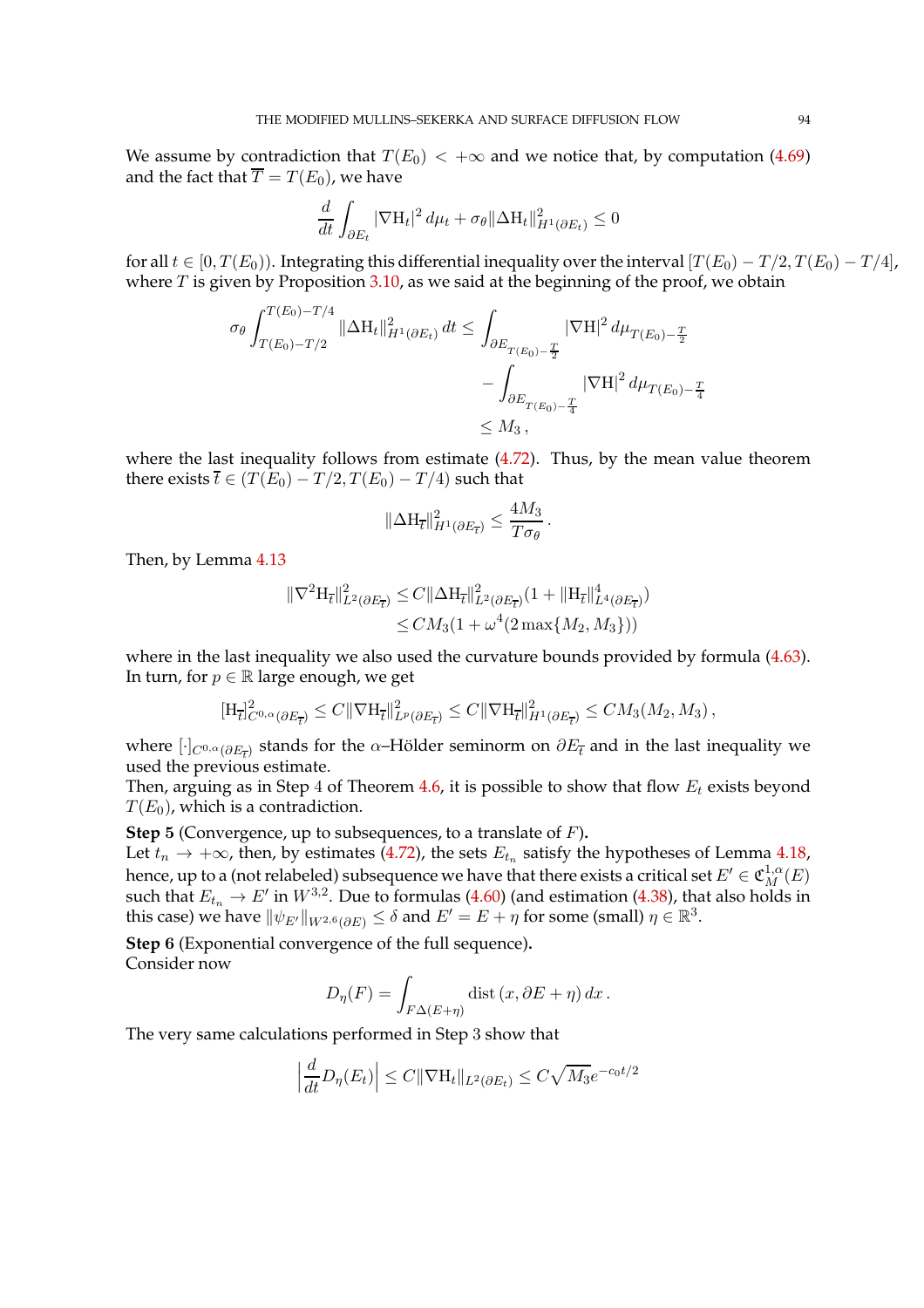We assume by contradiction that $T(E_0) < +\infty$ and we notice that, by computation (4.69) and the fact that $\overline{T} = T(E_0)$, we have

$$\frac{d}{dt}\int_{\partial E_t} |\nabla \mathrm{H}_t|^2 \, d\mu_t + \sigma_\theta \|\Delta \mathrm{H}_t\|^2_{H^1(\partial E_t)} \leq 0$$

for all $t \in [0, T(E_0))$. Integrating this differential inequality over the interval $[T(E_0) - T/2, T(E_0) - T/4]$, where $T$ is given by Proposition 3.10, as we said at the beginning of the proof, we obtain

$$\begin{aligned}
\sigma_\theta \int_{T(E_0)-T/2}^{T(E_0)-T/4} \|\Delta \mathrm{H}_t\|^2_{H^1(\partial E_t)} \, dt \leq & \int_{\partial E_{T(E_0)-\frac{T}{2}}} |\nabla \mathrm{H}|^2 \, d\mu_{T(E_0)-\frac{T}{2}} \\
& - \int_{\partial E_{T(E_0)-\frac{T}{4}}} |\nabla \mathrm{H}|^2 \, d\mu_{T(E_0)-\frac{T}{4}} \\
\leq & \, M_3 \,,
\end{aligned}$$

where the last inequality follows from estimate (4.72). Thus, by the mean value theorem there exists $\overline{t} \in (T(E_0) - T/2, T(E_0) - T/4)$ such that

$$\|\Delta \mathrm{H}_{\overline{t}}\|^2_{H^1(\partial E_{\overline{t}})} \leq \frac{4M_3}{T\sigma_\theta} \,.$$

Then, by Lemma 4.13

$$\begin{aligned}
\|\nabla^2 \mathrm{H}_{\overline{t}}\|^2_{L^2(\partial E_{\overline{t}})} &\leq C\|\Delta \mathrm{H}_{\overline{t}}\|^2_{L^2(\partial E_{\overline{t}})}(1 + \|\mathrm{H}_{\overline{t}}\|^4_{L^4(\partial E_{\overline{t}})}) \\
&\leq CM_3(1 + \omega^4(2\max\{M_2, M_3\}))
\end{aligned}$$

where in the last inequality we also used the curvature bounds provided by formula (4.63). In turn, for $p \in \mathbb{R}$ large enough, we get

$$[\mathrm{H}_{\overline{t}}]^2_{C^{0,\alpha}(\partial E_{\overline{t}})} \leq C\|\nabla \mathrm{H}_{\overline{t}}\|^2_{L^p(\partial E_{\overline{t}})} \leq C\|\nabla \mathrm{H}_{\overline{t}}\|^2_{H^1(\partial E_{\overline{t}})} \leq CM_3(M_2, M_3) \,,$$

where $[\cdot]_{C^{0,\alpha}(\partial E_{\overline{t}})}$ stands for the $\alpha$–Hölder seminorm on $\partial E_{\overline{t}}$ and in the last inequality we used the previous estimate.

Then, arguing as in Step 4 of Theorem 4.6, it is possible to show that flow $E_t$ exists beyond $T(E_0)$, which is a contradiction.

**Step 5** (Convergence, up to subsequences, to a translate of $F$)**.**
Let $t_n \to +\infty$, then, by estimates (4.72), the sets $E_{t_n}$ satisfy the hypotheses of Lemma 4.18, hence, up to a (not relabeled) subsequence we have that there exists a critical set $E' \in \mathfrak{C}^{1,\alpha}_M(E)$ such that $E_{t_n} \to E'$ in $W^{3,2}$. Due to formulas (4.60) (and estimation (4.38), that also holds in this case) we have $\|\psi_{E'}\|_{W^{2,6}(\partial E)} \leq \delta$ and $E' = E + \eta$ for some (small) $\eta \in \mathbb{R}^3$.

**Step 6** (Exponential convergence of the full sequence)**.**
Consider now

$$D_\eta(F) = \int_{F \Delta (E+\eta)} \mathrm{dist}\,(x, \partial E + \eta) \, dx \,.$$

The very same calculations performed in Step 3 show that

$$\Big|\frac{d}{dt} D_\eta(E_t)\Big| \leq C\|\nabla \mathrm{H}_t\|_{L^2(\partial E_t)} \leq C\sqrt{M_3}e^{-c_0 t/2}$$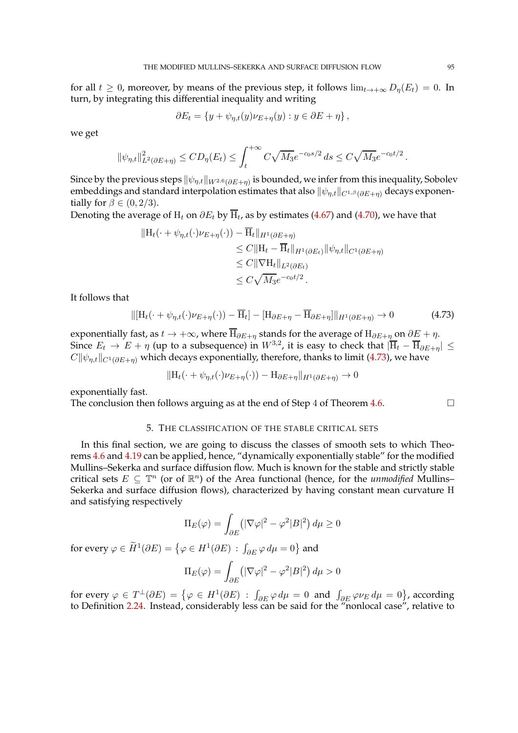for all $t \geq 0$, moreover, by means of the previous step, it follows $\lim_{t\to+\infty} D_\eta(E_t) = 0$. In turn, by integrating this differential inequality and writing

$$\partial E_t = \{y + \psi_{\eta,t}(y)\nu_{E+\eta}(y) : y \in \partial E + \eta\},$$

we get

$$\|\psi_{\eta,t}\|^2_{L^2(\partial E+\eta)} \leq C D_\eta(E_t) \leq \int_t^{+\infty} C\sqrt{M_3}e^{-c_0 s/2}\, ds \leq C\sqrt{M_3}e^{-c_0 t/2}.$$

Since by the previous steps $\|\psi_{\eta,t}\|_{W^{2,6}(\partial E+\eta)}$ is bounded, we infer from this inequality, Sobolev embeddings and standard interpolation estimates that also $\|\psi_{\eta,t}\|_{C^{1,\beta}(\partial E+\eta)}$ decays exponentially for $\beta \in (0, 2/3)$.
Denoting the average of $\mathrm{H}_t$ on $\partial E_t$ by $\overline{\mathrm{H}}_t$, as by estimates (4.67) and (4.70), we have that

$$\begin{aligned}
\|\mathrm{H}_t(\cdot + \psi_{\eta,t}(\cdot)\nu_{E+\eta}(\cdot)) - \overline{\mathrm{H}}_t\|_{H^1(\partial E+\eta)}
&\leq C\|\mathrm{H}_t - \overline{\mathrm{H}}_t\|_{H^1(\partial E_t)}\|\psi_{\eta,t}\|_{C^1(\partial E+\eta)}\\
&\leq C\|\nabla \mathrm{H}_t\|_{L^2(\partial E_t)}\\
&\leq C\sqrt{M_3}e^{-c_0 t/2}.
\end{aligned}$$

It follows that

$$\|[\mathrm{H}_t(\cdot + \psi_{\eta,t}(\cdot)\nu_{E+\eta}(\cdot)) - \overline{\mathrm{H}}_t] - [\mathrm{H}_{\partial E+\eta} - \overline{\mathrm{H}}_{\partial E+\eta}]\|_{H^1(\partial E+\eta)} \to 0 \tag{4.73}$$

exponentially fast, as $t \to +\infty$, where $\overline{\mathrm{H}}_{\partial E+\eta}$ stands for the average of $\mathrm{H}_{\partial E+\eta}$ on $\partial E + \eta$.
Since $E_t \to E + \eta$ (up to a subsequence) in $W^{3,2}$, it is easy to check that $|\overline{\mathrm{H}}_t - \overline{\mathrm{H}}_{\partial E+\eta}| \leq C\|\psi_{\eta,t}\|_{C^1(\partial E+\eta)}$ which decays exponentially, therefore, thanks to limit (4.73), we have

$$\|\mathrm{H}_t(\cdot + \psi_{\eta,t}(\cdot)\nu_{E+\eta}(\cdot)) - \mathrm{H}_{\partial E+\eta}\|_{H^1(\partial E+\eta)} \to 0$$

exponentially fast.
The conclusion then follows arguing as at the end of Step 4 of Theorem 4.6. $\square$

## 5. The classification of the stable critical sets

In this final section, we are going to discuss the classes of smooth sets to which Theorems 4.6 and 4.19 can be applied, hence, "dynamically exponentially stable" for the modified Mullins–Sekerka and surface diffusion flow. Much is known for the stable and strictly stable critical sets $E \subseteq \mathbb{T}^n$ (or of $\mathbb{R}^n$) of the Area functional (hence, for the *unmodified* Mullins–Sekerka and surface diffusion flows), characterized by having constant mean curvature $\mathrm{H}$ and satisfying respectively

$$\Pi_E(\varphi) = \int_{\partial E} \big(|\nabla\varphi|^2 - \varphi^2|B|^2\big)\, d\mu \geq 0$$

for every $\varphi \in \widetilde{H}^1(\partial E) = \big\{\varphi \in H^1(\partial E) \,:\, \int_{\partial E}\varphi\, d\mu = 0\big\}$ and

$$\Pi_E(\varphi) = \int_{\partial E} \big(|\nabla\varphi|^2 - \varphi^2|B|^2\big)\, d\mu > 0$$

for every $\varphi \in T^\perp(\partial E) = \big\{\varphi \in H^1(\partial E) \,:\, \int_{\partial E}\varphi\, d\mu = 0 \text{ and } \int_{\partial E}\varphi\nu_E\, d\mu = 0\big\}$, according to Definition 2.24. Instead, considerably less can be said for the "nonlocal case", relative to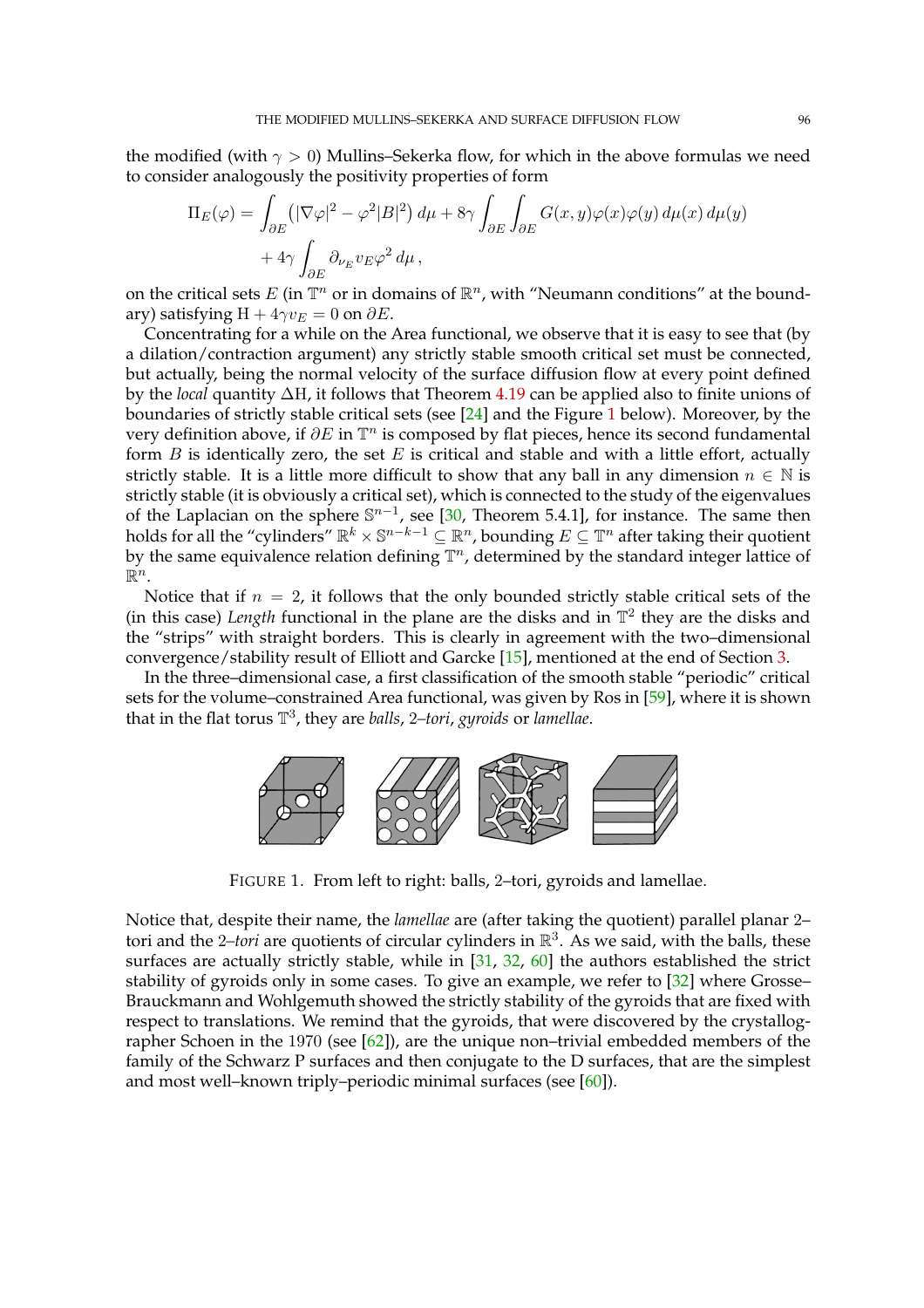the modified (with $\gamma > 0$) Mullins–Sekerka flow, for which in the above formulas we need to consider analogously the positivity properties of form

$$\Pi_E(\varphi) = \int_{\partial E} \big(|\nabla\varphi|^2 - \varphi^2|B|^2\big)\, d\mu + 8\gamma \int_{\partial E}\int_{\partial E} G(x,y)\varphi(x)\varphi(y)\, d\mu(x)\, d\mu(y)$$
$$+ 4\gamma \int_{\partial E} \partial_{\nu_E} v_E \varphi^2\, d\mu\,,$$

on the critical sets $E$ (in $\mathbb{T}^n$ or in domains of $\mathbb{R}^n$, with "Neumann conditions" at the boundary) satisfying $\mathrm{H} + 4\gamma v_E = 0$ on $\partial E$.

Concentrating for a while on the Area functional, we observe that it is easy to see that (by a dilation/contraction argument) any strictly stable smooth critical set must be connected, but actually, being the normal velocity of the surface diffusion flow at every point defined by the *local* quantity $\Delta\mathrm{H}$, it follows that Theorem 4.19 can be applied also to finite unions of boundaries of strictly stable critical sets (see [24] and the Figure 1 below). Moreover, by the very definition above, if $\partial E$ in $\mathbb{T}^n$ is composed by flat pieces, hence its second fundamental form $B$ is identically zero, the set $E$ is critical and stable and with a little effort, actually strictly stable. It is a little more difficult to show that any ball in any dimension $n \in \mathbb{N}$ is strictly stable (it is obviously a critical set), which is connected to the study of the eigenvalues of the Laplacian on the sphere $\mathbb{S}^{n-1}$, see [30, Theorem 5.4.1], for instance. The same then holds for all the "cylinders" $\mathbb{R}^k \times \mathbb{S}^{n-k-1} \subseteq \mathbb{R}^n$, bounding $E \subseteq \mathbb{T}^n$ after taking their quotient by the same equivalence relation defining $\mathbb{T}^n$, determined by the standard integer lattice of $\mathbb{R}^n$.

Notice that if $n = 2$, it follows that the only bounded strictly stable critical sets of the (in this case) *Length* functional in the plane are the disks and in $\mathbb{T}^2$ they are the disks and the "strips" with straight borders. This is clearly in agreement with the two–dimensional convergence/stability result of Elliott and Garcke [15], mentioned at the end of Section 3.

In the three–dimensional case, a first classification of the smooth stable "periodic" critical sets for the volume–constrained Area functional, was given by Ros in [59], where it is shown that in the flat torus $\mathbb{T}^3$, they are *balls*, 2*–tori*, *gyroids* or *lamellae*.

FIGURE 1. From left to right: balls, 2–tori, gyroids and lamellae.

Notice that, despite their name, the *lamellae* are (after taking the quotient) parallel planar 2–tori and the 2*–tori* are quotients of circular cylinders in $\mathbb{R}^3$. As we said, with the balls, these surfaces are actually strictly stable, while in [31, 32, 60] the authors established the strict stability of gyroids only in some cases. To give an example, we refer to [32] where Grosse–Brauckmann and Wohlgemuth showed the strictly stability of the gyroids that are fixed with respect to translations. We remind that the gyroids, that were discovered by the crystallographer Schoen in the 1970 (see [62]), are the unique non–trivial embedded members of the family of the Schwarz P surfaces and then conjugate to the D surfaces, that are the simplest and most well–known triply–periodic minimal surfaces (see [60]).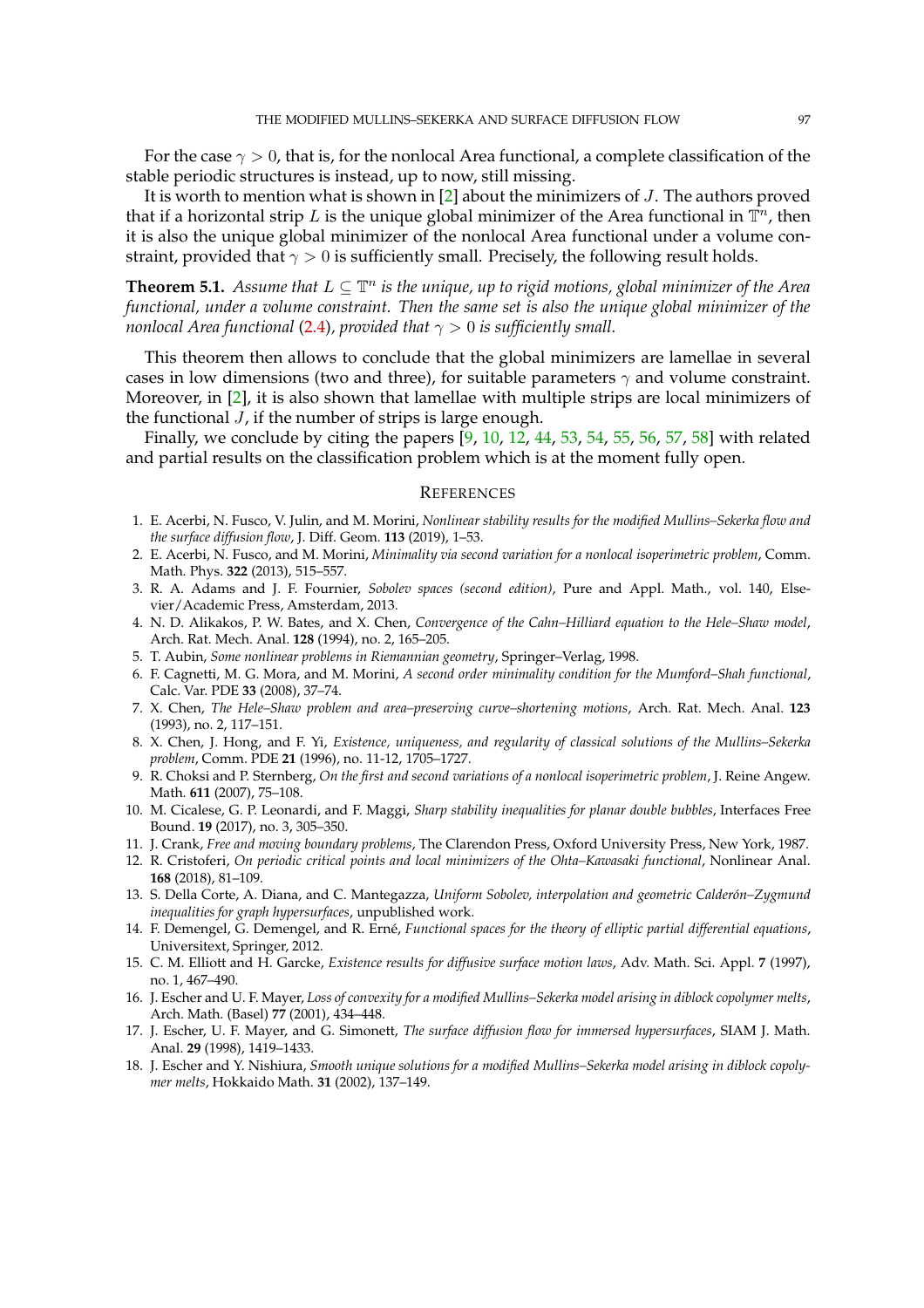For the case $\gamma > 0$, that is, for the nonlocal Area functional, a complete classification of the stable periodic structures is instead, up to now, still missing.

It is worth to mention what is shown in [2] about the minimizers of $J$. The authors proved that if a horizontal strip $L$ is the unique global minimizer of the Area functional in $\mathbb{T}^n$, then it is also the unique global minimizer of the nonlocal Area functional under a volume constraint, provided that $\gamma > 0$ is sufficiently small. Precisely, the following result holds.

**Theorem 5.1.** *Assume that $L \subseteq \mathbb{T}^n$ is the unique, up to rigid motions, global minimizer of the Area functional, under a volume constraint. Then the same set is also the unique global minimizer of the nonlocal Area functional* (2.4)*, provided that $\gamma > 0$ is sufficiently small.*

This theorem then allows to conclude that the global minimizers are lamellae in several cases in low dimensions (two and three), for suitable parameters $\gamma$ and volume constraint. Moreover, in [2], it is also shown that lamellae with multiple strips are local minimizers of the functional $J$, if the number of strips is large enough.

Finally, we conclude by citing the papers [9, 10, 12, 44, 53, 54, 55, 56, 57, 58] with related and partial results on the classification problem which is at the moment fully open.

## References

1. E. Acerbi, N. Fusco, V. Julin, and M. Morini, *Nonlinear stability results for the modified Mullins–Sekerka flow and the surface diffusion flow*, J. Diff. Geom. **113** (2019), 1–53.
2. E. Acerbi, N. Fusco, and M. Morini, *Minimality via second variation for a nonlocal isoperimetric problem*, Comm. Math. Phys. **322** (2013), 515–557.
3. R. A. Adams and J. F. Fournier, *Sobolev spaces (second edition)*, Pure and Appl. Math., vol. 140, Elsevier/Academic Press, Amsterdam, 2013.
4. N. D. Alikakos, P. W. Bates, and X. Chen, *Convergence of the Cahn–Hilliard equation to the Hele–Shaw model*, Arch. Rat. Mech. Anal. **128** (1994), no. 2, 165–205.
5. T. Aubin, *Some nonlinear problems in Riemannian geometry*, Springer–Verlag, 1998.
6. F. Cagnetti, M. G. Mora, and M. Morini, *A second order minimality condition for the Mumford–Shah functional*, Calc. Var. PDE **33** (2008), 37–74.
7. X. Chen, *The Hele–Shaw problem and area–preserving curve–shortening motions*, Arch. Rat. Mech. Anal. **123** (1993), no. 2, 117–151.
8. X. Chen, J. Hong, and F. Yi, *Existence, uniqueness, and regularity of classical solutions of the Mullins–Sekerka problem*, Comm. PDE **21** (1996), no. 11-12, 1705–1727.
9. R. Choksi and P. Sternberg, *On the first and second variations of a nonlocal isoperimetric problem*, J. Reine Angew. Math. **611** (2007), 75–108.
10. M. Cicalese, G. P. Leonardi, and F. Maggi, *Sharp stability inequalities for planar double bubbles*, Interfaces Free Bound. **19** (2017), no. 3, 305–350.
11. J. Crank, *Free and moving boundary problems*, The Clarendon Press, Oxford University Press, New York, 1987.
12. R. Cristoferi, *On periodic critical points and local minimizers of the Ohta–Kawasaki functional*, Nonlinear Anal. **168** (2018), 81–109.
13. S. Della Corte, A. Diana, and C. Mantegazza, *Uniform Sobolev, interpolation and geometric Calderón–Zygmund inequalities for graph hypersurfaces*, unpublished work.
14. F. Demengel, G. Demengel, and R. Erné, *Functional spaces for the theory of elliptic partial differential equations*, Universitext, Springer, 2012.
15. C. M. Elliott and H. Garcke, *Existence results for diffusive surface motion laws*, Adv. Math. Sci. Appl. **7** (1997), no. 1, 467–490.
16. J. Escher and U. F. Mayer, *Loss of convexity for a modified Mullins–Sekerka model arising in diblock copolymer melts*, Arch. Math. (Basel) **77** (2001), 434–448.
17. J. Escher, U. F. Mayer, and G. Simonett, *The surface diffusion flow for immersed hypersurfaces*, SIAM J. Math. Anal. **29** (1998), 1419–1433.
18. J. Escher and Y. Nishiura, *Smooth unique solutions for a modified Mullins–Sekerka model arising in diblock copolymer melts*, Hokkaido Math. **31** (2002), 137–149.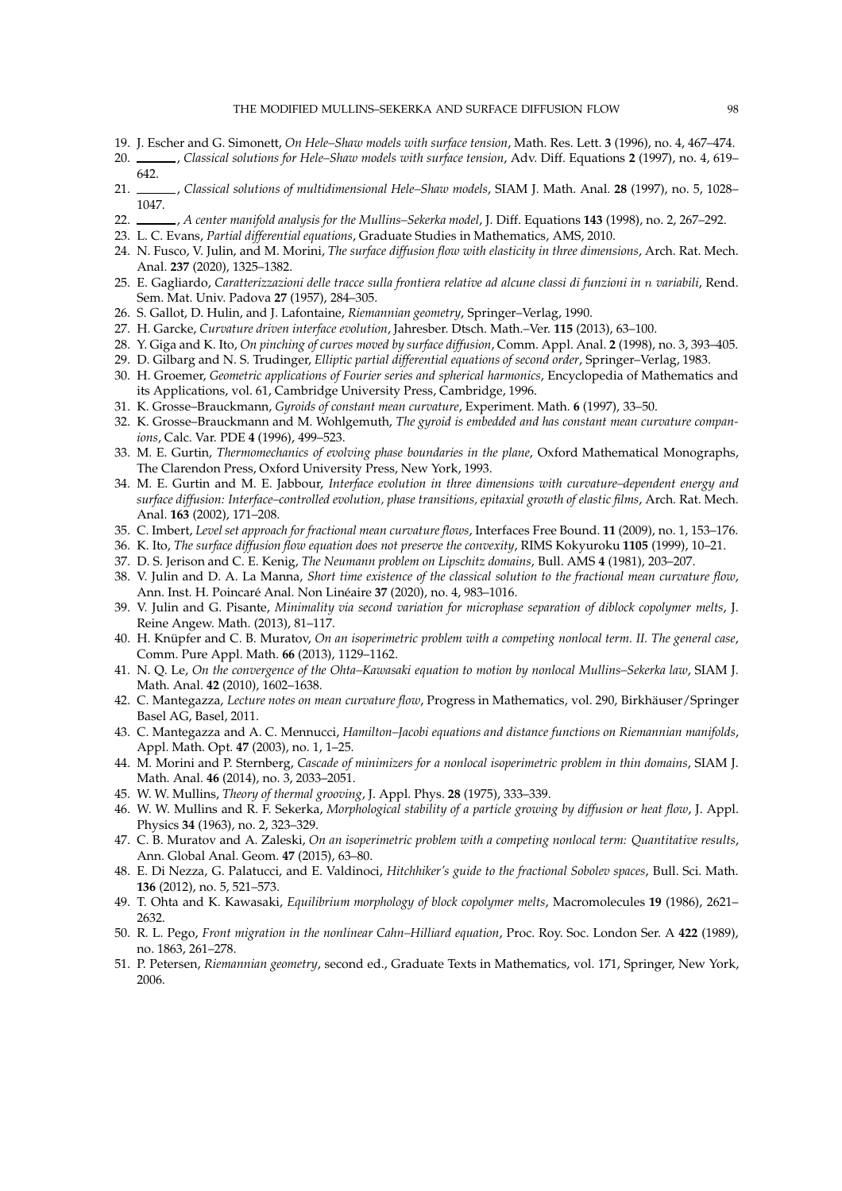19. J. Escher and G. Simonett, *On Hele–Shaw models with surface tension*, Math. Res. Lett. **3** (1996), no. 4, 467–474.
20. ______, *Classical solutions for Hele–Shaw models with surface tension*, Adv. Diff. Equations **2** (1997), no. 4, 619–642.
21. ______, *Classical solutions of multidimensional Hele–Shaw models*, SIAM J. Math. Anal. **28** (1997), no. 5, 1028–1047.
22. ______, *A center manifold analysis for the Mullins–Sekerka model*, J. Diff. Equations **143** (1998), no. 2, 267–292.
23. L. C. Evans, *Partial differential equations*, Graduate Studies in Mathematics, AMS, 2010.
24. N. Fusco, V. Julin, and M. Morini, *The surface diffusion flow with elasticity in three dimensions*, Arch. Rat. Mech. Anal. **237** (2020), 1325–1382.
25. E. Gagliardo, *Caratterizzazioni delle tracce sulla frontiera relative ad alcune classi di funzioni in $n$ variabili*, Rend. Sem. Mat. Univ. Padova **27** (1957), 284–305.
26. S. Gallot, D. Hulin, and J. Lafontaine, *Riemannian geometry*, Springer–Verlag, 1990.
27. H. Garcke, *Curvature driven interface evolution*, Jahresber. Dtsch. Math.–Ver. **115** (2013), 63–100.
28. Y. Giga and K. Ito, *On pinching of curves moved by surface diffusion*, Comm. Appl. Anal. **2** (1998), no. 3, 393–405.
29. D. Gilbarg and N. S. Trudinger, *Elliptic partial differential equations of second order*, Springer–Verlag, 1983.
30. H. Groemer, *Geometric applications of Fourier series and spherical harmonics*, Encyclopedia of Mathematics and its Applications, vol. 61, Cambridge University Press, Cambridge, 1996.
31. K. Grosse–Brauckmann, *Gyroids of constant mean curvature*, Experiment. Math. **6** (1997), 33–50.
32. K. Grosse–Brauckmann and M. Wohlgemuth, *The gyroid is embedded and has constant mean curvature companions*, Calc. Var. PDE **4** (1996), 499–523.
33. M. E. Gurtin, *Thermomechanics of evolving phase boundaries in the plane*, Oxford Mathematical Monographs, The Clarendon Press, Oxford University Press, New York, 1993.
34. M. E. Gurtin and M. E. Jabbour, *Interface evolution in three dimensions with curvature–dependent energy and surface diffusion: Interface–controlled evolution, phase transitions, epitaxial growth of elastic films*, Arch. Rat. Mech. Anal. **163** (2002), 171–208.
35. C. Imbert, *Level set approach for fractional mean curvature flows*, Interfaces Free Bound. **11** (2009), no. 1, 153–176.
36. K. Ito, *The surface diffusion flow equation does not preserve the convexity*, RIMS Kokyuroku **1105** (1999), 10–21.
37. D. S. Jerison and C. E. Kenig, *The Neumann problem on Lipschitz domains*, Bull. AMS **4** (1981), 203–207.
38. V. Julin and D. A. La Manna, *Short time existence of the classical solution to the fractional mean curvature flow*, Ann. Inst. H. Poincaré Anal. Non Linéaire **37** (2020), no. 4, 983–1016.
39. V. Julin and G. Pisante, *Minimality via second variation for microphase separation of diblock copolymer melts*, J. Reine Angew. Math. (2013), 81–117.
40. H. Knüpfer and C. B. Muratov, *On an isoperimetric problem with a competing nonlocal term. II. The general case*, Comm. Pure Appl. Math. **66** (2013), 1129–1162.
41. N. Q. Le, *On the convergence of the Ohta–Kawasaki equation to motion by nonlocal Mullins–Sekerka law*, SIAM J. Math. Anal. **42** (2010), 1602–1638.
42. C. Mantegazza, *Lecture notes on mean curvature flow*, Progress in Mathematics, vol. 290, Birkhäuser/Springer Basel AG, Basel, 2011.
43. C. Mantegazza and A. C. Mennucci, *Hamilton–Jacobi equations and distance functions on Riemannian manifolds*, Appl. Math. Opt. **47** (2003), no. 1, 1–25.
44. M. Morini and P. Sternberg, *Cascade of minimizers for a nonlocal isoperimetric problem in thin domains*, SIAM J. Math. Anal. **46** (2014), no. 3, 2033–2051.
45. W. W. Mullins, *Theory of thermal grooving*, J. Appl. Phys. **28** (1975), 333–339.
46. W. W. Mullins and R. F. Sekerka, *Morphological stability of a particle growing by diffusion or heat flow*, J. Appl. Physics **34** (1963), no. 2, 323–329.
47. C. B. Muratov and A. Zaleski, *On an isoperimetric problem with a competing nonlocal term: Quantitative results*, Ann. Global Anal. Geom. **47** (2015), 63–80.
48. E. Di Nezza, G. Palatucci, and E. Valdinoci, *Hitchhiker's guide to the fractional Sobolev spaces*, Bull. Sci. Math. **136** (2012), no. 5, 521–573.
49. T. Ohta and K. Kawasaki, *Equilibrium morphology of block copolymer melts*, Macromolecules **19** (1986), 2621–2632.
50. R. L. Pego, *Front migration in the nonlinear Cahn–Hilliard equation*, Proc. Roy. Soc. London Ser. A **422** (1989), no. 1863, 261–278.
51. P. Petersen, *Riemannian geometry*, second ed., Graduate Texts in Mathematics, vol. 171, Springer, New York, 2006.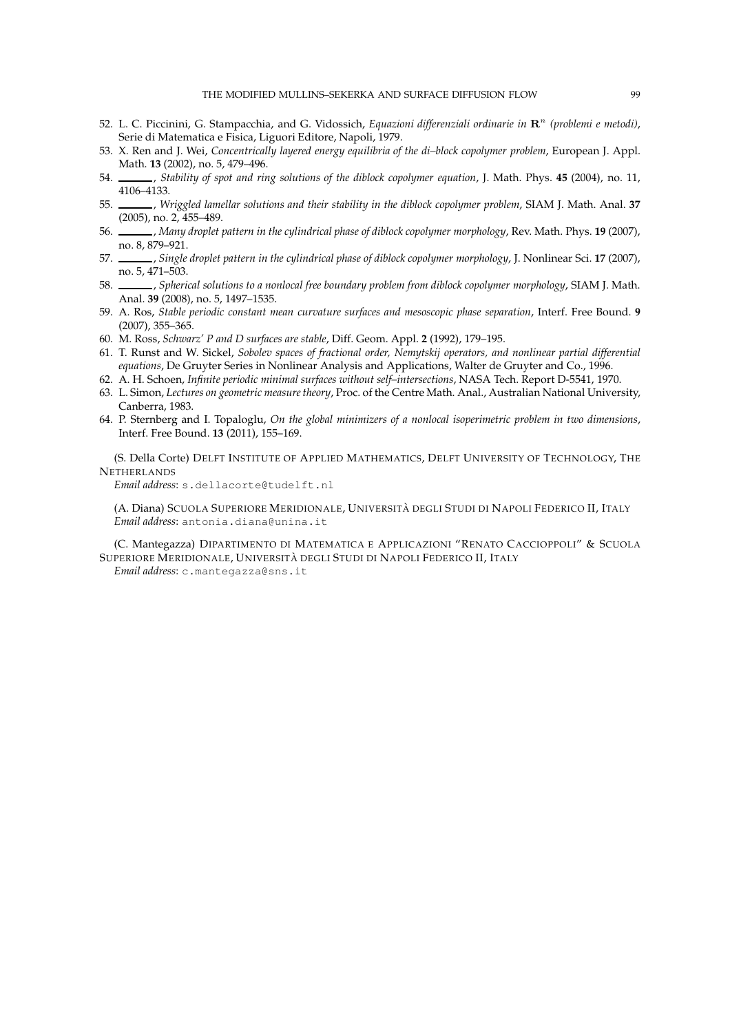52. L. C. Piccinini, G. Stampacchia, and G. Vidossich, *Equazioni differenziali ordinarie in* $\mathbf{R}^n$ *(problemi e metodi)*, Serie di Matematica e Fisica, Liguori Editore, Napoli, 1979.
53. X. Ren and J. Wei, *Concentrically layered energy equilibria of the di–block copolymer problem*, European J. Appl. Math. **13** (2002), no. 5, 479–496.
54. ______, *Stability of spot and ring solutions of the diblock copolymer equation*, J. Math. Phys. **45** (2004), no. 11, 4106–4133.
55. ______, *Wriggled lamellar solutions and their stability in the diblock copolymer problem*, SIAM J. Math. Anal. **37** (2005), no. 2, 455–489.
56. ______, *Many droplet pattern in the cylindrical phase of diblock copolymer morphology*, Rev. Math. Phys. **19** (2007), no. 8, 879–921.
57. ______, *Single droplet pattern in the cylindrical phase of diblock copolymer morphology*, J. Nonlinear Sci. **17** (2007), no. 5, 471–503.
58. ______, *Spherical solutions to a nonlocal free boundary problem from diblock copolymer morphology*, SIAM J. Math. Anal. **39** (2008), no. 5, 1497–1535.
59. A. Ros, *Stable periodic constant mean curvature surfaces and mesoscopic phase separation*, Interf. Free Bound. **9** (2007), 355–365.
60. M. Ross, *Schwarz' P and D surfaces are stable*, Diff. Geom. Appl. **2** (1992), 179–195.
61. T. Runst and W. Sickel, *Sobolev spaces of fractional order, Nemytskij operators, and nonlinear partial differential equations*, De Gruyter Series in Nonlinear Analysis and Applications, Walter de Gruyter and Co., 1996.
62. A. H. Schoen, *Infinite periodic minimal surfaces without self–intersections*, NASA Tech. Report D-5541, 1970.
63. L. Simon, *Lectures on geometric measure theory*, Proc. of the Centre Math. Anal., Australian National University, Canberra, 1983.
64. P. Sternberg and I. Topaloglu, *On the global minimizers of a nonlocal isoperimetric problem in two dimensions*, Interf. Free Bound. **13** (2011), 155–169.

(S. Della Corte) Delft Institute of Applied Mathematics, Delft University of Technology, The Netherlands
*Email address*: s.dellacorte@tudelft.nl

(A. Diana) Scuola Superiore Meridionale, Università degli Studi di Napoli Federico II, Italy
*Email address*: antonia.diana@unina.it

(C. Mantegazza) Dipartimento di Matematica e Applicazioni "Renato Caccioppoli" & Scuola Superiore Meridionale, Università degli Studi di Napoli Federico II, Italy
*Email address*: c.mantegazza@sns.it